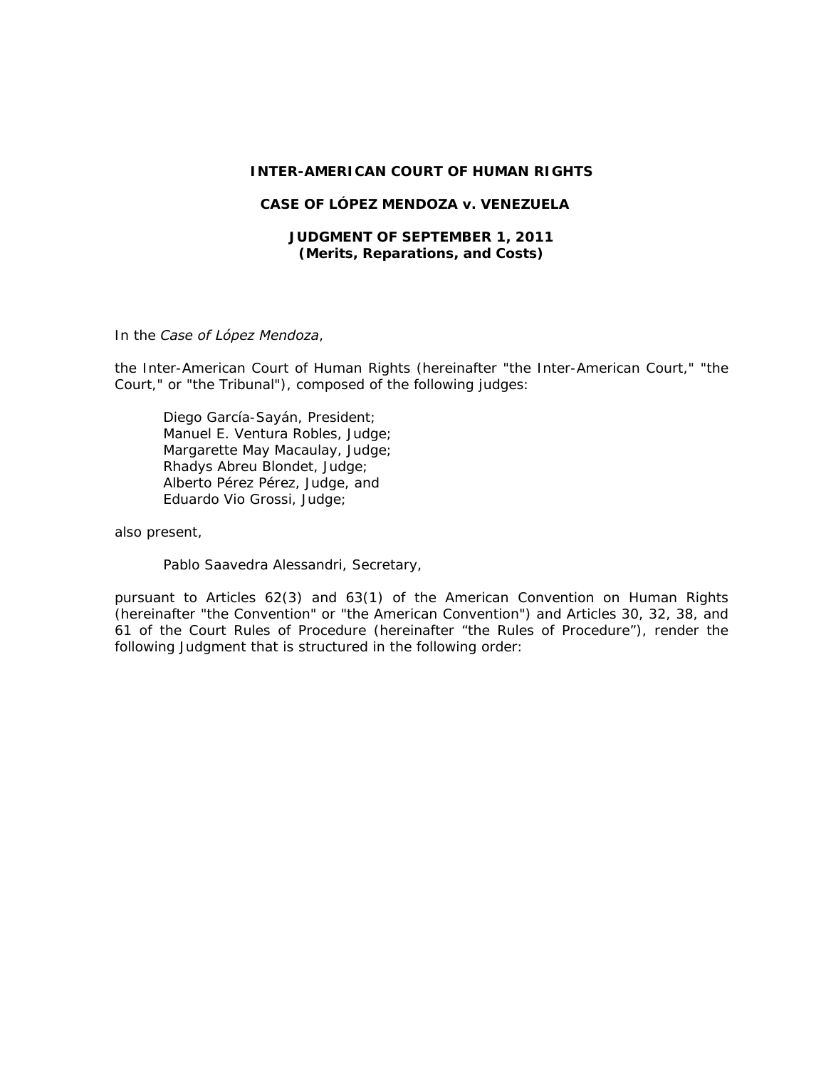# INTER-AMERICAN COURT OF HUMAN RIGHTS

## CASE OF LÓPEZ MENDOZA v. VENEZUELA

### JUDGMENT OF SEPTEMBER 1, 2011
### (Merits, Reparations, and Costs)

In the *Case of López Mendoza*,

the Inter-American Court of Human Rights (hereinafter "the Inter-American Court," "the Court," or "the Tribunal"), composed of the following judges:

Diego García-Sayán, President;
Manuel E. Ventura Robles, Judge;
Margarette May Macaulay, Judge;
Rhadys Abreu Blondet, Judge;
Alberto Pérez Pérez, Judge, and
Eduardo Vio Grossi, Judge;

also present,

Pablo Saavedra Alessandri, Secretary,

pursuant to Articles 62(3) and 63(1) of the American Convention on Human Rights (hereinafter "the Convention" or "the American Convention") and Articles 30, 32, 38, and 61 of the Court Rules of Procedure (hereinafter "the Rules of Procedure"), render the following Judgment that is structured in the following order: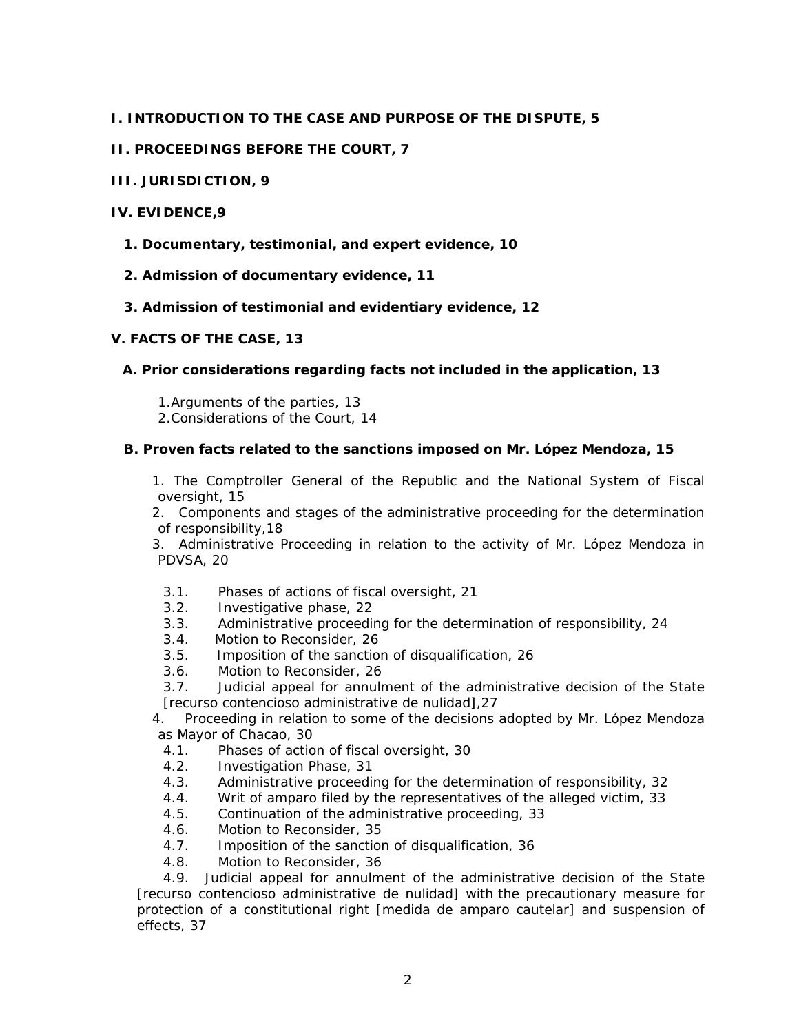**I. INTRODUCTION TO THE CASE AND PURPOSE OF THE DISPUTE, 5**

**II. PROCEEDINGS BEFORE THE COURT, 7**

**III. JURISDICTION, 9**

**IV. EVIDENCE,9**

**1. Documentary, testimonial, and expert evidence, 10**

**2. Admission of documentary evidence, 11**

**3. Admission of testimonial and evidentiary evidence, 12**

**V. FACTS OF THE CASE, 13**

**A. Prior considerations regarding facts not included in the application, 13**

1. Arguments of the parties, 13
2. Considerations of the Court, 14

**B. Proven facts related to the sanctions imposed on Mr. López Mendoza, 15**

1. The Comptroller General of the Republic and the National System of Fiscal oversight, 15
2. Components and stages of the administrative proceeding for the determination of responsibility,18
3. Administrative Proceeding in relation to the activity of Mr. López Mendoza in PDVSA, 20
   - 3.1. Phases of actions of fiscal oversight, 21
   - 3.2. Investigative phase, 22
   - 3.3. Administrative proceeding for the determination of responsibility, 24
   - 3.4. Motion to Reconsider, 26
   - 3.5. Imposition of the sanction of disqualification, 26
   - 3.6. Motion to Reconsider, 26
   - 3.7. Judicial appeal for annulment of the administrative decision of the State [recurso contencioso administrative de nulidad],27
4. Proceeding in relation to some of the decisions adopted by Mr. López Mendoza as Mayor of Chacao, 30
   - 4.1. Phases of action of fiscal oversight, 30
   - 4.2. Investigation Phase, 31
   - 4.3. Administrative proceeding for the determination of responsibility, 32
   - 4.4. Writ of amparo filed by the representatives of the alleged victim, 33
   - 4.5. Continuation of the administrative proceeding, 33
   - 4.6. Motion to Reconsider, 35
   - 4.7. Imposition of the sanction of disqualification, 36
   - 4.8. Motion to Reconsider, 36
   - 4.9. Judicial appeal for annulment of the administrative decision of the State [recurso contencioso administrative de nulidad] with the precautionary measure for protection of a constitutional right [medida de amparo cautelar] and suspension of effects, 37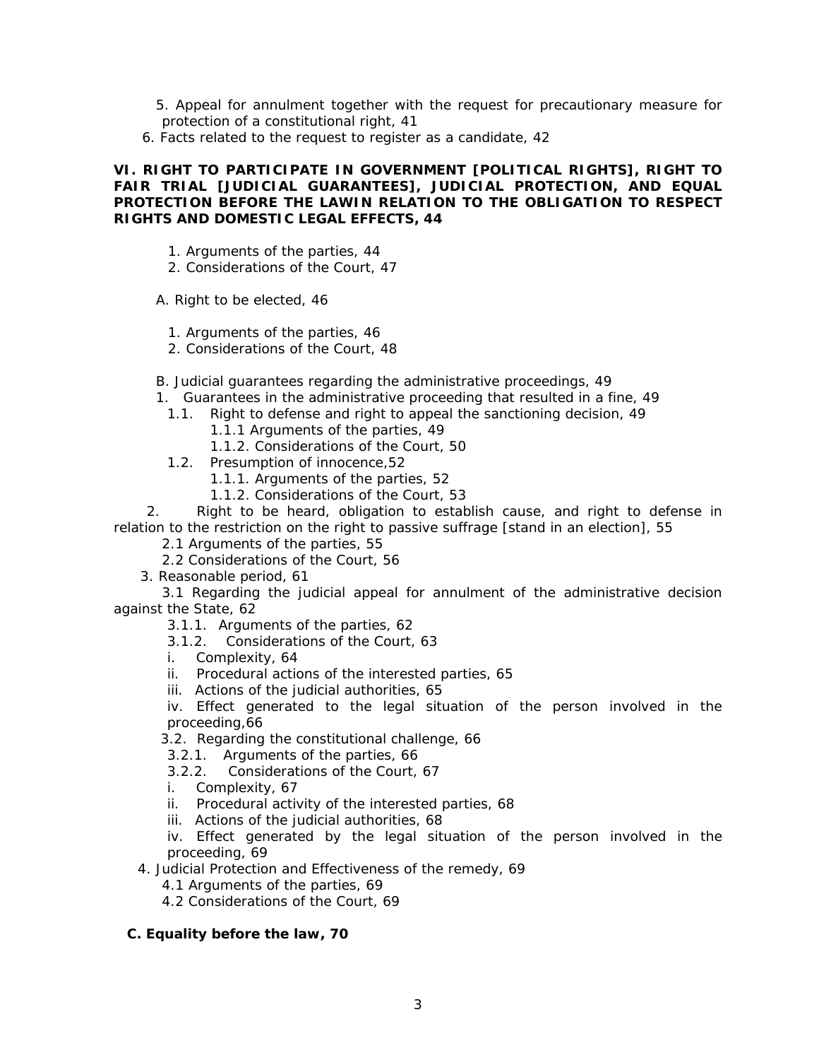5. Appeal for annulment together with the request for precautionary measure for protection of a constitutional right, 41

6. Facts related to the request to register as a candidate, 42

**VI. RIGHT TO PARTICIPATE IN GOVERNMENT [POLITICAL RIGHTS], RIGHT TO FAIR TRIAL [JUDICIAL GUARANTEES], JUDICIAL PROTECTION, AND EQUAL PROTECTION BEFORE THE LAWIN RELATION TO THE OBLIGATION TO RESPECT RIGHTS AND DOMESTIC LEGAL EFFECTS, 44**

1. Arguments of the parties, 44
2. Considerations of the Court, 47

A. Right to be elected, 46

1. Arguments of the parties, 46
2. Considerations of the Court, 48

B. Judicial guarantees regarding the administrative proceedings, 49

1. Guarantees in the administrative proceeding that resulted in a fine, 49
   - 1.1. Right to defense and right to appeal the sanctioning decision, 49
     - 1.1.1 Arguments of the parties, 49
     - 1.1.2. Considerations of the Court, 50
   - 1.2. Presumption of innocence,52
     - 1.1.1. Arguments of the parties, 52
     - 1.1.2. Considerations of the Court, 53
2. Right to be heard, obligation to establish cause, and right to defense in relation to the restriction on the right to passive suffrage [stand in an election], 55
   - 2.1 Arguments of the parties, 55
   - 2.2 Considerations of the Court, 56
3. Reasonable period, 61
   - 3.1 Regarding the judicial appeal for annulment of the administrative decision against the State, 62
     - 3.1.1. Arguments of the parties, 62
     - 3.1.2. Considerations of the Court, 63
     - i. Complexity, 64
     - ii. Procedural actions of the interested parties, 65
     - iii. Actions of the judicial authorities, 65
     - iv. Effect generated to the legal situation of the person involved in the proceeding,66
   - 3.2. Regarding the constitutional challenge, 66
     - 3.2.1. Arguments of the parties, 66
     - 3.2.2. Considerations of the Court, 67
     - i. Complexity, 67
     - ii. Procedural activity of the interested parties, 68
     - iii. Actions of the judicial authorities, 68
     - iv. Effect generated by the legal situation of the person involved in the proceeding, 69
4. Judicial Protection and Effectiveness of the remedy, 69
   - 4.1 Arguments of the parties, 69
   - 4.2 Considerations of the Court, 69

**C. Equality before the law, 70**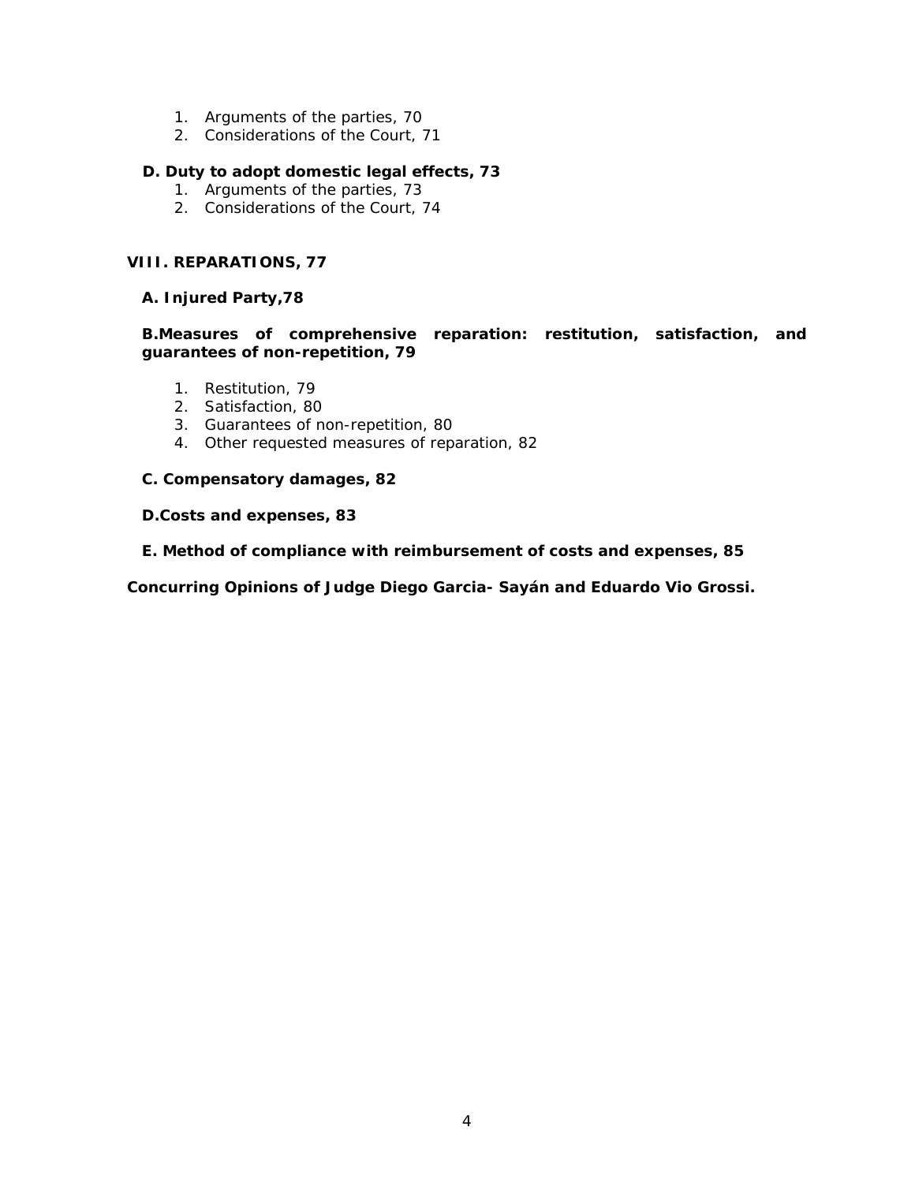1. Arguments of the parties, 70
2. Considerations of the Court, 71

**D. Duty to adopt domestic legal effects, 73**

1. Arguments of the parties, 73
2. Considerations of the Court, 74

**VIII. REPARATIONS, 77**

**A. Injured Party,78**

**B.Measures of comprehensive reparation: restitution, satisfaction, and guarantees of non-repetition, 79**

1. Restitution, 79
2. Satisfaction, 80
3. Guarantees of non-repetition, 80
4. Other requested measures of reparation, 82

**C. Compensatory damages, 82**

**D.Costs and expenses, 83**

**E. Method of compliance with reimbursement of costs and expenses, 85**

**Concurring Opinions of Judge Diego Garcia- Sayán and Eduardo Vio Grossi.**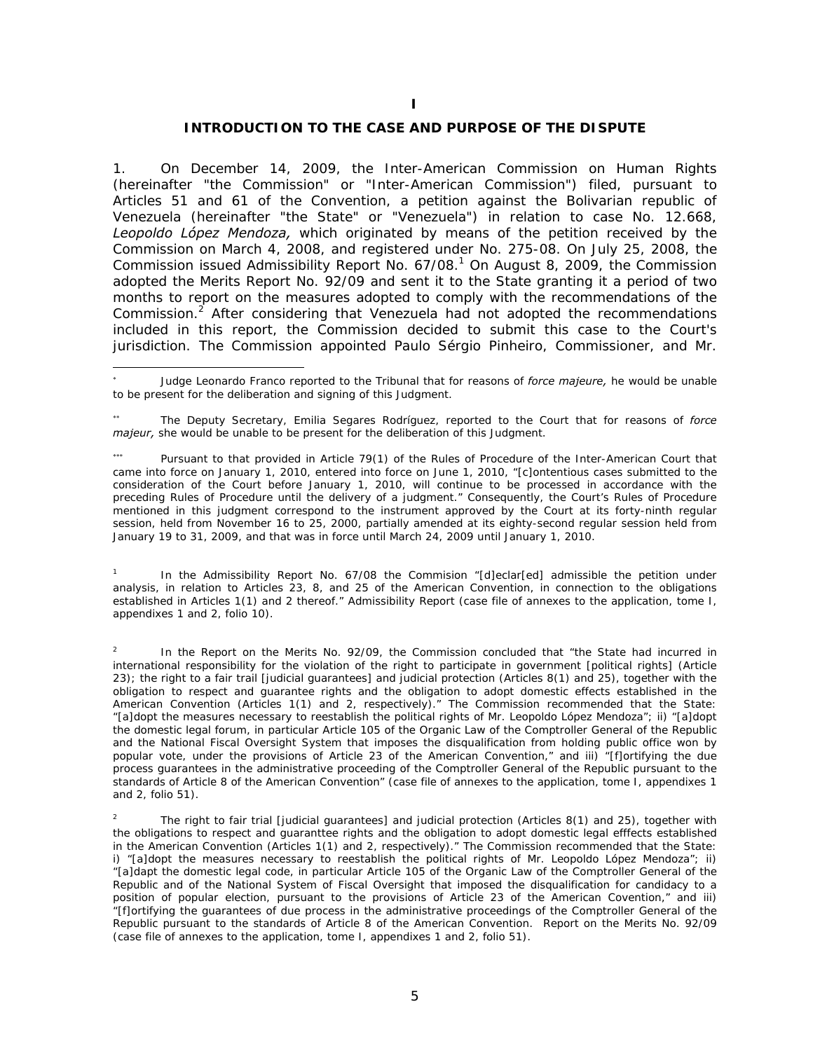# I

## INTRODUCTION TO THE CASE AND PURPOSE OF THE DISPUTE

1. On December 14, 2009, the Inter-American Commission on Human Rights (hereinafter "the Commission" or "Inter-American Commission") filed, pursuant to Articles 51 and 61 of the Convention, a petition against the Bolivarian republic of Venezuela (hereinafter "the State" or "Venezuela") in relation to case No. 12.668, *Leopoldo López Mendoza,* which originated by means of the petition received by the Commission on March 4, 2008, and registered under No. 275-08. On July 25, 2008, the Commission issued Admissibility Report No. 67/08.[1] On August 8, 2009, the Commission adopted the Merits Report No. 92/09 and sent it to the State granting it a period of two months to report on the measures adopted to comply with the recommendations of the Commission.[2] After considering that Venezuela had not adopted the recommendations included in this report, the Commission decided to submit this case to the Court's jurisdiction. The Commission appointed Paulo Sérgio Pinheiro, Commissioner, and Mr.

---

[*] Judge Leonardo Franco reported to the Tribunal that for reasons of *force majeure,* he would be unable to be present for the deliberation and signing of this Judgment.

[**] The Deputy Secretary, Emilia Segares Rodríguez, reported to the Court that for reasons of *force majeur,* she would be unable to be present for the deliberation of this Judgment.

[***] Pursuant to that provided in Article 79(1) of the Rules of Procedure of the Inter-American Court that came into force on January 1, 2010, entered into force on June 1, 2010, "[c]ontentious cases submitted to the consideration of the Court before January 1, 2010, will continue to be processed in accordance with the preceding Rules of Procedure until the delivery of a judgment." Consequently, the Court's Rules of Procedure mentioned in this judgment correspond to the instrument approved by the Court at its forty-ninth regular session, held from November 16 to 25, 2000, partially amended at its eighty-second regular session held from January 19 to 31, 2009, and that was in force until March 24, 2009 until January 1, 2010.

[1] In the Admissibility Report No. 67/08 the Commision "[d]eclar[ed] admissible the petition under analysis, in relation to Articles 23, 8, and 25 of the American Convention, in connection to the obligations established in Articles 1(1) and 2 thereof." Admissibility Report (case file of annexes to the application, tome I, appendixes 1 and 2, folio 10).

[2] In the Report on the Merits No. 92/09, the Commission concluded that "the State had incurred in international responsibility for the violation of the right to participate in government [political rights] (Article 23); the right to a fair trail [judicial guarantees] and judicial protection (Articles 8(1) and 25), together with the obligation to respect and guarantee rights and the obligation to adopt domestic effects established in the American Convention (Articles 1(1) and 2, respectively)." The Commission recommended that the State: "[a]dopt the measures necessary to reestablish the political rights of Mr. Leopoldo López Mendoza"; ii) "[a]dopt the domestic legal forum, in particular Article 105 of the Organic Law of the Comptroller General of the Republic and the National Fiscal Oversight System that imposes the disqualification from holding public office won by popular vote, under the provisions of Article 23 of the American Convention," and iii) "[f]ortifying the due process guarantees in the administrative proceeding of the Comptroller General of the Republic pursuant to the standards of Article 8 of the American Convention" (case file of annexes to the application, tome I, appendixes 1 and 2, folio 51).

[2] The right to fair trial [judicial guarantees] and judicial protection (Articles 8(1) and 25), together with the obligations to respect and guaranttee rights and the obligation to adopt domestic legal efffects established in the American Convention (Articles 1(1) and 2, respectively)." The Commission recommended that the State: i) "[a]dopt the measures necessary to reestablish the political rights of Mr. Leopoldo López Mendoza"; ii) "[a]dapt the domestic legal code, in particular Article 105 of the Organic Law of the Comptroller General of the Republic and of the National System of Fiscal Oversight that imposed the disqualification for candidacy to a position of popular election, pursuant to the provisions of Article 23 of the American Covention," and iii) "[f]ortifying the guarantees of due process in the administrative proceedings of the Comptroller General of the Republic pursuant to the standards of Article 8 of the American Convention. Report on the Merits No. 92/09 (case file of annexes to the application, tome I, appendixes 1 and 2, folio 51).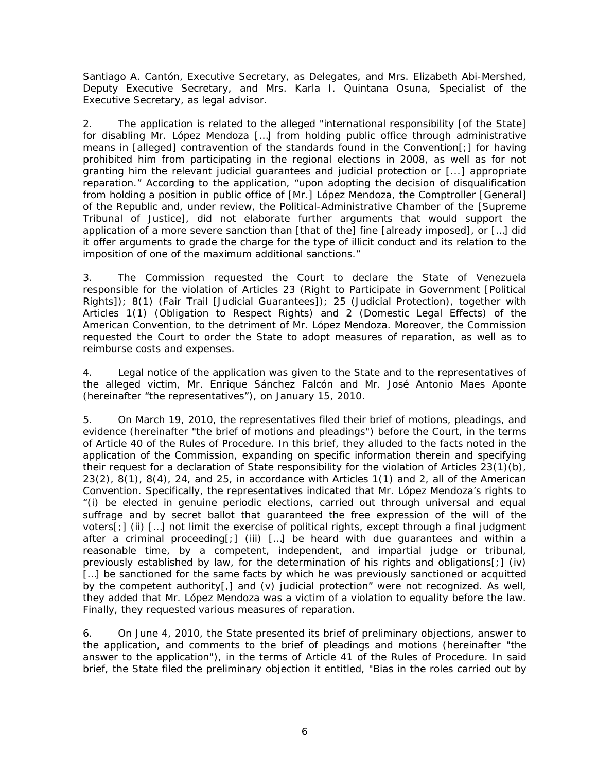Santiago A. Cantón, Executive Secretary, as Delegates, and Mrs. Elizabeth Abi-Mershed, Deputy Executive Secretary, and Mrs. Karla I. Quintana Osuna, Specialist of the Executive Secretary, as legal advisor.

2. The application is related to the alleged "international responsibility [of the State] for disabling Mr. López Mendoza […] from holding public office through administrative means in [alleged] contravention of the standards found in the Convention[;] for having prohibited him from participating in the regional elections in 2008, as well as for not granting him the relevant judicial guarantees and judicial protection or [...] appropriate reparation." According to the application, "upon adopting the decision of disqualification from holding a position in public office of [Mr.] López Mendoza, the Comptroller [General] of the Republic and, under review, the Political-Administrative Chamber of the [Supreme Tribunal of Justice], did not elaborate further arguments that would support the application of a more severe sanction than [that of the] fine [already imposed], or […] did it offer arguments to grade the charge for the type of illicit conduct and its relation to the imposition of one of the maximum additional sanctions."

3. The Commission requested the Court to declare the State of Venezuela responsible for the violation of Articles 23 (Right to Participate in Government [Political Rights]); 8(1) (Fair Trail [Judicial Guarantees]); 25 (Judicial Protection), together with Articles 1(1) (Obligation to Respect Rights) and 2 (Domestic Legal Effects) of the American Convention, to the detriment of Mr. López Mendoza. Moreover, the Commission requested the Court to order the State to adopt measures of reparation, as well as to reimburse costs and expenses.

4. Legal notice of the application was given to the State and to the representatives of the alleged victim, Mr. Enrique Sánchez Falcón and Mr. José Antonio Maes Aponte (hereinafter "the representatives"), on January 15, 2010.

5. On March 19, 2010, the representatives filed their brief of motions, pleadings, and evidence (hereinafter "the brief of motions and pleadings") before the Court, in the terms of Article 40 of the Rules of Procedure. In this brief, they alluded to the facts noted in the application of the Commission, expanding on specific information therein and specifying their request for a declaration of State responsibility for the violation of Articles 23(1)(b), 23(2), 8(1), 8(4), 24, and 25, in accordance with Articles 1(1) and 2, all of the American Convention. Specifically, the representatives indicated that Mr. López Mendoza's rights to "(i) be elected in genuine periodic elections, carried out through universal and equal suffrage and by secret ballot that guaranteed the free expression of the will of the voters[;] (ii) […] not limit the exercise of political rights, except through a final judgment after a criminal proceeding[;] (iii) […] be heard with due guarantees and within a reasonable time, by a competent, independent, and impartial judge or tribunal, previously established by law, for the determination of his rights and obligations[;] (iv) […] be sanctioned for the same facts by which he was previously sanctioned or acquitted by the competent authority[,] and (v) judicial protection" were not recognized. As well, they added that Mr. López Mendoza was a victim of a violation to equality before the law. Finally, they requested various measures of reparation.

6. On June 4, 2010, the State presented its brief of preliminary objections, answer to the application, and comments to the brief of pleadings and motions (hereinafter "the answer to the application"), in the terms of Article 41 of the Rules of Procedure. In said brief, the State filed the preliminary objection it entitled, "Bias in the roles carried out by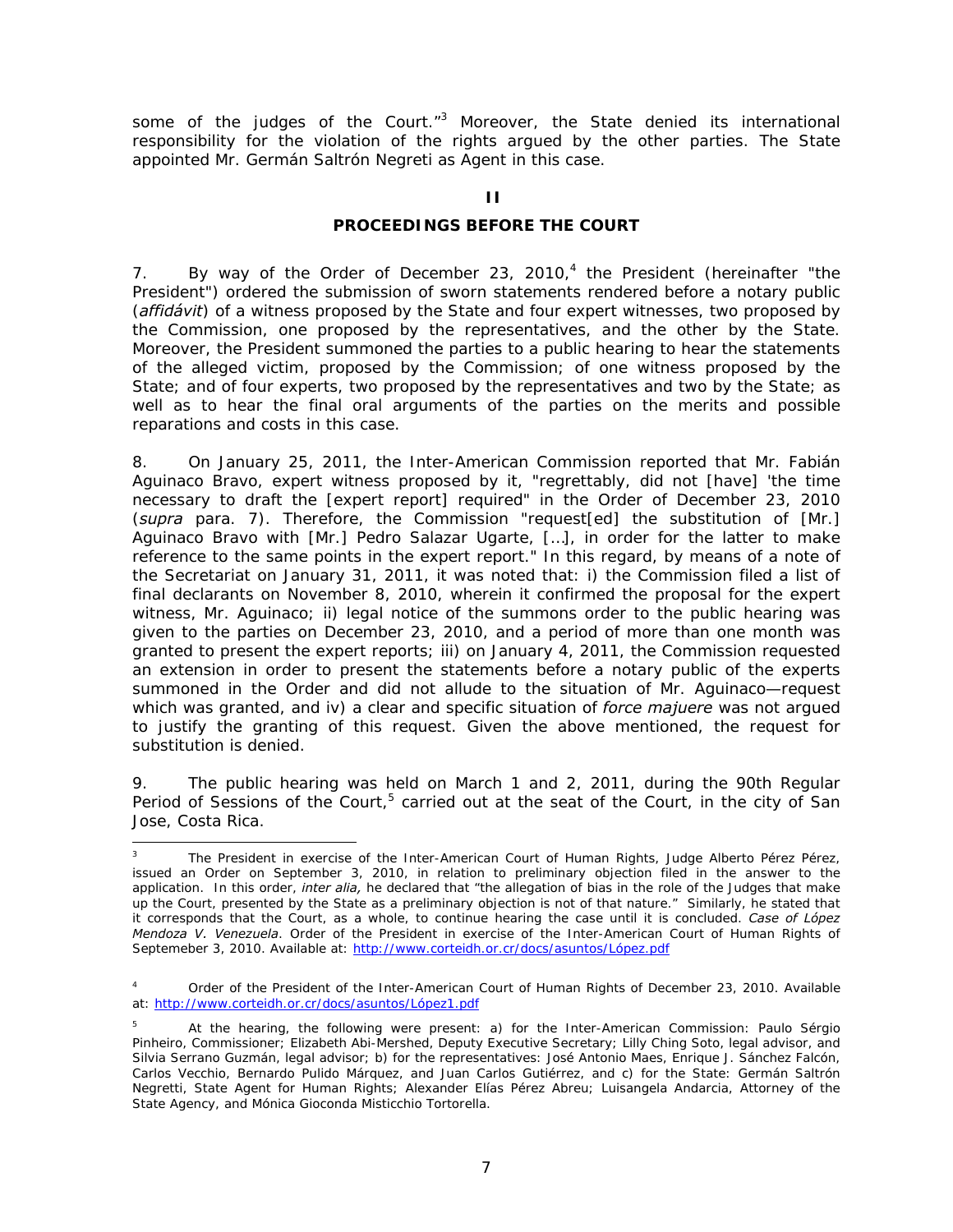some of the judges of the Court."[3] Moreover, the State denied its international responsibility for the violation of the rights argued by the other parties. The State appointed Mr. Germán Saltrón Negreti as Agent in this case.

## II

## PROCEEDINGS BEFORE THE COURT

7. By way of the Order of December 23, 2010,[4] the President (hereinafter "the President") ordered the submission of sworn statements rendered before a notary public (*affidávit*) of a witness proposed by the State and four expert witnesses, two proposed by the Commission, one proposed by the representatives, and the other by the State. Moreover, the President summoned the parties to a public hearing to hear the statements of the alleged victim, proposed by the Commission; of one witness proposed by the State; and of four experts, two proposed by the representatives and two by the State; as well as to hear the final oral arguments of the parties on the merits and possible reparations and costs in this case.

8. On January 25, 2011, the Inter-American Commission reported that Mr. Fabián Aguinaco Bravo, expert witness proposed by it, "regrettably, did not [have] 'the time necessary to draft the [expert report] required" in the Order of December 23, 2010 (*supra* para. 7). Therefore, the Commission "request[ed] the substitution of [Mr.] Aguinaco Bravo with [Mr.] Pedro Salazar Ugarte, […], in order for the latter to make reference to the same points in the expert report." In this regard, by means of a note of the Secretariat on January 31, 2011, it was noted that: i) the Commission filed a list of final declarants on November 8, 2010, wherein it confirmed the proposal for the expert witness, Mr. Aguinaco; ii) legal notice of the summons order to the public hearing was given to the parties on December 23, 2010, and a period of more than one month was granted to present the expert reports; iii) on January 4, 2011, the Commission requested an extension in order to present the statements before a notary public of the experts summoned in the Order and did not allude to the situation of Mr. Aguinaco—request which was granted, and iv) a clear and specific situation of *force majuere* was not argued to justify the granting of this request. Given the above mentioned, the request for substitution is denied.

9. The public hearing was held on March 1 and 2, 2011, during the 90th Regular Period of Sessions of the Court,[5] carried out at the seat of the Court, in the city of San Jose, Costa Rica.

---

[3] The President in exercise of the Inter-American Court of Human Rights, Judge Alberto Pérez Pérez, issued an Order on September 3, 2010, in relation to preliminary objection filed in the answer to the application. In this order, *inter alia,* he declared that "the allegation of bias in the role of the Judges that make up the Court, presented by the State as a preliminary objection is not of that nature." Similarly, he stated that it corresponds that the Court, as a whole, to continue hearing the case until it is concluded. *Case of López Mendoza V. Venezuela*. Order of the President in exercise of the Inter-American Court of Human Rights of Septemeber 3, 2010. Available at: http://www.corteidh.or.cr/docs/asuntos/López.pdf

[4] Order of the President of the Inter-American Court of Human Rights of December 23, 2010. Available at: http://www.corteidh.or.cr/docs/asuntos/López1.pdf

[5] At the hearing, the following were present: a) for the Inter-American Commission: Paulo Sérgio Pinheiro, Commissioner; Elizabeth Abi-Mershed, Deputy Executive Secretary; Lilly Ching Soto, legal advisor, and Silvia Serrano Guzmán, legal advisor; b) for the representatives: José Antonio Maes, Enrique J. Sánchez Falcón, Carlos Vecchio, Bernardo Pulido Márquez, and Juan Carlos Gutiérrez, and c) for the State: Germán Saltrón Negretti, State Agent for Human Rights; Alexander Elías Pérez Abreu; Luisangela Andarcia, Attorney of the State Agency, and Mónica Gioconda Misticchio Tortorella.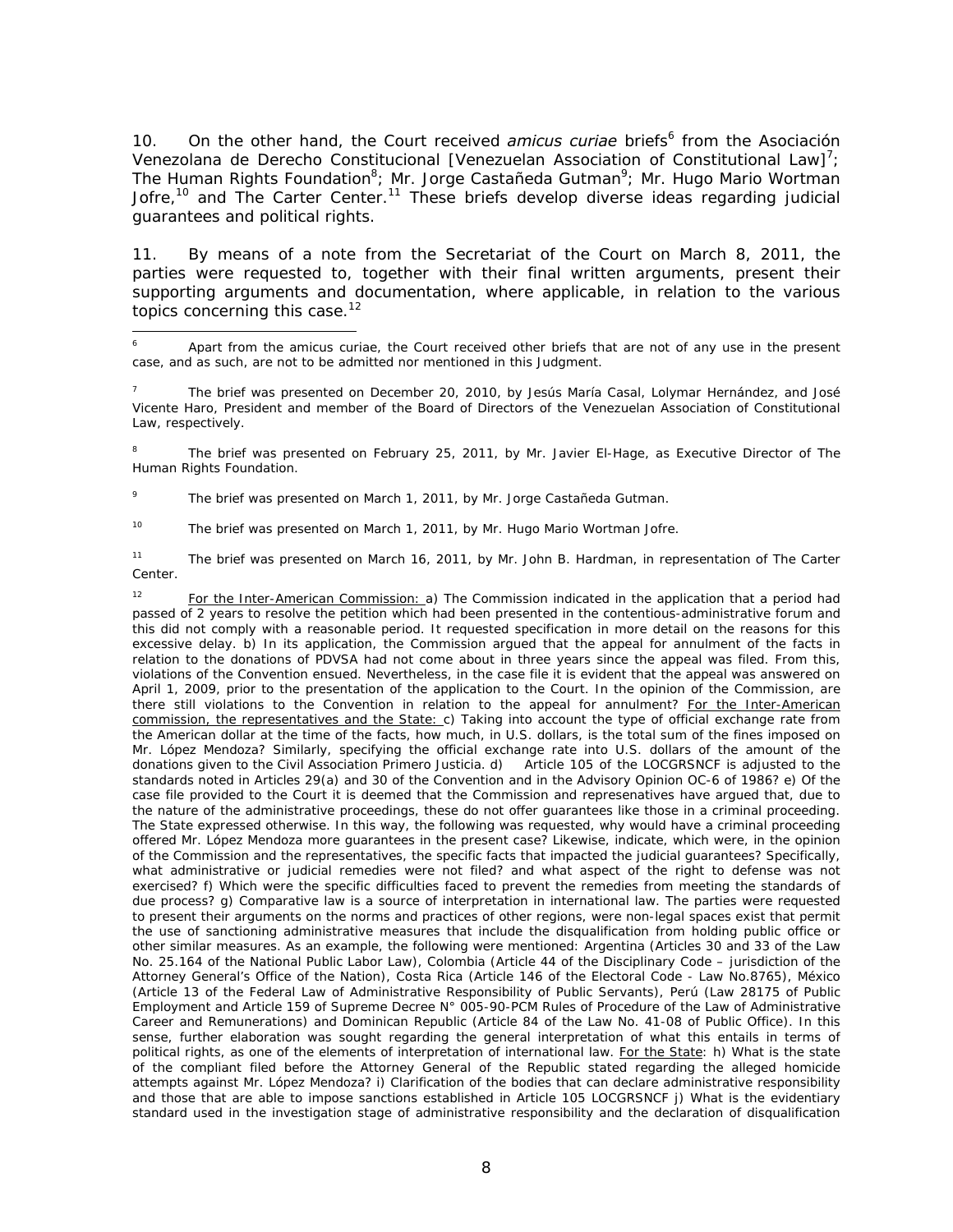10. On the other hand, the Court received *amicus curiae* briefs[6] from the Asociación Venezolana de Derecho Constitucional [Venezuelan Association of Constitutional Law][7]; The Human Rights Foundation[8]; Mr. Jorge Castañeda Gutman[9]; Mr. Hugo Mario Wortman Jofre,[10] and The Carter Center.[11] These briefs develop diverse ideas regarding judicial guarantees and political rights.

11. By means of a note from the Secretariat of the Court on March 8, 2011, the parties were requested to, together with their final written arguments, present their supporting arguments and documentation, where applicable, in relation to the various topics concerning this case.[12]

---

[6] Apart from the amicus curiae, the Court received other briefs that are not of any use in the present case, and as such, are not to be admitted nor mentioned in this Judgment.

[7] The brief was presented on December 20, 2010, by Jesús María Casal, Lolymar Hernández, and José Vicente Haro, President and member of the Board of Directors of the Venezuelan Association of Constitutional Law, respectively.

[8] The brief was presented on February 25, 2011, by Mr. Javier El-Hage, as Executive Director of The Human Rights Foundation.

[9] The brief was presented on March 1, 2011, by Mr. Jorge Castañeda Gutman.

[10] The brief was presented on March 1, 2011, by Mr. Hugo Mario Wortman Jofre.

[11] The brief was presented on March 16, 2011, by Mr. John B. Hardman, in representation of The Carter Center.

[12] For the Inter-American Commission: a) The Commission indicated in the application that a period had passed of 2 years to resolve the petition which had been presented in the contentious-administrative forum and this did not comply with a reasonable period. It requested specification in more detail on the reasons for this excessive delay. b) In its application, the Commission argued that the appeal for annulment of the facts in relation to the donations of PDVSA had not come about in three years since the appeal was filed. From this, violations of the Convention ensued. Nevertheless, in the case file it is evident that the appeal was answered on April 1, 2009, prior to the presentation of the application to the Court. In the opinion of the Commission, are there still violations to the Convention in relation to the appeal for annulment? For the Inter-American commission, the representatives and the State: c) Taking into account the type of official exchange rate from the American dollar at the time of the facts, how much, in U.S. dollars, is the total sum of the fines imposed on Mr. López Mendoza? Similarly, specifying the official exchange rate into U.S. dollars of the amount of the donations given to the Civil Association Primero Justicia. d) Article 105 of the LOCGRSNCF is adjusted to the standards noted in Articles 29(a) and 30 of the Convention and in the Advisory Opinion OC-6 of 1986? e) Of the case file provided to the Court it is deemed that the Commission and represenatives have argued that, due to the nature of the administrative proceedings, these do not offer guarantees like those in a criminal proceeding. The State expressed otherwise. In this way, the following was requested, why would have a criminal proceeding offered Mr. López Mendoza more guarantees in the present case? Likewise, indicate, which were, in the opinion of the Commission and the representatives, the specific facts that impacted the judicial guarantees? Specifically, what administrative or judicial remedies were not filed? and what aspect of the right to defense was not exercised? f) Which were the specific difficulties faced to prevent the remedies from meeting the standards of due process? g) Comparative law is a source of interpretation in international law. The parties were requested to present their arguments on the norms and practices of other regions, were non-legal spaces exist that permit the use of sanctioning administrative measures that include the disqualification from holding public office or other similar measures. As an example, the following were mentioned: Argentina (Articles 30 and 33 of the Law No. 25.164 of the National Public Labor Law), Colombia (Article 44 of the Disciplinary Code – jurisdiction of the Attorney General's Office of the Nation), Costa Rica (Article 146 of the Electoral Code - Law No.8765), México (Article 13 of the Federal Law of Administrative Responsibility of Public Servants), Perú (Law 28175 of Public Employment and Article 159 of Supreme Decree N° 005-90-PCM Rules of Procedure of the Law of Administrative Career and Remunerations) and Dominican Republic (Article 84 of the Law No. 41-08 of Public Office). In this sense, further elaboration was sought regarding the general interpretation of what this entails in terms of political rights, as one of the elements of interpretation of international law. For the State: h) What is the state of the compliant filed before the Attorney General of the Republic stated regarding the alleged homicide attempts against Mr. López Mendoza? i) Clarification of the bodies that can declare administrative responsibility and those that are able to impose sanctions established in Article 105 LOCGRSNCF j) What is the evidentiary standard used in the investigation stage of administrative responsibility and the declaration of disqualification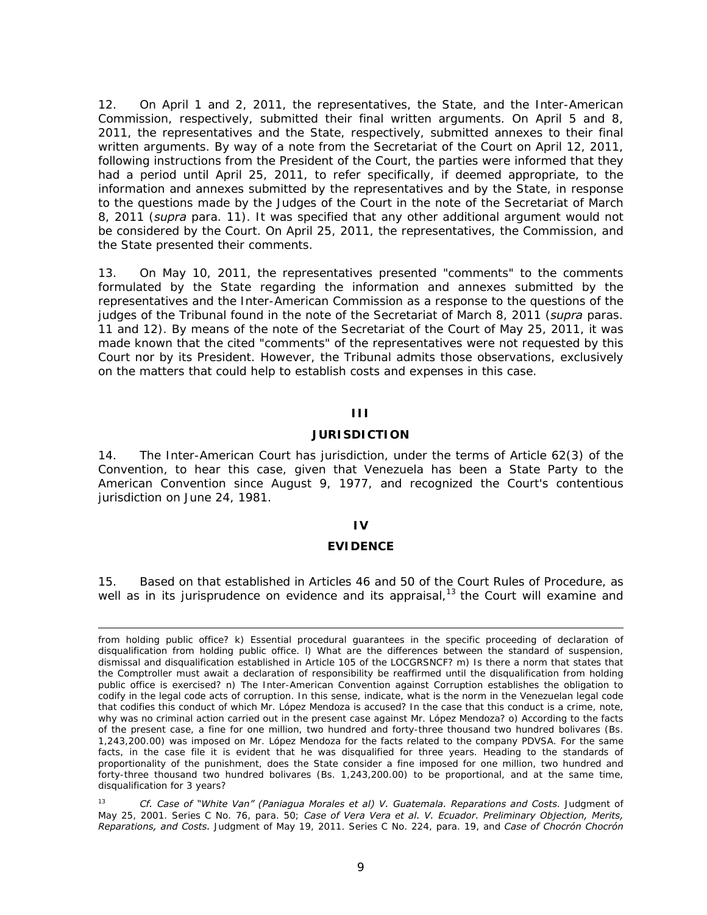12. On April 1 and 2, 2011, the representatives, the State, and the Inter-American Commission, respectively, submitted their final written arguments. On April 5 and 8, 2011, the representatives and the State, respectively, submitted annexes to their final written arguments. By way of a note from the Secretariat of the Court on April 12, 2011, following instructions from the President of the Court, the parties were informed that they had a period until April 25, 2011, to refer specifically, if deemed appropriate, to the information and annexes submitted by the representatives and by the State, in response to the questions made by the Judges of the Court in the note of the Secretariat of March 8, 2011 (*supra* para. 11). It was specified that any other additional argument would not be considered by the Court. On April 25, 2011, the representatives, the Commission, and the State presented their comments.

13. On May 10, 2011, the representatives presented "comments" to the comments formulated by the State regarding the information and annexes submitted by the representatives and the Inter-American Commission as a response to the questions of the judges of the Tribunal found in the note of the Secretariat of March 8, 2011 (*supra* paras. 11 and 12). By means of the note of the Secretariat of the Court of May 25, 2011, it was made known that the cited "comments" of the representatives were not requested by this Court nor by its President. However, the Tribunal admits those observations, exclusively on the matters that could help to establish costs and expenses in this case.

## III

## JURISDICTION

14. The Inter-American Court has jurisdiction, under the terms of Article 62(3) of the Convention, to hear this case, given that Venezuela has been a State Party to the American Convention since August 9, 1977, and recognized the Court's contentious jurisdiction on June 24, 1981.

## IV

## EVIDENCE

15. Based on that established in Articles 46 and 50 of the Court Rules of Procedure, as well as in its jurisprudence on evidence and its appraisal,[13] the Court will examine and

---

from holding public office? k) Essential procedural guarantees in the specific proceeding of declaration of disqualification from holding public office. l) What are the differences between the standard of suspension, dismissal and disqualification established in Article 105 of the LOCGRSNCF? m) Is there a norm that states that the Comptroller must await a declaration of responsibility be reaffirmed until the disqualification from holding public office is exercised? n) The Inter-American Convention against Corruption establishes the obligation to codify in the legal code acts of corruption. In this sense, indicate, what is the norm in the Venezuelan legal code that codifies this conduct of which Mr. López Mendoza is accused? In the case that this conduct is a crime, note, why was no criminal action carried out in the present case against Mr. López Mendoza? o) According to the facts of the present case, a fine for one million, two hundred and forty-three thousand two hundred bolivares (Bs. 1,243,200.00) was imposed on Mr. López Mendoza for the facts related to the company PDVSA. For the same facts, in the case file it is evident that he was disqualified for three years. Heading to the standards of proportionality of the punishment, does the State consider a fine imposed for one million, two hundred and forty-three thousand two hundred bolivares (Bs. 1,243,200.00) to be proportional, and at the same time, disqualification for 3 years?

[13] *Cf. Case of "White Van" (Paniagua Morales et al) V. Guatemala. Reparations and Costs.* Judgment of May 25, 2001. Series C No. 76, para. 50; *Case of Vera Vera et al. V. Ecuador. Preliminary Objection, Merits, Reparations, and Costs.* Judgment of May 19, 2011. Series C No. 224, para. 19, and *Case of Chocrón Chocrón*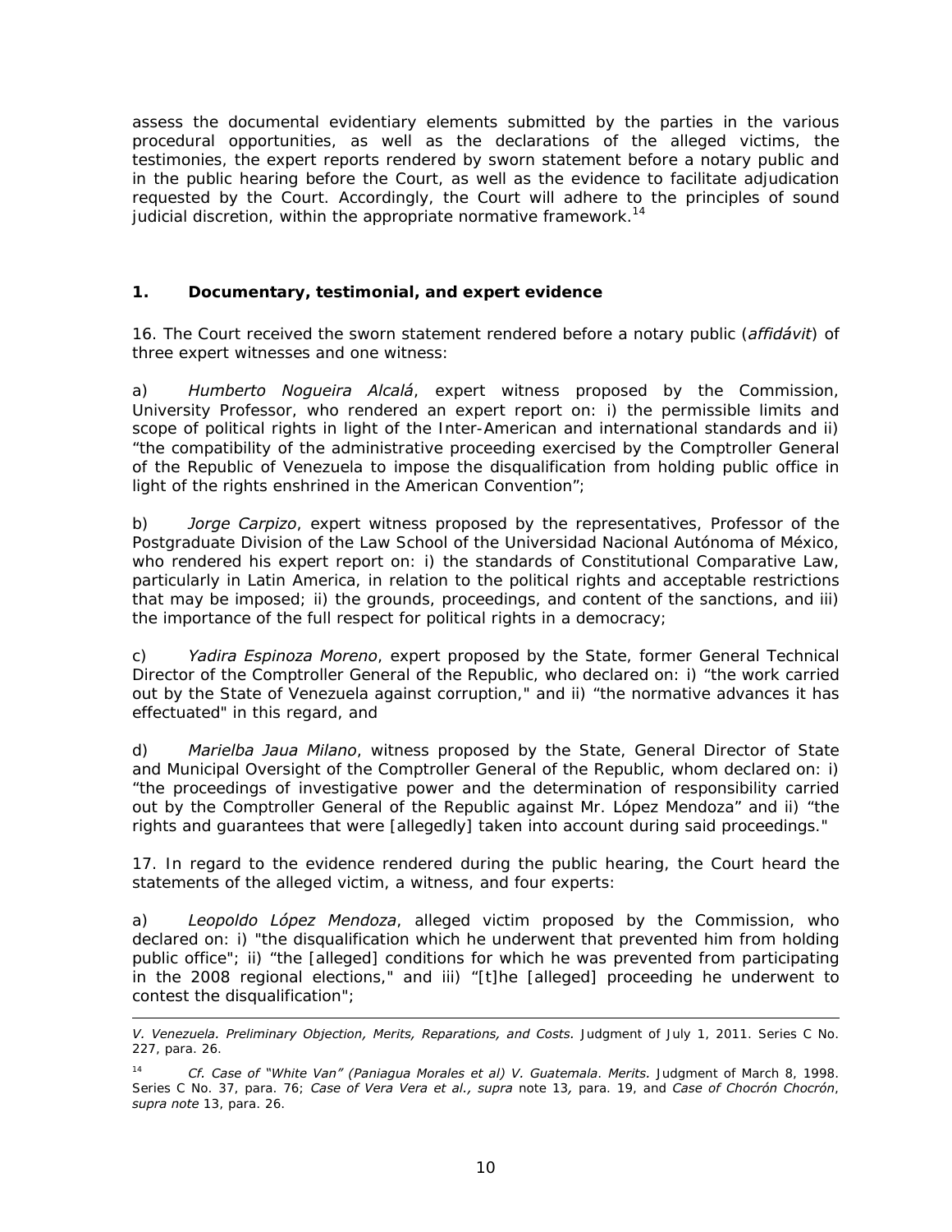assess the documental evidentiary elements submitted by the parties in the various procedural opportunities, as well as the declarations of the alleged victims, the testimonies, the expert reports rendered by sworn statement before a notary public and in the public hearing before the Court, as well as the evidence to facilitate adjudication requested by the Court. Accordingly, the Court will adhere to the principles of sound judicial discretion, within the appropriate normative framework.[14]

## 1. Documentary, testimonial, and expert evidence

16. The Court received the sworn statement rendered before a notary public (*affidávit*) of three expert witnesses and one witness:

a) *Humberto Nogueira Alcalá*, expert witness proposed by the Commission, University Professor, who rendered an expert report on: i) the permissible limits and scope of political rights in light of the Inter-American and international standards and ii) "the compatibility of the administrative proceeding exercised by the Comptroller General of the Republic of Venezuela to impose the disqualification from holding public office in light of the rights enshrined in the American Convention";

b) *Jorge Carpizo*, expert witness proposed by the representatives, Professor of the Postgraduate Division of the Law School of the Universidad Nacional Autónoma of México, who rendered his expert report on: i) the standards of Constitutional Comparative Law, particularly in Latin America, in relation to the political rights and acceptable restrictions that may be imposed; ii) the grounds, proceedings, and content of the sanctions, and iii) the importance of the full respect for political rights in a democracy;

c) *Yadira Espinoza Moreno*, expert proposed by the State, former General Technical Director of the Comptroller General of the Republic, who declared on: i) "the work carried out by the State of Venezuela against corruption," and ii) "the normative advances it has effectuated" in this regard, and

d) *Marielba Jaua Milano*, witness proposed by the State, General Director of State and Municipal Oversight of the Comptroller General of the Republic, whom declared on: i) "the proceedings of investigative power and the determination of responsibility carried out by the Comptroller General of the Republic against Mr. López Mendoza" and ii) "the rights and guarantees that were [allegedly] taken into account during said proceedings."

17. In regard to the evidence rendered during the public hearing, the Court heard the statements of the alleged victim, a witness, and four experts:

a) *Leopoldo López Mendoza*, alleged victim proposed by the Commission, who declared on: i) "the disqualification which he underwent that prevented him from holding public office"; ii) "the [alleged] conditions for which he was prevented from participating in the 2008 regional elections," and iii) "[t]he [alleged] proceeding he underwent to contest the disqualification";

---

*V. Venezuela. Preliminary Objection, Merits, Reparations, and Costs.* Judgment of July 1, 2011. Series C No. 227, para. 26.

[14] *Cf. Case of "White Van" (Paniagua Morales et al) V. Guatemala. Merits.* Judgment of March 8, 1998. Series C No. 37, para. 76; *Case of Vera Vera et al., supra* note 13*,* para. 19, and *Case of Chocrón Chocrón*, *supra note* 13, para. 26.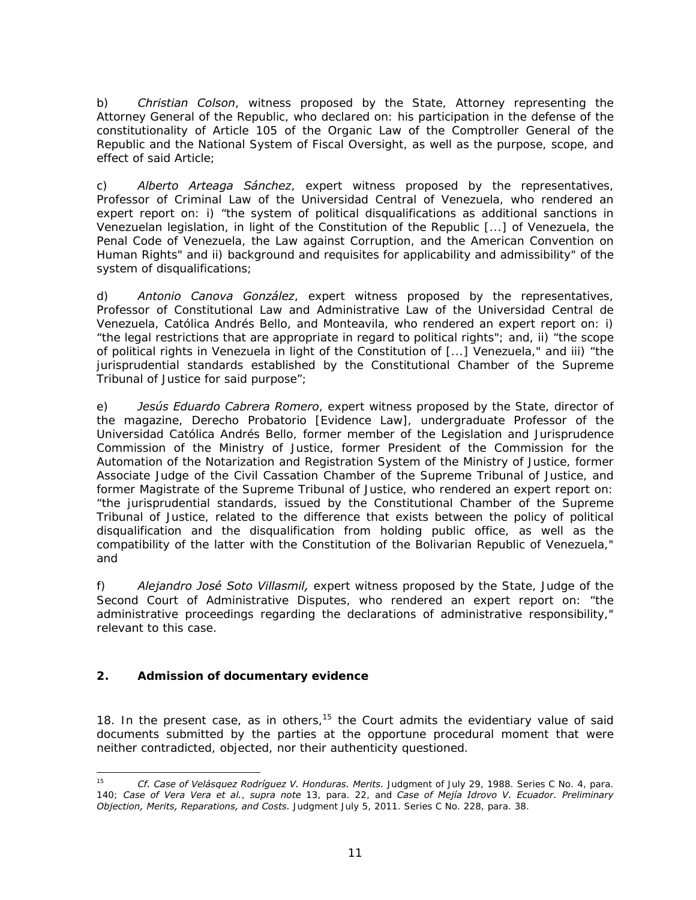b) *Christian Colson*, witness proposed by the State, Attorney representing the Attorney General of the Republic, who declared on: his participation in the defense of the constitutionality of Article 105 of the Organic Law of the Comptroller General of the Republic and the National System of Fiscal Oversight, as well as the purpose, scope, and effect of said Article;

c) *Alberto Arteaga Sánchez*, expert witness proposed by the representatives, Professor of Criminal Law of the Universidad Central of Venezuela, who rendered an expert report on: i) "the system of political disqualifications as additional sanctions in Venezuelan legislation, in light of the Constitution of the Republic [...] of Venezuela, the Penal Code of Venezuela, the Law against Corruption, and the American Convention on Human Rights" and ii) background and requisites for applicability and admissibility" of the system of disqualifications;

d) *Antonio Canova González*, expert witness proposed by the representatives, Professor of Constitutional Law and Administrative Law of the Universidad Central de Venezuela, Católica Andrés Bello, and Monteavila, who rendered an expert report on: i) "the legal restrictions that are appropriate in regard to political rights"; and, ii) "the scope of political rights in Venezuela in light of the Constitution of [...] Venezuela," and iii) "the jurisprudential standards established by the Constitutional Chamber of the Supreme Tribunal of Justice for said purpose";

e) *Jesús Eduardo Cabrera Romero*, expert witness proposed by the State, director of the magazine, Derecho Probatorio [Evidence Law], undergraduate Professor of the Universidad Católica Andrés Bello, former member of the Legislation and Jurisprudence Commission of the Ministry of Justice, former President of the Commission for the Automation of the Notarization and Registration System of the Ministry of Justice, former Associate Judge of the Civil Cassation Chamber of the Supreme Tribunal of Justice, and former Magistrate of the Supreme Tribunal of Justice, who rendered an expert report on: "the jurisprudential standards, issued by the Constitutional Chamber of the Supreme Tribunal of Justice, related to the difference that exists between the policy of political disqualification and the disqualification from holding public office, as well as the compatibility of the latter with the Constitution of the Bolivarian Republic of Venezuela," and

f) *Alejandro José Soto Villasmil,* expert witness proposed by the State, Judge of the Second Court of Administrative Disputes, who rendered an expert report on: "the administrative proceedings regarding the declarations of administrative responsibility," relevant to this case.

## 2. Admission of documentary evidence

18. In the present case, as in others,[15] the Court admits the evidentiary value of said documents submitted by the parties at the opportune procedural moment that were neither contradicted, objected, nor their authenticity questioned.

---

[15] *Cf. Case of Velásquez Rodríguez V. Honduras. Merits.* Judgment of July 29, 1988. Series C No. 4, para. 140; *Case of Vera Vera et al.*, *supra note* 13, para. 22, and *Case of Mejía Idrovo V. Ecuador. Preliminary Objection, Merits, Reparations, and Costs.* Judgment July 5, 2011. Series C No. 228, para. 38.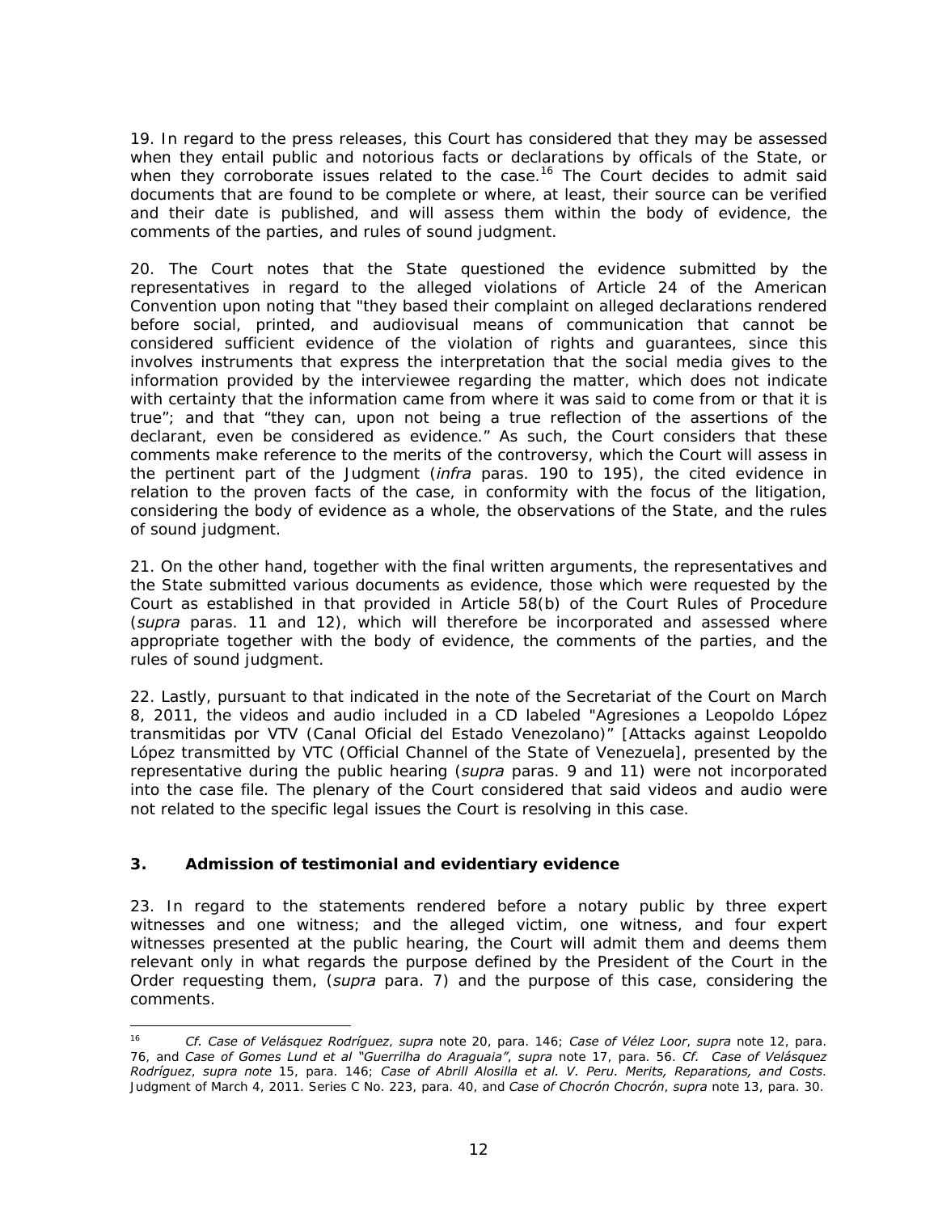19. In regard to the press releases, this Court has considered that they may be assessed when they entail public and notorious facts or declarations by offficals of the State, or when they corroborate issues related to the case.[16] The Court decides to admit said documents that are found to be complete or where, at least, their source can be verified and their date is published, and will assess them within the body of evidence, the comments of the parties, and rules of sound judgment.

20. The Court notes that the State questioned the evidence submitted by the representatives in regard to the alleged violations of Article 24 of the American Convention upon noting that "they based their complaint on alleged declarations rendered before social, printed, and audiovisual means of communication that cannot be considered sufficient evidence of the violation of rights and guarantees, since this involves instruments that express the interpretation that the social media gives to the information provided by the interviewee regarding the matter, which does not indicate with certainty that the information came from where it was said to come from or that it is true"; and that "they can, upon not being a true reflection of the assertions of the declarant, even be considered as evidence." As such, the Court considers that these comments make reference to the merits of the controversy, which the Court will assess in the pertinent part of the Judgment (*infra* paras. 190 to 195), the cited evidence in relation to the proven facts of the case, in conformity with the focus of the litigation, considering the body of evidence as a whole, the observations of the State, and the rules of sound judgment.

21. On the other hand, together with the final written arguments, the representatives and the State submitted various documents as evidence, those which were requested by the Court as established in that provided in Article 58(b) of the Court Rules of Procedure (*supra* paras. 11 and 12), which will therefore be incorporated and assessed where appropriate together with the body of evidence, the comments of the parties, and the rules of sound judgment.

22. Lastly, pursuant to that indicated in the note of the Secretariat of the Court on March 8, 2011, the videos and audio included in a CD labeled "Agresiones a Leopoldo López transmitidas por VTV (Canal Oficial del Estado Venezolano)" [Attacks against Leopoldo López transmitted by VTC (Official Channel of the State of Venezuela], presented by the representative during the public hearing (*supra* paras. 9 and 11) were not incorporated into the case file. The plenary of the Court considered that said videos and audio were not related to the specific legal issues the Court is resolving in this case.

### 3. Admission of testimonial and evidentiary evidence

23. In regard to the statements rendered before a notary public by three expert witnesses and one witness; and the alleged victim, one witness, and four expert witnesses presented at the public hearing, the Court will admit them and deems them relevant only in what regards the purpose defined by the President of the Court in the Order requesting them, (*supra* para. 7) and the purpose of this case, considering the comments.

---

[16] *Cf. Case of Velásquez Rodríguez*, *supra* note 20, para. 146; *Case of Vélez Loor*, *supra* note 12, para. 76, and *Case of Gomes Lund et al "Guerrilha do Araguaia"*, *supra* note 17, para. 56. *Cf. Case of Velásquez Rodríguez*, *supra note* 15, para. 146; *Case of Abrill Alosilla et al. V. Peru. Merits, Reparations, and Costs*. Judgment of March 4, 2011. Series C No. 223, para. 40, and *Case of Chocrón Chocrón*, *supra* note 13, para. 30.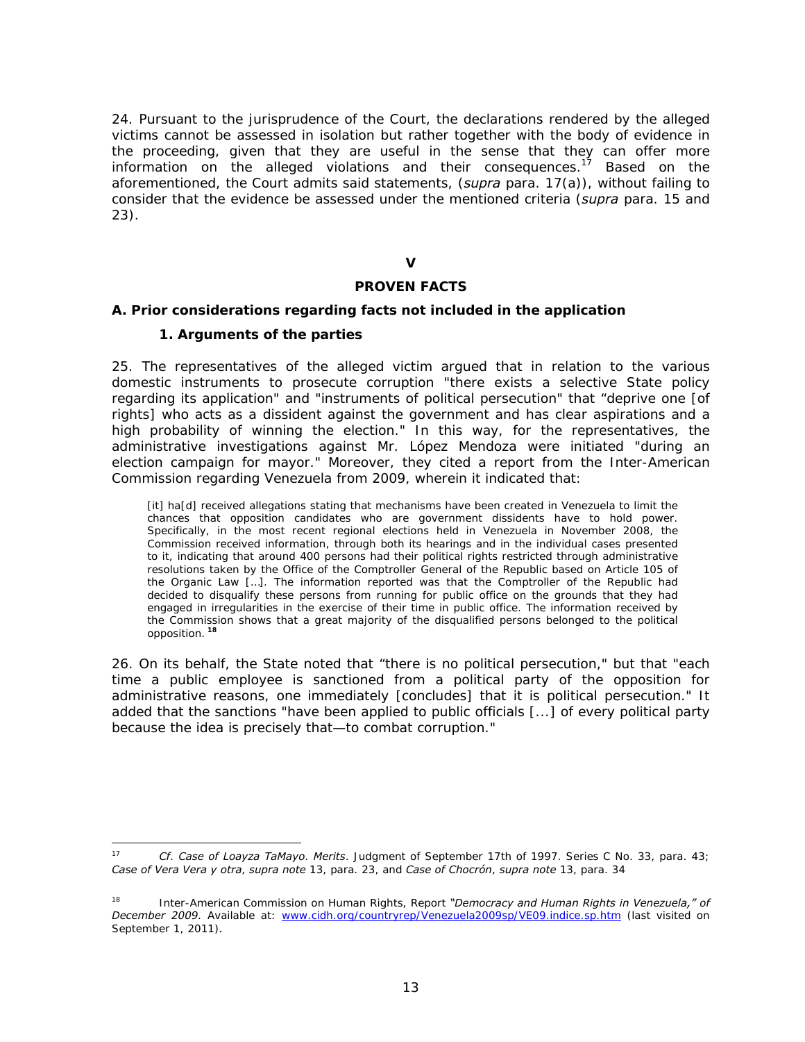24. Pursuant to the jurisprudence of the Court, the declarations rendered by the alleged victims cannot be assessed in isolation but rather together with the body of evidence in the proceeding, given that they are useful in the sense that they can offer more information on the alleged violations and their consequences.[17] Based on the aforementioned, the Court admits said statements, (*supra* para. 17(a)), without failing to consider that the evidence be assessed under the mentioned criteria (*supra* para. 15 and 23).

## V

## PROVEN FACTS

### A. Prior considerations regarding facts not included in the application

#### 1. Arguments of the parties

25. The representatives of the alleged victim argued that in relation to the various domestic instruments to prosecute corruption "there exists a selective State policy regarding its application" and "instruments of political persecution" that "deprive one [of rights] who acts as a dissident against the government and has clear aspirations and a high probability of winning the election." In this way, for the representatives, the administrative investigations against Mr. López Mendoza were initiated "during an election campaign for mayor." Moreover, they cited a report from the Inter-American Commission regarding Venezuela from 2009, wherein it indicated that:

> [it] ha[d] received allegations stating that mechanisms have been created in Venezuela to limit the chances that opposition candidates who are government dissidents have to hold power. Specifically, in the most recent regional elections held in Venezuela in November 2008, the Commission received information, through both its hearings and in the individual cases presented to it, indicating that around 400 persons had their political rights restricted through administrative resolutions taken by the Office of the Comptroller General of the Republic based on Article 105 of the Organic Law […]. The information reported was that the Comptroller of the Republic had decided to disqualify these persons from running for public office on the grounds that they had engaged in irregularities in the exercise of their time in public office. The information received by the Commission shows that a great majority of the disqualified persons belonged to the political opposition.[18]

26. On its behalf, the State noted that "there is no political persecution," but that "each time a public employee is sanctioned from a political party of the opposition for administrative reasons, one immediately [concludes] that it is political persecution." It added that the sanctions "have been applied to public officials [...] of every political party because the idea is precisely that—to combat corruption."

---

[17] *Cf. Case of Loayza TaMayo. Merits*. Judgment of September 17th of 1997. Series C No. 33, para. 43; *Case of Vera Vera y otra*, *supra note* 13, para. 23, and *Case of Chocrón*, *supra note* 13, para. 34

[18] Inter-American Commission on Human Rights, Report *"Democracy and Human Rights in Venezuela," of December 2009*. Available at: www.cidh.org/countryrep/Venezuela2009sp/VE09.indice.sp.htm (last visited on September 1, 2011).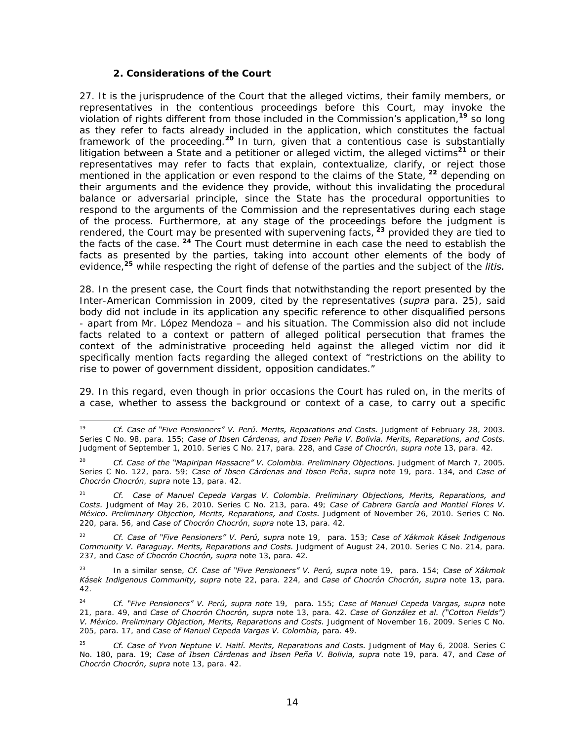### 2. Considerations of the Court

27. It is the jurisprudence of the Court that the alleged victims, their family members, or representatives in the contentious proceedings before this Court, may invoke the violation of rights different from those included in the Commission's application,[19] so long as they refer to facts already included in the application, which constitutes the factual framework of the proceeding.[20] In turn, given that a contentious case is substantially litigation between a State and a petitioner or alleged victim, the alleged victims[21] or their representatives may refer to facts that explain, contextualize, clarify, or reject those mentioned in the application or even respond to the claims of the State, [22] depending on their arguments and the evidence they provide, without this invalidating the procedural balance or adversarial principle, since the State has the procedural opportunities to respond to the arguments of the Commission and the representatives during each stage of the process. Furthermore, at any stage of the proceedings before the judgment is rendered, the Court may be presented with supervening facts, [23] provided they are tied to the facts of the case. [24] The Court must determine in each case the need to establish the facts as presented by the parties, taking into account other elements of the body of evidence,[25] while respecting the right of defense of the parties and the subject of the *litis.*

28. In the present case, the Court finds that notwithstanding the report presented by the Inter-American Commission in 2009, cited by the representatives (*supra* para. 25), said body did not include in its application any specific reference to other disqualified persons - apart from Mr. López Mendoza – and his situation. The Commission also did not include facts related to a context or pattern of alleged political persecution that frames the context of the administrative proceeding held against the alleged victim nor did it specifically mention facts regarding the alleged context of "restrictions on the ability to rise to power of government dissident, opposition candidates."

29. In this regard, even though in prior occasions the Court has ruled on, in the merits of a case, whether to assess the background or context of a case, to carry out a specific

---

[19] *Cf. Case of "Five Pensioners" V. Perú. Merits, Reparations and Costs.* Judgment of February 28, 2003. Series C No. 98, para. 155; *Case of Ibsen Cárdenas, and Ibsen Peña V. Bolivia. Merits, Reparations, and Costs.* Judgment of September 1, 2010. Series C No. 217, para. 228, and *Case of Chocrón*, *supra note* 13, para. 42.

[20] *Cf. Case of the "Mapiripan Massacre" V. Colombia. Preliminary Objections.* Judgment of March 7, 2005. Series C No. 122, para. 59; *Case of Ibsen Cárdenas and Ibsen Peña*, *supra* note 19, para. 134, and *Case of Chocrón Chocrón*, *supra* note 13, para. 42.

[21] *Cf. Case of Manuel Cepeda Vargas V. Colombia. Preliminary Objections, Merits, Reparations, and Costs.* Judgment of May 26, 2010. Series C No. 213, para. 49; *Case of Cabrera García and Montiel Flores V. México. Preliminary Objection, Merits, Reparations, and Costs.* Judgment of November 26, 2010. Series C No. 220, para. 56, and *Case of Chocrón Chocrón*, *supra* note 13, para. 42.

[22] *Cf. Case of "Five Pensioners" V. Perú, supra* note 19, para. 153; *Case of Xákmok Kásek Indigenous Community V. Paraguay. Merits, Reparations and Costs.* Judgment of August 24, 2010. Series C No. 214, para. 237, and *Case of Chocrón Chocrón, supra* note 13, para. 42.

[23] In a similar sense, *Cf. Case of "Five Pensioners" V. Perú, supra* note 19, para. 154; *Case of Xákmok Kásek Indigenous Community, supra* note 22, para. 224, and *Case of Chocrón Chocrón, supra* note 13, para. 42.

[24] *Cf. "Five Pensioners" V. Perú, supra note* 19, para. 155; *Case of Manuel Cepeda Vargas, supra* note 21, para. 49, and *Case of Chocrón Chocrón, supra* note 13, para. 42. *Case of González et al. ("Cotton Fields") V. México. Preliminary Objection, Merits, Reparations and Costs.* Judgment of November 16, 2009. Series C No. 205, para. 17, and *Case of Manuel Cepeda Vargas V. Colombia,* para. 49.

[25] *Cf. Case of Yvon Neptune V. Haití. Merits, Reparations and Costs.* Judgment of May 6, 2008. Series C No. 180, para. 19; *Case of Ibsen Cárdenas and Ibsen Peña V. Bolivia, supra* note 19, para. 47, and *Case of Chocrón Chocrón, supra* note 13, para. 42.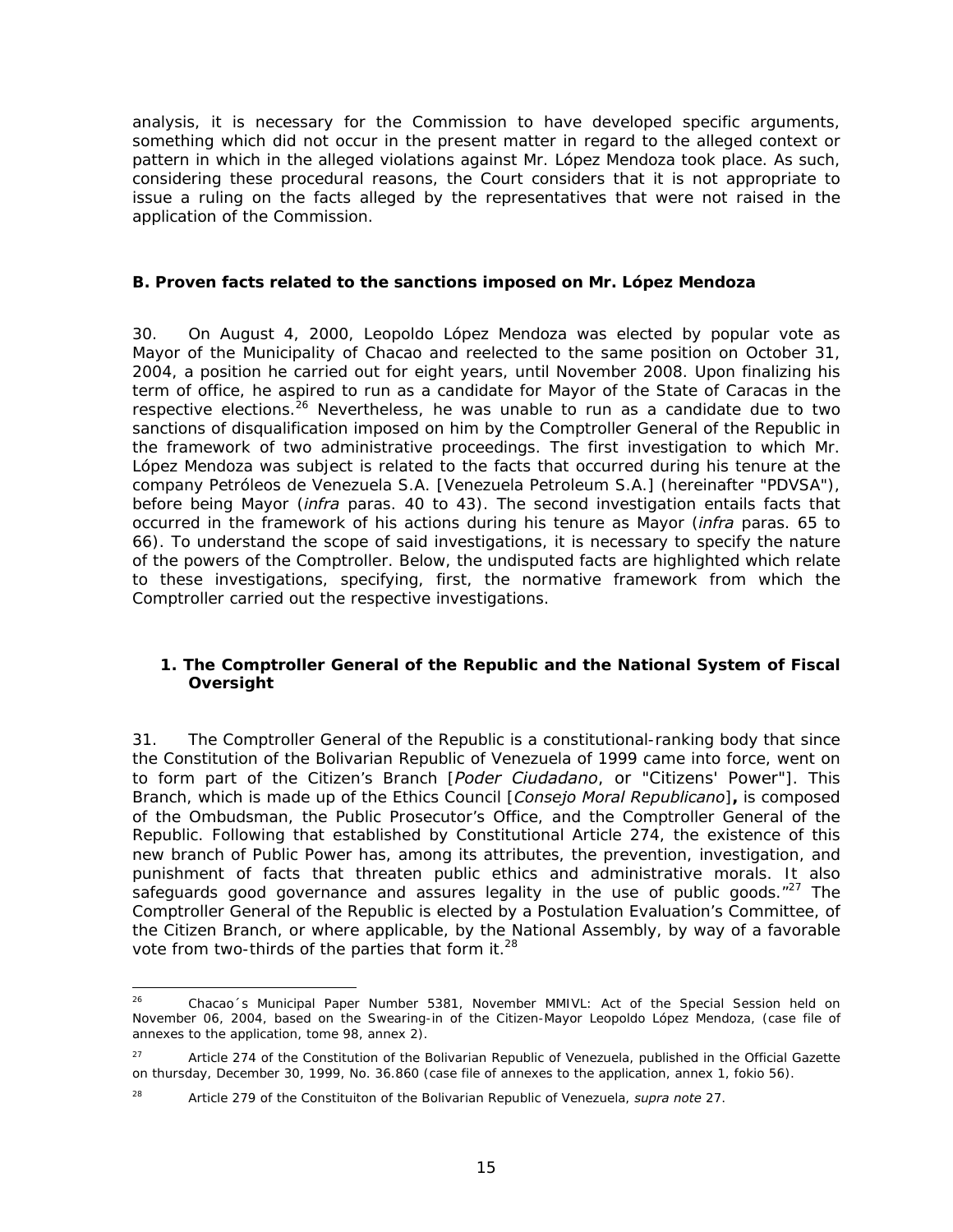analysis, it is necessary for the Commission to have developed specific arguments, something which did not occur in the present matter in regard to the alleged context or pattern in which in the alleged violations against Mr. López Mendoza took place. As such, considering these procedural reasons, the Court considers that it is not appropriate to issue a ruling on the facts alleged by the representatives that were not raised in the application of the Commission.

### B. Proven facts related to the sanctions imposed on Mr. López Mendoza

30. On August 4, 2000, Leopoldo López Mendoza was elected by popular vote as Mayor of the Municipality of Chacao and reelected to the same position on October 31, 2004, a position he carried out for eight years, until November 2008. Upon finalizing his term of office, he aspired to run as a candidate for Mayor of the State of Caracas in the respective elections.[26] Nevertheless, he was unable to run as a candidate due to two sanctions of disqualification imposed on him by the Comptroller General of the Republic in the framework of two administrative proceedings. The first investigation to which Mr. López Mendoza was subject is related to the facts that occurred during his tenure at the company Petróleos de Venezuela S.A. [Venezuela Petroleum S.A.] (hereinafter "PDVSA"), before being Mayor (*infra* paras. 40 to 43). The second investigation entails facts that occurred in the framework of his actions during his tenure as Mayor (*infra* paras. 65 to 66). To understand the scope of said investigations, it is necessary to specify the nature of the powers of the Comptroller. Below, the undisputed facts are highlighted which relate to these investigations, specifying, first, the normative framework from which the Comptroller carried out the respective investigations.

#### 1. The Comptroller General of the Republic and the National System of Fiscal Oversight

31. The Comptroller General of the Republic is a constitutional-ranking body that since the Constitution of the Bolivarian Republic of Venezuela of 1999 came into force, went on to form part of the Citizen's Branch [*Poder Ciudadano*, or "Citizens' Power"]. This Branch, which is made up of the Ethics Council [*Consejo Moral Republicano*]**,** is composed of the Ombudsman, the Public Prosecutor's Office, and the Comptroller General of the Republic. Following that established by Constitutional Article 274, the existence of this new branch of Public Power has, among its attributes, the prevention, investigation, and punishment of facts that threaten public ethics and administrative morals. It also safeguards good governance and assures legality in the use of public goods."[27] The Comptroller General of the Republic is elected by a Postulation Evaluation's Committee, of the Citizen Branch, or where applicable, by the National Assembly, by way of a favorable vote from two-thirds of the parties that form it.[28]

---

[26] Chacao´s Municipal Paper Number 5381, November MMIVL: Act of the Special Session held on November 06, 2004, based on the Swearing-in of the Citizen-Mayor Leopoldo López Mendoza, (case file of annexes to the application, tome 98, annex 2).

[27] Article 274 of the Constitution of the Bolivarian Republic of Venezuela, published in the Official Gazette on thursday, December 30, 1999, No. 36.860 (case file of annexes to the application, annex 1, fokio 56).

[28] Article 279 of the Constituiton of the Bolivarian Republic of Venezuela, *supra note* 27.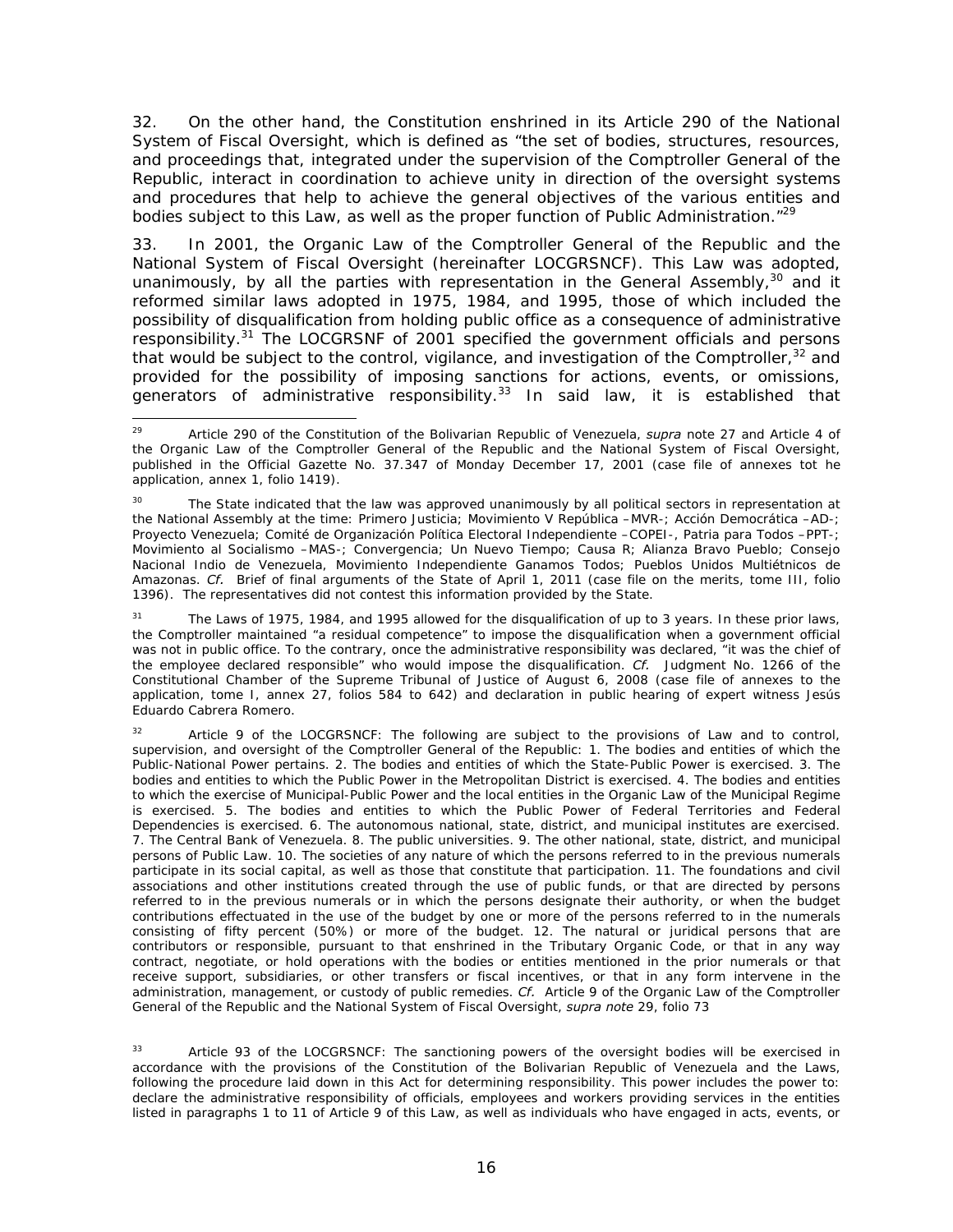32. On the other hand, the Constitution enshrined in its Article 290 of the National System of Fiscal Oversight, which is defined as "the set of bodies, structures, resources, and proceedings that, integrated under the supervision of the Comptroller General of the Republic, interact in coordination to achieve unity in direction of the oversight systems and procedures that help to achieve the general objectives of the various entities and bodies subject to this Law, as well as the proper function of Public Administration."[29]

33. In 2001, the Organic Law of the Comptroller General of the Republic and the National System of Fiscal Oversight (hereinafter LOCGRSNCF). This Law was adopted, unanimously, by all the parties with representation in the General Assembly,[30] and it reformed similar laws adopted in 1975, 1984, and 1995, those of which included the possibility of disqualification from holding public office as a consequence of administrative responsibility.[31] The LOCGRSNF of 2001 specified the government officials and persons that would be subject to the control, vigilance, and investigation of the Comptroller,[32] and provided for the possibility of imposing sanctions for actions, events, or omissions, generators of administrative responsibility.[33] In said law, it is established that

---

[29] Article 290 of the Constitution of the Bolivarian Republic of Venezuela, *supra* note 27 and Article 4 of the Organic Law of the Comptroller General of the Republic and the National System of Fiscal Oversight, published in the Official Gazette No. 37.347 of Monday December 17, 2001 (case file of annexes tot he application, annex 1, folio 1419).

[30] The State indicated that the law was approved unanimously by all political sectors in representation at the National Assembly at the time: Primero Justicia; Movimiento V República –MVR-; Acción Democrática –AD-; Proyecto Venezuela; Comité de Organización Política Electoral Independiente –COPEI-, Patria para Todos –PPT-; Movimiento al Socialismo –MAS-; Convergencia; Un Nuevo Tiempo; Causa R; Alianza Bravo Pueblo; Consejo Nacional Indio de Venezuela, Movimiento Independiente Ganamos Todos; Pueblos Unidos Multiétnicos de Amazonas. *Cf.* Brief of final arguments of the State of April 1, 2011 (case file on the merits, tome III, folio 1396). The representatives did not contest this information provided by the State.

[31] The Laws of 1975, 1984, and 1995 allowed for the disqualification of up to 3 years. In these prior laws, the Comptroller maintained "a residual competence" to impose the disqualification when a government official was not in public office. To the contrary, once the administrative responsibility was declared, "it was the chief of the employee declared responsible" who would impose the disqualification. *Cf.* Judgment No. 1266 of the Constitutional Chamber of the Supreme Tribunal of Justice of August 6, 2008 (case file of annexes to the application, tome I, annex 27, folios 584 to 642) and declaration in public hearing of expert witness Jesús Eduardo Cabrera Romero.

[32] Article 9 of the LOCGRSNCF: The following are subject to the provisions of Law and to control, supervision, and oversight of the Comptroller General of the Republic: 1. The bodies and entities of which the Public-National Power pertains. 2. The bodies and entities of which the State-Public Power is exercised. 3. The bodies and entities to which the Public Power in the Metropolitan District is exercised. 4. The bodies and entities to which the exercise of Municipal-Public Power and the local entities in the Organic Law of the Municipal Regime is exercised. 5. The bodies and entities to which the Public Power of Federal Territories and Federal Dependencies is exercised. 6. The autonomous national, state, district, and municipal institutes are exercised. 7. The Central Bank of Venezuela. 8. The public universities. 9. The other national, state, district, and municipal persons of Public Law. 10. The societies of any nature of which the persons referred to in the previous numerals participate in its social capital, as well as those that constitute that participation. 11. The foundations and civil associations and other institutions created through the use of public funds, or that are directed by persons referred to in the previous numerals or in which the persons designate their authority, or when the budget contributions effectuated in the use of the budget by one or more of the persons referred to in the numerals consisting of fifty percent (50%) or more of the budget. 12. The natural or juridical persons that are contributors or responsible, pursuant to that enshrined in the Tributary Organic Code, or that in any way contract, negotiate, or hold operations with the bodies or entities mentioned in the prior numerals or that receive support, subsidiaries, or other transfers or fiscal incentives, or that in any form intervene in the administration, management, or custody of public remedies. *Cf.* Article 9 of the Organic Law of the Comptroller General of the Republic and the National System of Fiscal Oversight, *supra note* 29, folio 73

[33] Article 93 of the LOCGRSNCF: The sanctioning powers of the oversight bodies will be exercised in accordance with the provisions of the Constitution of the Bolivarian Republic of Venezuela and the Laws, following the procedure laid down in this Act for determining responsibility. This power includes the power to: declare the administrative responsibility of officials, employees and workers providing services in the entities listed in paragraphs 1 to 11 of Article 9 of this Law, as well as individuals who have engaged in acts, events, or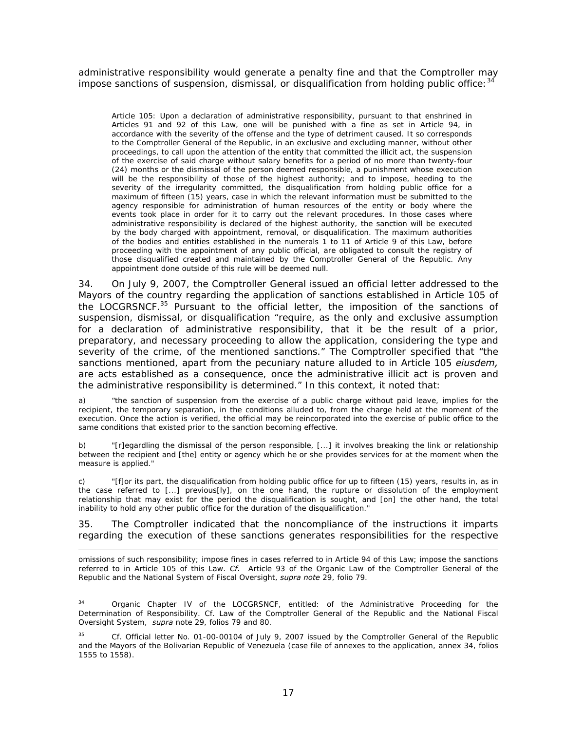administrative responsibility would generate a penalty fine and that the Comptroller may impose sanctions of suspension, dismissal, or disqualification from holding public office:[34]

> Article 105: Upon a declaration of administrative responsibility, pursuant to that enshrined in Articles 91 and 92 of this Law, one will be punished with a fine as set in Article 94, in accordance with the severity of the offense and the type of detriment caused. It so corresponds to the Comptroller General of the Republic, in an exclusive and excluding manner, without other proceedings, to call upon the attention of the entity that committed the illicit act, the suspension of the exercise of said charge without salary benefits for a period of no more than twenty-four (24) months or the dismissal of the person deemed responsible, a punishment whose execution will be the responsibility of those of the highest authority; and to impose, heeding to the severity of the irregularity committed, the disqualification from holding public office for a maximum of fifteen (15) years, case in which the relevant information must be submitted to the agency responsible for administration of human resources of the entity or body where the events took place in order for it to carry out the relevant procedures. In those cases where administrative responsibility is declared of the highest authority, the sanction will be executed by the body charged with appointment, removal, or disqualification. The maximum authorities of the bodies and entities established in the numerals 1 to 11 of Article 9 of this Law, before proceeding with the appointment of any public official, are obligated to consult the registry of those disqualified created and maintained by the Comptroller General of the Republic. Any appointment done outside of this rule will be deemed null.

34. On July 9, 2007, the Comptroller General issued an official letter addressed to the Mayors of the country regarding the application of sanctions established in Article 105 of the LOCGRSNCF.[35] Pursuant to the official letter, the imposition of the sanctions of suspension, dismissal, or disqualification "require, as the only and exclusive assumption for a declaration of administrative responsibility, that it be the result of a prior, preparatory, and necessary proceeding to allow the application, considering the type and severity of the crime, of the mentioned sanctions." The Comptroller specified that "the sanctions mentioned, apart from the pecuniary nature alluded to in Article 105 *eiusdem,* are acts established as a consequence, once the administrative illicit act is proven and the administrative responsibility is determined." In this context, it noted that:

a) "the sanction of suspension from the exercise of a public charge without paid leave, implies for the recipient, the temporary separation, in the conditions alluded to, from the charge held at the moment of the execution. Once the action is verified, the official may be reincorporated into the exercise of public office to the same conditions that existed prior to the sanction becoming effective.

b) "[r]egardling the dismissal of the person responsible, [...] it involves breaking the link or relationship between the recipient and [the] entity or agency which he or she provides services for at the moment when the measure is applied."

c) "[f]or its part, the disqualification from holding public office for up to fifteen (15) years, results in, as in the case referred to [...] previous[ly], on the one hand, the rupture or dissolution of the employment relationship that may exist for the period the disqualification is sought, and [on] the other hand, the total inability to hold any other public office for the duration of the disqualification."

35. The Comptroller indicated that the noncompliance of the instructions it imparts regarding the execution of these sanctions generates responsibilities for the respective

---

omissions of such responsibility; impose fines in cases referred to in Article 94 of this Law; impose the sanctions referred to in Article 105 of this Law. *Cf.* Article 93 of the Organic Law of the Comptroller General of the Republic and the National System of Fiscal Oversight, *supra note* 29, folio 79.

[34] Organic Chapter IV of the LOCGRSNCF, entitled: of the Administrative Proceeding for the Determination of Responsibility. Cf. Law of the Comptroller General of the Republic and the National Fiscal Oversight System, *supra* note 29, folios 79 and 80.

[35] Cf. Official letter No. 01-00-00104 of July 9, 2007 issued by the Comptroller General of the Republic and the Mayors of the Bolivarian Republic of Venezuela (case file of annexes to the application, annex 34, folios 1555 to 1558).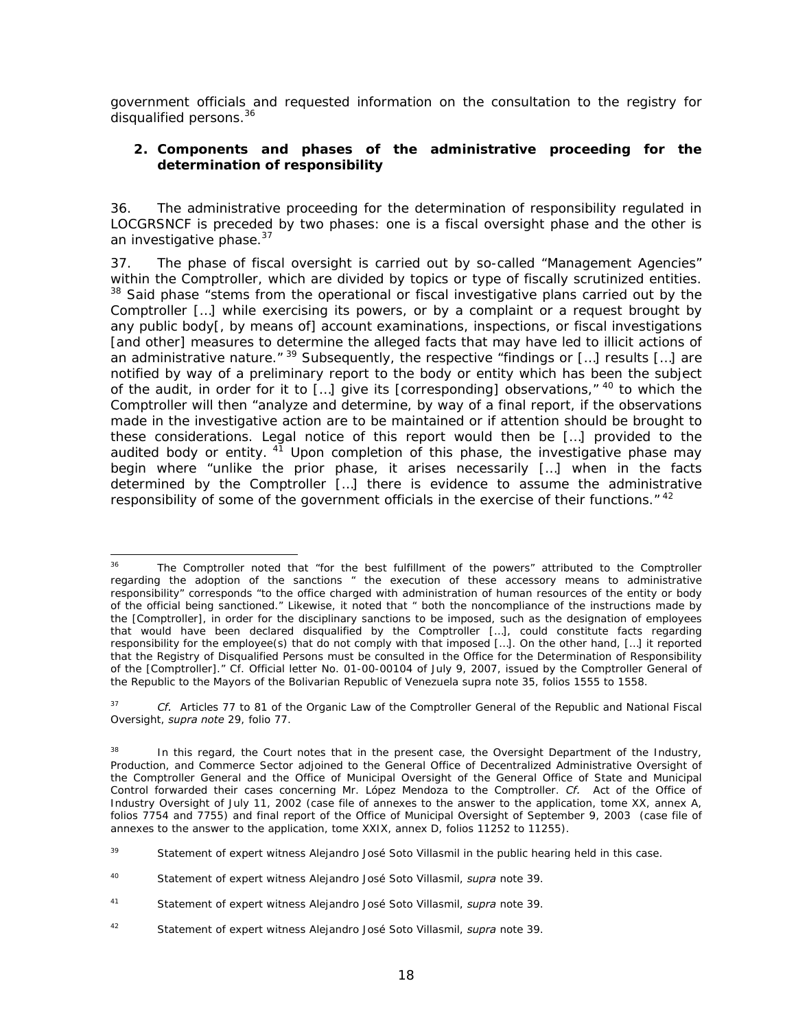government officials and requested information on the consultation to the registry for disqualified persons.[36]

### 2. Components and phases of the administrative proceeding for the determination of responsibility

36. The administrative proceeding for the determination of responsibility regulated in LOCGRSNCF is preceded by two phases: one is a fiscal oversight phase and the other is an investigative phase.[37]

37. The phase of fiscal oversight is carried out by so-called "Management Agencies" within the Comptroller, which are divided by topics or type of fiscally scrutinized entities.[38] Said phase "stems from the operational or fiscal investigative plans carried out by the Comptroller […] while exercising its powers, or by a complaint or a request brought by any public body[, by means of] account examinations, inspections, or fiscal investigations [and other] measures to determine the alleged facts that may have led to illicit actions of an administrative nature."[39] Subsequently, the respective "findings or […] results […] are notified by way of a preliminary report to the body or entity which has been the subject of the audit, in order for it to […] give its [corresponding] observations,"[40] to which the Comptroller will then "analyze and determine, by way of a final report, if the observations made in the investigative action are to be maintained or if attention should be brought to these considerations. Legal notice of this report would then be […] provided to the audited body or entity.[41] Upon completion of this phase, the investigative phase may begin where "unlike the prior phase, it arises necessarily […] when in the facts determined by the Comptroller […] there is evidence to assume the administrative responsibility of some of the government officials in the exercise of their functions."[42]

---

[36] The Comptroller noted that "for the best fulfillment of the powers" attributed to the Comptroller regarding the adoption of the sanctions " the execution of these accessory means to administrative responsibility" corresponds "to the office charged with administration of human resources of the entity or body of the official being sanctioned." Likewise, it noted that " both the noncompliance of the instructions made by the [Comptroller], in order for the disciplinary sanctions to be imposed, such as the designation of employees that would have been declared disqualified by the Comptroller […], could constitute facts regarding responsibility for the employee(s) that do not comply with that imposed […]. On the other hand, […] it reported that the Registry of Disqualified Persons must be consulted in the Office for the Determination of Responsibility of the [Comptroller]." Cf. Official letter No. 01-00-00104 of July 9, 2007, issued by the Comptroller General of the Republic to the Mayors of the Bolivarian Republic of Venezuela supra note 35, folios 1555 to 1558.

[37] *Cf.* Articles 77 to 81 of the Organic Law of the Comptroller General of the Republic and National Fiscal Oversight, *supra note* 29, folio 77.

[38] In this regard, the Court notes that in the present case, the Oversight Department of the Industry, Production, and Commerce Sector adjoined to the General Office of Decentralized Administrative Oversight of the Comptroller General and the Office of Municipal Oversight of the General Office of State and Municipal Control forwarded their cases concerning Mr. López Mendoza to the Comptroller. *Cf.* Act of the Office of Industry Oversight of July 11, 2002 (case file of annexes to the answer to the application, tome XX, annex A, folios 7754 and 7755) and final report of the Office of Municipal Oversight of September 9, 2003 (case file of annexes to the answer to the application, tome XXIX, annex D, folios 11252 to 11255).

[39] Statement of expert witness Alejandro José Soto Villasmil in the public hearing held in this case.

[40] Statement of expert witness Alejandro José Soto Villasmil, *supra* note 39.

[41] Statement of expert witness Alejandro José Soto Villasmil, *supra* note 39.

[42] Statement of expert witness Alejandro José Soto Villasmil, *supra* note 39.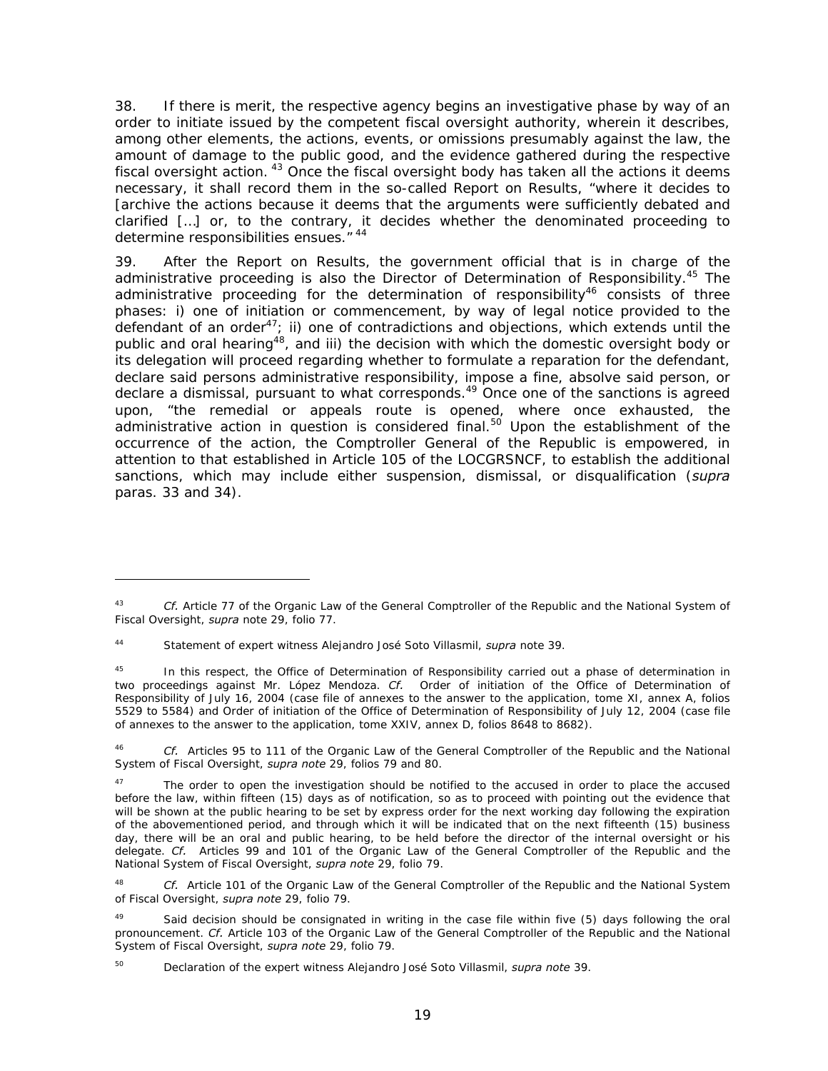38. If there is merit, the respective agency begins an investigative phase by way of an order to initiate issued by the competent fiscal oversight authority, wherein it describes, among other elements, the actions, events, or omissions presumably against the law, the amount of damage to the public good, and the evidence gathered during the respective fiscal oversight action. [43] Once the fiscal oversight body has taken all the actions it deems necessary, it shall record them in the so-called Report on Results, "where it decides to [archive the actions because it deems that the arguments were sufficiently debated and clarified […] or, to the contrary, it decides whether the denominated proceeding to determine responsibilities ensues." [44]

39. After the Report on Results, the government official that is in charge of the administrative proceeding is also the Director of Determination of Responsibility.[45] The administrative proceeding for the determination of responsibility[46] consists of three phases: i) one of initiation or commencement, by way of legal notice provided to the defendant of an order[47]; ii) one of contradictions and objections, which extends until the public and oral hearing[48], and iii) the decision with which the domestic oversight body or its delegation will proceed regarding whether to formulate a reparation for the defendant, declare said persons administrative responsibility, impose a fine, absolve said person, or declare a dismissal, pursuant to what corresponds.[49] Once one of the sanctions is agreed upon, "the remedial or appeals route is opened, where once exhausted, the administrative action in question is considered final.[50] Upon the establishment of the occurrence of the action, the Comptroller General of the Republic is empowered, in attention to that established in Article 105 of the LOCGRSNCF, to establish the additional sanctions, which may include either suspension, dismissal, or disqualification (*supra* paras. 33 and 34).

---

[43] *Cf.* Article 77 of the Organic Law of the General Comptroller of the Republic and the National System of Fiscal Oversight, *supra* note 29, folio 77.

[44] Statement of expert witness Alejandro José Soto Villasmil, *supra* note 39.

[45] In this respect, the Office of Determination of Responsibility carried out a phase of determination in two proceedings against Mr. López Mendoza. *Cf.* Order of initiation of the Office of Determination of Responsibility of July 16, 2004 (case file of annexes to the answer to the application, tome XI, annex A, folios 5529 to 5584) and Order of initiation of the Office of Determination of Responsibility of July 12, 2004 (case file of annexes to the answer to the application, tome XXIV, annex D, folios 8648 to 8682).

[46] *Cf.* Articles 95 to 111 of the Organic Law of the General Comptroller of the Republic and the National System of Fiscal Oversight, *supra note* 29, folios 79 and 80.

[47] The order to open the investigation should be notified to the accused in order to place the accused before the law, within fifteen (15) days as of notification, so as to proceed with pointing out the evidence that will be shown at the public hearing to be set by express order for the next working day following the expiration of the abovementioned period, and through which it will be indicated that on the next fifteenth (15) business day, there will be an oral and public hearing, to be held before the director of the internal oversight or his delegate. *Cf.* Articles 99 and 101 of the Organic Law of the General Comptroller of the Republic and the National System of Fiscal Oversight, *supra note* 29, folio 79.

[48] *Cf.* Article 101 of the Organic Law of the General Comptroller of the Republic and the National System of Fiscal Oversight, *supra note* 29, folio 79.

[49] Said decision should be consignated in writing in the case file within five (5) days following the oral pronouncement. *Cf.* Article 103 of the Organic Law of the General Comptroller of the Republic and the National System of Fiscal Oversight, *supra note* 29, folio 79.

[50] Declaration of the expert witness Alejandro José Soto Villasmil, *supra note* 39.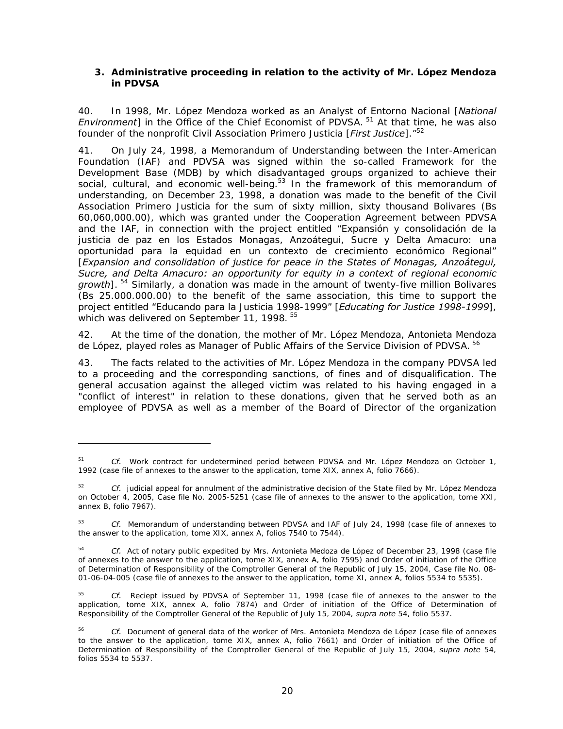### 3. Administrative proceeding in relation to the activity of Mr. López Mendoza in PDVSA

40. In 1998, Mr. López Mendoza worked as an Analyst of Entorno Nacional [*National Environment*] in the Office of the Chief Economist of PDVSA.[51] At that time, he was also founder of the nonprofit Civil Association Primero Justicia [*First Justice*]."[52]

41. On July 24, 1998, a Memorandum of Understanding between the Inter-American Foundation (IAF) and PDVSA was signed within the so-called Framework for the Development Base (MDB) by which disadvantaged groups organized to achieve their social, cultural, and economic well-being.[53] In the framework of this memorandum of understanding, on December 23, 1998, a donation was made to the benefit of the Civil Association Primero Justicia for the sum of sixty million, sixty thousand Bolivares (Bs 60,060,000.00), which was granted under the Cooperation Agreement between PDVSA and the IAF, in connection with the project entitled "Expansión y consolidación de la justicia de paz en los Estados Monagas, Anzoátegui, Sucre y Delta Amacuro: una oportunidad para la equidad en un contexto de crecimiento económico Regional" [*Expansion and consolidation of justice for peace in the States of Monagas, Anzoátegui, Sucre, and Delta Amacuro: an opportunity for equity in a context of regional economic growth*].[54] Similarly, a donation was made in the amount of twenty-five million Bolivares (Bs 25.000.000.00) to the benefit of the same association, this time to support the project entitled "Educando para la Justicia 1998-1999" [*Educating for Justice 1998-1999*], which was delivered on September 11, 1998.[55]

42. At the time of the donation, the mother of Mr. López Mendoza, Antonieta Mendoza de López, played roles as Manager of Public Affairs of the Service Division of PDVSA.[56]

43. The facts related to the activities of Mr. López Mendoza in the company PDVSA led to a proceeding and the corresponding sanctions, of fines and of disqualification. The general accusation against the alleged victim was related to his having engaged in a "conflict of interest" in relation to these donations, given that he served both as an employee of PDVSA as well as a member of the Board of Director of the organization

---

[51] *Cf.* Work contract for undetermined period between PDVSA and Mr. López Mendoza on October 1, 1992 (case file of annexes to the answer to the application, tome XIX, annex A, folio 7666).

[52] *Cf.* judicial appeal for annulment of the administrative decision of the State filed by Mr. López Mendoza on October 4, 2005, Case file No. 2005-5251 (case file of annexes to the answer to the application, tome XXI, annex B, folio 7967).

[53] *Cf.* Memorandum of understanding between PDVSA and IAF of July 24, 1998 (case file of annexes to the answer to the application, tome XIX, annex A, folios 7540 to 7544).

[54] *Cf.* Act of notary public expedited by Mrs. Antonieta Medoza de López of December 23, 1998 (case file of annexes to the answer to the application, tome XIX, annex A, folio 7595) and Order of initiation of the Office of Determination of Responsibility of the Comptroller General of the Republic of July 15, 2004, Case file No. 08-01-06-04-005 (case file of annexes to the answer to the application, tome XI, annex A, folios 5534 to 5535).

[55] *Cf.* Reciept issued by PDVSA of September 11, 1998 (case file of annexes to the answer to the application, tome XIX, annex A, folio 7874) and Order of initiation of the Office of Determination of Responsibility of the Comptroller General of the Republic of July 15, 2004, *supra note* 54, folio 5537.

[56] *Cf.* Document of general data of the worker of Mrs. Antonieta Mendoza de López (case file of annexes to the answer to the application, tome XIX, annex A, folio 7661) and Order of initiation of the Office of Determination of Responsibility of the Comptroller General of the Republic of July 15, 2004, *supra note* 54, folios 5534 to 5537.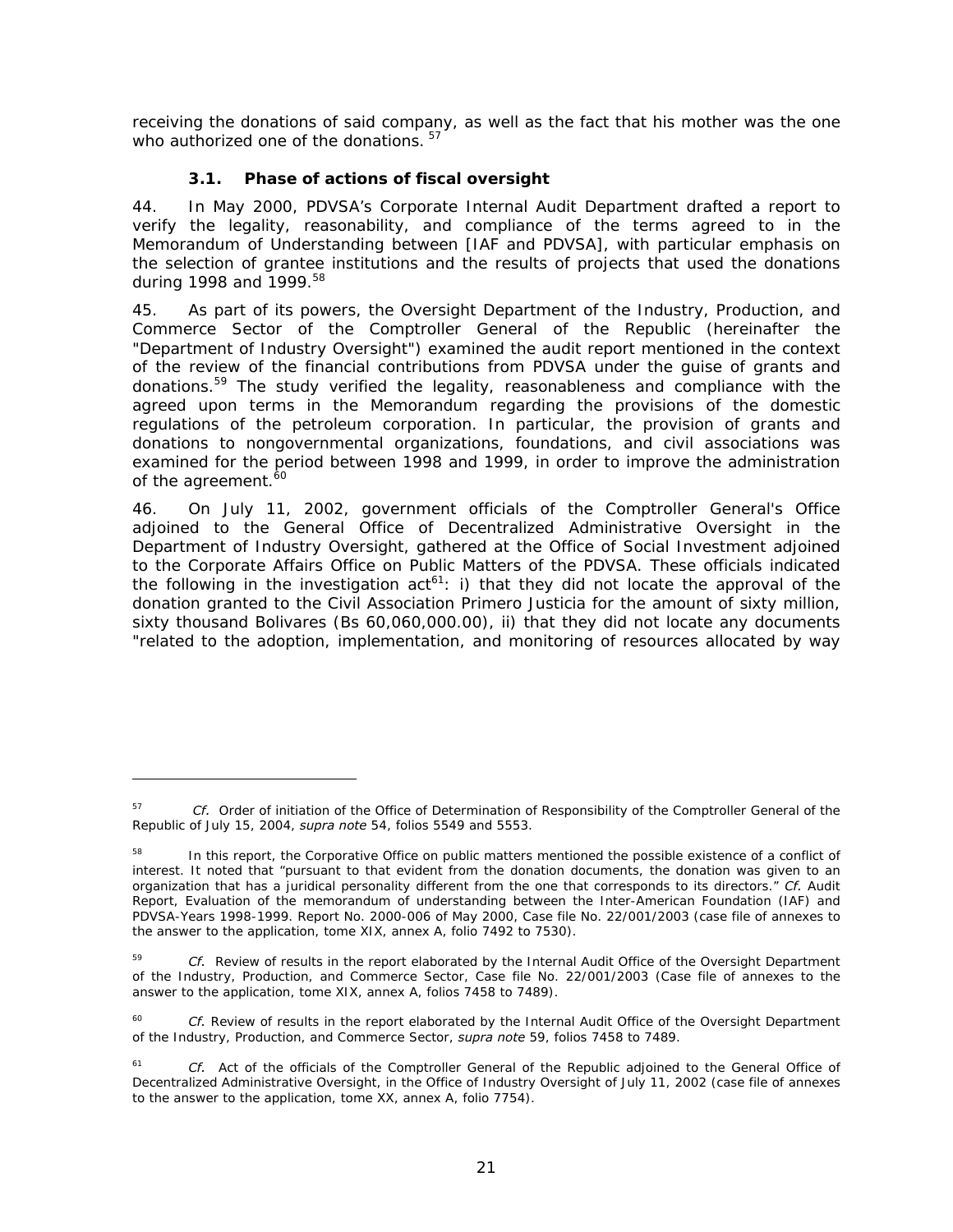receiving the donations of said company, as well as the fact that his mother was the one who authorized one of the donations. [57]

### 3.1. Phase of actions of fiscal oversight

44. In May 2000, PDVSA's Corporate Internal Audit Department drafted a report to verify the legality, reasonability, and compliance of the terms agreed to in the Memorandum of Understanding between [IAF and PDVSA], with particular emphasis on the selection of grantee institutions and the results of projects that used the donations during 1998 and 1999.[58]

45. As part of its powers, the Oversight Department of the Industry, Production, and Commerce Sector of the Comptroller General of the Republic (hereinafter the "Department of Industry Oversight") examined the audit report mentioned in the context of the review of the financial contributions from PDVSA under the guise of grants and donations.[59] The study verified the legality, reasonableness and compliance with the agreed upon terms in the Memorandum regarding the provisions of the domestic regulations of the petroleum corporation. In particular, the provision of grants and donations to nongovernmental organizations, foundations, and civil associations was examined for the period between 1998 and 1999, in order to improve the administration of the agreement.[60]

46. On July 11, 2002, government officials of the Comptroller General's Office adjoined to the General Office of Decentralized Administrative Oversight in the Department of Industry Oversight, gathered at the Office of Social Investment adjoined to the Corporate Affairs Office on Public Matters of the PDVSA. These officials indicated the following in the investigation act[61]: i) that they did not locate the approval of the donation granted to the Civil Association Primero Justicia for the amount of sixty million, sixty thousand Bolivares (Bs 60,060,000.00), ii) that they did not locate any documents "related to the adoption, implementation, and monitoring of resources allocated by way

---

[57] *Cf.* Order of initiation of the Office of Determination of Responsibility of the Comptroller General of the Republic of July 15, 2004, *supra note* 54, folios 5549 and 5553.

[58] In this report, the Corporative Office on public matters mentioned the possible existence of a conflict of interest. It noted that "pursuant to that evident from the donation documents, the donation was given to an organization that has a juridical personality different from the one that corresponds to its directors." *Cf.* Audit Report, Evaluation of the memorandum of understanding between the Inter-American Foundation (IAF) and PDVSA-Years 1998-1999. Report No. 2000-006 of May 2000, Case file No. 22/001/2003 (case file of annexes to the answer to the application, tome XIX, annex A, folio 7492 to 7530).

[59] *Cf.* Review of results in the report elaborated by the Internal Audit Office of the Oversight Department of the Industry, Production, and Commerce Sector, Case file No. 22/001/2003 (Case file of annexes to the answer to the application, tome XIX, annex A, folios 7458 to 7489).

[60] *Cf.* Review of results in the report elaborated by the Internal Audit Office of the Oversight Department of the Industry, Production, and Commerce Sector, *supra note* 59, folios 7458 to 7489.

[61] *Cf.* Act of the officials of the Comptroller General of the Republic adjoined to the General Office of Decentralized Administrative Oversight, in the Office of Industry Oversight of July 11, 2002 (case file of annexes to the answer to the application, tome XX, annex A, folio 7754).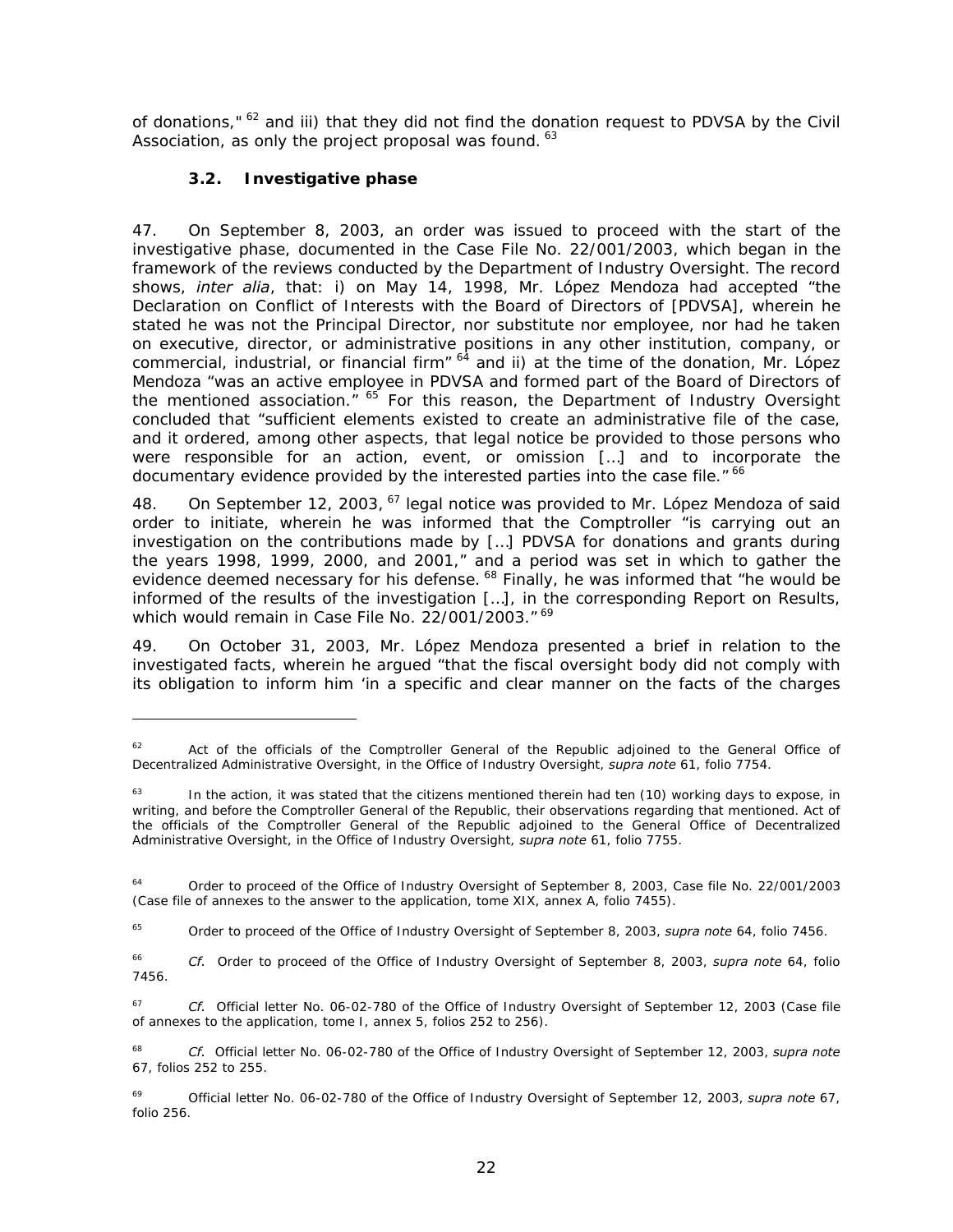of donations," [62] and iii) that they did not find the donation request to PDVSA by the Civil Association, as only the project proposal was found. [63]

### 3.2. Investigative phase

47. On September 8, 2003, an order was issued to proceed with the start of the investigative phase, documented in the Case File No. 22/001/2003, which began in the framework of the reviews conducted by the Department of Industry Oversight. The record shows, *inter alia*, that: i) on May 14, 1998, Mr. López Mendoza had accepted "the Declaration on Conflict of Interests with the Board of Directors of [PDVSA], wherein he stated he was not the Principal Director, nor substitute nor employee, nor had he taken on executive, director, or administrative positions in any other institution, company, or commercial, industrial, or financial firm" [64] and ii) at the time of the donation, Mr. López Mendoza "was an active employee in PDVSA and formed part of the Board of Directors of the mentioned association." [65] For this reason, the Department of Industry Oversight concluded that "sufficient elements existed to create an administrative file of the case, and it ordered, among other aspects, that legal notice be provided to those persons who were responsible for an action, event, or omission […] and to incorporate the documentary evidence provided by the interested parties into the case file." [66]

48. On September 12, 2003, [67] legal notice was provided to Mr. López Mendoza of said order to initiate, wherein he was informed that the Comptroller "is carrying out an investigation on the contributions made by […] PDVSA for donations and grants during the years 1998, 1999, 2000, and 2001," and a period was set in which to gather the evidence deemed necessary for his defense. [68] Finally, he was informed that "he would be informed of the results of the investigation […], in the corresponding Report on Results, which would remain in Case File No. 22/001/2003." [69]

49. On October 31, 2003, Mr. López Mendoza presented a brief in relation to the investigated facts, wherein he argued "that the fiscal oversight body did not comply with its obligation to inform him 'in a specific and clear manner on the facts of the charges

---

[62] Act of the officials of the Comptroller General of the Republic adjoined to the General Office of Decentralized Administrative Oversight, in the Office of Industry Oversight, *supra note* 61, folio 7754.

[63] In the action, it was stated that the citizens mentioned therein had ten (10) working days to expose, in writing, and before the Comptroller General of the Republic, their observations regarding that mentioned. Act of the officials of the Comptroller General of the Republic adjoined to the General Office of Decentralized Administrative Oversight, in the Office of Industry Oversight, *supra note* 61, folio 7755.

[64] Order to proceed of the Office of Industry Oversight of September 8, 2003, Case file No. 22/001/2003 (Case file of annexes to the answer to the application, tome XIX, annex A, folio 7455).

[65] Order to proceed of the Office of Industry Oversight of September 8, 2003, *supra note* 64, folio 7456.

[66] *Cf.* Order to proceed of the Office of Industry Oversight of September 8, 2003, *supra note* 64, folio 7456.

[67] *Cf.* Official letter No. 06-02-780 of the Office of Industry Oversight of September 12, 2003 (Case file of annexes to the application, tome I, annex 5, folios 252 to 256).

[68] *Cf.* Official letter No. 06-02-780 of the Office of Industry Oversight of September 12, 2003, *supra note* 67, folios 252 to 255.

[69] Official letter No. 06-02-780 of the Office of Industry Oversight of September 12, 2003, *supra note* 67, folio 256.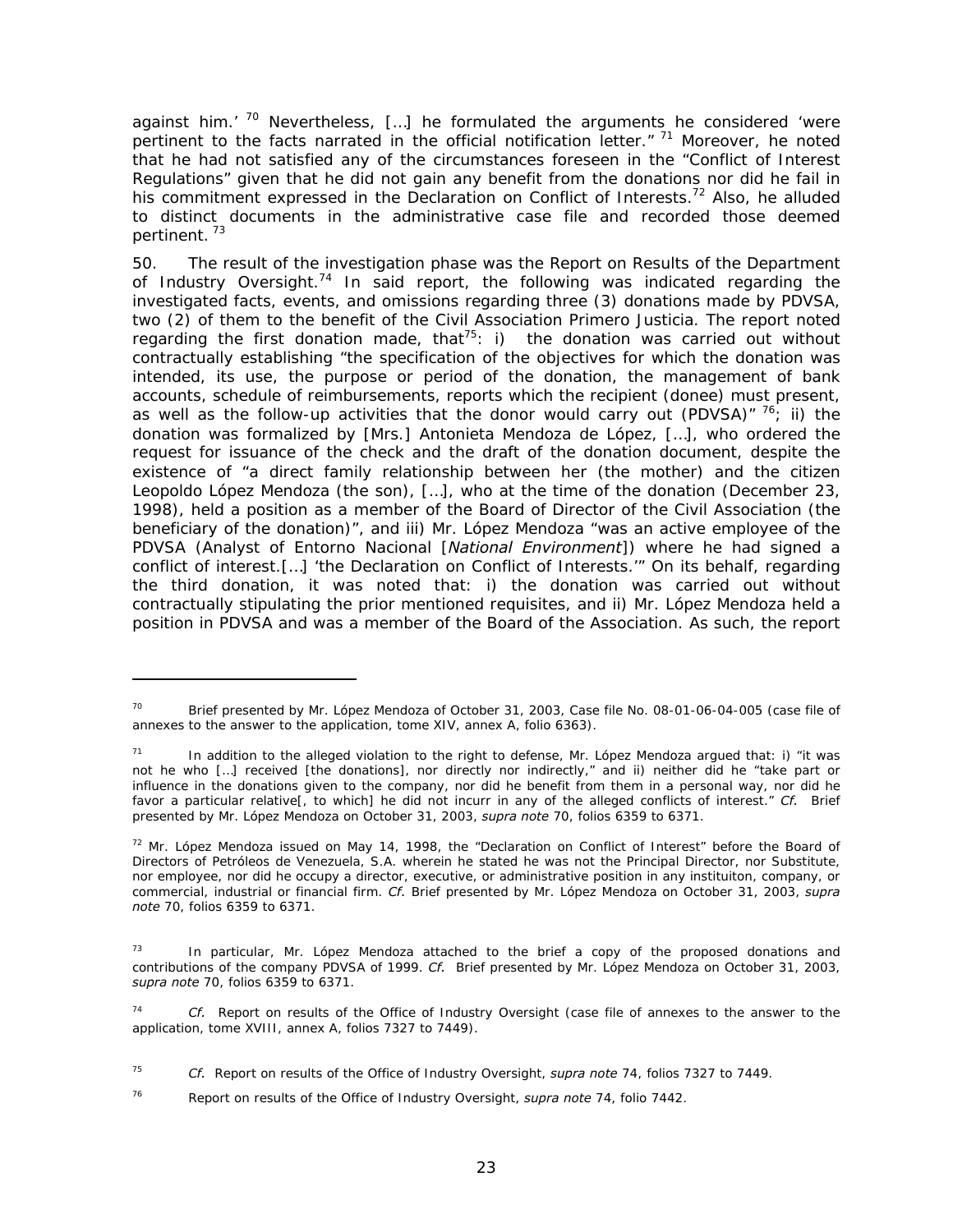against him.' [70] Nevertheless, […] he formulated the arguments he considered 'were pertinent to the facts narrated in the official notification letter." [71] Moreover, he noted that he had not satisfied any of the circumstances foreseen in the "Conflict of Interest Regulations" given that he did not gain any benefit from the donations nor did he fail in his commitment expressed in the Declaration on Conflict of Interests.[72] Also, he alluded to distinct documents in the administrative case file and recorded those deemed pertinent. [73]

50. The result of the investigation phase was the Report on Results of the Department of Industry Oversight.[74] In said report, the following was indicated regarding the investigated facts, events, and omissions regarding three (3) donations made by PDVSA, two (2) of them to the benefit of the Civil Association Primero Justicia. The report noted regarding the first donation made, that[75]: i) the donation was carried out without contractually establishing "the specification of the objectives for which the donation was intended, its use, the purpose or period of the donation, the management of bank accounts, schedule of reimbursements, reports which the recipient (donee) must present, as well as the follow-up activities that the donor would carry out (PDVSA)" [76]; ii) the donation was formalized by [Mrs.] Antonieta Mendoza de López, […], who ordered the request for issuance of the check and the draft of the donation document, despite the existence of "a direct family relationship between her (the mother) and the citizen Leopoldo López Mendoza (the son), […], who at the time of the donation (December 23, 1998), held a position as a member of the Board of Director of the Civil Association (the beneficiary of the donation)", and iii) Mr. López Mendoza "was an active employee of the PDVSA (Analyst of Entorno Nacional [*National Environment*]) where he had signed a conflict of interest.[…] 'the Declaration on Conflict of Interests.'" On its behalf, regarding the third donation, it was noted that: i) the donation was carried out without contractually stipulating the prior mentioned requisites, and ii) Mr. López Mendoza held a position in PDVSA and was a member of the Board of the Association. As such, the report

---

[70] Brief presented by Mr. López Mendoza of October 31, 2003, Case file No. 08-01-06-04-005 (case file of annexes to the answer to the application, tome XIV, annex A, folio 6363).

[71] In addition to the alleged violation to the right to defense, Mr. López Mendoza argued that: i) "it was not he who […] received [the donations], nor directly nor indirectly," and ii) neither did he "take part or influence in the donations given to the company, nor did he benefit from them in a personal way, nor did he favor a particular relative[, to which] he did not incurr in any of the alleged conflicts of interest." *Cf.* Brief presented by Mr. López Mendoza on October 31, 2003, *supra note* 70, folios 6359 to 6371.

[72] Mr. López Mendoza issued on May 14, 1998, the "Declaration on Conflict of Interest" before the Board of Directors of Petróleos de Venezuela, S.A. wherein he stated he was not the Principal Director, nor Substitute, nor employee, nor did he occupy a director, executive, or administrative position in any instituiton, company, or commercial, industrial or financial firm. *Cf.* Brief presented by Mr. López Mendoza on October 31, 2003, *supra note* 70, folios 6359 to 6371.

[73] In particular, Mr. López Mendoza attached to the brief a copy of the proposed donations and contributions of the company PDVSA of 1999. *Cf.* Brief presented by Mr. López Mendoza on October 31, 2003, *supra note* 70, folios 6359 to 6371.

[74] *Cf.* Report on results of the Office of Industry Oversight (case file of annexes to the answer to the application, tome XVIII, annex A, folios 7327 to 7449).

[75] *Cf.* Report on results of the Office of Industry Oversight, *supra note* 74, folios 7327 to 7449.

[76] Report on results of the Office of Industry Oversight, *supra note* 74, folio 7442.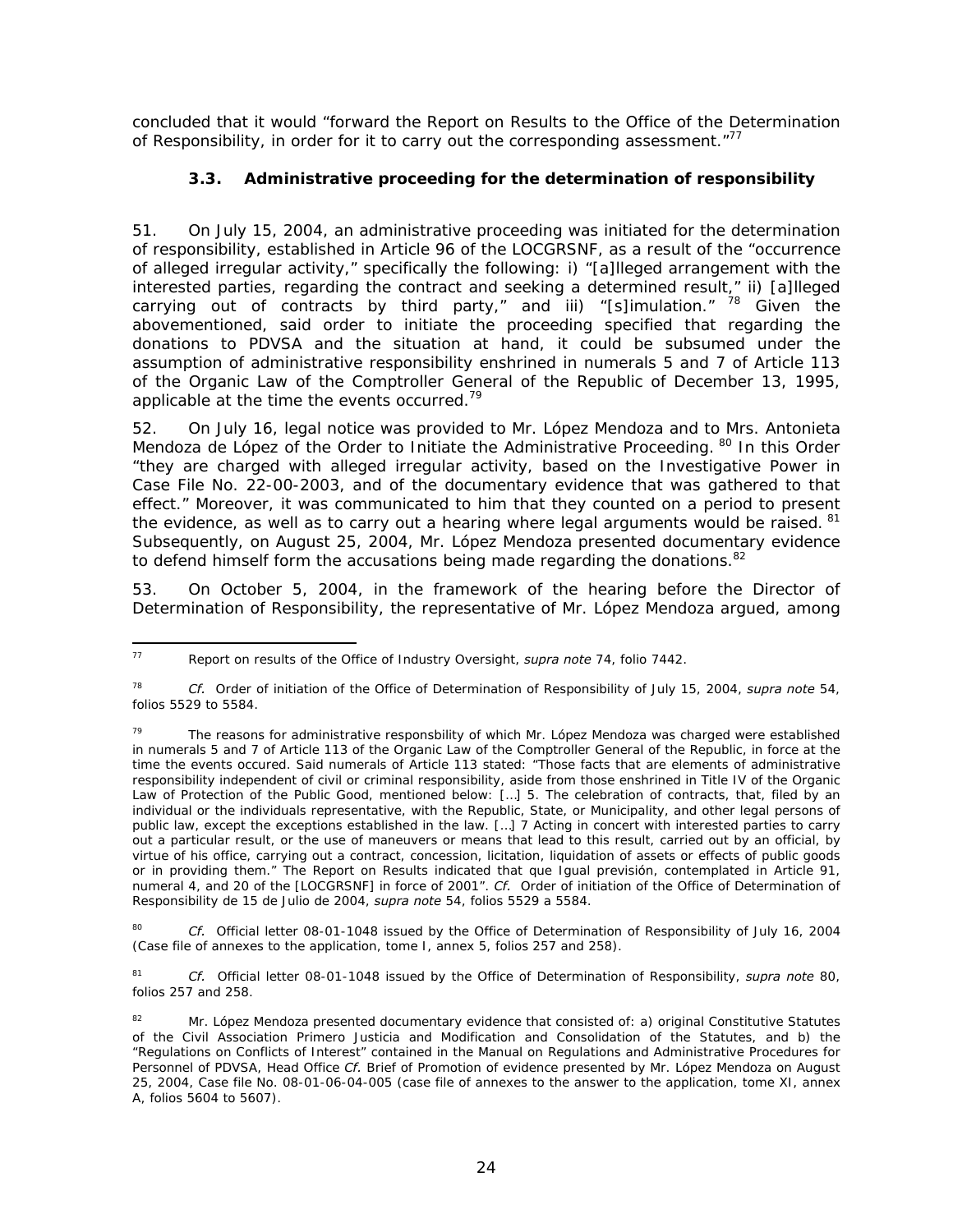concluded that it would "forward the Report on Results to the Office of the Determination of Responsibility, in order for it to carry out the corresponding assessment."[77]

### 3.3. Administrative proceeding for the determination of responsibility

51. On July 15, 2004, an administrative proceeding was initiated for the determination of responsibility, established in Article 96 of the LOCGRSNF, as a result of the "occurrence of alleged irregular activity," specifically the following: i) "[a]lleged arrangement with the interested parties, regarding the contract and seeking a determined result," ii) [a]lleged carrying out of contracts by third party," and iii) "[s]imulation."[78] Given the abovementioned, said order to initiate the proceeding specified that regarding the donations to PDVSA and the situation at hand, it could be subsumed under the assumption of administrative responsibility enshrined in numerals 5 and 7 of Article 113 of the Organic Law of the Comptroller General of the Republic of December 13, 1995, applicable at the time the events occurred.[79]

52. On July 16, legal notice was provided to Mr. López Mendoza and to Mrs. Antonieta Mendoza de López of the Order to Initiate the Administrative Proceeding.[80] In this Order "they are charged with alleged irregular activity, based on the Investigative Power in Case File No. 22-00-2003, and of the documentary evidence that was gathered to that effect." Moreover, it was communicated to him that they counted on a period to present the evidence, as well as to carry out a hearing where legal arguments would be raised.[81] Subsequently, on August 25, 2004, Mr. López Mendoza presented documentary evidence to defend himself form the accusations being made regarding the donations.[82]

53. On October 5, 2004, in the framework of the hearing before the Director of Determination of Responsibility, the representative of Mr. López Mendoza argued, among

---

[77] Report on results of the Office of Industry Oversight, *supra note* 74, folio 7442.

[78] *Cf.* Order of initiation of the Office of Determination of Responsibility of July 15, 2004, *supra note* 54, folios 5529 to 5584.

[79] The reasons for administrative responsbility of which Mr. López Mendoza was charged were established in numerals 5 and 7 of Article 113 of the Organic Law of the Comptroller General of the Republic, in force at the time the events occured. Said numerals of Article 113 stated: "Those facts that are elements of administrative responsibility independent of civil or criminal responsibility, aside from those enshrined in Title IV of the Organic Law of Protection of the Public Good, mentioned below: […] 5. The celebration of contracts, that, filed by an individual or the individuals representative, with the Republic, State, or Municipality, and other legal persons of public law, except the exceptions established in the law. […] 7 Acting in concert with interested parties to carry out a particular result, or the use of maneuvers or means that lead to this result, carried out by an official, by virtue of his office, carrying out a contract, concession, licitation, liquidation of assets or effects of public goods or in providing them." The Report on Results indicated that que Igual previsión, contemplated in Article 91, numeral 4, and 20 of the [LOCGRSNF] in force of 2001". *Cf.* Order of initiation of the Office of Determination of Responsibility de 15 de Julio de 2004, *supra note* 54, folios 5529 a 5584.

[80] *Cf.* Official letter 08-01-1048 issued by the Office of Determination of Responsibility of July 16, 2004 (Case file of annexes to the application, tome I, annex 5, folios 257 and 258).

[81] *Cf.* Official letter 08-01-1048 issued by the Office of Determination of Responsibility, *supra note* 80, folios 257 and 258.

[82] Mr. López Mendoza presented documentary evidence that consisted of: a) original Constitutive Statutes of the Civil Association Primero Justicia and Modification and Consolidation of the Statutes, and b) the "Regulations on Conflicts of Interest" contained in the Manual on Regulations and Administrative Procedures for Personnel of PDVSA, Head Office *Cf.* Brief of Promotion of evidence presented by Mr. López Mendoza on August 25, 2004, Case file No. 08-01-06-04-005 (case file of annexes to the answer to the application, tome XI, annex A, folios 5604 to 5607).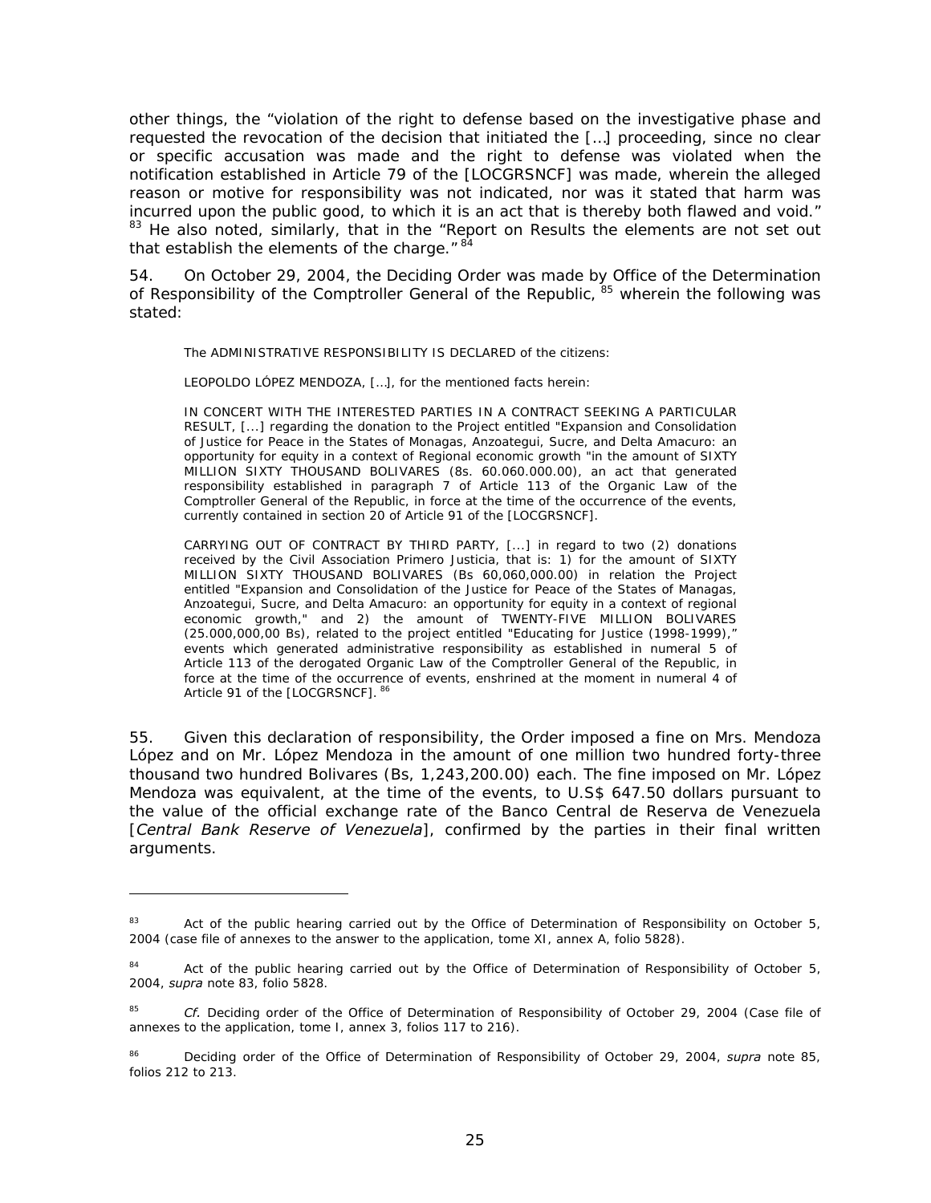other things, the "violation of the right to defense based on the investigative phase and requested the revocation of the decision that initiated the […] proceeding, since no clear or specific accusation was made and the right to defense was violated when the notification established in Article 79 of the [LOCGRSNCF] was made, wherein the alleged reason or motive for responsibility was not indicated, nor was it stated that harm was incurred upon the public good, to which it is an act that is thereby both flawed and void." [83] He also noted, similarly, that in the "Report on Results the elements are not set out that establish the elements of the charge." [84]

54. On October 29, 2004, the Deciding Order was made by Office of the Determination of Responsibility of the Comptroller General of the Republic, [85] wherein the following was stated:

> The ADMINISTRATIVE RESPONSIBILITY IS DECLARED of the citizens:
>
> LEOPOLDO LÓPEZ MENDOZA, […], for the mentioned facts herein:
>
> IN CONCERT WITH THE INTERESTED PARTIES IN A CONTRACT SEEKING A PARTICULAR RESULT, [...] regarding the donation to the Project entitled "Expansion and Consolidation of Justice for Peace in the States of Monagas, Anzoategui, Sucre, and Delta Amacuro: an opportunity for equity in a context of Regional economic growth "in the amount of SIXTY MILLION SIXTY THOUSAND BOLIVARES (8s. 60.060.000.00), an act that generated responsibility established in paragraph 7 of Article 113 of the Organic Law of the Comptroller General of the Republic, in force at the time of the occurrence of the events, currently contained in section 20 of Article 91 of the [LOCGRSNCF].
>
> CARRYING OUT OF CONTRACT BY THIRD PARTY, [...] in regard to two (2) donations received by the Civil Association Primero Justicia, that is: 1) for the amount of SIXTY MILLION SIXTY THOUSAND BOLIVARES (Bs 60,060,000.00) in relation the Project entitled "Expansion and Consolidation of the Justice for Peace of the States of Managas, Anzoategui, Sucre, and Delta Amacuro: an opportunity for equity in a context of regional economic growth," and 2) the amount of TWENTY-FIVE MILLION BOLIVARES (25.000,000,00 Bs), related to the project entitled "Educating for Justice (1998-1999)," events which generated administrative responsibility as established in numeral 5 of Article 113 of the derogated Organic Law of the Comptroller General of the Republic, in force at the time of the occurrence of events, enshrined at the moment in numeral 4 of Article 91 of the [LOCGRSNCF]. [86]

55. Given this declaration of responsibility, the Order imposed a fine on Mrs. Mendoza López and on Mr. López Mendoza in the amount of one million two hundred forty-three thousand two hundred Bolivares (Bs, 1,243,200.00) each. The fine imposed on Mr. López Mendoza was equivalent, at the time of the events, to U.S$ 647.50 dollars pursuant to the value of the official exchange rate of the Banco Central de Reserva de Venezuela [*Central Bank Reserve of Venezuela*], confirmed by the parties in their final written arguments.

---

[83] Act of the public hearing carried out by the Office of Determination of Responsibility on October 5, 2004 (case file of annexes to the answer to the application, tome XI, annex A, folio 5828).

[84] Act of the public hearing carried out by the Office of Determination of Responsibility of October 5, 2004, *supra* note 83, folio 5828.

[85] *Cf.* Deciding order of the Office of Determination of Responsibility of October 29, 2004 (Case file of annexes to the application, tome I, annex 3, folios 117 to 216).

[86] Deciding order of the Office of Determination of Responsibility of October 29, 2004, *supra* note 85, folios 212 to 213.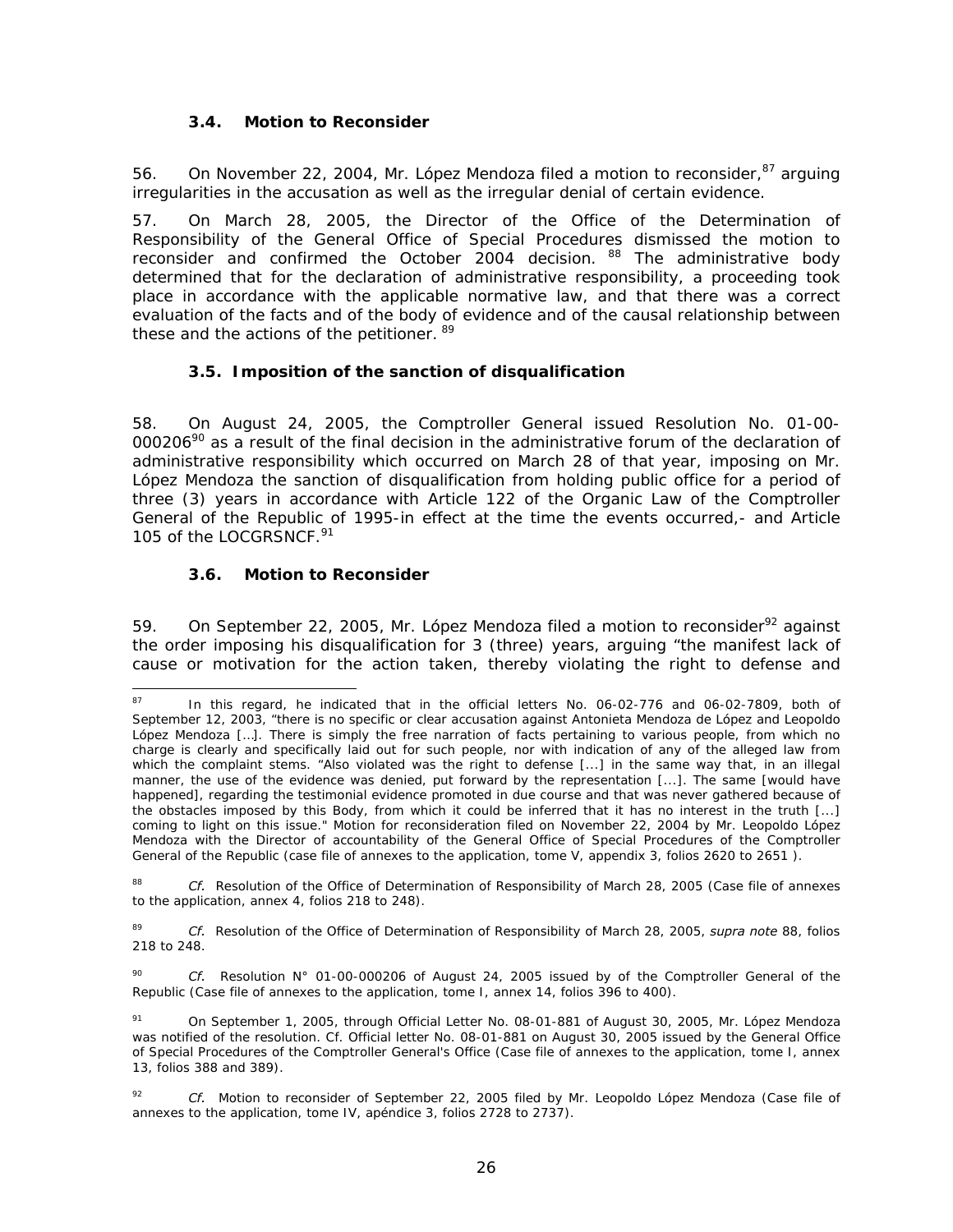### 3.4. Motion to Reconsider

56. On November 22, 2004, Mr. López Mendoza filed a motion to reconsider,[87] arguing irregularities in the accusation as well as the irregular denial of certain evidence.

57. On March 28, 2005, the Director of the Office of the Determination of Responsibility of the General Office of Special Procedures dismissed the motion to reconsider and confirmed the October 2004 decision. [88] The administrative body determined that for the declaration of administrative responsibility, a proceeding took place in accordance with the applicable normative law, and that there was a correct evaluation of the facts and of the body of evidence and of the causal relationship between these and the actions of the petitioner. [89]

### 3.5. Imposition of the sanction of disqualification

58. On August 24, 2005, the Comptroller General issued Resolution No. 01-00-000206[90] as a result of the final decision in the administrative forum of the declaration of administrative responsibility which occurred on March 28 of that year, imposing on Mr. López Mendoza the sanction of disqualification from holding public office for a period of three (3) years in accordance with Article 122 of the Organic Law of the Comptroller General of the Republic of 1995-in effect at the time the events occurred,- and Article 105 of the LOCGRSNCF.[91]

### 3.6. Motion to Reconsider

59. On September 22, 2005, Mr. López Mendoza filed a motion to reconsider[92] against the order imposing his disqualification for 3 (three) years, arguing "the manifest lack of cause or motivation for the action taken, thereby violating the right to defense and

---

[87] In this regard, he indicated that in the official letters No. 06-02-776 and 06-02-7809, both of September 12, 2003, "there is no specific or clear accusation against Antonieta Mendoza de López and Leopoldo López Mendoza […]. There is simply the free narration of facts pertaining to various people, from which no charge is clearly and specifically laid out for such people, nor with indication of any of the alleged law from which the complaint stems. "Also violated was the right to defense [...] in the same way that, in an illegal manner, the use of the evidence was denied, put forward by the representation [...]. The same [would have happened], regarding the testimonial evidence promoted in due course and that was never gathered because of the obstacles imposed by this Body, from which it could be inferred that it has no interest in the truth [...] coming to light on this issue." Motion for reconsideration filed on November 22, 2004 by Mr. Leopoldo López Mendoza with the Director of accountability of the General Office of Special Procedures of the Comptroller General of the Republic (case file of annexes to the application, tome V, appendix 3, folios 2620 to 2651 ).

[88] *Cf.* Resolution of the Office of Determination of Responsibility of March 28, 2005 (Case file of annexes to the application, annex 4, folios 218 to 248).

[89] *Cf.* Resolution of the Office of Determination of Responsibility of March 28, 2005, *supra note* 88, folios 218 to 248.

[90] *Cf.* Resolution N° 01-00-000206 of August 24, 2005 issued by of the Comptroller General of the Republic (Case file of annexes to the application, tome I, annex 14, folios 396 to 400).

[91] On September 1, 2005, through Official Letter No. 08-01-881 of August 30, 2005, Mr. López Mendoza was notified of the resolution. Cf. Official letter No. 08-01-881 on August 30, 2005 issued by the General Office of Special Procedures of the Comptroller General's Office (Case file of annexes to the application, tome I, annex 13, folios 388 and 389).

[92] *Cf.* Motion to reconsider of September 22, 2005 filed by Mr. Leopoldo López Mendoza (Case file of annexes to the application, tome IV, apéndice 3, folios 2728 to 2737).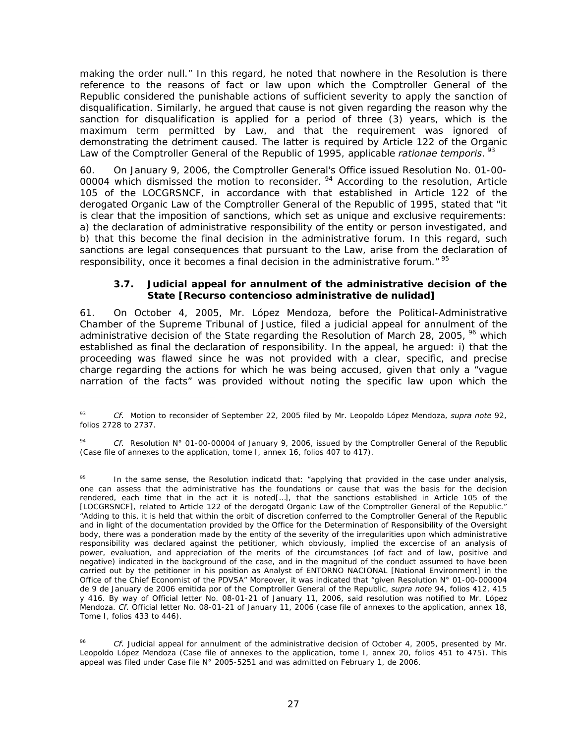making the order null." In this regard, he noted that nowhere in the Resolution is there reference to the reasons of fact or law upon which the Comptroller General of the Republic considered the punishable actions of sufficient severity to apply the sanction of disqualification. Similarly, he argued that cause is not given regarding the reason why the sanction for disqualification is applied for a period of three (3) years, which is the maximum term permitted by Law, and that the requirement was ignored of demonstrating the detriment caused. The latter is required by Article 122 of the Organic Law of the Comptroller General of the Republic of 1995, applicable *rationae temporis*. [93]

60. On January 9, 2006, the Comptroller General's Office issued Resolution No. 01-00-00004 which dismissed the motion to reconsider. [94] According to the resolution, Article 105 of the LOCGRSNCF, in accordance with that established in Article 122 of the derogated Organic Law of the Comptroller General of the Republic of 1995, stated that "it is clear that the imposition of sanctions, which set as unique and exclusive requirements: a) the declaration of administrative responsibility of the entity or person investigated, and b) that this become the final decision in the administrative forum. In this regard, such sanctions are legal consequences that pursuant to the Law, arise from the declaration of responsibility, once it becomes a final decision in the administrative forum." [95]

### 3.7. Judicial appeal for annulment of the administrative decision of the State [Recurso contencioso administrative de nulidad]

61. On October 4, 2005, Mr. López Mendoza, before the Political-Administrative Chamber of the Supreme Tribunal of Justice, filed a judicial appeal for annulment of the administrative decision of the State regarding the Resolution of March 28, 2005, [96] which established as final the declaration of responsibility. In the appeal, he argued: i) that the proceeding was flawed since he was not provided with a clear, specific, and precise charge regarding the actions for which he was being accused, given that only a "vague narration of the facts" was provided without noting the specific law upon which the

---

[93] *Cf.* Motion to reconsider of September 22, 2005 filed by Mr. Leopoldo López Mendoza, *supra note* 92, folios 2728 to 2737.

[94] *Cf.* Resolution N° 01-00-00004 of January 9, 2006, issued by the Comptroller General of the Republic (Case file of annexes to the application, tome I, annex 16, folios 407 to 417).

[95] In the same sense, the Resolution indicatd that: "applying that provided in the case under analysis, one can assess that the administrative has the foundations or cause that was the basis for the decision rendered, each time that in the act it is noted[…], that the sanctions established in Article 105 of the [LOCGRSNCF], related to Article 122 of the derogatd Organic Law of the Comptroller General of the Republic." "Adding to this, it is held that within the orbit of discretion conferred to the Comptroller General of the Republic and in light of the documentation provided by the Office for the Determination of Responsibility of the Oversight body, there was a ponderation made by the entity of the severity of the irregularities upon which administrative responsibility was declared against the petitioner, which obviously, implied the excercise of an analysis of power, evaluation, and appreciation of the merits of the circumstances (of fact and of law, positive and negative) indicated in the background of the case, and in the magnitud of the conduct assumed to have been carried out by the petitioner in his position as Analyst of ENTORNO NACIONAL [National Environment] in the Office of the Chief Economist of the PDVSA" Moreover, it was indicated that "given Resolution N° 01-00-000004 de 9 de January de 2006 emitida por of the Comptroller General of the Republic, *supra note* 94, folios 412, 415 y 416. By way of Official letter No. 08-01-21 of January 11, 2006, said resolution was notified to Mr. López Mendoza. *Cf.* Official letter No. 08-01-21 of January 11, 2006 (case file of annexes to the application, annex 18, Tome I, folios 433 to 446).

[96] *Cf.* Judicial appeal for annulment of the administrative decision of October 4, 2005, presented by Mr. Leopoldo López Mendoza (Case file of annexes to the application, tome I, annex 20, folios 451 to 475). This appeal was filed under Case file N° 2005-5251 and was admitted on February 1, de 2006.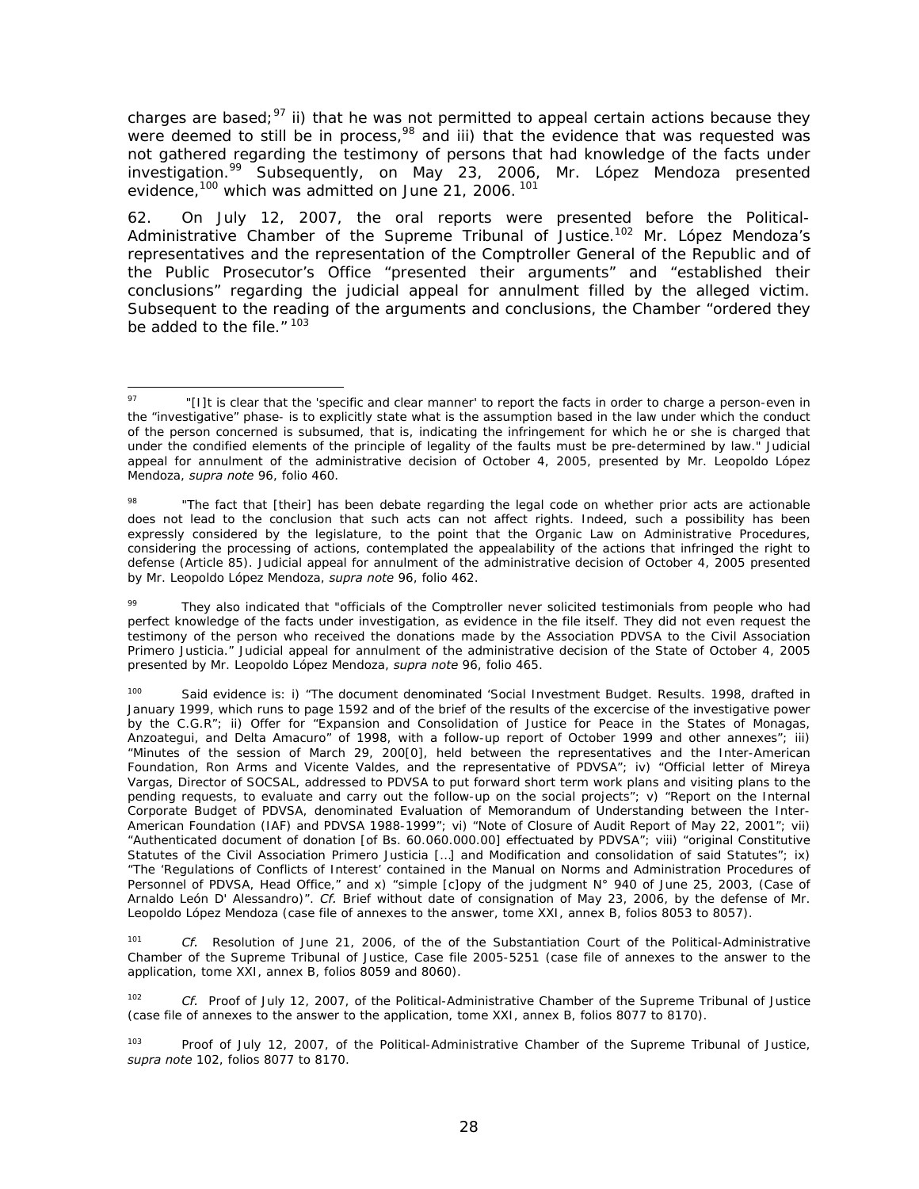charges are based;[97] ii) that he was not permitted to appeal certain actions because they were deemed to still be in process,[98] and iii) that the evidence that was requested was not gathered regarding the testimony of persons that had knowledge of the facts under investigation.[99] Subsequently, on May 23, 2006, Mr. López Mendoza presented evidence,[100] which was admitted on June 21, 2006. [101]

62. On July 12, 2007, the oral reports were presented before the Political-Administrative Chamber of the Supreme Tribunal of Justice.[102] Mr. López Mendoza's representatives and the representation of the Comptroller General of the Republic and of the Public Prosecutor's Office "presented their arguments" and "established their conclusions" regarding the judicial appeal for annulment filled by the alleged victim. Subsequent to the reading of the arguments and conclusions, the Chamber "ordered they be added to the file." [103]

---

[97] "[I]t is clear that the 'specific and clear manner' to report the facts in order to charge a person-even in the "investigative" phase- is to explicitly state what is the assumption based in the law under which the conduct of the person concerned is subsumed, that is, indicating the infringement for which he or she is charged that under the condified elements of the principle of legality of the faults must be pre-determined by law." Judicial appeal for annulment of the administrative decision of October 4, 2005, presented by Mr. Leopoldo López Mendoza, *supra note* 96, folio 460.

[98] "The fact that [their] has been debate regarding the legal code on whether prior acts are actionable does not lead to the conclusion that such acts can not affect rights. Indeed, such a possibility has been expressly considered by the legislature, to the point that the Organic Law on Administrative Procedures, considering the processing of actions, contemplated the appealability of the actions that infringed the right to defense (Article 85). Judicial appeal for annulment of the administrative decision of October 4, 2005 presented by Mr. Leopoldo López Mendoza, *supra note* 96, folio 462.

[99] They also indicated that "officials of the Comptroller never solicited testimonials from people who had perfect knowledge of the facts under investigation, as evidence in the file itself. They did not even request the testimony of the person who received the donations made by the Association PDVSA to the Civil Association Primero Justicia." Judicial appeal for annulment of the administrative decision of the State of October 4, 2005 presented by Mr. Leopoldo López Mendoza, *supra note* 96, folio 465.

[100] Said evidence is: i) "The document denominated 'Social Investment Budget. Results. 1998, drafted in January 1999, which runs to page 1592 and of the brief of the results of the excercise of the investigative power by the C.G.R"; ii) Offer for "Expansion and Consolidation of Justice for Peace in the States of Monagas, Anzoategui, and Delta Amacuro" of 1998, with a follow-up report of October 1999 and other annexes"; iii) "Minutes of the session of March 29, 200[0], held between the representatives and the Inter-American Foundation, Ron Arms and Vicente Valdes, and the representative of PDVSA"; iv) "Official letter of Mireya Vargas, Director of SOCSAL, addressed to PDVSA to put forward short term work plans and visiting plans to the pending requests, to evaluate and carry out the follow-up on the social projects"; v) "Report on the Internal Corporate Budget of PDVSA, denominated Evaluation of Memorandum of Understanding between the Inter-American Foundation (IAF) and PDVSA 1988-1999"; vi) "Note of Closure of Audit Report of May 22, 2001"; vii) "Authenticated document of donation [of Bs. 60.060.000.00] effectuated by PDVSA"; viii) "original Constitutive Statutes of the Civil Association Primero Justicia […] and Modification and consolidation of said Statutes"; ix) "The 'Regulations of Conflicts of Interest' contained in the Manual on Norms and Administration Procedures of Personnel of PDVSA, Head Office," and x) "simple [c]opy of the judgment N° 940 of June 25, 2003, (Case of Arnaldo León D' Alessandro)". *Cf.* Brief without date of consignation of May 23, 2006, by the defense of Mr. Leopoldo López Mendoza (case file of annexes to the answer, tome XXI, annex B, folios 8053 to 8057).

[101] *Cf.* Resolution of June 21, 2006, of the of the Substantiation Court of the Political-Administrative Chamber of the Supreme Tribunal of Justice, Case file 2005-5251 (case file of annexes to the answer to the application, tome XXI, annex B, folios 8059 and 8060).

[102] *Cf.* Proof of July 12, 2007, of the Political-Administrative Chamber of the Supreme Tribunal of Justice (case file of annexes to the answer to the application, tome XXI, annex B, folios 8077 to 8170).

[103] Proof of July 12, 2007, of the Political-Administrative Chamber of the Supreme Tribunal of Justice, *supra note* 102, folios 8077 to 8170.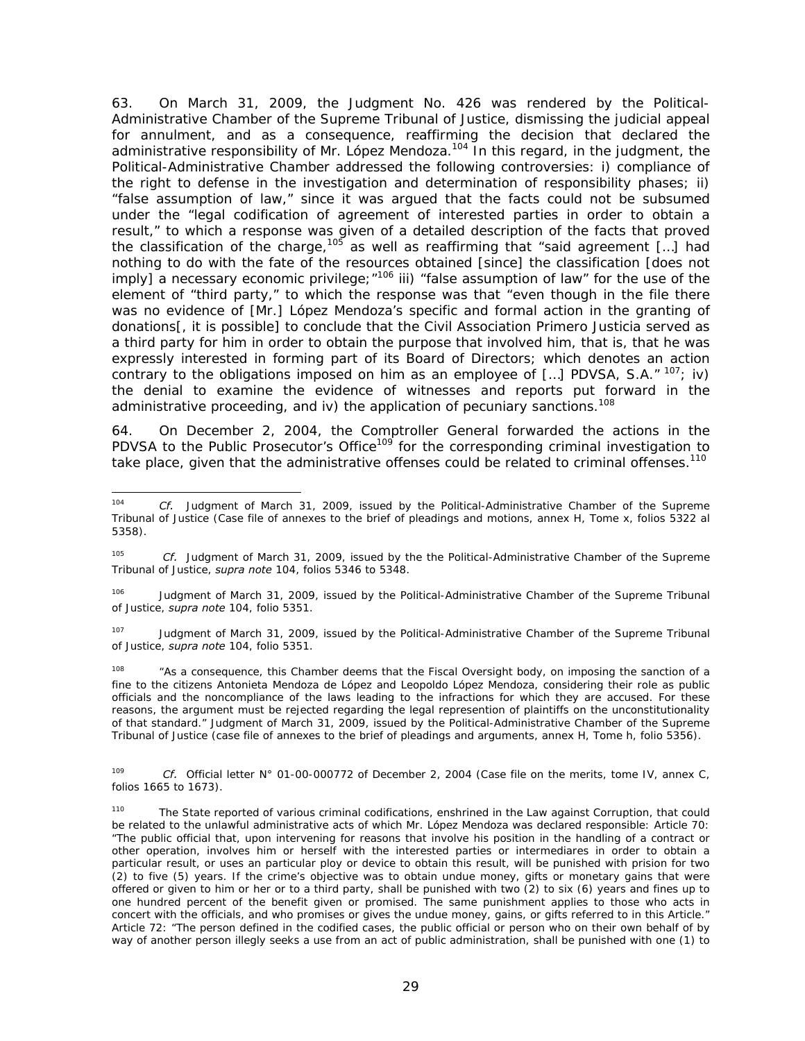63. On March 31, 2009, the Judgment No. 426 was rendered by the Political-Administrative Chamber of the Supreme Tribunal of Justice, dismissing the judicial appeal for annulment, and as a consequence, reaffirming the decision that declared the administrative responsibility of Mr. López Mendoza.[104] In this regard, in the judgment, the Political-Administrative Chamber addressed the following controversies: i) compliance of the right to defense in the investigation and determination of responsibility phases; ii) "false assumption of law," since it was argued that the facts could not be subsumed under the "legal codification of agreement of interested parties in order to obtain a result," to which a response was given of a detailed description of the facts that proved the classification of the charge,[105] as well as reaffirming that "said agreement […] had nothing to do with the fate of the resources obtained [since] the classification [does not imply] a necessary economic privilege;"[106] iii) "false assumption of law" for the use of the element of "third party," to which the response was that "even though in the file there was no evidence of [Mr.] López Mendoza's specific and formal action in the granting of donations[, it is possible] to conclude that the Civil Association Primero Justicia served as a third party for him in order to obtain the purpose that involved him, that is, that he was expressly interested in forming part of its Board of Directors; which denotes an action contrary to the obligations imposed on him as an employee of […] PDVSA, S.A." [107]; iv) the denial to examine the evidence of witnesses and reports put forward in the administrative proceeding, and iv) the application of pecuniary sanctions.[108]

64. On December 2, 2004, the Comptroller General forwarded the actions in the PDVSA to the Public Prosecutor's Office[109] for the corresponding criminal investigation to take place, given that the administrative offenses could be related to criminal offenses.[110]

---

[104] *Cf.* Judgment of March 31, 2009, issued by the Political-Administrative Chamber of the Supreme Tribunal of Justice (Case file of annexes to the brief of pleadings and motions, annex H, Tome x, folios 5322 al 5358).

[105] *Cf.* Judgment of March 31, 2009, issued by the the Political-Administrative Chamber of the Supreme Tribunal of Justice, *supra note* 104, folios 5346 to 5348.

[106] Judgment of March 31, 2009, issued by the Political-Administrative Chamber of the Supreme Tribunal of Justice, *supra note* 104, folio 5351.

[107] Judgment of March 31, 2009, issued by the Political-Administrative Chamber of the Supreme Tribunal of Justice, *supra note* 104, folio 5351.

[108] "As a consequence, this Chamber deems that the Fiscal Oversight body, on imposing the sanction of a fine to the citizens Antonieta Mendoza de López and Leopoldo López Mendoza, considering their role as public officials and the noncompliance of the laws leading to the infractions for which they are accused. For these reasons, the argument must be rejected regarding the legal represention of plaintiffs on the unconstitutionality of that standard." Judgment of March 31, 2009, issued by the Political-Administrative Chamber of the Supreme Tribunal of Justice (case file of annexes to the brief of pleadings and arguments, annex H, Tome h, folio 5356).

[109] *Cf.* Official letter N° 01-00-000772 of December 2, 2004 (Case file on the merits, tome IV, annex C, folios 1665 to 1673).

[110] The State reported of various criminal codifications, enshrined in the Law against Corruption, that could be related to the unlawful administrative acts of which Mr. López Mendoza was declared responsible: Article 70: "The public official that, upon intervening for reasons that involve his position in the handling of a contract or other operation, involves him or herself with the interested parties or intermediares in order to obtain a particular result, or uses an particular ploy or device to obtain this result, will be punished with prision for two (2) to five (5) years. If the crime's objective was to obtain undue money, gifts or monetary gains that were offered or given to him or her or to a third party, shall be punished with two (2) to six (6) years and fines up to one hundred percent of the benefit given or promised. The same punishment applies to those who acts in concert with the officials, and who promises or gives the undue money, gains, or gifts referred to in this Article." Article 72: "The person defined in the codified cases, the public official or person who on their own behalf of by way of another person illegly seeks a use from an act of public administration, shall be punished with one (1) to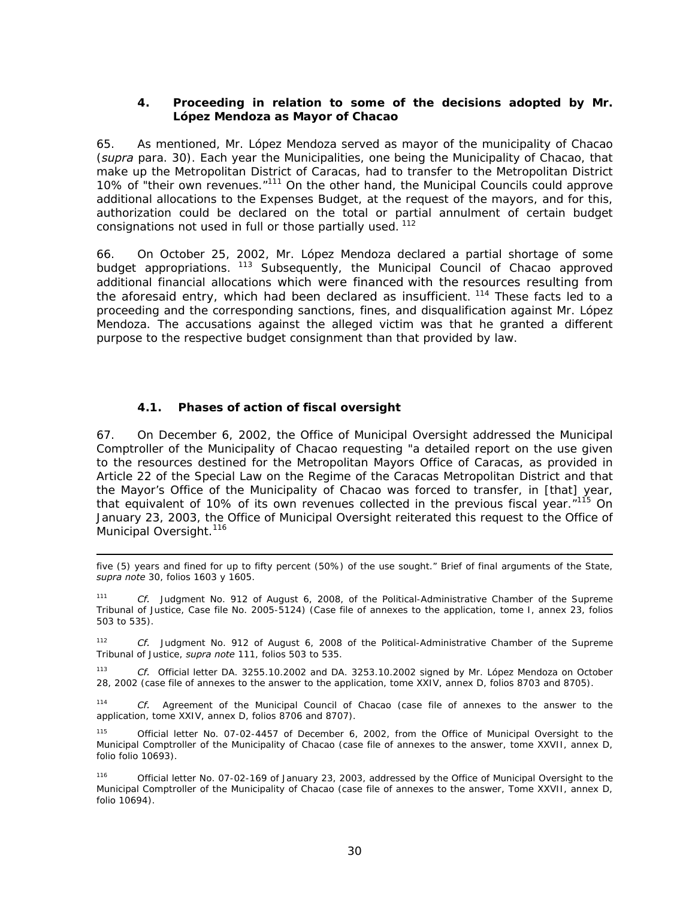### 4. Proceeding in relation to some of the decisions adopted by Mr. López Mendoza as Mayor of Chacao

65. As mentioned, Mr. López Mendoza served as mayor of the municipality of Chacao (*supra* para. 30). Each year the Municipalities, one being the Municipality of Chacao, that make up the Metropolitan District of Caracas, had to transfer to the Metropolitan District 10% of "their own revenues."[111] On the other hand, the Municipal Councils could approve additional allocations to the Expenses Budget, at the request of the mayors, and for this, authorization could be declared on the total or partial annulment of certain budget consignations not used in full or those partially used.[112]

66. On October 25, 2002, Mr. López Mendoza declared a partial shortage of some budget appropriations.[113] Subsequently, the Municipal Council of Chacao approved additional financial allocations which were financed with the resources resulting from the aforesaid entry, which had been declared as insufficient.[114] These facts led to a proceeding and the corresponding sanctions, fines, and disqualification against Mr. López Mendoza. The accusations against the alleged victim was that he granted a different purpose to the respective budget consignment than that provided by law.

#### 4.1. Phases of action of fiscal oversight

67. On December 6, 2002, the Office of Municipal Oversight addressed the Municipal Comptroller of the Municipality of Chacao requesting "a detailed report on the use given to the resources destined for the Metropolitan Mayors Office of Caracas, as provided in Article 22 of the Special Law on the Regime of the Caracas Metropolitan District and that the Mayor's Office of the Municipality of Chacao was forced to transfer, in [that] year, that equivalent of 10% of its own revenues collected in the previous fiscal year."[115] On January 23, 2003, the Office of Municipal Oversight reiterated this request to the Office of Municipal Oversight.[116]

---

five (5) years and fined for up to fifty percent (50%) of the use sought." Brief of final arguments of the State, *supra note* 30, folios 1603 y 1605.

[111] *Cf.* Judgment No. 912 of August 6, 2008, of the Political-Administrative Chamber of the Supreme Tribunal of Justice, Case file No. 2005-5124) (Case file of annexes to the application, tome I, annex 23, folios 503 to 535).

[112] *Cf.* Judgment No. 912 of August 6, 2008 of the Political-Administrative Chamber of the Supreme Tribunal of Justice, *supra note* 111, folios 503 to 535.

[113] *Cf.* Official letter DA. 3255.10.2002 and DA. 3253.10.2002 signed by Mr. López Mendoza on October 28, 2002 (case file of annexes to the answer to the application, tome XXIV, annex D, folios 8703 and 8705).

[114] *Cf.* Agreement of the Municipal Council of Chacao (case file of annexes to the answer to the application, tome XXIV, annex D, folios 8706 and 8707).

[115] Official letter No. 07-02-4457 of December 6, 2002, from the Office of Municipal Oversight to the Municipal Comptroller of the Municipality of Chacao (case file of annexes to the answer, tome XXVII, annex D, folio folio 10693).

[116] Official letter No. 07-02-169 of January 23, 2003, addressed by the Office of Municipal Oversight to the Municipal Comptroller of the Municipality of Chacao (case file of annexes to the answer, Tome XXVII, annex D, folio 10694).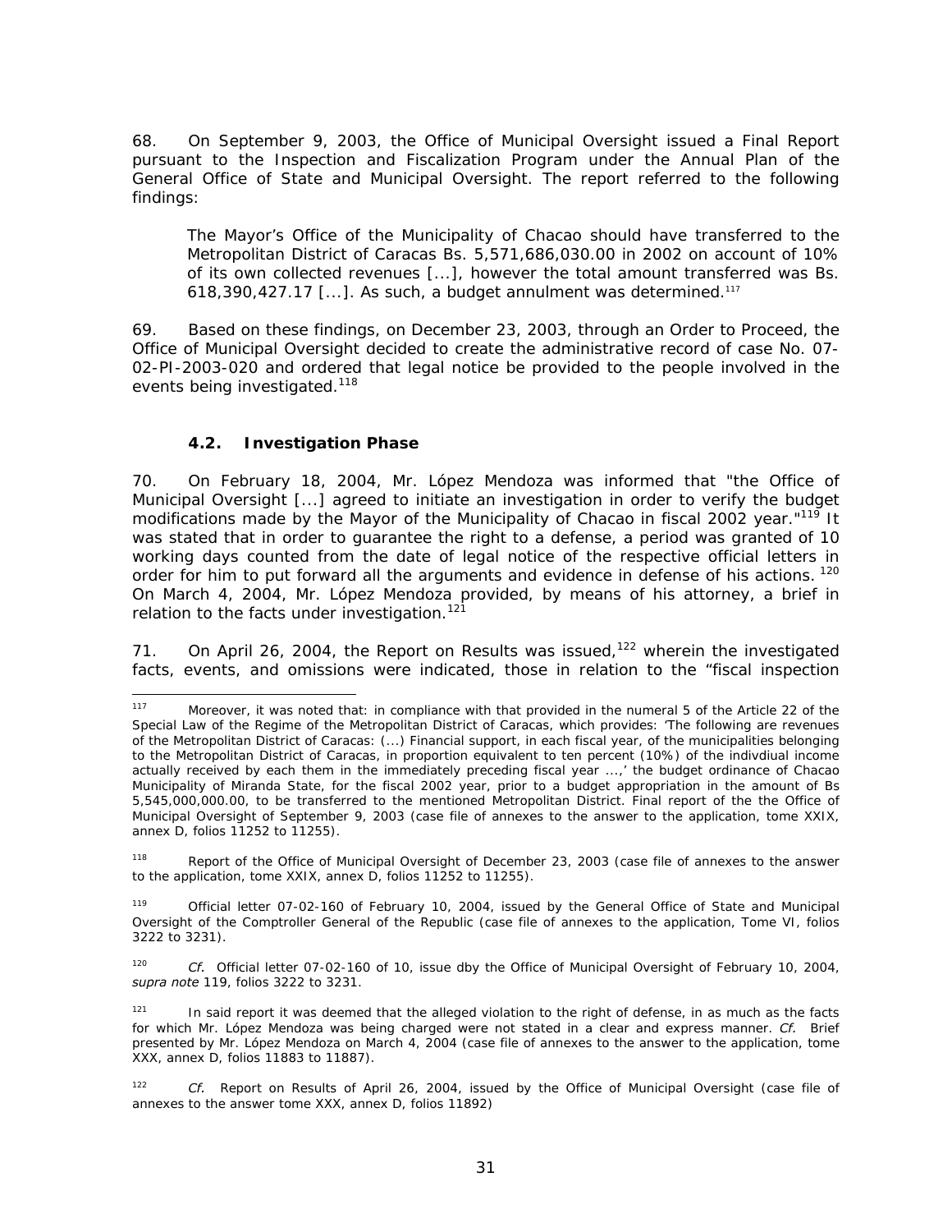68. On September 9, 2003, the Office of Municipal Oversight issued a Final Report pursuant to the Inspection and Fiscalization Program under the Annual Plan of the General Office of State and Municipal Oversight. The report referred to the following findings:

> The Mayor's Office of the Municipality of Chacao should have transferred to the Metropolitan District of Caracas Bs. 5,571,686,030.00 in 2002 on account of 10% of its own collected revenues [...], however the total amount transferred was Bs. 618,390,427.17 [...]. As such, a budget annulment was determined.[117]

69. Based on these findings, on December 23, 2003, through an Order to Proceed, the Office of Municipal Oversight decided to create the administrative record of case No. 07-02-PI-2003-020 and ordered that legal notice be provided to the people involved in the events being investigated.[118]

### 4.2. Investigation Phase

70. On February 18, 2004, Mr. López Mendoza was informed that "the Office of Municipal Oversight [...] agreed to initiate an investigation in order to verify the budget modifications made by the Mayor of the Municipality of Chacao in fiscal 2002 year."[119] It was stated that in order to guarantee the right to a defense, a period was granted of 10 working days counted from the date of legal notice of the respective official letters in order for him to put forward all the arguments and evidence in defense of his actions. [120] On March 4, 2004, Mr. López Mendoza provided, by means of his attorney, a brief in relation to the facts under investigation.[121]

71. On April 26, 2004, the Report on Results was issued,[122] wherein the investigated facts, events, and omissions were indicated, those in relation to the "fiscal inspection

---

[117] Moreover, it was noted that: in compliance with that provided in the numeral 5 of the Article 22 of the Special Law of the Regime of the Metropolitan District of Caracas, which provides: 'The following are revenues of the Metropolitan District of Caracas: (...) Financial support, in each fiscal year, of the municipalities belonging to the Metropolitan District of Caracas, in proportion equivalent to ten percent (10%) of the indivdiual income actually received by each them in the immediately preceding fiscal year ...,' the budget ordinance of Chacao Municipality of Miranda State, for the fiscal 2002 year, prior to a budget appropriation in the amount of Bs 5,545,000,000.00, to be transferred to the mentioned Metropolitan District. Final report of the the Office of Municipal Oversight of September 9, 2003 (case file of annexes to the answer to the application, tome XXIX, annex D, folios 11252 to 11255).

[118] Report of the Office of Municipal Oversight of December 23, 2003 (case file of annexes to the answer to the application, tome XXIX, annex D, folios 11252 to 11255).

[119] Official letter 07-02-160 of February 10, 2004, issued by the General Office of State and Municipal Oversight of the Comptroller General of the Republic (case file of annexes to the application, Tome VI, folios 3222 to 3231).

[120] *Cf.* Official letter 07-02-160 of 10, issue dby the Office of Municipal Oversight of February 10, 2004, *supra note* 119, folios 3222 to 3231.

[121] In said report it was deemed that the alleged violation to the right of defense, in as much as the facts for which Mr. López Mendoza was being charged were not stated in a clear and express manner. *Cf.* Brief presented by Mr. López Mendoza on March 4, 2004 (case file of annexes to the answer to the application, tome XXX, annex D, folios 11883 to 11887).

[122] *Cf.* Report on Results of April 26, 2004, issued by the Office of Municipal Oversight (case file of annexes to the answer tome XXX, annex D, folios 11892)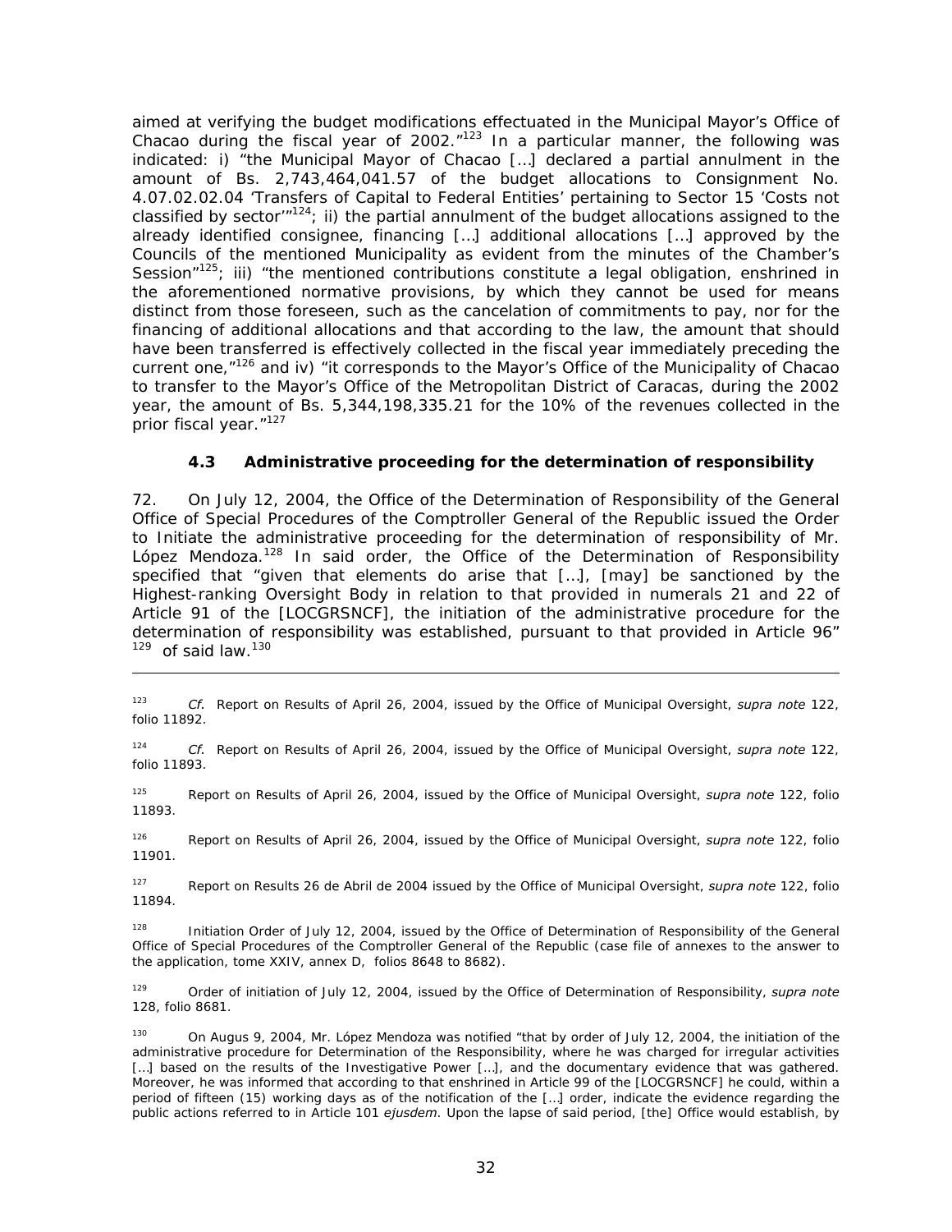aimed at verifying the budget modifications effectuated in the Municipal Mayor's Office of Chacao during the fiscal year of 2002."[123] In a particular manner, the following was indicated: i) "the Municipal Mayor of Chacao […] declared a partial annulment in the amount of Bs. 2,743,464,041.57 of the budget allocations to Consignment No. 4.07.02.02.04 'Transfers of Capital to Federal Entities' pertaining to Sector 15 'Costs not classified by sector'"[124]; ii) the partial annulment of the budget allocations assigned to the already identified consignee, financing […] additional allocations […] approved by the Councils of the mentioned Municipality as evident from the minutes of the Chamber's Session"[125]; iii) "the mentioned contributions constitute a legal obligation, enshrined in the aforementioned normative provisions, by which they cannot be used for means distinct from those foreseen, such as the cancelation of commitments to pay, nor for the financing of additional allocations and that according to the law, the amount that should have been transferred is effectively collected in the fiscal year immediately preceding the current one,"[126] and iv) "it corresponds to the Mayor's Office of the Municipality of Chacao to transfer to the Mayor's Office of the Metropolitan District of Caracas, during the 2002 year, the amount of Bs. 5,344,198,335.21 for the 10% of the revenues collected in the prior fiscal year."[127]

### 4.3 Administrative proceeding for the determination of responsibility

72. On July 12, 2004, the Office of the Determination of Responsibility of the General Office of Special Procedures of the Comptroller General of the Republic issued the Order to Initiate the administrative proceeding for the determination of responsibility of Mr. López Mendoza.[128] In said order, the Office of the Determination of Responsibility specified that "given that elements do arise that […], [may] be sanctioned by the Highest-ranking Oversight Body in relation to that provided in numerals 21 and 22 of Article 91 of the [LOCGRSNCF], the initiation of the administrative procedure for the determination of responsibility was established, pursuant to that provided in Article 96"[129] of said law.[130]

---

[123] *Cf.* Report on Results of April 26, 2004, issued by the Office of Municipal Oversight, *supra note* 122, folio 11892.

[124] *Cf.* Report on Results of April 26, 2004, issued by the Office of Municipal Oversight, *supra note* 122, folio 11893.

[125] Report on Results of April 26, 2004, issued by the Office of Municipal Oversight, *supra note* 122, folio 11893.

[126] Report on Results of April 26, 2004, issued by the Office of Municipal Oversight, *supra note* 122, folio 11901.

[127] Report on Results 26 de Abril de 2004 issued by the Office of Municipal Oversight, *supra note* 122, folio 11894.

[128] Initiation Order of July 12, 2004, issued by the Office of Determination of Responsibility of the General Office of Special Procedures of the Comptroller General of the Republic (case file of annexes to the answer to the application, tome XXIV, annex D, folios 8648 to 8682).

[129] Order of initiation of July 12, 2004, issued by the Office of Determination of Responsibility, *supra note* 128, folio 8681.

[130] On Augus 9, 2004, Mr. López Mendoza was notified "that by order of July 12, 2004, the initiation of the administrative procedure for Determination of the Responsibility, where he was charged for irregular activities […] based on the results of the Investigative Power […], and the documentary evidence that was gathered. Moreover, he was informed that according to that enshrined in Article 99 of the [LOCGRSNCF] he could, within a period of fifteen (15) working days as of the notification of the […] order, indicate the evidence regarding the public actions referred to in Article 101 *ejusdem*. Upon the lapse of said period, [the] Office would establish, by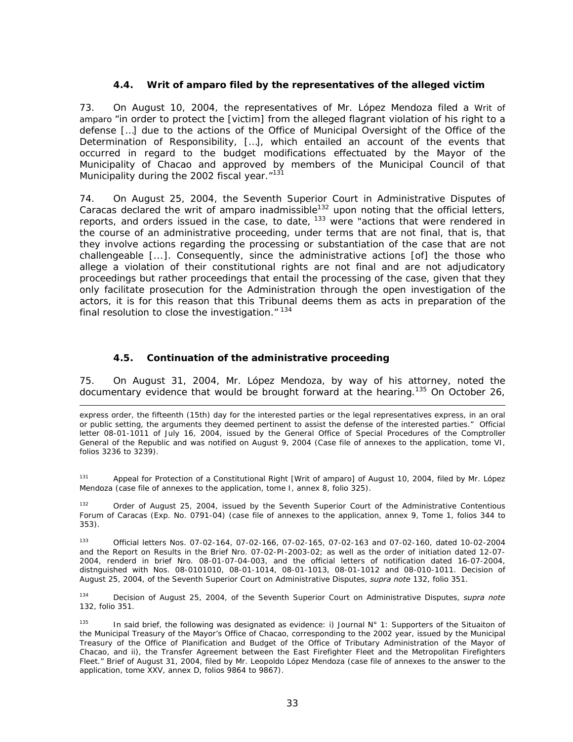### 4.4. Writ of amparo filed by the representatives of the alleged victim

73. On August 10, 2004, the representatives of Mr. López Mendoza filed a Writ of amparo "in order to protect the [victim] from the alleged flagrant violation of his right to a defense […] due to the actions of the Office of Municipal Oversight of the Office of the Determination of Responsibility, […], which entailed an account of the events that occurred in regard to the budget modifications effectuated by the Mayor of the Municipality of Chacao and approved by members of the Municipal Council of that Municipality during the 2002 fiscal year."[131]

74. On August 25, 2004, the Seventh Superior Court in Administrative Disputes of Caracas declared the writ of amparo inadmissible[132] upon noting that the official letters, reports, and orders issued in the case, to date, [133] were "actions that were rendered in the course of an administrative proceeding, under terms that are not final, that is, that they involve actions regarding the processing or substantiation of the case that are not challengeable [...]. Consequently, since the administrative actions [of] the those who allege a violation of their constitutional rights are not final and are not adjudicatory proceedings but rather proceedings that entail the processing of the case, given that they only facilitate prosecution for the Administration through the open investigation of the actors, it is for this reason that this Tribunal deems them as acts in preparation of the final resolution to close the investigation." [134]

### 4.5. Continuation of the administrative proceeding

75. On August 31, 2004, Mr. López Mendoza, by way of his attorney, noted the documentary evidence that would be brought forward at the hearing.[135] On October 26,

---

express order, the fifteenth (15th) day for the interested parties or the legal representatives express, in an oral or public setting, the arguments they deemed pertinent to assist the defense of the interested parties." Official letter 08-01-1011 of July 16, 2004, issued by the General Office of Special Procedures of the Comptroller General of the Republic and was notified on August 9, 2004 (Case file of annexes to the application, tome VI, folios 3236 to 3239).

[131] Appeal for Protection of a Constitutional Right [Writ of amparo] of August 10, 2004, filed by Mr. López Mendoza (case file of annexes to the application, tome I, annex 8, folio 325).

[132] Order of August 25, 2004, issued by the Seventh Superior Court of the Administrative Contentious Forum of Caracas (Exp. No. 0791-04) (case file of annexes to the application, annex 9, Tome 1, folios 344 to 353).

[133] Official letters Nos. 07-02-164, 07-02-166, 07-02-165, 07-02-163 and 07-02-160, dated 10-02-2004 and the Report on Results in the Brief Nro. 07-02-PI-2003-02; as well as the order of initiation dated 12-07-2004, renderd in brief Nro. 08-01-07-04-003, and the official letters of notification dated 16-07-2004, distnguished with Nos. 08-0101010, 08-01-1014, 08-01-1013, 08-01-1012 and 08-010-1011. Decision of August 25, 2004, of the Seventh Superior Court on Administrative Disputes, *supra note* 132, folio 351.

[134] Decision of August 25, 2004, of the Seventh Superior Court on Administrative Disputes, *supra note* 132, folio 351.

[135] In said brief, the following was designated as evidence: i) Journal N° 1: Supporters of the Situaiton of the Municipal Treasury of the Mayor's Office of Chacao, corresponding to the 2002 year, issued by the Municipal Treasury of the Office of Planification and Budget of the Office of Tributary Administration of the Mayor of Chacao, and ii), the Transfer Agreement between the East Firefighter Fleet and the Metropolitan Firefighters Fleet." Brief of August 31, 2004, filed by Mr. Leopoldo López Mendoza (case file of annexes to the answer to the application, tome XXV, annex D, folios 9864 to 9867).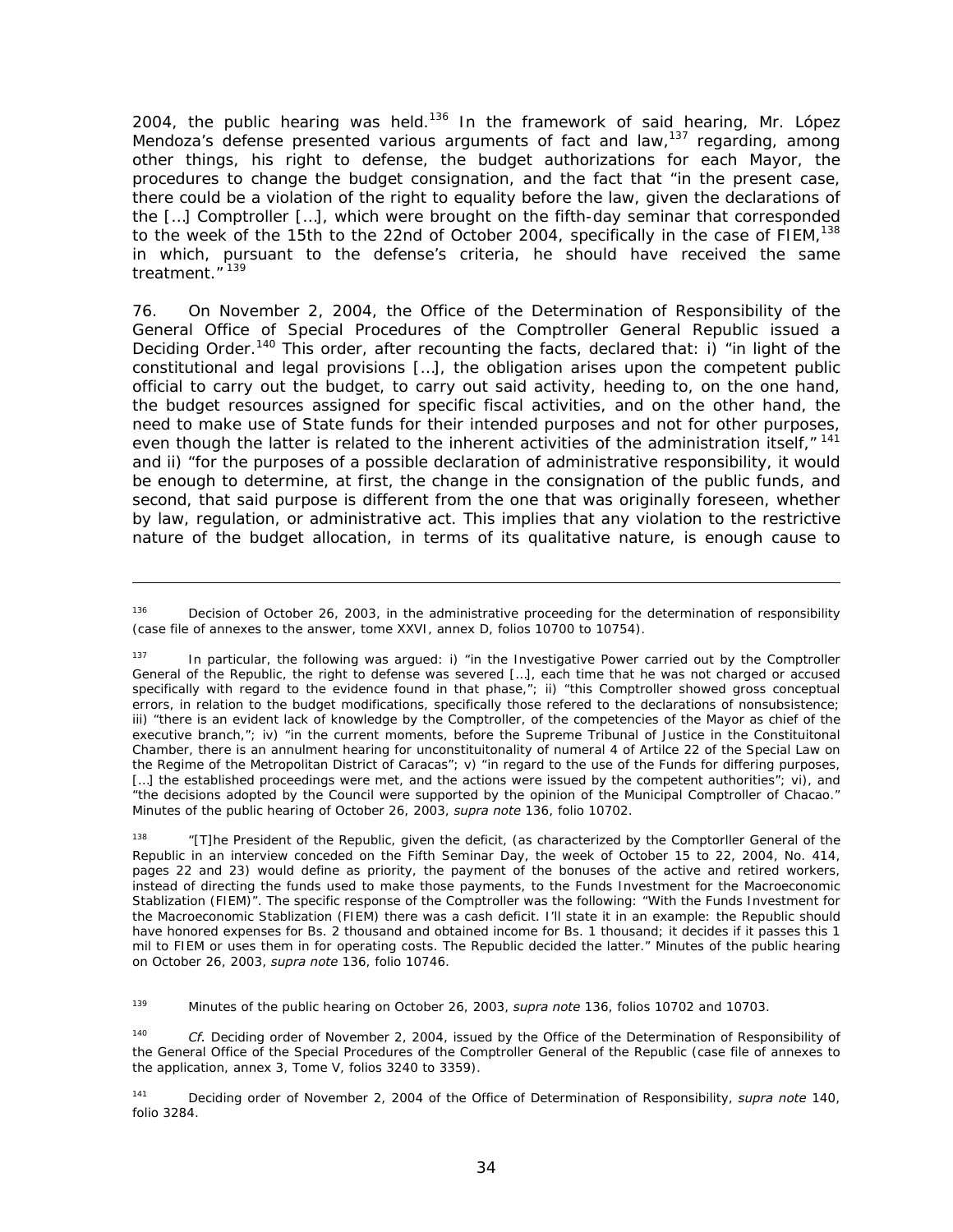2004, the public hearing was held.[136] In the framework of said hearing, Mr. López Mendoza's defense presented various arguments of fact and law,[137] regarding, among other things, his right to defense, the budget authorizations for each Mayor, the procedures to change the budget consignation, and the fact that "in the present case, there could be a violation of the right to equality before the law, given the declarations of the […] Comptroller […], which were brought on the fifth-day seminar that corresponded to the week of the 15th to the 22nd of October 2004, specifically in the case of FIEM,[138] in which, pursuant to the defense's criteria, he should have received the same treatment."[139]

76. On November 2, 2004, the Office of the Determination of Responsibility of the General Office of Special Procedures of the Comptroller General Republic issued a Deciding Order.[140] This order, after recounting the facts, declared that: i) "in light of the constitutional and legal provisions […], the obligation arises upon the competent public official to carry out the budget, to carry out said activity, heeding to, on the one hand, the budget resources assigned for specific fiscal activities, and on the other hand, the need to make use of State funds for their intended purposes and not for other purposes, even though the latter is related to the inherent activities of the administration itself,"[141] and ii) "for the purposes of a possible declaration of administrative responsibility, it would be enough to determine, at first, the change in the consignation of the public funds, and second, that said purpose is different from the one that was originally foreseen, whether by law, regulation, or administrative act. This implies that any violation to the restrictive nature of the budget allocation, in terms of its qualitative nature, is enough cause to

---

[136] Decision of October 26, 2003, in the administrative proceeding for the determination of responsibility (case file of annexes to the answer, tome XXVI, annex D, folios 10700 to 10754).

[137] In particular, the following was argued: i) "in the Investigative Power carried out by the Comptroller General of the Republic, the right to defense was severed […], each time that he was not charged or accused specifically with regard to the evidence found in that phase,"; ii) "this Comptroller showed gross conceptual errors, in relation to the budget modifications, specifically those refered to the declarations of nonsubsistence; iii) "there is an evident lack of knowledge by the Comptroller, of the competencies of the Mayor as chief of the executive branch,"; iv) "in the current moments, before the Supreme Tribunal of Justice in the Constituitonal Chamber, there is an annulment hearing for unconstituitonality of numeral 4 of Artilce 22 of the Special Law on the Regime of the Metropolitan District of Caracas"; v) "in regard to the use of the Funds for differing purposes, […] the established proceedings were met, and the actions were issued by the competent authorities"; vi), and "the decisions adopted by the Council were supported by the opinion of the Municipal Comptroller of Chacao." Minutes of the public hearing of October 26, 2003, *supra note* 136, folio 10702.

[138] "[T]he President of the Republic, given the deficit, (as characterized by the Comptorller General of the Republic in an interview conceded on the Fifth Seminar Day, the week of October 15 to 22, 2004, No. 414, pages 22 and 23) would define as priority, the payment of the bonuses of the active and retired workers, instead of directing the funds used to make those payments, to the Funds Investment for the Macroeconomic Stablization (FIEM)". The specific response of the Comptroller was the following: "With the Funds Investment for the Macroeconomic Stablization (FIEM) there was a cash deficit. I'll state it in an example: the Republic should have honored expenses for Bs. 2 thousand and obtained income for Bs. 1 thousand; it decides if it passes this 1 mil to FIEM or uses them in for operating costs. The Republic decided the latter." Minutes of the public hearing on October 26, 2003, *supra note* 136, folio 10746.

[139] Minutes of the public hearing on October 26, 2003, *supra note* 136, folios 10702 and 10703.

[140] *Cf.* Deciding order of November 2, 2004, issued by the Office of the Determination of Responsibility of the General Office of the Special Procedures of the Comptroller General of the Republic (case file of annexes to the application, annex 3, Tome V, folios 3240 to 3359).

[141] Deciding order of November 2, 2004 of the Office of Determination of Responsibility, *supra note* 140, folio 3284.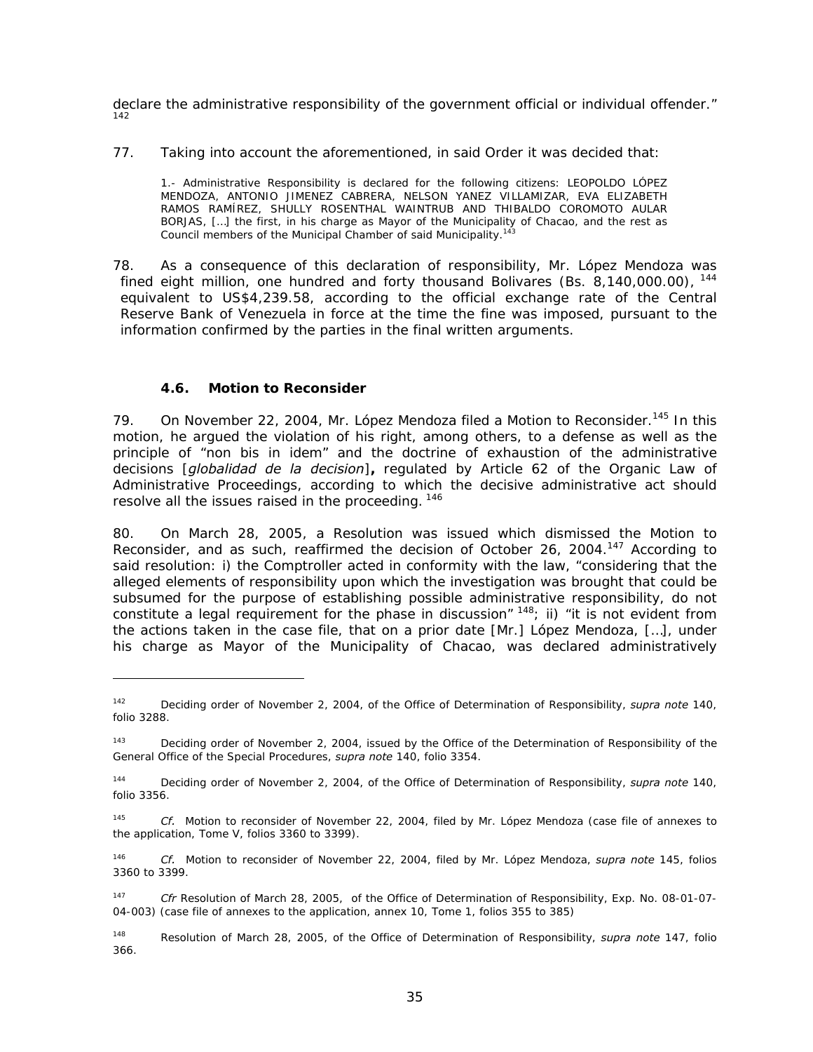declare the administrative responsibility of the government official or individual offender." [142]

77. Taking into account the aforementioned, in said Order it was decided that:

> 1.- Administrative Responsibility is declared for the following citizens: LEOPOLDO LÓPEZ MENDOZA, ANTONIO JIMENEZ CABRERA, NELSON YANEZ VILLAMIZAR, EVA ELIZABETH RAMOS RAMÍREZ, SHULLY ROSENTHAL WAINTRUB AND THIBALDO COROMOTO AULAR BORJAS, […] the first, in his charge as Mayor of the Municipality of Chacao, and the rest as Council members of the Municipal Chamber of said Municipality.[143]

78. As a consequence of this declaration of responsibility, Mr. López Mendoza was fined eight million, one hundred and forty thousand Bolivares (Bs. 8,140,000.00), [144] equivalent to US$4,239.58, according to the official exchange rate of the Central Reserve Bank of Venezuela in force at the time the fine was imposed, pursuant to the information confirmed by the parties in the final written arguments.

### 4.6. Motion to Reconsider

79. On November 22, 2004, Mr. López Mendoza filed a Motion to Reconsider.[145] In this motion, he argued the violation of his right, among others, to a defense as well as the principle of "non bis in idem" and the doctrine of exhaustion of the administrative decisions [*globalidad de la decision*]**,** regulated by Article 62 of the Organic Law of Administrative Proceedings, according to which the decisive administrative act should resolve all the issues raised in the proceeding. [146]

80. On March 28, 2005, a Resolution was issued which dismissed the Motion to Reconsider, and as such, reaffirmed the decision of October 26, 2004.[147] According to said resolution: i) the Comptroller acted in conformity with the law, "considering that the alleged elements of responsibility upon which the investigation was brought that could be subsumed for the purpose of establishing possible administrative responsibility, do not constitute a legal requirement for the phase in discussion" [148]; ii) "it is not evident from the actions taken in the case file, that on a prior date [Mr.] López Mendoza, […], under his charge as Mayor of the Municipality of Chacao, was declared administratively

---

[142] Deciding order of November 2, 2004, of the Office of Determination of Responsibility, *supra note* 140, folio 3288.

[143] Deciding order of November 2, 2004, issued by the Office of the Determination of Responsibility of the General Office of the Special Procedures, *supra note* 140, folio 3354.

[144] Deciding order of November 2, 2004, of the Office of Determination of Responsibility, *supra note* 140, folio 3356.

[145] *Cf.* Motion to reconsider of November 22, 2004, filed by Mr. López Mendoza (case file of annexes to the application, Tome V, folios 3360 to 3399).

[146] *Cf.* Motion to reconsider of November 22, 2004, filed by Mr. López Mendoza, *supra note* 145, folios 3360 to 3399.

[147] *Cfr* Resolution of March 28, 2005, of the Office of Determination of Responsibility, Exp. No. 08-01-07-04-003) (case file of annexes to the application, annex 10, Tome 1, folios 355 to 385)

[148] Resolution of March 28, 2005, of the Office of Determination of Responsibility, *supra note* 147, folio 366.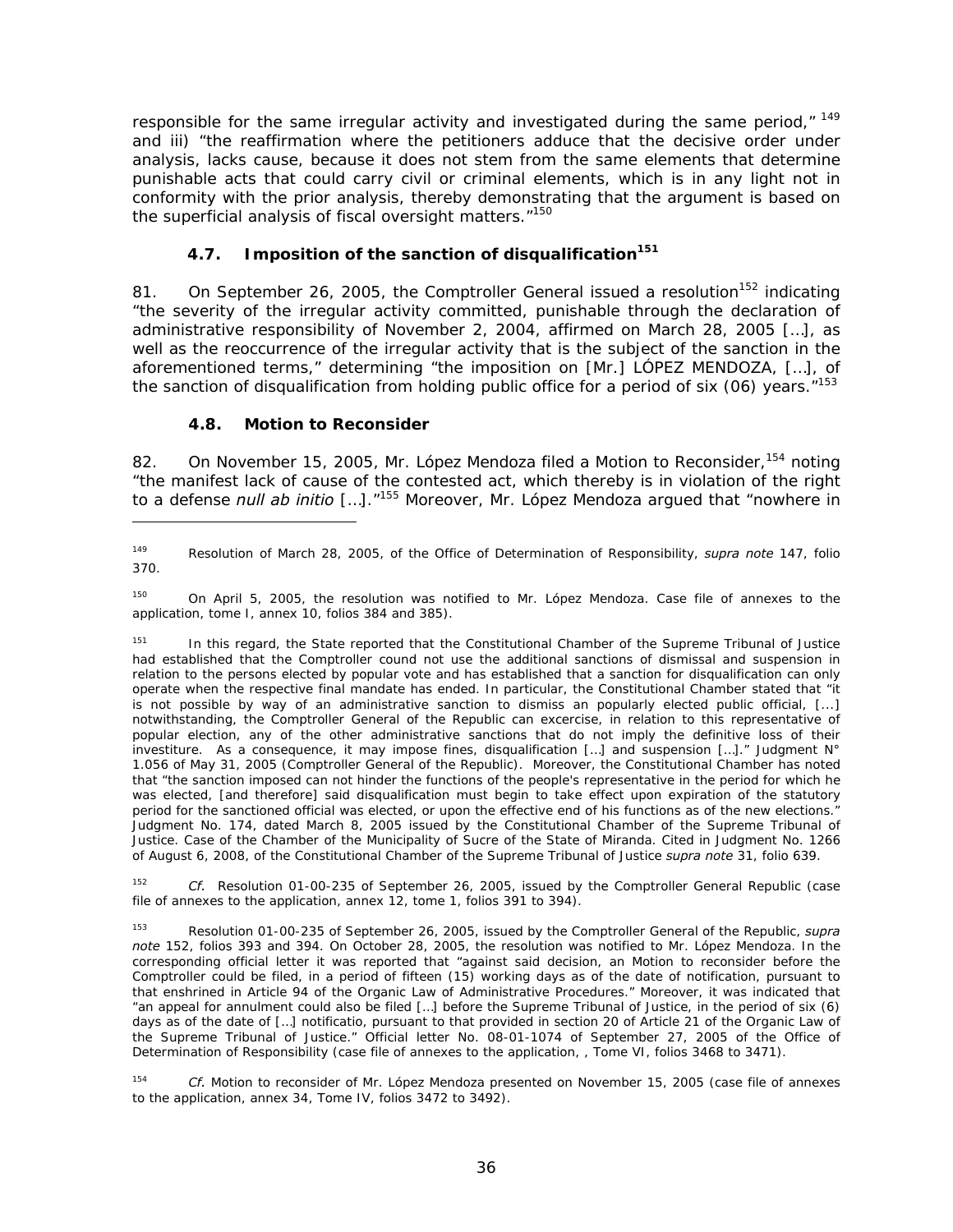responsible for the same irregular activity and investigated during the same period," [149] and iii) "the reaffirmation where the petitioners adduce that the decisive order under analysis, lacks cause, because it does not stem from the same elements that determine punishable acts that could carry civil or criminal elements, which is in any light not in conformity with the prior analysis, thereby demonstrating that the argument is based on the superficial analysis of fiscal oversight matters."[150]

### 4.7. Imposition of the sanction of disqualification[151]

81. On September 26, 2005, the Comptroller General issued a resolution[152] indicating "the severity of the irregular activity committed, punishable through the declaration of administrative responsibility of November 2, 2004, affirmed on March 28, 2005 […], as well as the reoccurrence of the irregular activity that is the subject of the sanction in the aforementioned terms," determining "the imposition on [Mr.] LÓPEZ MENDOZA, […], of the sanction of disqualification from holding public office for a period of six (06) years."[153]

### 4.8. Motion to Reconsider

82. On November 15, 2005, Mr. López Mendoza filed a Motion to Reconsider,[154] noting "the manifest lack of cause of the contested act, which thereby is in violation of the right to a defense *null ab initio* […]."[155] Moreover, Mr. López Mendoza argued that "nowhere in

---

[149] Resolution of March 28, 2005, of the Office of Determination of Responsibility, *supra note* 147, folio 370.

[150] On April 5, 2005, the resolution was notified to Mr. López Mendoza. Case file of annexes to the application, tome I, annex 10, folios 384 and 385).

[151] In this regard, the State reported that the Constitutional Chamber of the Supreme Tribunal of Justice had established that the Comptroller cound not use the additional sanctions of dismissal and suspension in relation to the persons elected by popular vote and has established that a sanction for disqualification can only operate when the respective final mandate has ended. In particular, the Constitutional Chamber stated that "it is not possible by way of an administrative sanction to dismiss an popularly elected public official, [...] notwithstanding, the Comptroller General of the Republic can excercise, in relation to this representative of popular election, any of the other administrative sanctions that do not imply the definitive loss of their investiture. As a consequence, it may impose fines, disqualification […] and suspension […]." Judgment N° 1.056 of May 31, 2005 (Comptroller General of the Republic). Moreover, the Constitutional Chamber has noted that "the sanction imposed can not hinder the functions of the people's representative in the period for which he was elected, [and therefore] said disqualification must begin to take effect upon expiration of the statutory period for the sanctioned official was elected, or upon the effective end of his functions as of the new elections." Judgment No. 174, dated March 8, 2005 issued by the Constitutional Chamber of the Supreme Tribunal of Justice. Case of the Chamber of the Municipality of Sucre of the State of Miranda. Cited in Judgment No. 1266 of August 6, 2008, of the Constitutional Chamber of the Supreme Tribunal of Justice *supra note* 31, folio 639.

[152] *Cf.* Resolution 01-00-235 of September 26, 2005, issued by the Comptroller General Republic (case file of annexes to the application, annex 12, tome 1, folios 391 to 394).

[153] Resolution 01-00-235 of September 26, 2005, issued by the Comptroller General of the Republic, *supra note* 152, folios 393 and 394. On October 28, 2005, the resolution was notified to Mr. López Mendoza. In the corresponding official letter it was reported that "against said decision, an Motion to reconsider before the Comptroller could be filed, in a period of fifteen (15) working days as of the date of notification, pursuant to that enshrined in Article 94 of the Organic Law of Administrative Procedures." Moreover, it was indicated that "an appeal for annulment could also be filed […] before the Supreme Tribunal of Justice, in the period of six (6) days as of the date of […] notificatio, pursuant to that provided in section 20 of Article 21 of the Organic Law of the Supreme Tribunal of Justice." Official letter No. 08-01-1074 of September 27, 2005 of the Office of Determination of Responsibility (case file of annexes to the application, , Tome VI, folios 3468 to 3471).

[154] *Cf.* Motion to reconsider of Mr. López Mendoza presented on November 15, 2005 (case file of annexes to the application, annex 34, Tome IV, folios 3472 to 3492).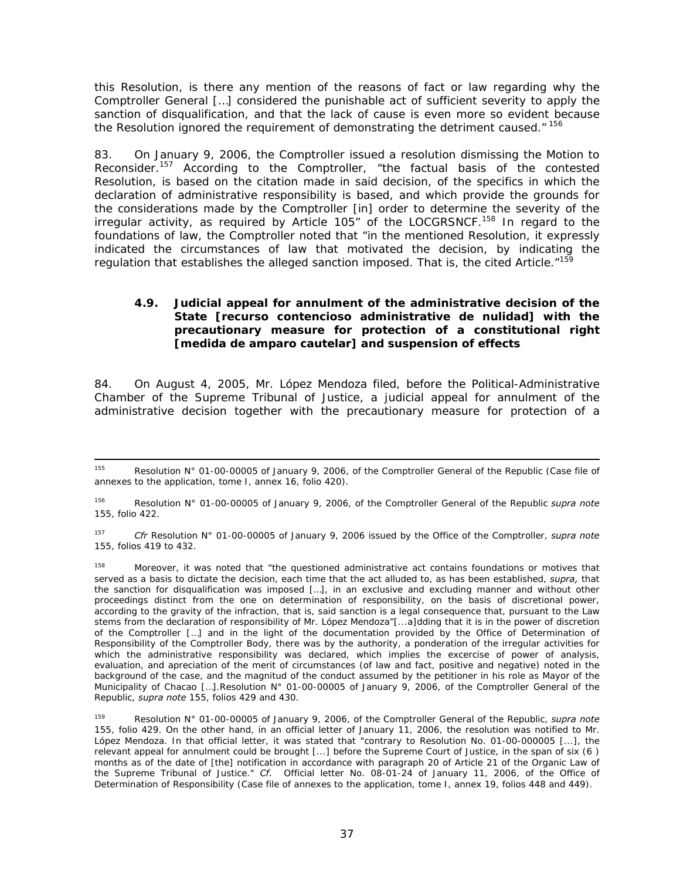this Resolution, is there any mention of the reasons of fact or law regarding why the Comptroller General […] considered the punishable act of sufficient severity to apply the sanction of disqualification, and that the lack of cause is even more so evident because the Resolution ignored the requirement of demonstrating the detriment caused."[156]

83. On January 9, 2006, the Comptroller issued a resolution dismissing the Motion to Reconsider.[157] According to the Comptroller, "the factual basis of the contested Resolution, is based on the citation made in said decision, of the specifics in which the declaration of administrative responsibility is based, and which provide the grounds for the considerations made by the Comptroller [in] order to determine the severity of the irregular activity, as required by Article 105" of the LOCGRSNCF.[158] In regard to the foundations of law, the Comptroller noted that "in the mentioned Resolution, it expressly indicated the circumstances of law that motivated the decision, by indicating the regulation that establishes the alleged sanction imposed. That is, the cited Article."[159]

### 4.9. Judicial appeal for annulment of the administrative decision of the State [recurso contencioso administrative de nulidad] with the precautionary measure for protection of a constitutional right [medida de amparo cautelar] and suspension of effects

84. On August 4, 2005, Mr. López Mendoza filed, before the Political-Administrative Chamber of the Supreme Tribunal of Justice, a judicial appeal for annulment of the administrative decision together with the precautionary measure for protection of a

---

[155] Resolution N° 01-00-00005 of January 9, 2006, of the Comptroller General of the Republic (Case file of annexes to the application, tome I, annex 16, folio 420).

[156] Resolution N° 01-00-00005 of January 9, 2006, of the Comptroller General of the Republic *supra note* 155, folio 422.

[157] *Cfr* Resolution N° 01-00-00005 of January 9, 2006 issued by the Office of the Comptroller, *supra note* 155, folios 419 to 432.

[158] Moreover, it was noted that "the questioned administrative act contains foundations or motives that served as a basis to dictate the decision, each time that the act alluded to, as has been established, *supra,* that the sanction for disqualification was imposed […], in an exclusive and excluding manner and without other proceedings distinct from the one on determination of responsibility, on the basis of discretional power, according to the gravity of the infraction, that is, said sanction is a legal consequence that, pursuant to the Law stems from the declaration of responsibility of Mr. López Mendoza"[...a]dding that it is in the power of discretion of the Comptroller […] and in the light of the documentation provided by the Office of Determination of Responsibility of the Comptroller Body, there was by the authority, a ponderation of the irregular activities for which the administrative responsibility was declared, which implies the excercise of power of analysis, evaluation, and apreciation of the merit of circumstances (of law and fact, positive and negative) noted in the background of the case, and the magnitud of the conduct assumed by the petitioner in his role as Mayor of the Municipality of Chacao […].Resolution N° 01-00-00005 of January 9, 2006, of the Comptroller General of the Republic, *supra note* 155, folios 429 and 430.

[159] Resolution N° 01-00-00005 of January 9, 2006, of the Comptroller General of the Republic, *supra note* 155, folio 429. On the other hand, in an official letter of January 11, 2006, the resolution was notified to Mr. López Mendoza. In that official letter, it was stated that "contrary to Resolution No. 01-00-000005 [...], the relevant appeal for annulment could be brought [...] before the Supreme Court of Justice, in the span of six (6 ) months as of the date of [the] notification in accordance with paragraph 20 of Article 21 of the Organic Law of the Supreme Tribunal of Justice." *Cf.* Official letter No. 08-01-24 of January 11, 2006, of the Office of Determination of Responsibility (Case file of annexes to the application, tome I, annex 19, folios 448 and 449).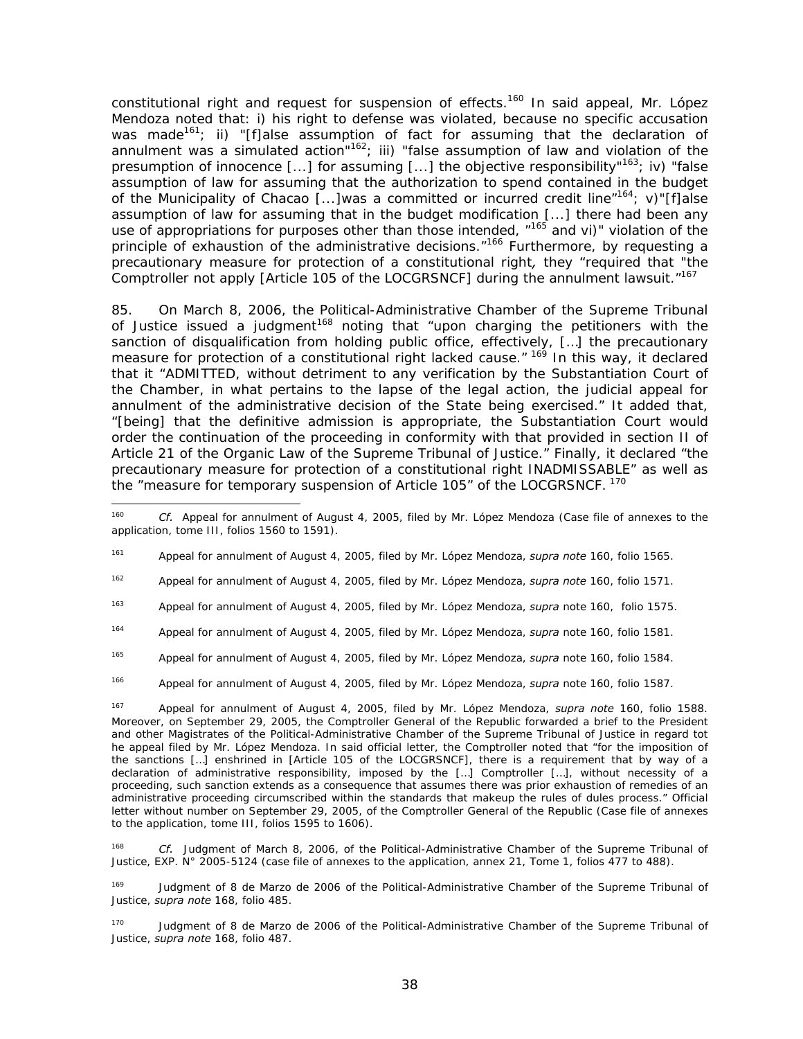constitutional right and request for suspension of effects.[160] In said appeal, Mr. López Mendoza noted that: i) his right to defense was violated, because no specific accusation was made[161]; ii) "[f]alse assumption of fact for assuming that the declaration of annulment was a simulated action"[162]; iii) "false assumption of law and violation of the presumption of innocence [...] for assuming [...] the objective responsibility"[163]; iv) "false assumption of law for assuming that the authorization to spend contained in the budget of the Municipality of Chacao [...]was a committed or incurred credit line"[164]; v)"[f]alse assumption of law for assuming that in the budget modification [...] there had been any use of appropriations for purposes other than those intended, "[165] and vi)" violation of the principle of exhaustion of the administrative decisions."[166] Furthermore, by requesting a precautionary measure for protection of a constitutional right, they "required that "the Comptroller not apply [Article 105 of the LOCGRSNCF] during the annulment lawsuit."[167]

85. On March 8, 2006, the Political-Administrative Chamber of the Supreme Tribunal of Justice issued a judgment[168] noting that "upon charging the petitioners with the sanction of disqualification from holding public office, effectively, […] the precautionary measure for protection of a constitutional right lacked cause." [169] In this way, it declared that it "ADMITTED, without detriment to any verification by the Substantiation Court of the Chamber, in what pertains to the lapse of the legal action, the judicial appeal for annulment of the administrative decision of the State being exercised." It added that, "[being] that the definitive admission is appropriate, the Substantiation Court would order the continuation of the proceeding in conformity with that provided in section II of Article 21 of the Organic Law of the Supreme Tribunal of Justice." Finally, it declared "the precautionary measure for protection of a constitutional right INADMISSABLE" as well as the "measure for temporary suspension of Article 105" of the LOCGRSNCF. [170]

---

[160] *Cf.* Appeal for annulment of August 4, 2005, filed by Mr. López Mendoza (Case file of annexes to the application, tome III, folios 1560 to 1591).

[161] Appeal for annulment of August 4, 2005, filed by Mr. López Mendoza, *supra note* 160, folio 1565.

[162] Appeal for annulment of August 4, 2005, filed by Mr. López Mendoza, *supra note* 160, folio 1571.

[163] Appeal for annulment of August 4, 2005, filed by Mr. López Mendoza, *supra* note 160, folio 1575.

[164] Appeal for annulment of August 4, 2005, filed by Mr. López Mendoza, *supra* note 160, folio 1581.

[165] Appeal for annulment of August 4, 2005, filed by Mr. López Mendoza, *supra* note 160, folio 1584.

[166] Appeal for annulment of August 4, 2005, filed by Mr. López Mendoza, *supra* note 160, folio 1587.

[167] Appeal for annulment of August 4, 2005, filed by Mr. López Mendoza, *supra note* 160, folio 1588. Moreover, on September 29, 2005, the Comptroller General of the Republic forwarded a brief to the President and other Magistrates of the Political-Administrative Chamber of the Supreme Tribunal of Justice in regard tot he appeal filed by Mr. López Mendoza. In said official letter, the Comptroller noted that "for the imposition of the sanctions […] enshrined in [Article 105 of the LOCGRSNCF], there is a requirement that by way of a declaration of administrative responsibility, imposed by the […] Comptroller […], without necessity of a proceeding, such sanction extends as a consequence that assumes there was prior exhaustion of remedies of an administrative proceeding circumscribed within the standards that makeup the rules of dules process." Official letter without number on September 29, 2005, of the Comptroller General of the Republic (Case file of annexes to the application, tome III, folios 1595 to 1606).

[168] *Cf.* Judgment of March 8, 2006, of the Political-Administrative Chamber of the Supreme Tribunal of Justice, EXP. N° 2005-5124 (case file of annexes to the application, annex 21, Tome 1, folios 477 to 488).

[169] Judgment of 8 de Marzo de 2006 of the Political-Administrative Chamber of the Supreme Tribunal of Justice, *supra note* 168, folio 485.

[170] Judgment of 8 de Marzo de 2006 of the Political-Administrative Chamber of the Supreme Tribunal of Justice, *supra note* 168, folio 487.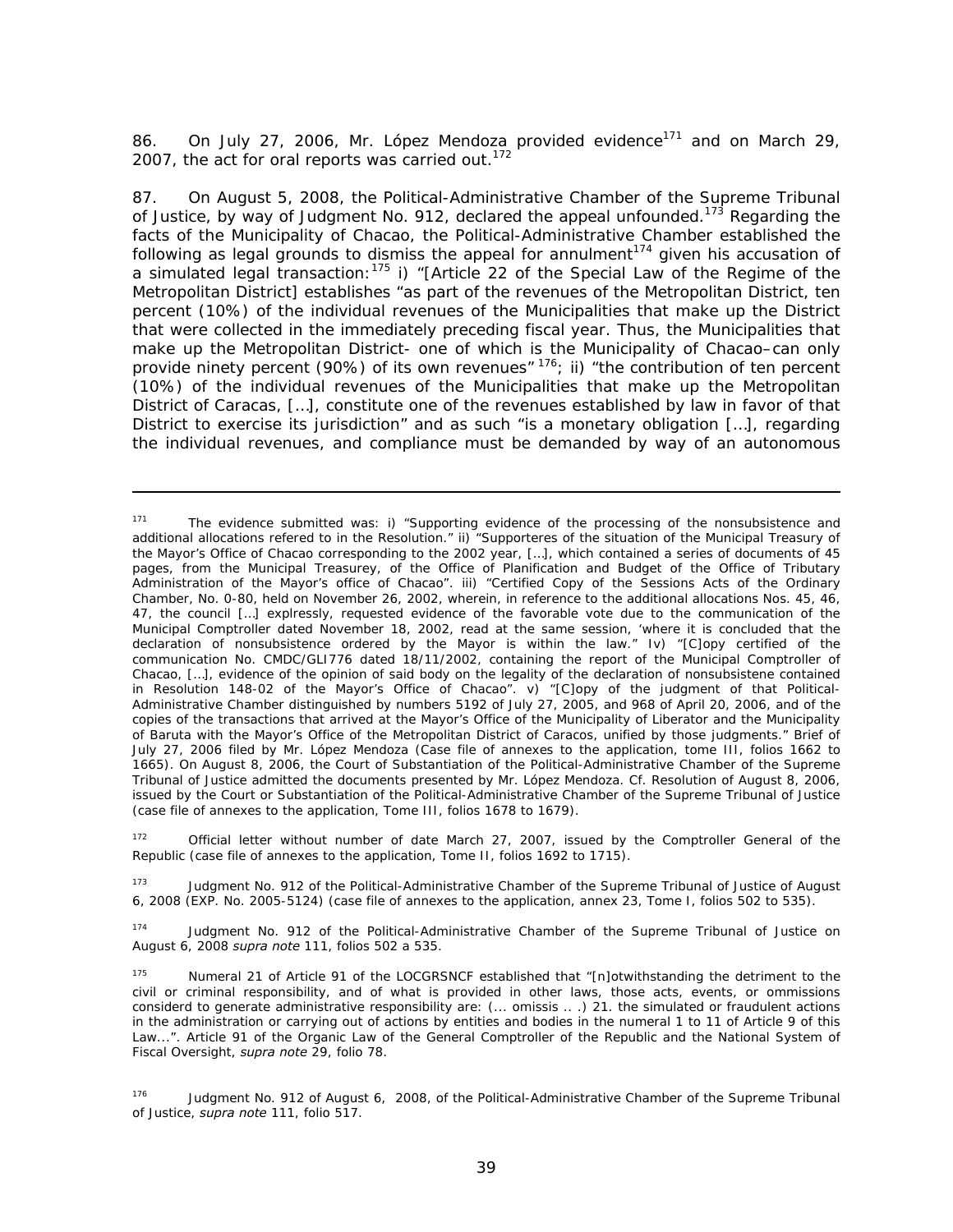86. On July 27, 2006, Mr. López Mendoza provided evidence[171] and on March 29, 2007, the act for oral reports was carried out.[172]

87. On August 5, 2008, the Political-Administrative Chamber of the Supreme Tribunal of Justice, by way of Judgment No. 912, declared the appeal unfounded.[173] Regarding the facts of the Municipality of Chacao, the Political-Administrative Chamber established the following as legal grounds to dismiss the appeal for annulment[174] given his accusation of a simulated legal transaction:[175] i) "[Article 22 of the Special Law of the Regime of the Metropolitan District] establishes "as part of the revenues of the Metropolitan District, ten percent (10%) of the individual revenues of the Municipalities that make up the District that were collected in the immediately preceding fiscal year. Thus, the Municipalities that make up the Metropolitan District- one of which is the Municipality of Chacao–can only provide ninety percent (90%) of its own revenues"[176]; ii) "the contribution of ten percent (10%) of the individual revenues of the Municipalities that make up the Metropolitan District of Caracas, […], constitute one of the revenues established by law in favor of that District to exercise its jurisdiction" and as such "is a monetary obligation […], regarding the individual revenues, and compliance must be demanded by way of an autonomous

---

[171] The evidence submitted was: i) "Supporting evidence of the processing of the nonsubsistence and additional allocations refered to in the Resolution." ii) "Supporteres of the situation of the Municipal Treasury of the Mayor's Office of Chacao corresponding to the 2002 year, […], which contained a series of documents of 45 pages, from the Municipal Treasurey, of the Office of Planification and Budget of the Office of Tributary Administration of the Mayor's office of Chacao". iii) "Certified Copy of the Sessions Acts of the Ordinary Chamber, No. 0-80, held on November 26, 2002, wherein, in reference to the additional allocations Nos. 45, 46, 47, the council […] explressly, requested evidence of the favorable vote due to the communication of the Municipal Comptroller dated November 18, 2002, read at the same session, 'where it is concluded that the declaration of nonsubsistence ordered by the Mayor is within the law." Iv) "[C]opy certified of the communication No. CMDC/GLI776 dated 18/11/2002, containing the report of the Municipal Comptroller of Chacao, […], evidence of the opinion of said body on the legality of the declaration of nonsubsistene contained in Resolution 148-02 of the Mayor's Office of Chacao". v) "[C]opy of the judgment of that Political-Administrative Chamber distinguished by numbers 5192 of July 27, 2005, and 968 of April 20, 2006, and of the copies of the transactions that arrived at the Mayor's Office of the Municipality of Liberator and the Municipality of Baruta with the Mayor's Office of the Metropolitan District of Caracos, unified by those judgments." Brief of July 27, 2006 filed by Mr. López Mendoza (Case file of annexes to the application, tome III, folios 1662 to 1665). On August 8, 2006, the Court of Substantiation of the Political-Administrative Chamber of the Supreme Tribunal of Justice admitted the documents presented by Mr. López Mendoza. Cf. Resolution of August 8, 2006, issued by the Court or Substantiation of the Political-Administrative Chamber of the Supreme Tribunal of Justice (case file of annexes to the application, Tome III, folios 1678 to 1679).

[172] Official letter without number of date March 27, 2007, issued by the Comptroller General of the Republic (case file of annexes to the application, Tome II, folios 1692 to 1715).

[173] Judgment No. 912 of the Political-Administrative Chamber of the Supreme Tribunal of Justice of August 6, 2008 (EXP. No. 2005-5124) (case file of annexes to the application, annex 23, Tome I, folios 502 to 535).

[174] Judgment No. 912 of the Political-Administrative Chamber of the Supreme Tribunal of Justice on August 6, 2008 *supra note* 111, folios 502 a 535.

[175] Numeral 21 of Article 91 of the LOCGRSNCF established that "[n]otwithstanding the detriment to the civil or criminal responsibility, and of what is provided in other laws, those acts, events, or ommissions considerd to generate administrative responsibility are: (... omissis .. .) 21. the simulated or fraudulent actions in the administration or carrying out of actions by entities and bodies in the numeral 1 to 11 of Article 9 of this Law...". Article 91 of the Organic Law of the General Comptroller of the Republic and the National System of Fiscal Oversight, *supra note* 29, folio 78.

[176] Judgment No. 912 of August 6, 2008, of the Political-Administrative Chamber of the Supreme Tribunal of Justice, *supra note* 111, folio 517.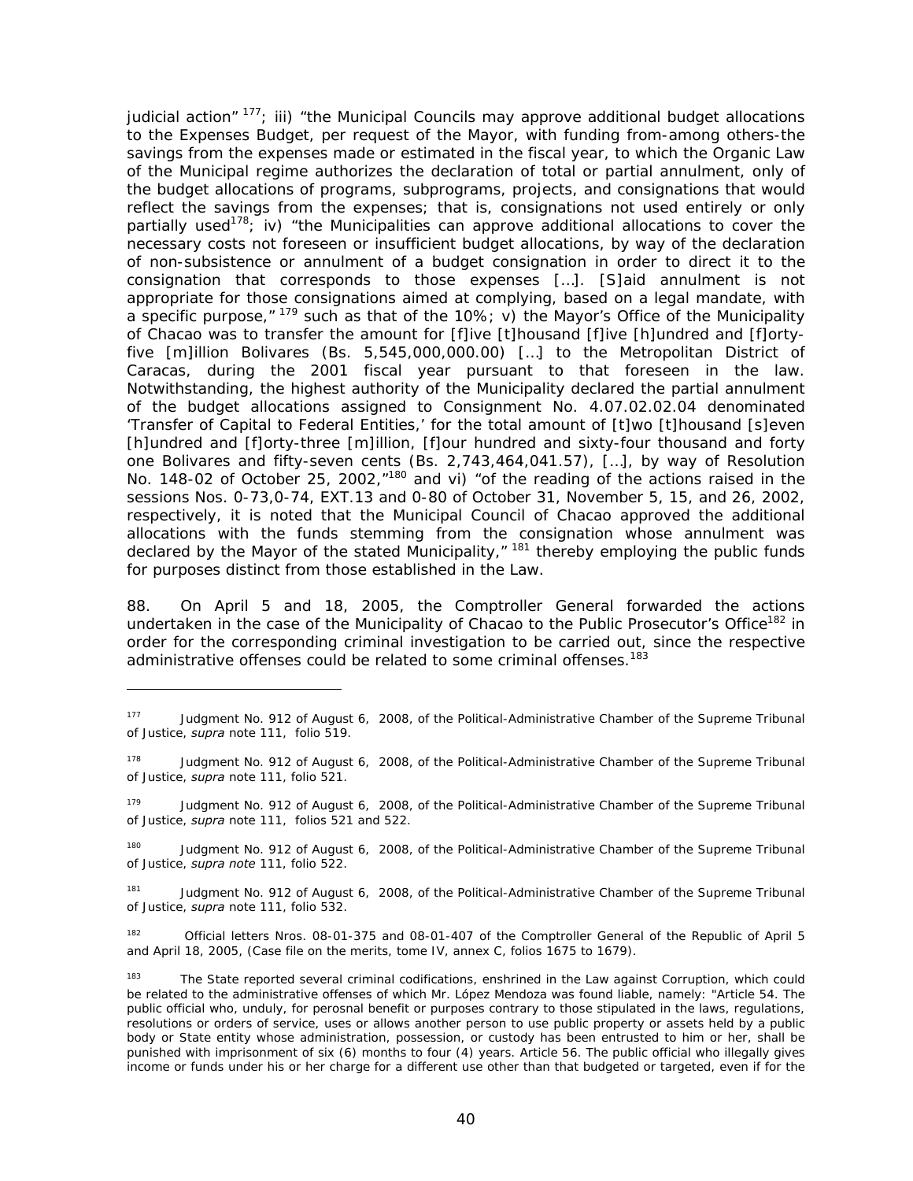judicial action" [177]; iii) "the Municipal Councils may approve additional budget allocations to the Expenses Budget, per request of the Mayor, with funding from-among others-the savings from the expenses made or estimated in the fiscal year, to which the Organic Law of the Municipal regime authorizes the declaration of total or partial annulment, only of the budget allocations of programs, subprograms, projects, and consignations that would reflect the savings from the expenses; that is, consignations not used entirely or only partially used[178]; iv) "the Municipalities can approve additional allocations to cover the necessary costs not foreseen or insufficient budget allocations, by way of the declaration of non-subsistence or annulment of a budget consignation in order to direct it to the consignation that corresponds to those expenses […]. [S]aid annulment is not appropriate for those consignations aimed at complying, based on a legal mandate, with a specific purpose," [179] such as that of the 10%; v) the Mayor's Office of the Municipality of Chacao was to transfer the amount for [f]ive [t]housand [f]ive [h]undred and [f]orty-five [m]illion Bolivares (Bs. 5,545,000,000.00) […] to the Metropolitan District of Caracas, during the 2001 fiscal year pursuant to that foreseen in the law. Notwithstanding, the highest authority of the Municipality declared the partial annulment of the budget allocations assigned to Consignment No. 4.07.02.02.04 denominated 'Transfer of Capital to Federal Entities,' for the total amount of [t]wo [t]housand [s]even [h]undred and [f]orty-three [m]illion, [f]our hundred and sixty-four thousand and forty one Bolivares and fifty-seven cents (Bs. 2,743,464,041.57), […], by way of Resolution No. 148-02 of October 25, 2002,"[180] and vi) "of the reading of the actions raised in the sessions Nos. 0-73,0-74, EXT.13 and 0-80 of October 31, November 5, 15, and 26, 2002, respectively, it is noted that the Municipal Council of Chacao approved the additional allocations with the funds stemming from the consignation whose annulment was declared by the Mayor of the stated Municipality," [181] thereby employing the public funds for purposes distinct from those established in the Law.

88. On April 5 and 18, 2005, the Comptroller General forwarded the actions undertaken in the case of the Municipality of Chacao to the Public Prosecutor's Office[182] in order for the corresponding criminal investigation to be carried out, since the respective administrative offenses could be related to some criminal offenses.[183]

---

[177] Judgment No. 912 of August 6, 2008, of the Political-Administrative Chamber of the Supreme Tribunal of Justice, *supra* note 111, folio 519.

[178] Judgment No. 912 of August 6, 2008, of the Political-Administrative Chamber of the Supreme Tribunal of Justice, *supra* note 111, folio 521.

[179] Judgment No. 912 of August 6, 2008, of the Political-Administrative Chamber of the Supreme Tribunal of Justice, *supra* note 111, folios 521 and 522.

[180] Judgment No. 912 of August 6, 2008, of the Political-Administrative Chamber of the Supreme Tribunal of Justice, *supra note* 111, folio 522.

[181] Judgment No. 912 of August 6, 2008, of the Political-Administrative Chamber of the Supreme Tribunal of Justice, *supra* note 111, folio 532.

[182] Official letters Nros. 08-01-375 and 08-01-407 of the Comptroller General of the Republic of April 5 and April 18, 2005, (Case file on the merits, tome IV, annex C, folios 1675 to 1679).

[183] The State reported several criminal codifications, enshrined in the Law against Corruption, which could be related to the administrative offenses of which Mr. López Mendoza was found liable, namely: "Article 54. The public official who, unduly, for perosnal benefit or purposes contrary to those stipulated in the laws, regulations, resolutions or orders of service, uses or allows another person to use public property or assets held by a public body or State entity whose administration, possession, or custody has been entrusted to him or her, shall be punished with imprisonment of six (6) months to four (4) years. Article 56. The public official who illegally gives income or funds under his or her charge for a different use other than that budgeted or targeted, even if for the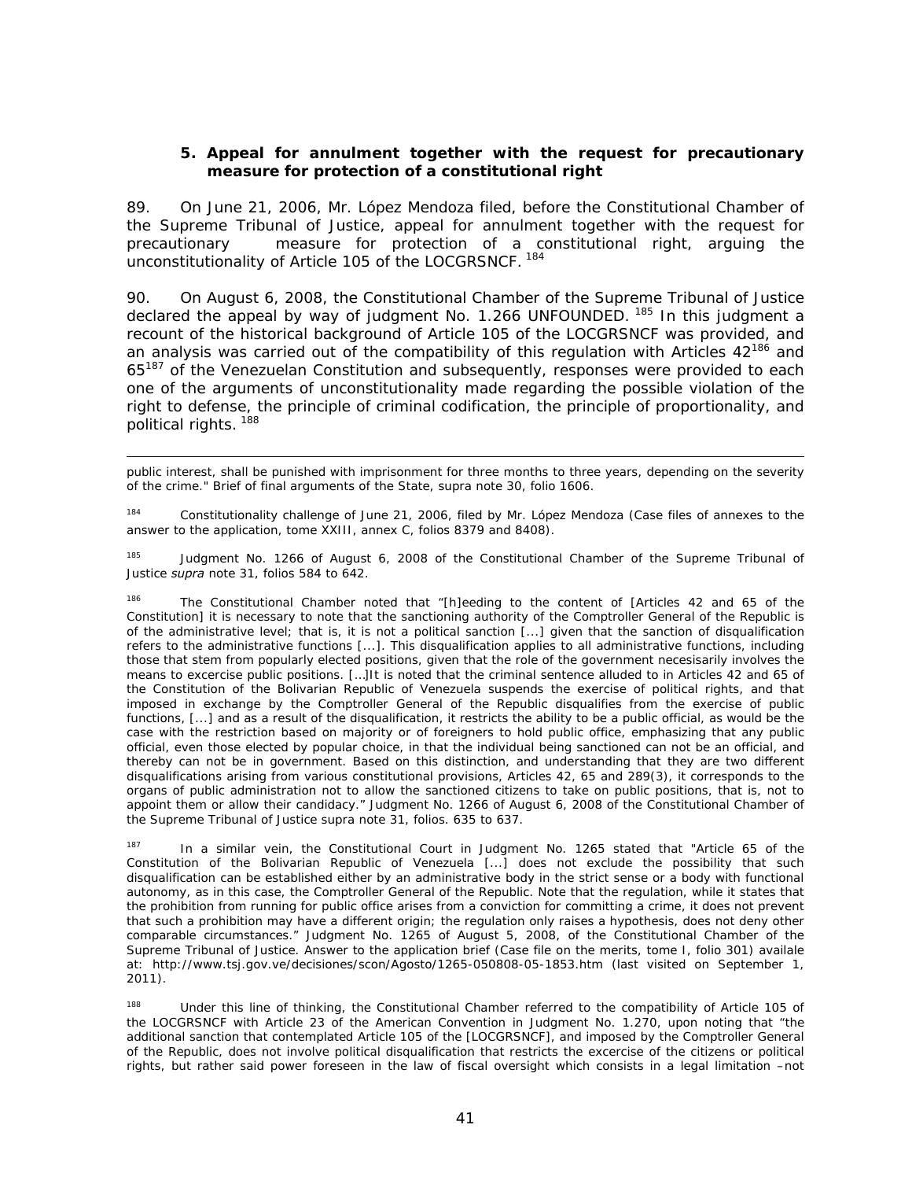### 5. Appeal for annulment together with the request for precautionary measure for protection of a constitutional right

89. On June 21, 2006, Mr. López Mendoza filed, before the Constitutional Chamber of the Supreme Tribunal of Justice, appeal for annulment together with the request for precautionary measure for protection of a constitutional right, arguing the unconstitutionality of Article 105 of the LOCGRSNCF. [184]

90. On August 6, 2008, the Constitutional Chamber of the Supreme Tribunal of Justice declared the appeal by way of judgment No. 1.266 UNFOUNDED. [185] In this judgment a recount of the historical background of Article 105 of the LOCGRSNCF was provided, and an analysis was carried out of the compatibility of this regulation with Articles 42[186] and 65[187] of the Venezuelan Constitution and subsequently, responses were provided to each one of the arguments of unconstitutionality made regarding the possible violation of the right to defense, the principle of criminal codification, the principle of proportionality, and political rights. [188]

---

public interest, shall be punished with imprisonment for three months to three years, depending on the severity of the crime." Brief of final arguments of the State, supra note 30, folio 1606.

[184] Constitutionality challenge of June 21, 2006, filed by Mr. López Mendoza (Case files of annexes to the answer to the application, tome XXIII, annex C, folios 8379 and 8408).

[185] Judgment No. 1266 of August 6, 2008 of the Constitutional Chamber of the Supreme Tribunal of Justice *supra* note 31, folios 584 to 642.

[186] The Constitutional Chamber noted that "[h]eeding to the content of [Articles 42 and 65 of the Constitution] it is necessary to note that the sanctioning authority of the Comptroller General of the Republic is of the administrative level; that is, it is not a political sanction [...] given that the sanction of disqualification refers to the administrative functions [...]. This disqualification applies to all administrative functions, including those that stem from popularly elected positions, given that the role of the government necesisarily involves the means to excercise public positions. [...]It is noted that the criminal sentence alluded to in Articles 42 and 65 of the Constitution of the Bolivarian Republic of Venezuela suspends the exercise of political rights, and that imposed in exchange by the Comptroller General of the Republic disqualifies from the exercise of public functions, [...] and as a result of the disqualification, it restricts the ability to be a public official, as would be the case with the restriction based on majority or of foreigners to hold public office, emphasizing that any public official, even those elected by popular choice, in that the individual being sanctioned can not be an official, and thereby can not be in government. Based on this distinction, and understanding that they are two different disqualifications arising from various constitutional provisions, Articles 42, 65 and 289(3), it corresponds to the organs of public administration not to allow the sanctioned citizens to take on public positions, that is, not to appoint them or allow their candidacy." Judgment No. 1266 of August 6, 2008 of the Constitutional Chamber of the Supreme Tribunal of Justice supra note 31, folios. 635 to 637.

[187] In a similar vein, the Constitutional Court in Judgment No. 1265 stated that "Article 65 of the Constitution of the Bolivarian Republic of Venezuela [...] does not exclude the possibility that such disqualification can be established either by an administrative body in the strict sense or a body with functional autonomy, as in this case, the Comptroller General of the Republic. Note that the regulation, while it states that the prohibition from running for public office arises from a conviction for committing a crime, it does not prevent that such a prohibition may have a different origin; the regulation only raises a hypothesis, does not deny other comparable circumstances." Judgment No. 1265 of August 5, 2008, of the Constitutional Chamber of the Supreme Tribunal of Justice. Answer to the application brief (Case file on the merits, tome I, folio 301) availale at: http://www.tsj.gov.ve/decisiones/scon/Agosto/1265-050808-05-1853.htm (last visited on September 1, 2011).

[188] Under this line of thinking, the Constitutional Chamber referred to the compatibility of Article 105 of the LOCGRSNCF with Article 23 of the American Convention in Judgment No. 1.270, upon noting that "the additional sanction that contemplated Article 105 of the [LOCGRSNCF], and imposed by the Comptroller General of the Republic, does not involve political disqualification that restricts the excercise of the citizens or political rights, but rather said power foreseen in the law of fiscal oversight which consists in a legal limitation –not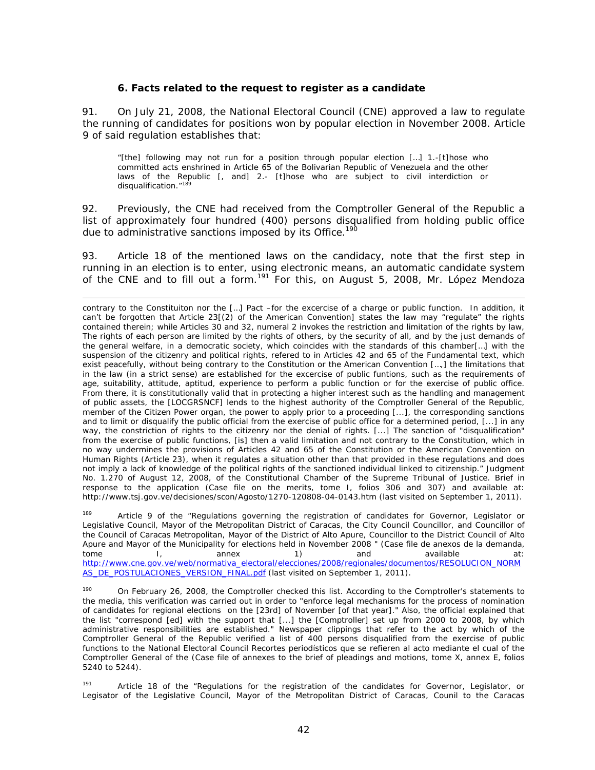### 6. Facts related to the request to register as a candidate

91. On July 21, 2008, the National Electoral Council (CNE) approved a law to regulate the running of candidates for positions won by popular election in November 2008. Article 9 of said regulation establishes that:

> "[the] following may not run for a position through popular election […] 1.-[t]hose who committed acts enshrined in Article 65 of the Bolivarian Republic of Venezuela and the other laws of the Republic [, and] 2.- [t]hose who are subject to civil interdiction or disqualification."[189]

92. Previously, the CNE had received from the Comptroller General of the Republic a list of approximately four hundred (400) persons disqualified from holding public office due to administrative sanctions imposed by its Office.[190]

93. Article 18 of the mentioned laws on the candidacy, note that the first step in running in an election is to enter, using electronic means, an automatic candidate system of the CNE and to fill out a form.[191] For this, on August 5, 2008, Mr. López Mendoza

---

contrary to the Constituiton nor the […] Pact –for the excercise of a charge or public function. In addition, it can't be forgotten that Article 23[(2) of the American Convention] states the law may "regulate" the rights contained therein; while Articles 30 and 32, numeral 2 invokes the restriction and limitation of the rights by law, The rights of each person are limited by the rights of others, by the security of all, and by the just demands of the general welfare, in a democratic society, which coincides with the standards of this chamber[…] with the suspension of the citizenry and political rights, refered to in Articles 42 and 65 of the Fundamental text, which exist peacefully, without being contrary to the Constitution or the American Convention […„] the limitations that in the law (in a strict sense) are established for the excercise of public funtions, such as the requirements of age, suitability, attitude, aptitud, experience to perform a public function or for the exercise of public office. From there, it is constitutionally valid that in protecting a higher interest such as the handling and management of public assets, the [LOCGRSNCF] lends to the highest authority of the Comptroller General of the Republic, member of the Citizen Power organ, the power to apply prior to a proceeding [...], the corresponding sanctions and to limit or disqualify the public official from the exercise of public office for a determined period, [...] in any way, the constriction of rights to the citizenry nor the denial of rights. [...] The sanction of "disqualification" from the exercise of public functions, [is] then a valid limitation and not contrary to the Constitution, which in no way undermines the provisions of Articles 42 and 65 of the Constitution or the American Convention on Human Rights (Article 23), when it regulates a situation other than that provided in these regulations and does not imply a lack of knowledge of the political rights of the sanctioned individual linked to citizenship." Judgment No. 1.270 of August 12, 2008, of the Constitutional Chamber of the Supreme Tribunal of Justice. Brief in response to the application (Case file on the merits, tome I, folios 306 and 307) and available at: http://www.tsj.gov.ve/decisiones/scon/Agosto/1270-120808-04-0143.htm (last visited on September 1, 2011).

[189] Article 9 of the "Regulations governing the registration of candidates for Governor, Legislator or Legislative Council, Mayor of the Metropolitan District of Caracas, the City Council Councillor, and Councillor of the Council of Caracas Metropolitan, Mayor of the District of Alto Apure, Councillor to the District Council of Alto Apure and Mayor of the Municipality for elections held in November 2008 " (Case file de anexos de la demanda, tome I, annex 1) and available at: http://www.cne.gov.ve/web/normativa_electoral/elecciones/2008/regionales/documentos/RESOLUCION_NORMAS_DE_POSTULACIONES_VERSION_FINAL.pdf (last visited on September 1, 2011).

[190] On February 26, 2008, the Comptroller checked this list. According to the Comptroller's statements to the media, this verification was carried out in order to "enforce legal mechanisms for the process of nomination of candidates for regional elections on the [23rd] of November [of that year]." Also, the official explained that the list "correspond [ed] with the support that [...] the [Comptroller] set up from 2000 to 2008, by which administrative responsibilities are established." Newspaper clippings that refer to the act by which of the Comptroller General of the Republic verified a list of 400 persons disqualified from the exercise of public functions to the National Electoral Council Recortes periodísticos que se refieren al acto mediante el cual de the Comptroller General of the (Case file of annexes to the brief of pleadings and motions, tome X, annex E, folios 5240 to 5244).

[191] Article 18 of the "Regulations for the registration of the candidates for Governor, Legislator, or Legisator of the Legislative Council, Mayor of the Metropolitan District of Caracas, Counil to the Caracas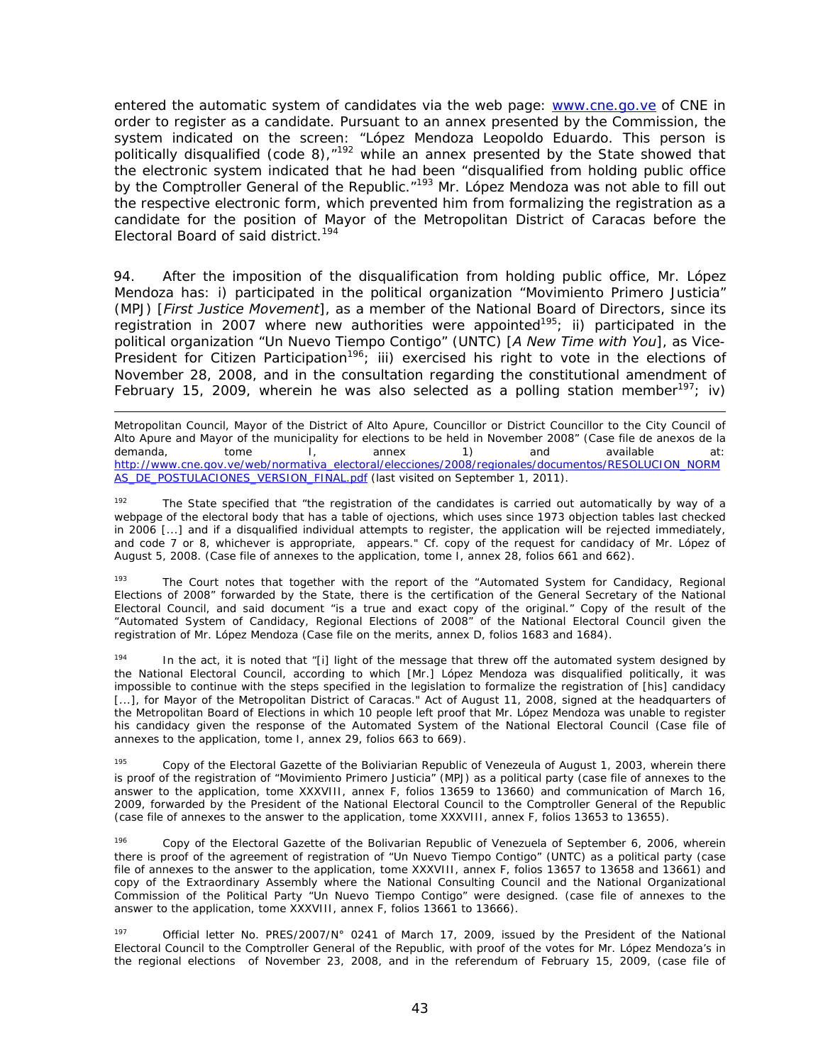entered the automatic system of candidates via the web page: www.cne.go.ve of CNE in order to register as a candidate. Pursuant to an annex presented by the Commission, the system indicated on the screen: "López Mendoza Leopoldo Eduardo. This person is politically disqualified (code 8),"[192] while an annex presented by the State showed that the electronic system indicated that he had been "disqualified from holding public office by the Comptroller General of the Republic."[193] Mr. López Mendoza was not able to fill out the respective electronic form, which prevented him from formalizing the registration as a candidate for the position of Mayor of the Metropolitan District of Caracas before the Electoral Board of said district.[194]

94. After the imposition of the disqualification from holding public office, Mr. López Mendoza has: i) participated in the political organization "Movimiento Primero Justicia" (MPJ) [*First Justice Movement*], as a member of the National Board of Directors, since its registration in 2007 where new authorities were appointed[195]; ii) participated in the political organization "Un Nuevo Tiempo Contigo" (UNTC) [*A New Time with You*], as Vice-President for Citizen Participation[196]; iii) exercised his right to vote in the elections of November 28, 2008, and in the consultation regarding the constitutional amendment of February 15, 2009, wherein he was also selected as a polling station member[197]; iv)

---

Metropolitan Council, Mayor of the District of Alto Apure, Councillor or District Councillor to the City Council of Alto Apure and Mayor of the municipality for elections to be held in November 2008" (Case file de anexos de la demanda, tome I, annex 1) and available at: http://www.cne.gov.ve/web/normativa_electoral/elecciones/2008/regionales/documentos/RESOLUCION_NORMAS_DE_POSTULACIONES_VERSION_FINAL.pdf (last visited on September 1, 2011).

[192] The State specified that "the registration of the candidates is carried out automatically by way of a webpage of the electoral body that has a table of ojections, which uses since 1973 objection tables last checked in 2006 [...] and if a disqualified individual attempts to register, the application will be rejected immediately, and code 7 or 8, whichever is appropriate, appears." Cf. copy of the request for candidacy of Mr. López of August 5, 2008. (Case file of annexes to the application, tome I, annex 28, folios 661 and 662).

[193] The Court notes that together with the report of the "Automated System for Candidacy, Regional Elections of 2008" forwarded by the State, there is the certification of the General Secretary of the National Electoral Council, and said document "is a true and exact copy of the original." Copy of the result of the "Automated System of Candidacy, Regional Elections of 2008" of the National Electoral Council given the registration of Mr. López Mendoza (Case file on the merits, annex D, folios 1683 and 1684).

[194] In the act, it is noted that "[i] light of the message that threw off the automated system designed by the National Electoral Council, according to which [Mr.] López Mendoza was disqualified politically, it was impossible to continue with the steps specified in the legislation to formalize the registration of [his] candidacy [...], for Mayor of the Metropolitan District of Caracas." Act of August 11, 2008, signed at the headquarters of the Metropolitan Board of Elections in which 10 people left proof that Mr. López Mendoza was unable to register his candidacy given the response of the Automated System of the National Electoral Council (Case file of annexes to the application, tome I, annex 29, folios 663 to 669).

[195] Copy of the Electoral Gazette of the Boliviarian Republic of Venezeula of August 1, 2003, wherein there is proof of the registration of "Movimiento Primero Justicia" (MPJ) as a political party (case file of annexes to the answer to the application, tome XXXVIII, annex F, folios 13659 to 13660) and communication of March 16, 2009, forwarded by the President of the National Electoral Council to the Comptroller General of the Republic (case file of annexes to the answer to the application, tome XXXVIII, annex F, folios 13653 to 13655).

[196] Copy of the Electoral Gazette of the Bolivarian Republic of Venezuela of September 6, 2006, wherein there is proof of the agreement of registration of "Un Nuevo Tiempo Contigo" (UNTC) as a political party (case file of annexes to the answer to the application, tome XXXVIII, annex F, folios 13657 to 13658 and 13661) and copy of the Extraordinary Assembly where the National Consulting Council and the National Organizational Commission of the Political Party "Un Nuevo Tiempo Contigo" were designed. (case file of annexes to the answer to the application, tome XXXVIII, annex F, folios 13661 to 13666).

[197] Official letter No. PRES/2007/N° 0241 of March 17, 2009, issued by the President of the National Electoral Council to the Comptroller General of the Republic, with proof of the votes for Mr. López Mendoza's in the regional elections of November 23, 2008, and in the referendum of February 15, 2009, (case file of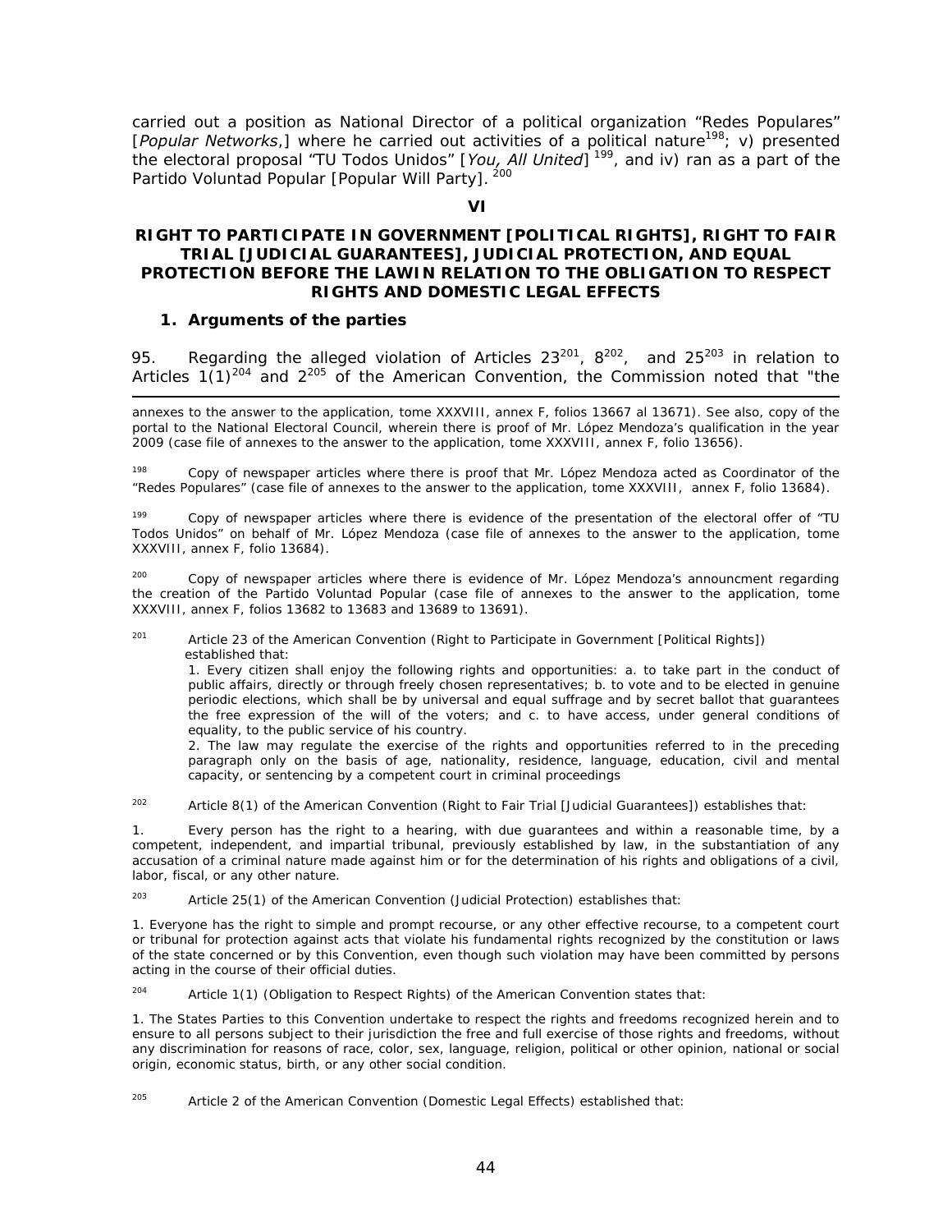carried out a position as National Director of a political organization "Redes Populares" [*Popular Networks*,] where he carried out activities of a political nature[198]; v) presented the electoral proposal "TU Todos Unidos" [*You, All United*] [199], and iv) ran as a part of the Partido Voluntad Popular [Popular Will Party]. [200]

## VI

## RIGHT TO PARTICIPATE IN GOVERNMENT [POLITICAL RIGHTS], RIGHT TO FAIR TRIAL [JUDICIAL GUARANTEES], JUDICIAL PROTECTION, AND EQUAL PROTECTION BEFORE THE LAWIN RELATION TO THE OBLIGATION TO RESPECT RIGHTS AND DOMESTIC LEGAL EFFECTS

### 1. Arguments of the parties

95. Regarding the alleged violation of Articles 23[201], 8[202], and 25[203] in relation to Articles 1(1)[204] and 2[205] of the American Convention, the Commission noted that "the

---

annexes to the answer to the application, tome XXXVIII, annex F, folios 13667 al 13671). See also, copy of the portal to the National Electoral Council, wherein there is proof of Mr. López Mendoza's qualification in the year 2009 (case file of annexes to the answer to the application, tome XXXVIII, annex F, folio 13656).

[198] Copy of newspaper articles where there is proof that Mr. López Mendoza acted as Coordinator of the "Redes Populares" (case file of annexes to the answer to the application, tome XXXVIII, annex F, folio 13684).

[199] Copy of newspaper articles where there is evidence of the presentation of the electoral offer of "TU Todos Unidos" on behalf of Mr. López Mendoza (case file of annexes to the answer to the application, tome XXXVIII, annex F, folio 13684).

[200] Copy of newspaper articles where there is evidence of Mr. López Mendoza's announcment regarding the creation of the Partido Voluntad Popular (case file of annexes to the answer to the application, tome XXXVIII, annex F, folios 13682 to 13683 and 13689 to 13691).

[201] Article 23 of the American Convention (Right to Participate in Government [Political Rights]) established that:

1. Every citizen shall enjoy the following rights and opportunities: a. to take part in the conduct of public affairs, directly or through freely chosen representatives; b. to vote and to be elected in genuine periodic elections, which shall be by universal and equal suffrage and by secret ballot that guarantees the free expression of the will of the voters; and c. to have access, under general conditions of equality, to the public service of his country.
2. The law may regulate the exercise of the rights and opportunities referred to in the preceding paragraph only on the basis of age, nationality, residence, language, education, civil and mental capacity, or sentencing by a competent court in criminal proceedings

[202] Article 8(1) of the American Convention (Right to Fair Trial [Judicial Guarantees]) establishes that:

1. Every person has the right to a hearing, with due guarantees and within a reasonable time, by a competent, independent, and impartial tribunal, previously established by law, in the substantiation of any accusation of a criminal nature made against him or for the determination of his rights and obligations of a civil, labor, fiscal, or any other nature.

[203] Article 25(1) of the American Convention (Judicial Protection) establishes that:

1. Everyone has the right to simple and prompt recourse, or any other effective recourse, to a competent court or tribunal for protection against acts that violate his fundamental rights recognized by the constitution or laws of the state concerned or by this Convention, even though such violation may have been committed by persons acting in the course of their official duties.

[204] Article 1(1) (Obligation to Respect Rights) of the American Convention states that:

1. The States Parties to this Convention undertake to respect the rights and freedoms recognized herein and to ensure to all persons subject to their jurisdiction the free and full exercise of those rights and freedoms, without any discrimination for reasons of race, color, sex, language, religion, political or other opinion, national or social origin, economic status, birth, or any other social condition.

[205] Article 2 of the American Convention (Domestic Legal Effects) established that: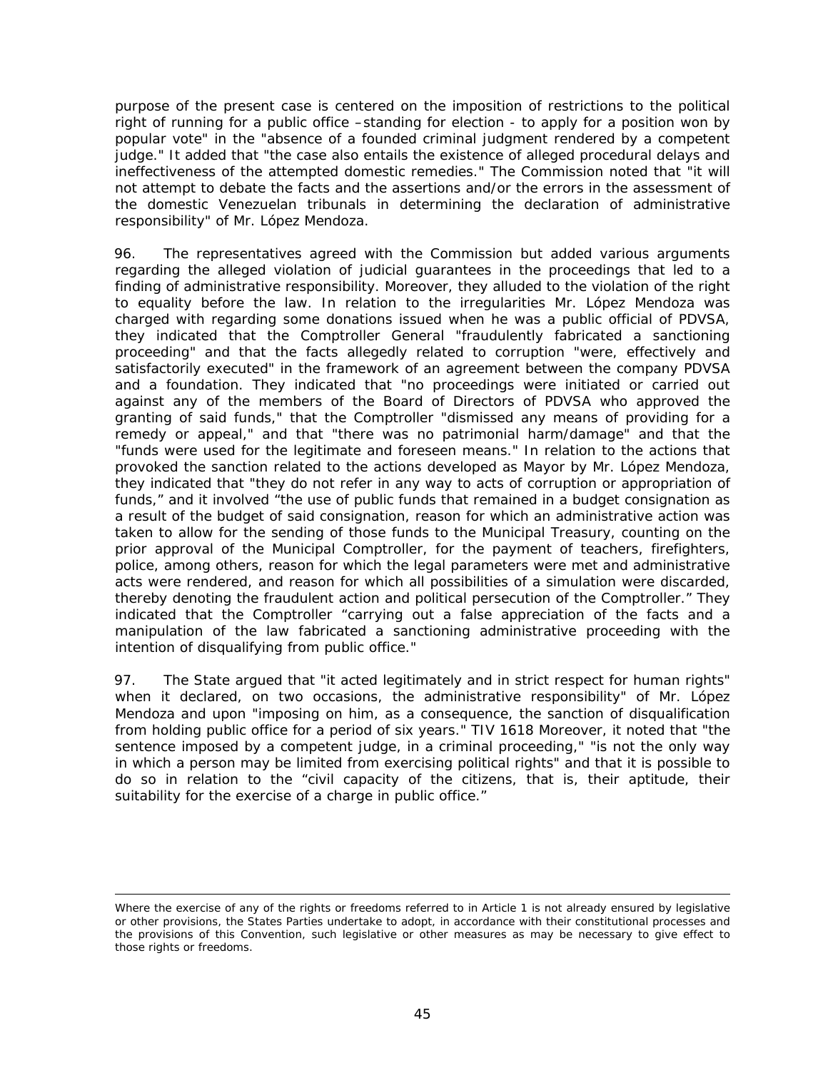purpose of the present case is centered on the imposition of restrictions to the political right of running for a public office –standing for election - to apply for a position won by popular vote" in the "absence of a founded criminal judgment rendered by a competent judge." It added that "the case also entails the existence of alleged procedural delays and ineffectiveness of the attempted domestic remedies." The Commission noted that "it will not attempt to debate the facts and the assertions and/or the errors in the assessment of the domestic Venezuelan tribunals in determining the declaration of administrative responsibility" of Mr. López Mendoza.

96. The representatives agreed with the Commission but added various arguments regarding the alleged violation of judicial guarantees in the proceedings that led to a finding of administrative responsibility. Moreover, they alluded to the violation of the right to equality before the law. In relation to the irregularities Mr. López Mendoza was charged with regarding some donations issued when he was a public official of PDVSA, they indicated that the Comptroller General "fraudulently fabricated a sanctioning proceeding" and that the facts allegedly related to corruption "were, effectively and satisfactorily executed" in the framework of an agreement between the company PDVSA and a foundation. They indicated that "no proceedings were initiated or carried out against any of the members of the Board of Directors of PDVSA who approved the granting of said funds," that the Comptroller "dismissed any means of providing for a remedy or appeal," and that "there was no patrimonial harm/damage" and that the "funds were used for the legitimate and foreseen means." In relation to the actions that provoked the sanction related to the actions developed as Mayor by Mr. López Mendoza, they indicated that "they do not refer in any way to acts of corruption or appropriation of funds," and it involved "the use of public funds that remained in a budget consignation as a result of the budget of said consignation, reason for which an administrative action was taken to allow for the sending of those funds to the Municipal Treasury, counting on the prior approval of the Municipal Comptroller, for the payment of teachers, firefighters, police, among others, reason for which the legal parameters were met and administrative acts were rendered, and reason for which all possibilities of a simulation were discarded, thereby denoting the fraudulent action and political persecution of the Comptroller." They indicated that the Comptroller "carrying out a false appreciation of the facts and a manipulation of the law fabricated a sanctioning administrative proceeding with the intention of disqualifying from public office."

97. The State argued that "it acted legitimately and in strict respect for human rights" when it declared, on two occasions, the administrative responsibility" of Mr. López Mendoza and upon "imposing on him, as a consequence, the sanction of disqualification from holding public office for a period of six years." TIV 1618 Moreover, it noted that "the sentence imposed by a competent judge, in a criminal proceeding," "is not the only way in which a person may be limited from exercising political rights" and that it is possible to do so in relation to the "civil capacity of the citizens, that is, their aptitude, their suitability for the exercise of a charge in public office."

---

Where the exercise of any of the rights or freedoms referred to in Article 1 is not already ensured by legislative or other provisions, the States Parties undertake to adopt, in accordance with their constitutional processes and the provisions of this Convention, such legislative or other measures as may be necessary to give effect to those rights or freedoms.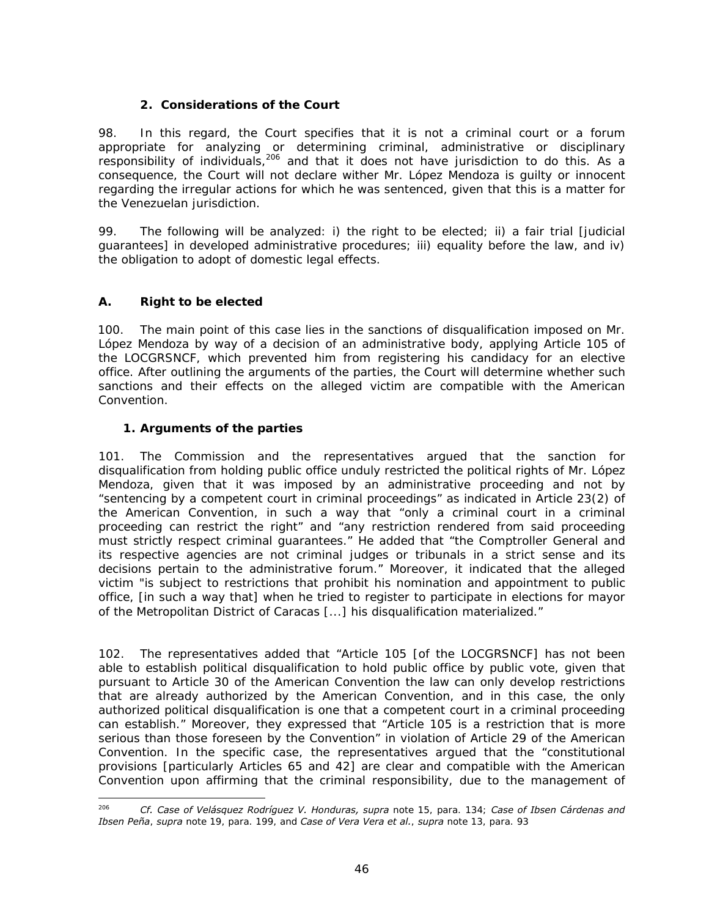### 2. Considerations of the Court

98. In this regard, the Court specifies that it is not a criminal court or a forum appropriate for analyzing or determining criminal, administrative or disciplinary responsibility of individuals,[206] and that it does not have jurisdiction to do this. As a consequence, the Court will not declare wither Mr. López Mendoza is guilty or innocent regarding the irregular actions for which he was sentenced, given that this is a matter for the Venezuelan jurisdiction.

99. The following will be analyzed: i) the right to be elected; ii) a fair trial [judicial guarantees] in developed administrative procedures; iii) equality before the law, and iv) the obligation to adopt of domestic legal effects.

## A. Right to be elected

100. The main point of this case lies in the sanctions of disqualification imposed on Mr. López Mendoza by way of a decision of an administrative body, applying Article 105 of the LOCGRSNCF, which prevented him from registering his candidacy for an elective office. After outlining the arguments of the parties, the Court will determine whether such sanctions and their effects on the alleged victim are compatible with the American Convention.

### 1. Arguments of the parties

101. The Commission and the representatives argued that the sanction for disqualification from holding public office unduly restricted the political rights of Mr. López Mendoza, given that it was imposed by an administrative proceeding and not by "sentencing by a competent court in criminal proceedings" as indicated in Article 23(2) of the American Convention, in such a way that "only a criminal court in a criminal proceeding can restrict the right" and "any restriction rendered from said proceeding must strictly respect criminal guarantees." He added that "the Comptroller General and its respective agencies are not criminal judges or tribunals in a strict sense and its decisions pertain to the administrative forum." Moreover, it indicated that the alleged victim "is subject to restrictions that prohibit his nomination and appointment to public office, [in such a way that] when he tried to register to participate in elections for mayor of the Metropolitan District of Caracas [...] his disqualification materialized."

102. The representatives added that "Article 105 [of the LOCGRSNCF] has not been able to establish political disqualification to hold public office by public vote, given that pursuant to Article 30 of the American Convention the law can only develop restrictions that are already authorized by the American Convention, and in this case, the only authorized political disqualification is one that a competent court in a criminal proceeding can establish." Moreover, they expressed that "Article 105 is a restriction that is more serious than those foreseen by the Convention" in violation of Article 29 of the American Convention. In the specific case, the representatives argued that the "constitutional provisions [particularly Articles 65 and 42] are clear and compatible with the American Convention upon affirming that the criminal responsibility, due to the management of

---

[206] *Cf. Case of Velásquez Rodríguez V. Honduras, supra* note 15, para. 134; *Case of Ibsen Cárdenas and Ibsen Peña*, *supra* note 19, para. 199, and *Case of Vera Vera et al.*, *supra* note 13, para. 93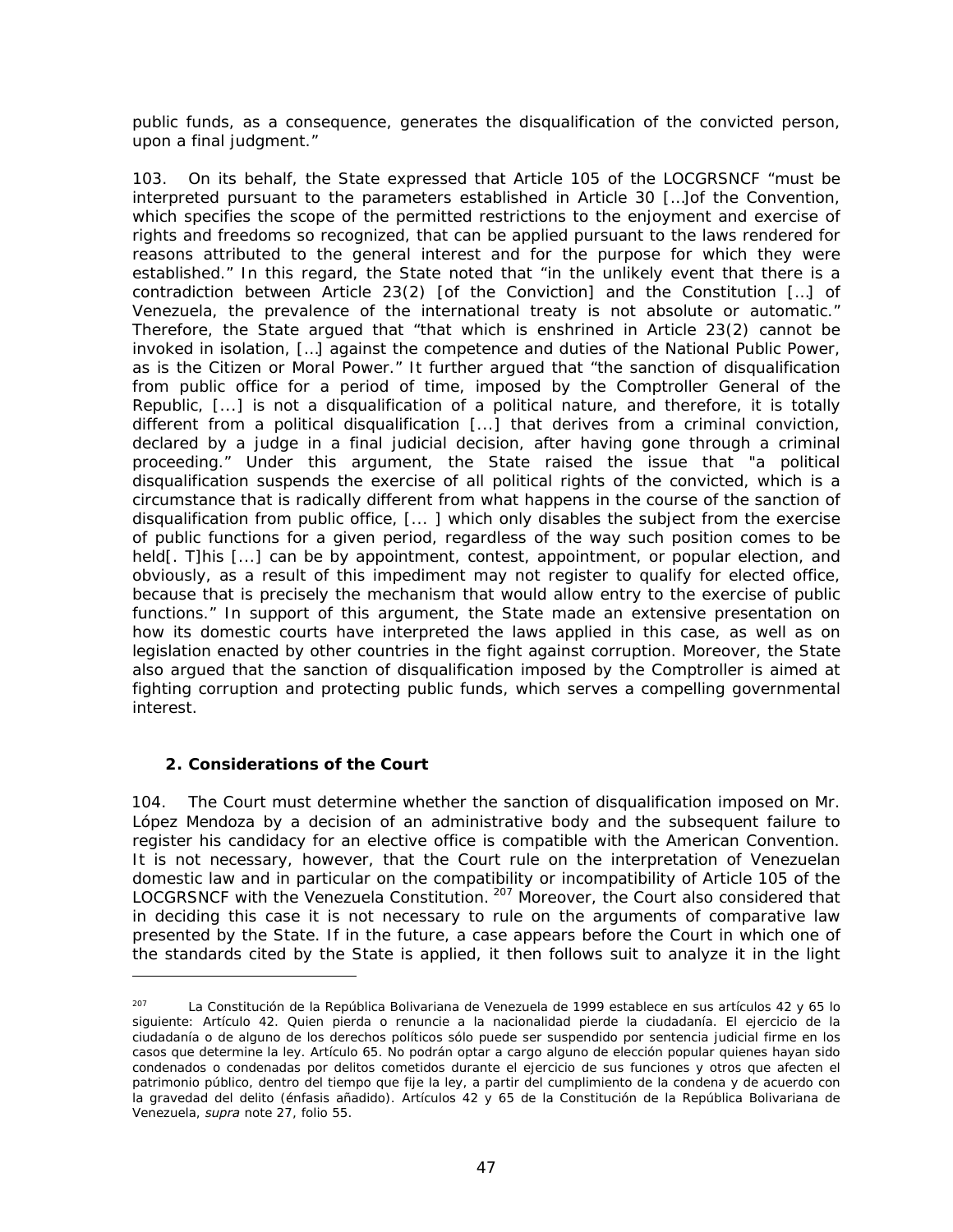public funds, as a consequence, generates the disqualification of the convicted person, upon a final judgment."

103. On its behalf, the State expressed that Article 105 of the LOCGRSNCF "must be interpreted pursuant to the parameters established in Article 30 […]of the Convention, which specifies the scope of the permitted restrictions to the enjoyment and exercise of rights and freedoms so recognized, that can be applied pursuant to the laws rendered for reasons attributed to the general interest and for the purpose for which they were established." In this regard, the State noted that "in the unlikely event that there is a contradiction between Article 23(2) [of the Conviction] and the Constitution […] of Venezuela, the prevalence of the international treaty is not absolute or automatic." Therefore, the State argued that "that which is enshrined in Article 23(2) cannot be invoked in isolation, […] against the competence and duties of the National Public Power, as is the Citizen or Moral Power." It further argued that "the sanction of disqualification from public office for a period of time, imposed by the Comptroller General of the Republic, [...] is not a disqualification of a political nature, and therefore, it is totally different from a political disqualification [...] that derives from a criminal conviction, declared by a judge in a final judicial decision, after having gone through a criminal proceeding." Under this argument, the State raised the issue that "a political disqualification suspends the exercise of all political rights of the convicted, which is a circumstance that is radically different from what happens in the course of the sanction of disqualification from public office, [... ] which only disables the subject from the exercise of public functions for a given period, regardless of the way such position comes to be held[. T]his [...] can be by appointment, contest, appointment, or popular election, and obviously, as a result of this impediment may not register to qualify for elected office, because that is precisely the mechanism that would allow entry to the exercise of public functions." In support of this argument, the State made an extensive presentation on how its domestic courts have interpreted the laws applied in this case, as well as on legislation enacted by other countries in the fight against corruption. Moreover, the State also argued that the sanction of disqualification imposed by the Comptroller is aimed at fighting corruption and protecting public funds, which serves a compelling governmental interest.

## 2. Considerations of the Court

104. The Court must determine whether the sanction of disqualification imposed on Mr. López Mendoza by a decision of an administrative body and the subsequent failure to register his candidacy for an elective office is compatible with the American Convention. It is not necessary, however, that the Court rule on the interpretation of Venezuelan domestic law and in particular on the compatibility or incompatibility of Article 105 of the LOCGRSNCF with the Venezuela Constitution.[207] Moreover, the Court also considered that in deciding this case it is not necessary to rule on the arguments of comparative law presented by the State. If in the future, a case appears before the Court in which one of the standards cited by the State is applied, it then follows suit to analyze it in the light

[207] La Constitución de la República Bolivariana de Venezuela de 1999 establece en sus artículos 42 y 65 lo siguiente: Artículo 42. Quien pierda o renuncie a la nacionalidad pierde la ciudadanía. El ejercicio de la ciudadanía o de alguno de los derechos políticos sólo puede ser suspendido por sentencia judicial firme en los casos que determine la ley. Artículo 65. No podrán optar a cargo alguno de elección popular quienes hayan sido condenados o condenadas por delitos cometidos durante el ejercicio de sus funciones y otros que afecten el patrimonio público, dentro del tiempo que fije la ley, a partir del cumplimiento de la condena y de acuerdo con la gravedad del delito (énfasis añadido). Artículos 42 y 65 de la Constitución de la República Bolivariana de Venezuela, *supra* note 27, folio 55.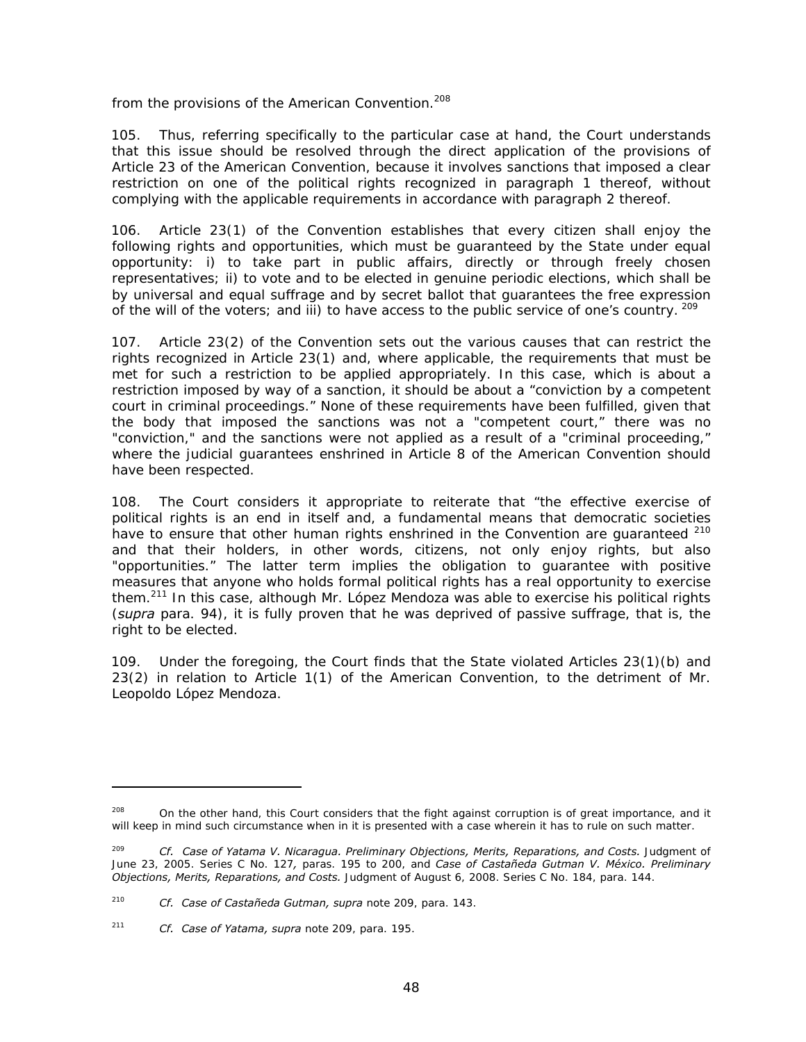from the provisions of the American Convention.[208]

105. Thus, referring specifically to the particular case at hand, the Court understands that this issue should be resolved through the direct application of the provisions of Article 23 of the American Convention, because it involves sanctions that imposed a clear restriction on one of the political rights recognized in paragraph 1 thereof, without complying with the applicable requirements in accordance with paragraph 2 thereof.

106. Article 23(1) of the Convention establishes that every citizen shall enjoy the following rights and opportunities, which must be guaranteed by the State under equal opportunity: i) to take part in public affairs, directly or through freely chosen representatives; ii) to vote and to be elected in genuine periodic elections, which shall be by universal and equal suffrage and by secret ballot that guarantees the free expression of the will of the voters; and iii) to have access to the public service of one's country.[209]

107. Article 23(2) of the Convention sets out the various causes that can restrict the rights recognized in Article 23(1) and, where applicable, the requirements that must be met for such a restriction to be applied appropriately. In this case, which is about a restriction imposed by way of a sanction, it should be about a "conviction by a competent court in criminal proceedings." None of these requirements have been fulfilled, given that the body that imposed the sanctions was not a "competent court," there was no "conviction," and the sanctions were not applied as a result of a "criminal proceeding," where the judicial guarantees enshrined in Article 8 of the American Convention should have been respected.

108. The Court considers it appropriate to reiterate that "the effective exercise of political rights is an end in itself and, a fundamental means that democratic societies have to ensure that other human rights enshrined in the Convention are guaranteed[210] and that their holders, in other words, citizens, not only enjoy rights, but also "opportunities." The latter term implies the obligation to guarantee with positive measures that anyone who holds formal political rights has a real opportunity to exercise them.[211] In this case, although Mr. López Mendoza was able to exercise his political rights (*supra* para. 94), it is fully proven that he was deprived of passive suffrage, that is, the right to be elected.

109. Under the foregoing, the Court finds that the State violated Articles 23(1)(b) and 23(2) in relation to Article 1(1) of the American Convention, to the detriment of Mr. Leopoldo López Mendoza.

---

[208] On the other hand, this Court considers that the fight against corruption is of great importance, and it will keep in mind such circumstance when in it is presented with a case wherein it has to rule on such matter.

[209] *Cf. Case of Yatama V. Nicaragua. Preliminary Objections, Merits, Reparations, and Costs.* Judgment of June 23, 2005. Series C No. 127, paras. 195 to 200, and *Case of Castañeda Gutman V. México. Preliminary Objections, Merits, Reparations, and Costs.* Judgment of August 6, 2008. Series C No. 184, para. 144.

[210] *Cf. Case of Castañeda Gutman, supra* note 209, para. 143.

[211] *Cf. Case of Yatama, supra* note 209, para. 195.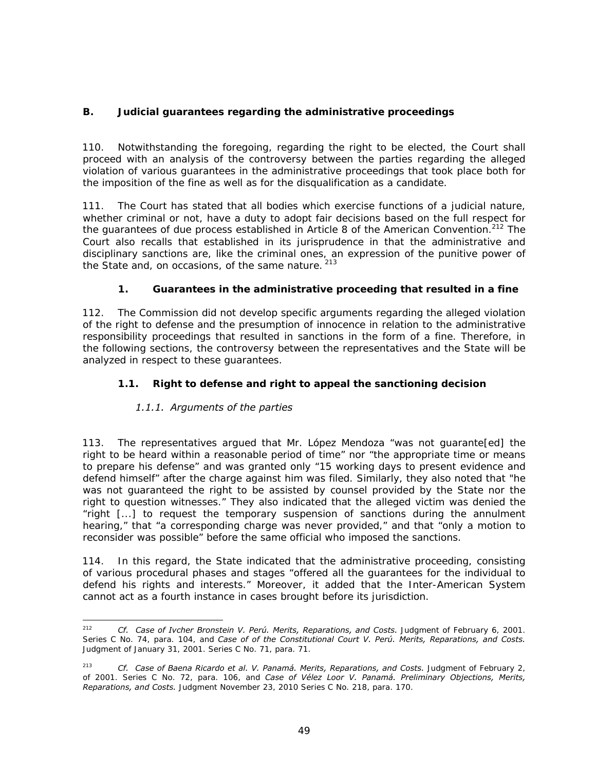## B. Judicial guarantees regarding the administrative proceedings

110. Notwithstanding the foregoing, regarding the right to be elected, the Court shall proceed with an analysis of the controversy between the parties regarding the alleged violation of various guarantees in the administrative proceedings that took place both for the imposition of the fine as well as for the disqualification as a candidate.

111. The Court has stated that all bodies which exercise functions of a judicial nature, whether criminal or not, have a duty to adopt fair decisions based on the full respect for the guarantees of due process established in Article 8 of the American Convention.[212] The Court also recalls that established in its jurisprudence in that the administrative and disciplinary sanctions are, like the criminal ones, an expression of the punitive power of the State and, on occasions, of the same nature.[213]

### 1. Guarantees in the administrative proceeding that resulted in a fine

112. The Commission did not develop specific arguments regarding the alleged violation of the right to defense and the presumption of innocence in relation to the administrative responsibility proceedings that resulted in sanctions in the form of a fine. Therefore, in the following sections, the controversy between the representatives and the State will be analyzed in respect to these guarantees.

#### 1.1. Right to defense and right to appeal the sanctioning decision

*1.1.1. Arguments of the parties*

113. The representatives argued that Mr. López Mendoza "was not guarante[ed] the right to be heard within a reasonable period of time" nor "the appropriate time or means to prepare his defense" and was granted only "15 working days to present evidence and defend himself" after the charge against him was filed. Similarly, they also noted that "he was not guaranteed the right to be assisted by counsel provided by the State nor the right to question witnesses." They also indicated that the alleged victim was denied the "right [...] to request the temporary suspension of sanctions during the annulment hearing," that "a corresponding charge was never provided," and that "only a motion to reconsider was possible" before the same official who imposed the sanctions.

114. In this regard, the State indicated that the administrative proceeding, consisting of various procedural phases and stages "offered all the guarantees for the individual to defend his rights and interests." Moreover, it added that the Inter-American System cannot act as a fourth instance in cases brought before its jurisdiction.

---

[212] *Cf. Case of Ivcher Bronstein V. Perú. Merits, Reparations, and Costs.* Judgment of February 6, 2001. Series C No. 74, para. 104, and *Case of of the Constitutional Court V. Perú. Merits, Reparations, and Costs.* Judgment of January 31, 2001. Series C No. 71, para. 71.

[213] *Cf. Case of Baena Ricardo et al. V. Panamá. Merits, Reparations, and Costs.* Judgment of February 2, of 2001. Series C No. 72, para. 106, and *Case of Vélez Loor V. Panamá. Preliminary Objections, Merits, Reparations, and Costs.* Judgment November 23, 2010 Series C No. 218, para. 170.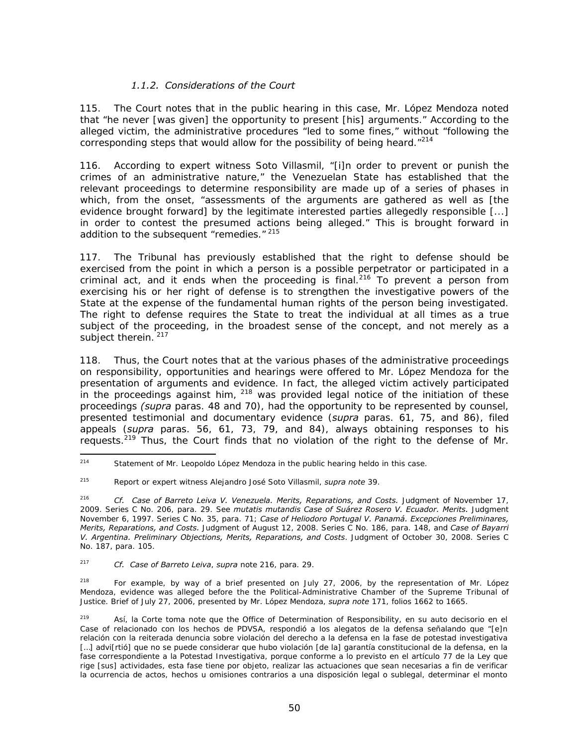#### *1.1.2. Considerations of the Court*

115. The Court notes that in the public hearing in this case, Mr. López Mendoza noted that "he never [was given] the opportunity to present [his] arguments." According to the alleged victim, the administrative procedures "led to some fines," without "following the corresponding steps that would allow for the possibility of being heard."[214]

116. According to expert witness Soto Villasmil, "[i]n order to prevent or punish the crimes of an administrative nature," the Venezuelan State has established that the relevant proceedings to determine responsibility are made up of a series of phases in which, from the onset, "assessments of the arguments are gathered as well as [the evidence brought forward] by the legitimate interested parties allegedly responsible [...] in order to contest the presumed actions being alleged." This is brought forward in addition to the subsequent "remedies."[215]

117. The Tribunal has previously established that the right to defense should be exercised from the point in which a person is a possible perpetrator or participated in a criminal act, and it ends when the proceeding is final.[216] To prevent a person from exercising his or her right of defense is to strengthen the investigative powers of the State at the expense of the fundamental human rights of the person being investigated. The right to defense requires the State to treat the individual at all times as a true subject of the proceeding, in the broadest sense of the concept, and not merely as a subject therein.[217]

118. Thus, the Court notes that at the various phases of the administrative proceedings on responsibility, opportunities and hearings were offered to Mr. López Mendoza for the presentation of arguments and evidence. In fact, the alleged victim actively participated in the proceedings against him,[218] was provided legal notice of the initiation of these proceedings *(supra* paras. 48 and 70), had the opportunity to be represented by counsel, presented testimonial and documentary evidence (*supra* paras. 61, 75, and 86), filed appeals (*supra* paras. 56, 61, 73, 79, and 84), always obtaining responses to his requests.[219] Thus, the Court finds that no violation of the right to the defense of Mr.

---

[214] Statement of Mr. Leopoldo López Mendoza in the public hearing heldo in this case.

[215] Report or expert witness Alejandro José Soto Villasmil, *supra note* 39.

[216] *Cf. Case of Barreto Leiva V. Venezuela. Merits, Reparations, and Costs.* Judgment of November 17, 2009. Series C No. 206, para. 29. See *mutatis mutandis Case of Suárez Rosero V. Ecuador. Merits.* Judgment November 6, 1997. Series C No. 35, para. 71; *Case of Heliodoro Portugal V. Panamá. Excepciones Preliminares, Merits, Reparations, and Costs.* Judgment of August 12, 2008. Series C No. 186, para. 148, and *Case of Bayarri V. Argentina. Preliminary Objections, Merits, Reparations, and Costs.* Judgment of October 30, 2008. Series C No. 187, para. 105.

[217] *Cf. Case of Barreto Leiva*, *supra* note 216, para. 29.

[218] For example, by way of a brief presented on July 27, 2006, by the representation of Mr. López Mendoza, evidence was alleged before the the Political-Administrative Chamber of the Supreme Tribunal of Justice. Brief of July 27, 2006, presented by Mr. López Mendoza, *supra note* 171, folios 1662 to 1665.

[219] Así, la Corte toma note que the Office of Determination of Responsibility, en su auto decisorio en el Case of relacionado con los hechos de PDVSA, respondió a los alegatos de la defensa señalando que "[e]n relación con la reiterada denuncia sobre violación del derecho a la defensa en la fase de potestad investigativa […] advi[rtió] que no se puede considerar que hubo violación [de la] garantía constitucional de la defensa, en la fase correspondiente a la Potestad Investigativa, porque conforme a lo previsto en el artículo 77 de la Ley que rige [sus] actividades, esta fase tiene por objeto, realizar las actuaciones que sean necesarias a fin de verificar la ocurrencia de actos, hechos u omisiones contrarios a una disposición legal o sublegal, determinar el monto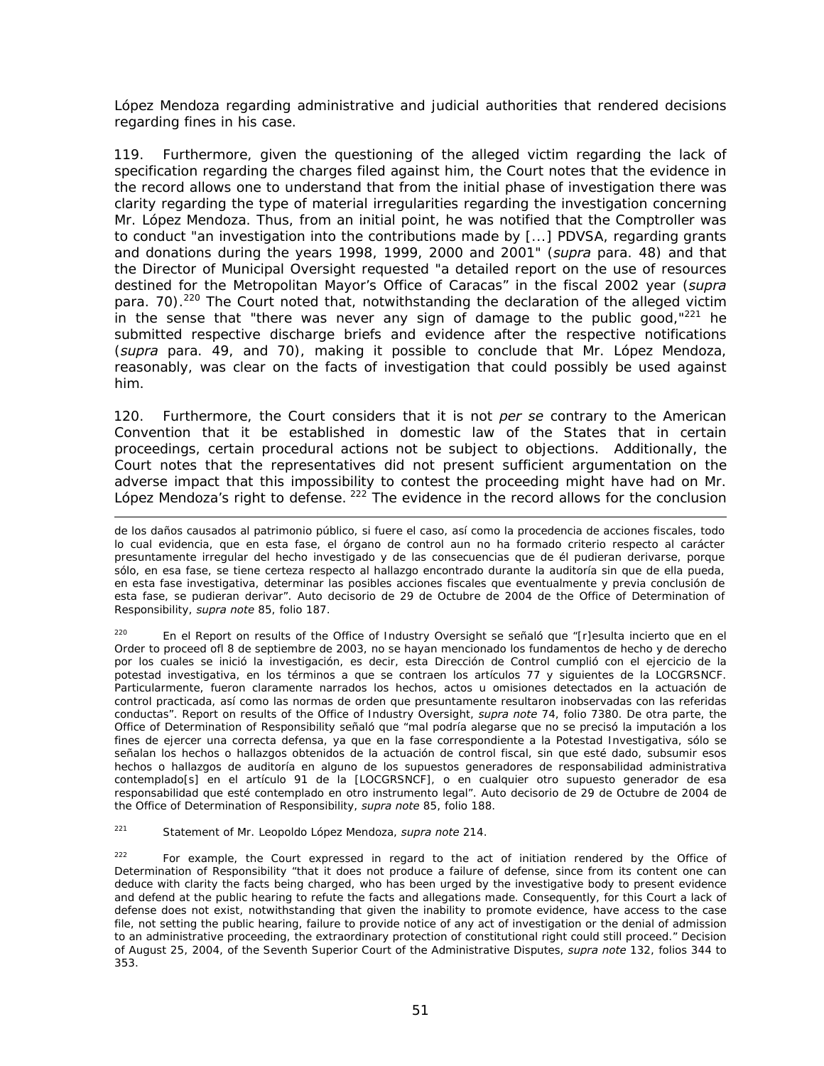López Mendoza regarding administrative and judicial authorities that rendered decisions regarding fines in his case.

119. Furthermore, given the questioning of the alleged victim regarding the lack of specification regarding the charges filed against him, the Court notes that the evidence in the record allows one to understand that from the initial phase of investigation there was clarity regarding the type of material irregularities regarding the investigation concerning Mr. López Mendoza. Thus, from an initial point, he was notified that the Comptroller was to conduct "an investigation into the contributions made by [...] PDVSA, regarding grants and donations during the years 1998, 1999, 2000 and 2001" (*supra* para. 48) and that the Director of Municipal Oversight requested "a detailed report on the use of resources destined for the Metropolitan Mayor's Office of Caracas" in the fiscal 2002 year (*supra* para. 70).[220] The Court noted that, notwithstanding the declaration of the alleged victim in the sense that "there was never any sign of damage to the public good,"[221] he submitted respective discharge briefs and evidence after the respective notifications (*supra* para. 49, and 70), making it possible to conclude that Mr. López Mendoza, reasonably, was clear on the facts of investigation that could possibly be used against him.

120. Furthermore, the Court considers that it is not *per se* contrary to the American Convention that it be established in domestic law of the States that in certain proceedings, certain procedural actions not be subject to objections. Additionally, the Court notes that the representatives did not present sufficient argumentation on the adverse impact that this impossibility to contest the proceeding might have had on Mr. López Mendoza's right to defense.[222] The evidence in the record allows for the conclusion

---

de los daños causados al patrimonio público, si fuere el caso, así como la procedencia de acciones fiscales, todo lo cual evidencia, que en esta fase, el órgano de control aun no ha formado criterio respecto al carácter presuntamente irregular del hecho investigado y de las consecuencias que de él pudieran derivarse, porque sólo, en esa fase, se tiene certeza respecto al hallazgo encontrado durante la auditoría sin que de ella pueda, en esta fase investigativa, determinar las posibles acciones fiscales que eventualmente y previa conclusión de esta fase, se pudieran derivar". Auto decisorio de 29 de Octubre de 2004 de the Office of Determination of Responsibility, *supra note* 85, folio 187.

[220] En el Report on results of the Office of Industry Oversight se señaló que "[r]esulta incierto que en el Order to proceed ofl 8 de septiembre de 2003, no se hayan mencionado los fundamentos de hecho y de derecho por los cuales se inició la investigación, es decir, esta Dirección de Control cumplió con el ejercicio de la potestad investigativa, en los términos a que se contraen los artículos 77 y siguientes de la LOCGRSNCF. Particularmente, fueron claramente narrados los hechos, actos u omisiones detectados en la actuación de control practicada, así como las normas de orden que presuntamente resultaron inobservadas con las referidas conductas". Report on results of the Office of Industry Oversight, *supra note* 74, folio 7380. De otra parte, the Office of Determination of Responsibility señaló que "mal podría alegarse que no se precisó la imputación a los fines de ejercer una correcta defensa, ya que en la fase correspondiente a la Potestad Investigativa, sólo se señalan los hechos o hallazgos obtenidos de la actuación de control fiscal, sin que esté dado, subsumir esos hechos o hallazgos de auditoría en alguno de los supuestos generadores de responsabilidad administrativa contemplado[s] en el artículo 91 de la [LOCGRSNCF], o en cualquier otro supuesto generador de esa responsabilidad que esté contemplado en otro instrumento legal". Auto decisorio de 29 de Octubre de 2004 de the Office of Determination of Responsibility, *supra note* 85, folio 188.

[221] Statement of Mr. Leopoldo López Mendoza, *supra note* 214.

[222] For example, the Court expressed in regard to the act of initiation rendered by the Office of Determination of Responsibility "that it does not produce a failure of defense, since from its content one can deduce with clarity the facts being charged, who has been urged by the investigative body to present evidence and defend at the public hearing to refute the facts and allegations made. Consequently, for this Court a lack of defense does not exist, notwithstanding that given the inability to promote evidence, have access to the case file, not setting the public hearing, failure to provide notice of any act of investigation or the denial of admission to an administrative proceeding, the extraordinary protection of constitutional right could still proceed." Decision of August 25, 2004, of the Seventh Superior Court of the Administrative Disputes, *supra note* 132, folios 344 to 353.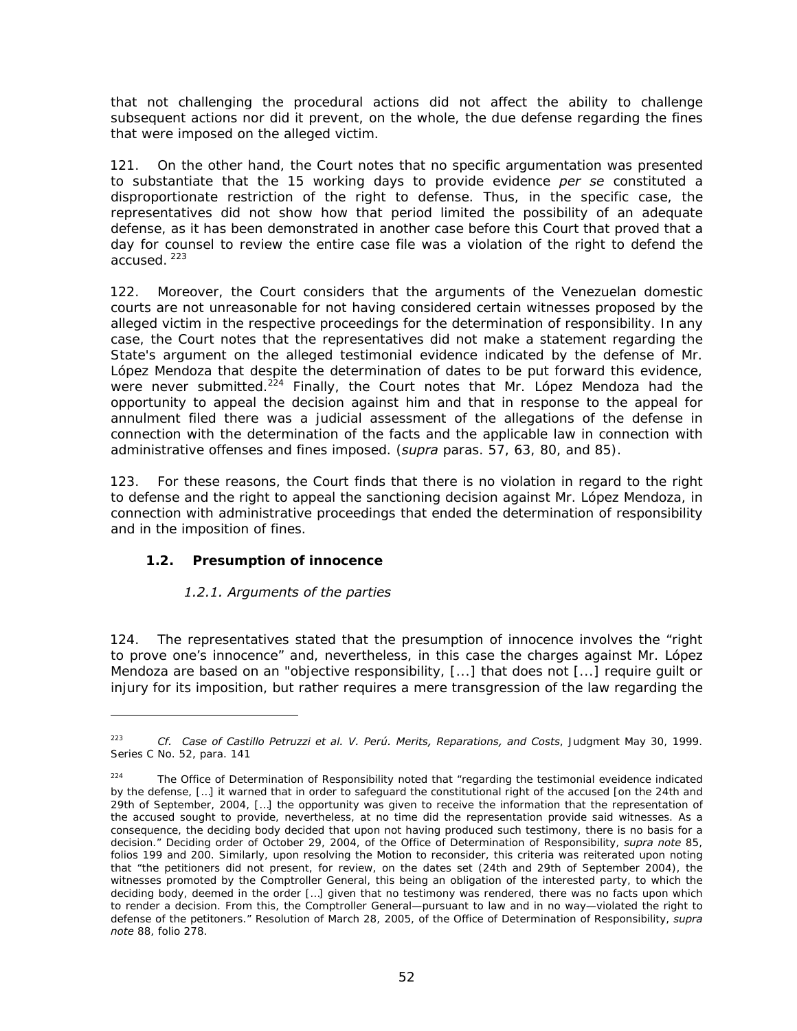that not challenging the procedural actions did not affect the ability to challenge subsequent actions nor did it prevent, on the whole, the due defense regarding the fines that were imposed on the alleged victim.

121. On the other hand, the Court notes that no specific argumentation was presented to substantiate that the 15 working days to provide evidence *per se* constituted a disproportionate restriction of the right to defense. Thus, in the specific case, the representatives did not show how that period limited the possibility of an adequate defense, as it has been demonstrated in another case before this Court that proved that a day for counsel to review the entire case file was a violation of the right to defend the accused. [223]

122. Moreover, the Court considers that the arguments of the Venezuelan domestic courts are not unreasonable for not having considered certain witnesses proposed by the alleged victim in the respective proceedings for the determination of responsibility. In any case, the Court notes that the representatives did not make a statement regarding the State's argument on the alleged testimonial evidence indicated by the defense of Mr. López Mendoza that despite the determination of dates to be put forward this evidence, were never submitted.[224] Finally, the Court notes that Mr. López Mendoza had the opportunity to appeal the decision against him and that in response to the appeal for annulment filed there was a judicial assessment of the allegations of the defense in connection with the determination of the facts and the applicable law in connection with administrative offenses and fines imposed. (*supra* paras. 57, 63, 80, and 85).

123. For these reasons, the Court finds that there is no violation in regard to the right to defense and the right to appeal the sanctioning decision against Mr. López Mendoza, in connection with administrative proceedings that ended the determination of responsibility and in the imposition of fines.

### 1.2. Presumption of innocence

#### *1.2.1. Arguments of the parties*

124. The representatives stated that the presumption of innocence involves the "right to prove one's innocence" and, nevertheless, in this case the charges against Mr. López Mendoza are based on an "objective responsibility, [...] that does not [...] require guilt or injury for its imposition, but rather requires a mere transgression of the law regarding the

---

[223] *Cf. Case of Castillo Petruzzi et al. V. Perú. Merits, Reparations, and Costs*, Judgment May 30, 1999. Series C No. 52, para. 141

[224] The Office of Determination of Responsibility noted that "regarding the testimonial eveidence indicated by the defense, […] it warned that in order to safeguard the constitutional right of the accused [on the 24th and 29th of September, 2004, […] the opportunity was given to receive the information that the representation of the accused sought to provide, nevertheless, at no time did the representation provide said witnesses. As a consequence, the deciding body decided that upon not having produced such testimony, there is no basis for a decision." Deciding order of October 29, 2004, of the Office of Determination of Responsibility, *supra note* 85, folios 199 and 200. Similarly, upon resolving the Motion to reconsider, this criteria was reiterated upon noting that "the petitioners did not present, for review, on the dates set (24th and 29th of September 2004), the witnesses promoted by the Comptroller General, this being an obligation of the interested party, to which the deciding body, deemed in the order […] given that no testimony was rendered, there was no facts upon which to render a decision. From this, the Comptroller General—pursuant to law and in no way—violated the right to defense of the petitoners." Resolution of March 28, 2005, of the Office of Determination of Responsibility, *supra note* 88, folio 278.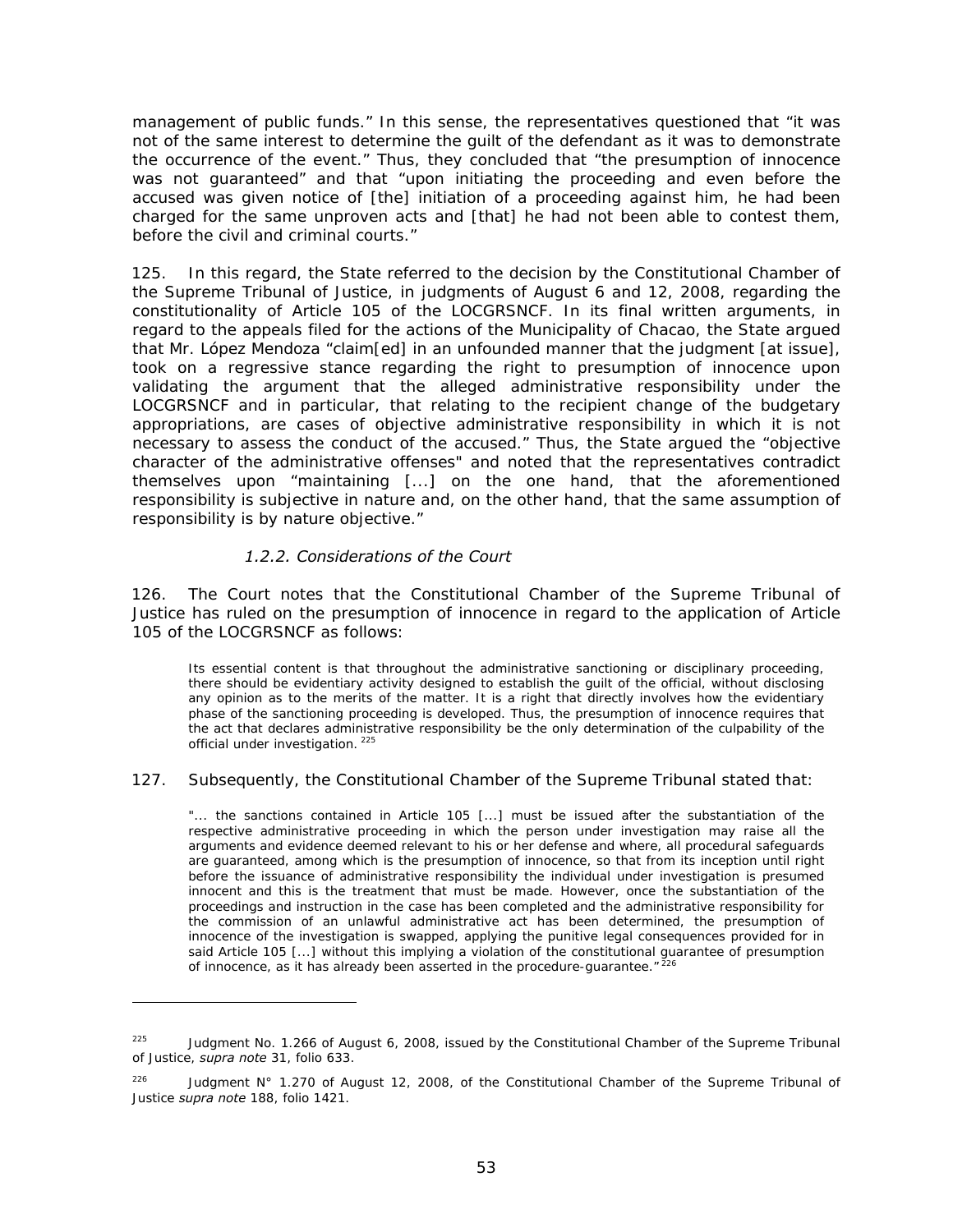management of public funds." In this sense, the representatives questioned that "it was not of the same interest to determine the guilt of the defendant as it was to demonstrate the occurrence of the event." Thus, they concluded that "the presumption of innocence was not guaranteed" and that "upon initiating the proceeding and even before the accused was given notice of [the] initiation of a proceeding against him, he had been charged for the same unproven acts and [that] he had not been able to contest them, before the civil and criminal courts."

125. In this regard, the State referred to the decision by the Constitutional Chamber of the Supreme Tribunal of Justice, in judgments of August 6 and 12, 2008, regarding the constitutionality of Article 105 of the LOCGRSNCF. In its final written arguments, in regard to the appeals filed for the actions of the Municipality of Chacao, the State argued that Mr. López Mendoza "claim[ed] in an unfounded manner that the judgment [at issue], took on a regressive stance regarding the right to presumption of innocence upon validating the argument that the alleged administrative responsibility under the LOCGRSNCF and in particular, that relating to the recipient change of the budgetary appropriations, are cases of objective administrative responsibility in which it is not necessary to assess the conduct of the accused." Thus, the State argued the "objective character of the administrative offenses" and noted that the representatives contradict themselves upon "maintaining [...] on the one hand, that the aforementioned responsibility is subjective in nature and, on the other hand, that the same assumption of responsibility is by nature objective."

#### *1.2.2. Considerations of the Court*

126. The Court notes that the Constitutional Chamber of the Supreme Tribunal of Justice has ruled on the presumption of innocence in regard to the application of Article 105 of the LOCGRSNCF as follows:

> Its essential content is that throughout the administrative sanctioning or disciplinary proceeding, there should be evidentiary activity designed to establish the guilt of the official, without disclosing any opinion as to the merits of the matter. It is a right that directly involves how the evidentiary phase of the sanctioning proceeding is developed. Thus, the presumption of innocence requires that the act that declares administrative responsibility be the only determination of the culpability of the official under investigation. [225]

127. Subsequently, the Constitutional Chamber of the Supreme Tribunal stated that:

> "... the sanctions contained in Article 105 [...] must be issued after the substantiation of the respective administrative proceeding in which the person under investigation may raise all the arguments and evidence deemed relevant to his or her defense and where, all procedural safeguards are guaranteed, among which is the presumption of innocence, so that from its inception until right before the issuance of administrative responsibility the individual under investigation is presumed innocent and this is the treatment that must be made. However, once the substantiation of the proceedings and instruction in the case has been completed and the administrative responsibility for the commission of an unlawful administrative act has been determined, the presumption of innocence of the investigation is swapped, applying the punitive legal consequences provided for in said Article 105 [...] without this implying a violation of the constitutional guarantee of presumption of innocence, as it has already been asserted in the procedure-guarantee." [226]

---

[225] Judgment No. 1.266 of August 6, 2008, issued by the Constitutional Chamber of the Supreme Tribunal of Justice, *supra note* 31, folio 633.

[226] Judgment N° 1.270 of August 12, 2008, of the Constitutional Chamber of the Supreme Tribunal of Justice *supra note* 188, folio 1421.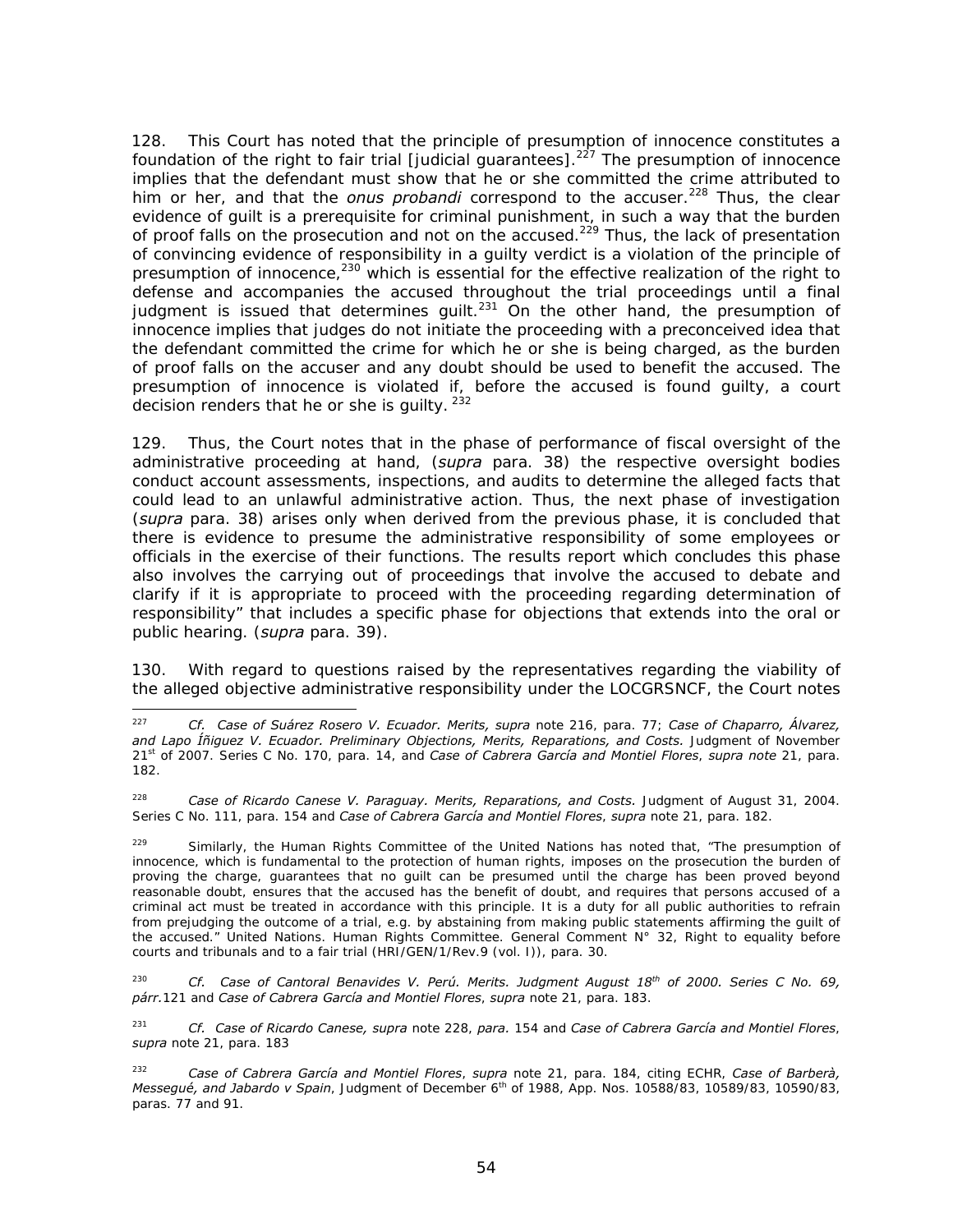128. This Court has noted that the principle of presumption of innocence constitutes a foundation of the right to fair trial [judicial guarantees].[227] The presumption of innocence implies that the defendant must show that he or she committed the crime attributed to him or her, and that the *onus probandi* correspond to the accuser.[228] Thus, the clear evidence of guilt is a prerequisite for criminal punishment, in such a way that the burden of proof falls on the prosecution and not on the accused.[229] Thus, the lack of presentation of convincing evidence of responsibility in a guilty verdict is a violation of the principle of presumption of innocence,[230] which is essential for the effective realization of the right to defense and accompanies the accused throughout the trial proceedings until a final judgment is issued that determines guilt.[231] On the other hand, the presumption of innocence implies that judges do not initiate the proceeding with a preconceived idea that the defendant committed the crime for which he or she is being charged, as the burden of proof falls on the accuser and any doubt should be used to benefit the accused. The presumption of innocence is violated if, before the accused is found guilty, a court decision renders that he or she is guilty. [232]

129. Thus, the Court notes that in the phase of performance of fiscal oversight of the administrative proceeding at hand, (*supra* para. 38) the respective oversight bodies conduct account assessments, inspections, and audits to determine the alleged facts that could lead to an unlawful administrative action. Thus, the next phase of investigation (*supra* para. 38) arises only when derived from the previous phase, it is concluded that there is evidence to presume the administrative responsibility of some employees or officials in the exercise of their functions. The results report which concludes this phase also involves the carrying out of proceedings that involve the accused to debate and clarify if it is appropriate to proceed with the proceeding regarding determination of responsibility" that includes a specific phase for objections that extends into the oral or public hearing. (*supra* para. 39).

130. With regard to questions raised by the representatives regarding the viability of the alleged objective administrative responsibility under the LOCGRSNCF, the Court notes

---

[227] *Cf. Case of Suárez Rosero V. Ecuador. Merits, supra* note 216, para. 77; *Case of Chaparro, Álvarez, and Lapo Íñiguez V. Ecuador. Preliminary Objections, Merits, Reparations, and Costs.* Judgment of November 21st of 2007. Series C No. 170, para. 14, and *Case of Cabrera García and Montiel Flores*, *supra note* 21, para. 182.

[228] *Case of Ricardo Canese V. Paraguay. Merits, Reparations, and Costs.* Judgment of August 31, 2004. Series C No. 111, para. 154 and *Case of Cabrera García and Montiel Flores*, *supra* note 21, para. 182.

[229] Similarly, the Human Rights Committee of the United Nations has noted that, "The presumption of innocence, which is fundamental to the protection of human rights, imposes on the prosecution the burden of proving the charge, guarantees that no guilt can be presumed until the charge has been proved beyond reasonable doubt, ensures that the accused has the benefit of doubt, and requires that persons accused of a criminal act must be treated in accordance with this principle. It is a duty for all public authorities to refrain from prejudging the outcome of a trial, e.g. by abstaining from making public statements affirming the guilt of the accused." United Nations. Human Rights Committee. General Comment N° 32, Right to equality before courts and tribunals and to a fair trial (HRI/GEN/1/Rev.9 (vol. I)), para. 30.

[230] *Cf. Case of Cantoral Benavides V. Perú. Merits. Judgment August 18th of 2000. Series C No. 69, párr.*121 and *Case of Cabrera García and Montiel Flores*, *supra* note 21, para. 183.

[231] *Cf. Case of Ricardo Canese, supra* note 228, *para.* 154 and *Case of Cabrera García and Montiel Flores*, *supra* note 21, para. 183

[232] *Case of Cabrera García and Montiel Flores*, *supra* note 21, para. 184, citing ECHR, *Case of Barberà, Messegué, and Jabardo v Spain*, Judgment of December 6th of 1988, App. Nos. 10588/83, 10589/83, 10590/83, paras. 77 and 91.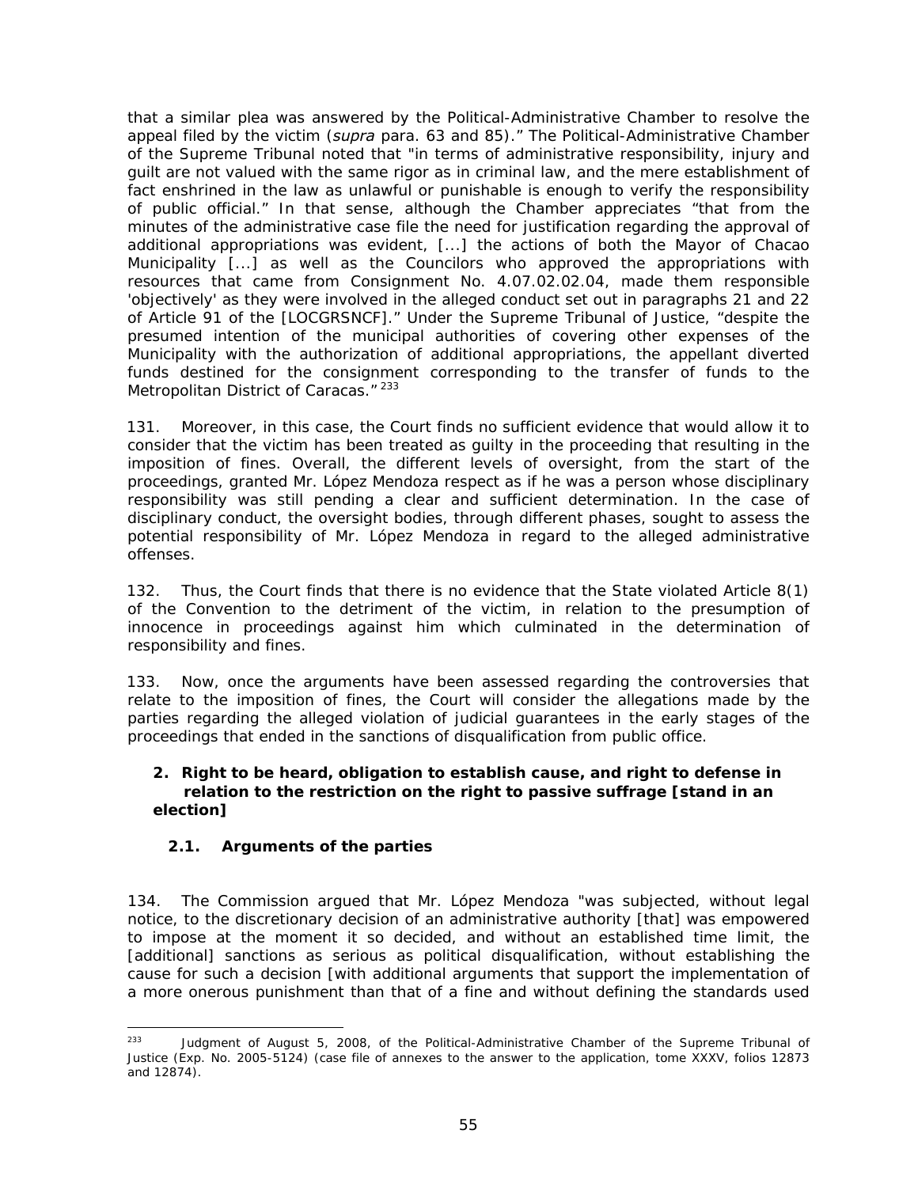that a similar plea was answered by the Political-Administrative Chamber to resolve the appeal filed by the victim (*supra* para. 63 and 85)." The Political-Administrative Chamber of the Supreme Tribunal noted that "in terms of administrative responsibility, injury and guilt are not valued with the same rigor as in criminal law, and the mere establishment of fact enshrined in the law as unlawful or punishable is enough to verify the responsibility of public official." In that sense, although the Chamber appreciates "that from the minutes of the administrative case file the need for justification regarding the approval of additional appropriations was evident, [...] the actions of both the Mayor of Chacao Municipality [...] as well as the Councilors who approved the appropriations with resources that came from Consignment No. 4.07.02.02.04, made them responsible 'objectively' as they were involved in the alleged conduct set out in paragraphs 21 and 22 of Article 91 of the [LOCGRSNCF]." Under the Supreme Tribunal of Justice, "despite the presumed intention of the municipal authorities of covering other expenses of the Municipality with the authorization of additional appropriations, the appellant diverted funds destined for the consignment corresponding to the transfer of funds to the Metropolitan District of Caracas."[233]

131. Moreover, in this case, the Court finds no sufficient evidence that would allow it to consider that the victim has been treated as guilty in the proceeding that resulting in the imposition of fines. Overall, the different levels of oversight, from the start of the proceedings, granted Mr. López Mendoza respect as if he was a person whose disciplinary responsibility was still pending a clear and sufficient determination. In the case of disciplinary conduct, the oversight bodies, through different phases, sought to assess the potential responsibility of Mr. López Mendoza in regard to the alleged administrative offenses.

132. Thus, the Court finds that there is no evidence that the State violated Article 8(1) of the Convention to the detriment of the victim, in relation to the presumption of innocence in proceedings against him which culminated in the determination of responsibility and fines.

133. Now, once the arguments have been assessed regarding the controversies that relate to the imposition of fines, the Court will consider the allegations made by the parties regarding the alleged violation of judicial guarantees in the early stages of the proceedings that ended in the sanctions of disqualification from public office.

### 2. Right to be heard, obligation to establish cause, and right to defense in relation to the restriction on the right to passive suffrage [stand in an election]

#### 2.1. Arguments of the parties

134. The Commission argued that Mr. López Mendoza "was subjected, without legal notice, to the discretionary decision of an administrative authority [that] was empowered to impose at the moment it so decided, and without an established time limit, the [additional] sanctions as serious as political disqualification, without establishing the cause for such a decision [with additional arguments that support the implementation of a more onerous punishment than that of a fine and without defining the standards used

---

[233] Judgment of August 5, 2008, of the Political-Administrative Chamber of the Supreme Tribunal of Justice (Exp. No. 2005-5124) (case file of annexes to the answer to the application, tome XXXV, folios 12873 and 12874).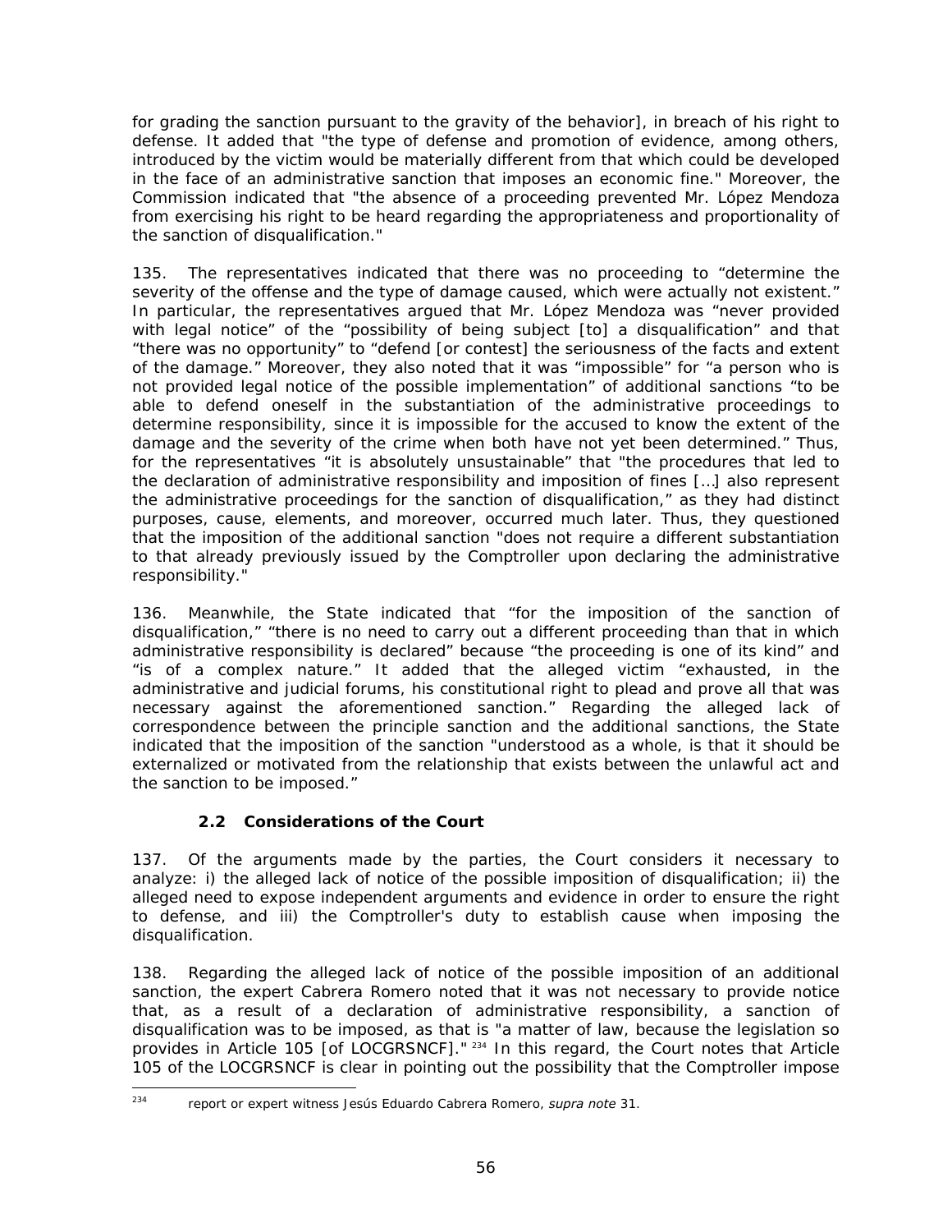for grading the sanction pursuant to the gravity of the behavior], in breach of his right to defense. It added that "the type of defense and promotion of evidence, among others, introduced by the victim would be materially different from that which could be developed in the face of an administrative sanction that imposes an economic fine." Moreover, the Commission indicated that "the absence of a proceeding prevented Mr. López Mendoza from exercising his right to be heard regarding the appropriateness and proportionality of the sanction of disqualification."

135. The representatives indicated that there was no proceeding to "determine the severity of the offense and the type of damage caused, which were actually not existent." In particular, the representatives argued that Mr. López Mendoza was "never provided with legal notice" of the "possibility of being subject [to] a disqualification" and that "there was no opportunity" to "defend [or contest] the seriousness of the facts and extent of the damage." Moreover, they also noted that it was "impossible" for "a person who is not provided legal notice of the possible implementation" of additional sanctions "to be able to defend oneself in the substantiation of the administrative proceedings to determine responsibility, since it is impossible for the accused to know the extent of the damage and the severity of the crime when both have not yet been determined." Thus, for the representatives "it is absolutely unsustainable" that "the procedures that led to the declaration of administrative responsibility and imposition of fines […] also represent the administrative proceedings for the sanction of disqualification," as they had distinct purposes, cause, elements, and moreover, occurred much later. Thus, they questioned that the imposition of the additional sanction "does not require a different substantiation to that already previously issued by the Comptroller upon declaring the administrative responsibility."

136. Meanwhile, the State indicated that "for the imposition of the sanction of disqualification," "there is no need to carry out a different proceeding than that in which administrative responsibility is declared" because "the proceeding is one of its kind" and "is of a complex nature." It added that the alleged victim "exhausted, in the administrative and judicial forums, his constitutional right to plead and prove all that was necessary against the aforementioned sanction." Regarding the alleged lack of correspondence between the principle sanction and the additional sanctions, the State indicated that the imposition of the sanction "understood as a whole, is that it should be externalized or motivated from the relationship that exists between the unlawful act and the sanction to be imposed."

### 2.2 Considerations of the Court

137. Of the arguments made by the parties, the Court considers it necessary to analyze: i) the alleged lack of notice of the possible imposition of disqualification; ii) the alleged need to expose independent arguments and evidence in order to ensure the right to defense, and iii) the Comptroller's duty to establish cause when imposing the disqualification.

138. Regarding the alleged lack of notice of the possible imposition of an additional sanction, the expert Cabrera Romero noted that it was not necessary to provide notice that, as a result of a declaration of administrative responsibility, a sanction of disqualification was to be imposed, as that is "a matter of law, because the legislation so provides in Article 105 [of LOCGRSNCF]." [234] In this regard, the Court notes that Article 105 of the LOCGRSNCF is clear in pointing out the possibility that the Comptroller impose

---

[234] report or expert witness Jesús Eduardo Cabrera Romero, *supra note* 31.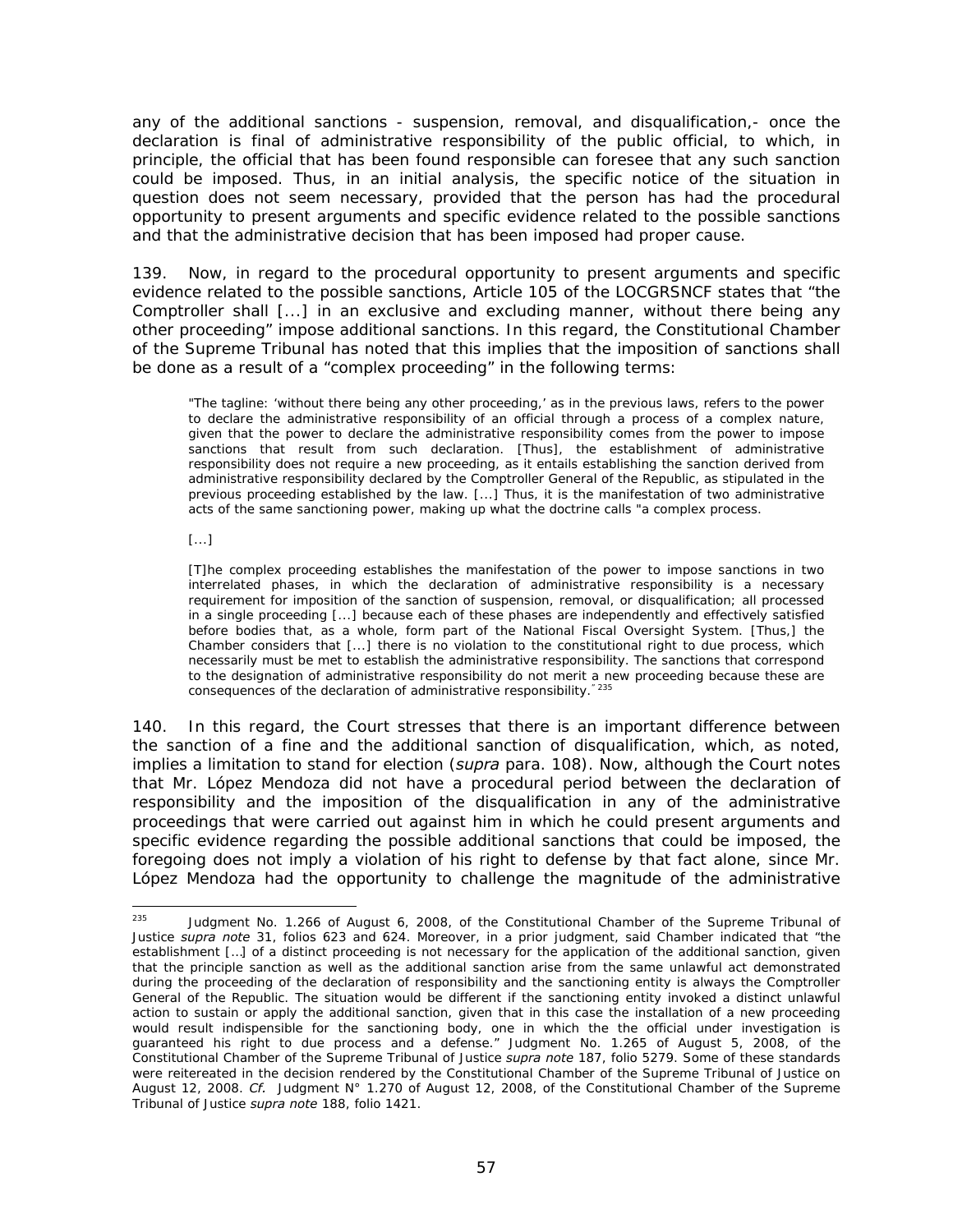any of the additional sanctions - suspension, removal, and disqualification,- once the declaration is final of administrative responsibility of the public official, to which, in principle, the official that has been found responsible can foresee that any such sanction could be imposed. Thus, in an initial analysis, the specific notice of the situation in question does not seem necessary, provided that the person has had the procedural opportunity to present arguments and specific evidence related to the possible sanctions and that the administrative decision that has been imposed had proper cause.

139. Now, in regard to the procedural opportunity to present arguments and specific evidence related to the possible sanctions, Article 105 of the LOCGRSNCF states that "the Comptroller shall [...] in an exclusive and excluding manner, without there being any other proceeding" impose additional sanctions. In this regard, the Constitutional Chamber of the Supreme Tribunal has noted that this implies that the imposition of sanctions shall be done as a result of a "complex proceeding" in the following terms:

> "The tagline: 'without there being any other proceeding,' as in the previous laws, refers to the power to declare the administrative responsibility of an official through a process of a complex nature, given that the power to declare the administrative responsibility comes from the power to impose sanctions that result from such declaration. [Thus], the establishment of administrative responsibility does not require a new proceeding, as it entails establishing the sanction derived from administrative responsibility declared by the Comptroller General of the Republic, as stipulated in the previous proceeding established by the law. [...] Thus, it is the manifestation of two administrative acts of the same sanctioning power, making up what the doctrine calls "a complex process.
>
> [...]
>
> [T]he complex proceeding establishes the manifestation of the power to impose sanctions in two interrelated phases, in which the declaration of administrative responsibility is a necessary requirement for imposition of the sanction of suspension, removal, or disqualification; all processed in a single proceeding [...] because each of these phases are independently and effectively satisfied before bodies that, as a whole, form part of the National Fiscal Oversight System. [Thus,] the Chamber considers that [...] there is no violation to the constitutional right to due process, which necessarily must be met to establish the administrative responsibility. The sanctions that correspond to the designation of administrative responsibility do not merit a new proceeding because these are consequences of the declaration of administrative responsibility." [235]

140. In this regard, the Court stresses that there is an important difference between the sanction of a fine and the additional sanction of disqualification, which, as noted, implies a limitation to stand for election (*supra* para. 108). Now, although the Court notes that Mr. López Mendoza did not have a procedural period between the declaration of responsibility and the imposition of the disqualification in any of the administrative proceedings that were carried out against him in which he could present arguments and specific evidence regarding the possible additional sanctions that could be imposed, the foregoing does not imply a violation of his right to defense by that fact alone, since Mr. López Mendoza had the opportunity to challenge the magnitude of the administrative

---

[235] Judgment No. 1.266 of August 6, 2008, of the Constitutional Chamber of the Supreme Tribunal of Justice *supra note* 31, folios 623 and 624. Moreover, in a prior judgment, said Chamber indicated that "the establishment […] of a distinct proceeding is not necessary for the application of the additional sanction, given that the principle sanction as well as the additional sanction arise from the same unlawful act demonstrated during the proceeding of the declaration of responsibility and the sanctioning entity is always the Comptroller General of the Republic. The situation would be different if the sanctioning entity invoked a distinct unlawful action to sustain or apply the additional sanction, given that in this case the installation of a new proceeding would result indispensible for the sanctioning body, one in which the the official under investigation is guaranteed his right to due process and a defense." Judgment No. 1.265 of August 5, 2008, of the Constitutional Chamber of the Supreme Tribunal of Justice *supra note* 187, folio 5279. Some of these standards were reitereated in the decision rendered by the Constitutional Chamber of the Supreme Tribunal of Justice on August 12, 2008. *Cf.* Judgment N° 1.270 of August 12, 2008, of the Constitutional Chamber of the Supreme Tribunal of Justice *supra note* 188, folio 1421.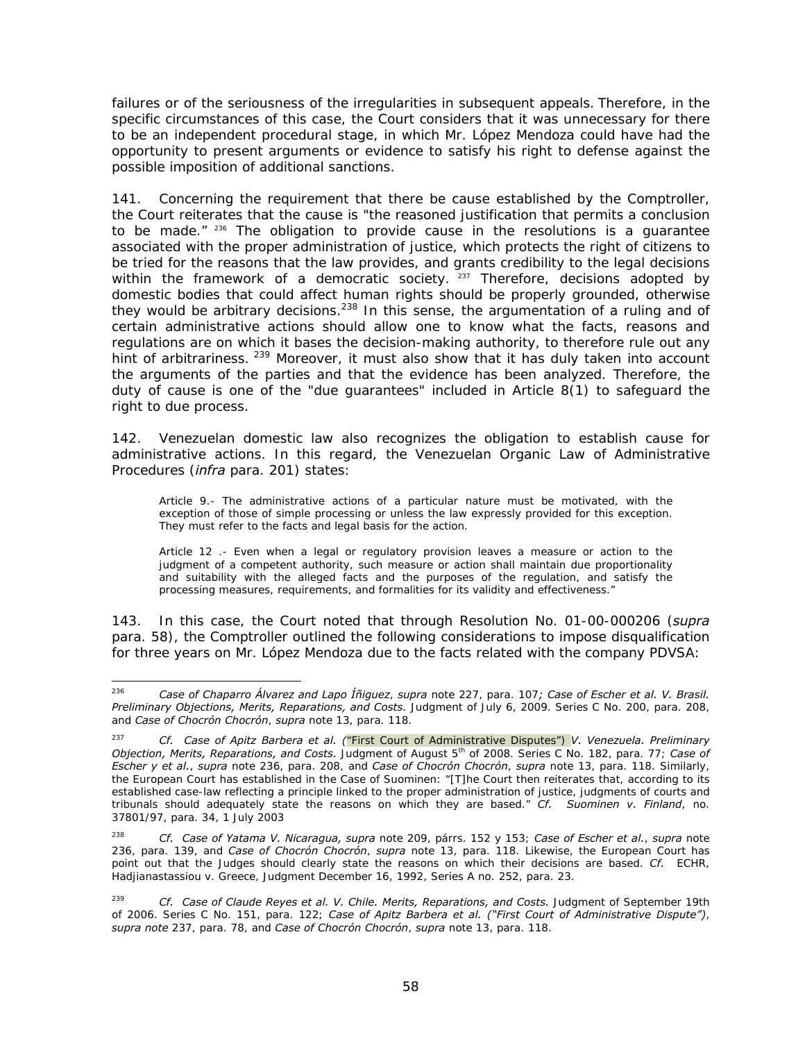failures or of the seriousness of the irregularities in subsequent appeals. Therefore, in the specific circumstances of this case, the Court considers that it was unnecessary for there to be an independent procedural stage, in which Mr. López Mendoza could have had the opportunity to present arguments or evidence to satisfy his right to defense against the possible imposition of additional sanctions.

141. Concerning the requirement that there be cause established by the Comptroller, the Court reiterates that the cause is "the reasoned justification that permits a conclusion to be made." [236] The obligation to provide cause in the resolutions is a guarantee associated with the proper administration of justice, which protects the right of citizens to be tried for the reasons that the law provides, and grants credibility to the legal decisions within the framework of a democratic society. [237] Therefore, decisions adopted by domestic bodies that could affect human rights should be properly grounded, otherwise they would be arbitrary decisions.[238] In this sense, the argumentation of a ruling and of certain administrative actions should allow one to know what the facts, reasons and regulations are on which it bases the decision-making authority, to therefore rule out any hint of arbitrariness. [239] Moreover, it must also show that it has duly taken into account the arguments of the parties and that the evidence has been analyzed. Therefore, the duty of cause is one of the "due guarantees" included in Article 8(1) to safeguard the right to due process.

142. Venezuelan domestic law also recognizes the obligation to establish cause for administrative actions. In this regard, the Venezuelan Organic Law of Administrative Procedures (*infra* para. 201) states:

> Article 9.- The administrative actions of a particular nature must be motivated, with the exception of those of simple processing or unless the law expressly provided for this exception. They must refer to the facts and legal basis for the action.
>
> Article 12 .- Even when a legal or regulatory provision leaves a measure or action to the judgment of a competent authority, such measure or action shall maintain due proportionality and suitability with the alleged facts and the purposes of the regulation, and satisfy the processing measures, requirements, and formalities for its validity and effectiveness."

143. In this case, the Court noted that through Resolution No. 01-00-000206 (*supra* para. 58), the Comptroller outlined the following considerations to impose disqualification for three years on Mr. López Mendoza due to the facts related with the company PDVSA:

---

[236] *Case of Chaparro Álvarez and Lapo Íñiguez*, *supra* note 227, para. 107*; Case of Escher et al. V. Brasil. Preliminary Objections, Merits, Reparations, and Costs.* Judgment of July 6, 2009. Series C No. 200, para. 208, and *Case of Chocrón Chocrón*, *supra* note 13, para. 118.

[237] *Cf. Case of Apitz Barbera et al. ("First Court of Administrative Disputes") V. Venezuela. Preliminary Objection, Merits, Reparations, and Costs.* Judgment of August 5th of 2008. Series C No. 182, para. 77; *Case of Escher y et al.*, *supra* note 236, para. 208, and *Case of Chocrón Chocrón*, *supra* note 13, para. 118. Similarly, the European Court has established in the Case of Suominen: "[T]he Court then reiterates that, according to its established case-law reflecting a principle linked to the proper administration of justice, judgments of courts and tribunals should adequately state the reasons on which they are based." *Cf. Suominen v. Finland*, no. 37801/97, para. 34, 1 July 2003

[238] *Cf. Case of Yatama V. Nicaragua, supra* note 209, párrs. 152 y 153; *Case of Escher et al.*, *supra* note 236, para. 139, and *Case of Chocrón Chocrón*, *supra* note 13, para. 118. Likewise, the European Court has point out that the Judges should clearly state the reasons on which their decisions are based. *Cf.* ECHR, Hadjianastassiou v. Greece, Judgment December 16, 1992, Series A no. 252, para. 23.

[239] *Cf. Case of Claude Reyes et al. V. Chile. Merits, Reparations, and Costs.* Judgment of September 19th of 2006. Series C No. 151, para. 122; *Case of Apitz Barbera et al. ("First Court of Administrative Dispute")*, *supra note* 237, para. 78, and *Case of Chocrón Chocrón*, *supra* note 13, para. 118.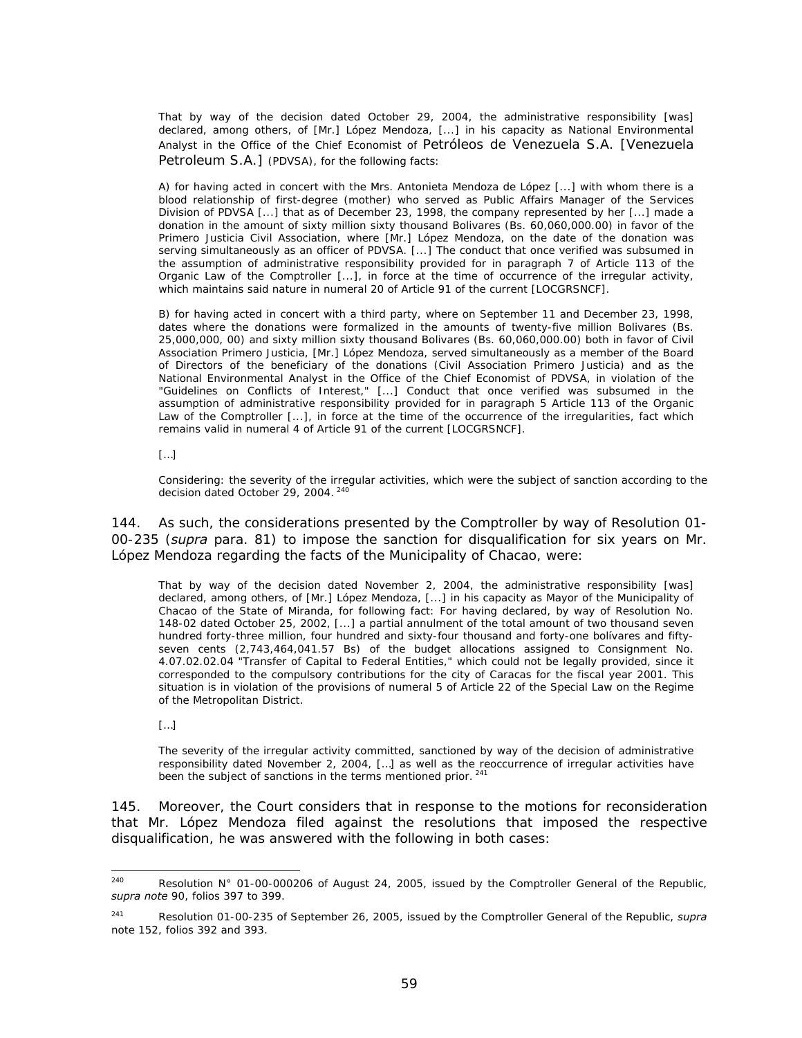> That by way of the decision dated October 29, 2004, the administrative responsibility [was] declared, among others, of [Mr.] López Mendoza, [...] in his capacity as National Environmental Analyst in the Office of the Chief Economist of Petróleos de Venezuela S.A. [Venezuela Petroleum S.A.] (PDVSA), for the following facts:
>
> A) for having acted in concert with the Mrs. Antonieta Mendoza de López [...] with whom there is a blood relationship of first-degree (mother) who served as Public Affairs Manager of the Services Division of PDVSA [...] that as of December 23, 1998, the company represented by her [...] made a donation in the amount of sixty million sixty thousand Bolivares (Bs. 60,060,000.00) in favor of the Primero Justicia Civil Association, where [Mr.] López Mendoza, on the date of the donation was serving simultaneously as an officer of PDVSA. [...] The conduct that once verified was subsumed in the assumption of administrative responsibility provided for in paragraph 7 of Article 113 of the Organic Law of the Comptroller [...], in force at the time of occurrence of the irregular activity, which maintains said nature in numeral 20 of Article 91 of the current [LOCGRSNCF].
>
> B) for having acted in concert with a third party, where on September 11 and December 23, 1998, dates where the donations were formalized in the amounts of twenty-five million Bolivares (Bs. 25,000,000, 00) and sixty million sixty thousand Bolivares (Bs. 60,060,000.00) both in favor of Civil Association Primero Justicia, [Mr.] López Mendoza, served simultaneously as a member of the Board of Directors of the beneficiary of the donations (Civil Association Primero Justicia) and as the National Environmental Analyst in the Office of the Chief Economist of PDVSA, in violation of the "Guidelines on Conflicts of Interest," [...] Conduct that once verified was subsumed in the assumption of administrative responsibility provided for in paragraph 5 Article 113 of the Organic Law of the Comptroller [...], in force at the time of the occurrence of the irregularities, fact which remains valid in numeral 4 of Article 91 of the current [LOCGRSNCF].
>
> [...]
>
> Considering: the severity of the irregular activities, which were the subject of sanction according to the decision dated October 29, 2004.[240]

144. As such, the considerations presented by the Comptroller by way of Resolution 01-00-235 (*supra* para. 81) to impose the sanction for disqualification for six years on Mr. López Mendoza regarding the facts of the Municipality of Chacao, were:

> That by way of the decision dated November 2, 2004, the administrative responsibility [was] declared, among others, of [Mr.] López Mendoza, [...] in his capacity as Mayor of the Municipality of Chacao of the State of Miranda, for following fact: For having declared, by way of Resolution No. 148-02 dated October 25, 2002, [...] a partial annulment of the total amount of two thousand seven hundred forty-three million, four hundred and sixty-four thousand and forty-one bolívares and fifty-seven cents (2,743,464,041.57 Bs) of the budget allocations assigned to Consignment No. 4.07.02.02.04 "Transfer of Capital to Federal Entities," which could not be legally provided, since it corresponded to the compulsory contributions for the city of Caracas for the fiscal year 2001. This situation is in violation of the provisions of numeral 5 of Article 22 of the Special Law on the Regime of the Metropolitan District.
>
> [...]
>
> The severity of the irregular activity committed, sanctioned by way of the decision of administrative responsibility dated November 2, 2004, [...] as well as the reoccurrence of irregular activities have been the subject of sanctions in the terms mentioned prior.[241]

145. Moreover, the Court considers that in response to the motions for reconsideration that Mr. López Mendoza filed against the resolutions that imposed the respective disqualification, he was answered with the following in both cases:

---

[240] Resolution N° 01-00-000206 of August 24, 2005, issued by the Comptroller General of the Republic, *supra note* 90, folios 397 to 399.

[241] Resolution 01-00-235 of September 26, 2005, issued by the Comptroller General of the Republic, *supra* note 152, folios 392 and 393.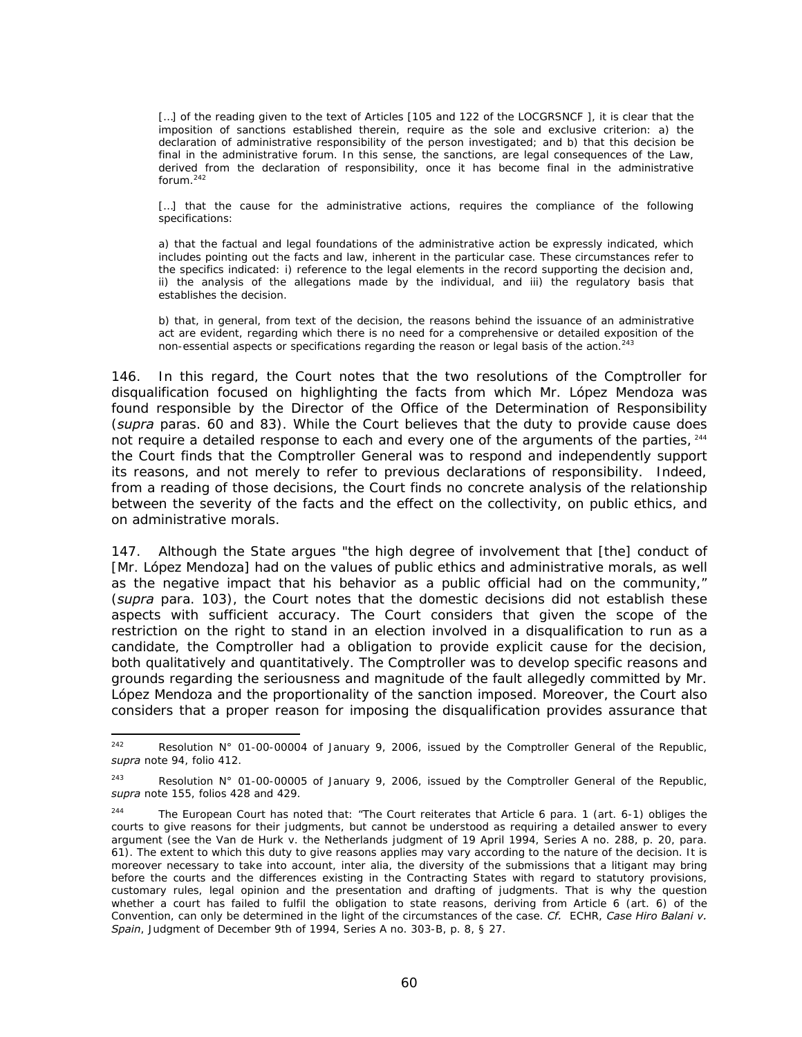> […] of the reading given to the text of Articles [105 and 122 of the LOCGRSNCF ], it is clear that the imposition of sanctions established therein, require as the sole and exclusive criterion: a) the declaration of administrative responsibility of the person investigated; and b) that this decision be final in the administrative forum. In this sense, the sanctions, are legal consequences of the Law, derived from the declaration of responsibility, once it has become final in the administrative forum.[242]
>
> […] that the cause for the administrative actions, requires the compliance of the following specifications:
>
> a) that the factual and legal foundations of the administrative action be expressly indicated, which includes pointing out the facts and law, inherent in the particular case. These circumstances refer to the specifics indicated: i) reference to the legal elements in the record supporting the decision and, ii) the analysis of the allegations made by the individual, and iii) the regulatory basis that establishes the decision.
>
> b) that, in general, from text of the decision, the reasons behind the issuance of an administrative act are evident, regarding which there is no need for a comprehensive or detailed exposition of the non-essential aspects or specifications regarding the reason or legal basis of the action.[243]

146. In this regard, the Court notes that the two resolutions of the Comptroller for disqualification focused on highlighting the facts from which Mr. López Mendoza was found responsible by the Director of the Office of the Determination of Responsibility (*supra* paras. 60 and 83). While the Court believes that the duty to provide cause does not require a detailed response to each and every one of the arguments of the parties,[244] the Court finds that the Comptroller General was to respond and independently support its reasons, and not merely to refer to previous declarations of responsibility. Indeed, from a reading of those decisions, the Court finds no concrete analysis of the relationship between the severity of the facts and the effect on the collectivity, on public ethics, and on administrative morals.

147. Although the State argues "the high degree of involvement that [the] conduct of [Mr. López Mendoza] had on the values of public ethics and administrative morals, as well as the negative impact that his behavior as a public official had on the community," (*supra* para. 103), the Court notes that the domestic decisions did not establish these aspects with sufficient accuracy. The Court considers that given the scope of the restriction on the right to stand in an election involved in a disqualification to run as a candidate, the Comptroller had a obligation to provide explicit cause for the decision, both qualitatively and quantitatively. The Comptroller was to develop specific reasons and grounds regarding the seriousness and magnitude of the fault allegedly committed by Mr. López Mendoza and the proportionality of the sanction imposed. Moreover, the Court also considers that a proper reason for imposing the disqualification provides assurance that

---

[242] Resolution N° 01-00-00004 of January 9, 2006, issued by the Comptroller General of the Republic, *supra* note 94, folio 412.

[243] Resolution N° 01-00-00005 of January 9, 2006, issued by the Comptroller General of the Republic, *supra* note 155, folios 428 and 429.

[244] The European Court has noted that: "The Court reiterates that Article 6 para. 1 (art. 6-1) obliges the courts to give reasons for their judgments, but cannot be understood as requiring a detailed answer to every argument (see the Van de Hurk v. the Netherlands judgment of 19 April 1994, Series A no. 288, p. 20, para. 61). The extent to which this duty to give reasons applies may vary according to the nature of the decision. It is moreover necessary to take into account, inter alia, the diversity of the submissions that a litigant may bring before the courts and the differences existing in the Contracting States with regard to statutory provisions, customary rules, legal opinion and the presentation and drafting of judgments. That is why the question whether a court has failed to fulfil the obligation to state reasons, deriving from Article 6 (art. 6) of the Convention, can only be determined in the light of the circumstances of the case. *Cf.* ECHR, *Case Hiro Balani v. Spain*, Judgment of December 9th of 1994, Series A no. 303-B, p. 8, § 27.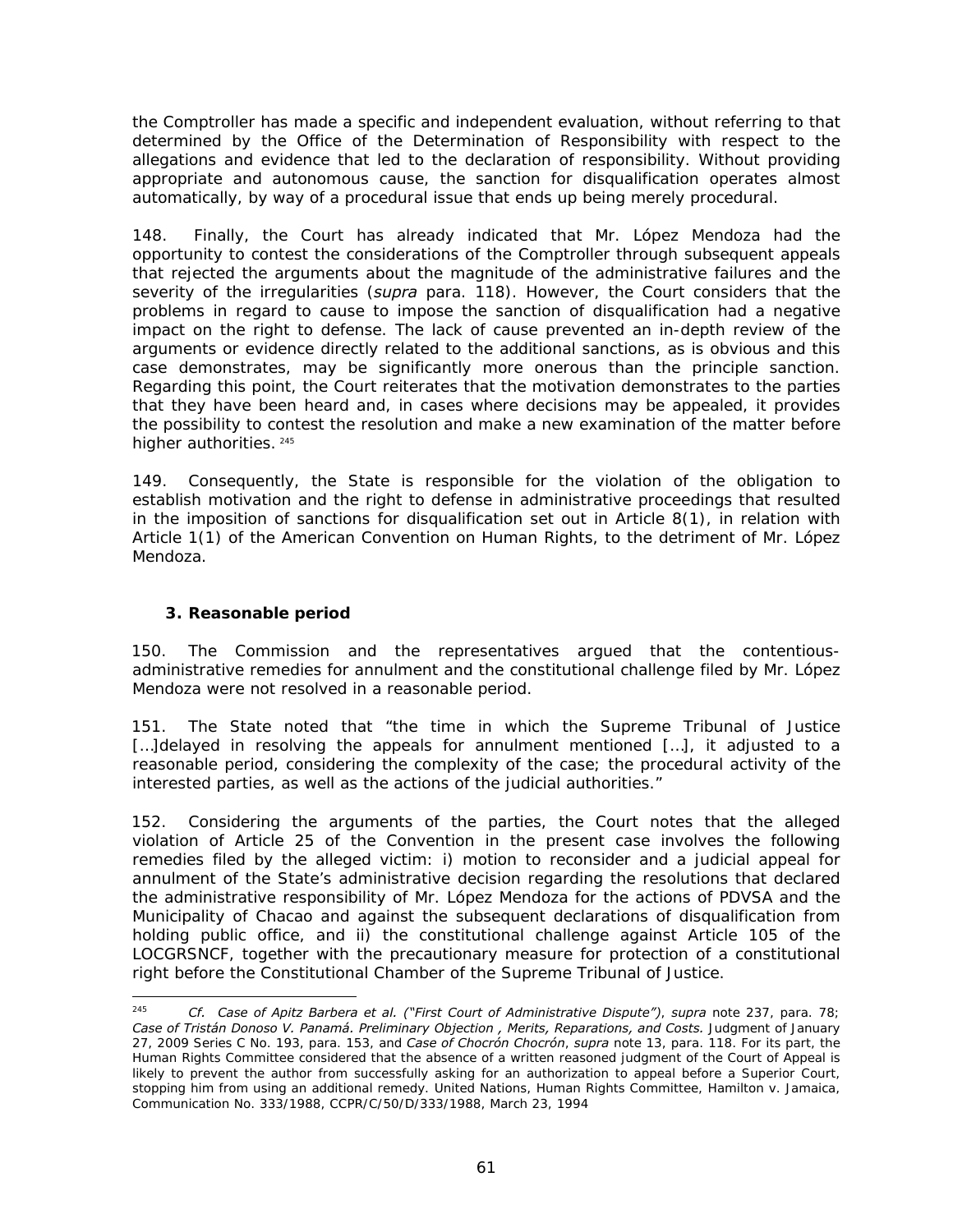the Comptroller has made a specific and independent evaluation, without referring to that determined by the Office of the Determination of Responsibility with respect to the allegations and evidence that led to the declaration of responsibility. Without providing appropriate and autonomous cause, the sanction for disqualification operates almost automatically, by way of a procedural issue that ends up being merely procedural.

148. Finally, the Court has already indicated that Mr. López Mendoza had the opportunity to contest the considerations of the Comptroller through subsequent appeals that rejected the arguments about the magnitude of the administrative failures and the severity of the irregularities (*supra* para. 118). However, the Court considers that the problems in regard to cause to impose the sanction of disqualification had a negative impact on the right to defense. The lack of cause prevented an in-depth review of the arguments or evidence directly related to the additional sanctions, as is obvious and this case demonstrates, may be significantly more onerous than the principle sanction. Regarding this point, the Court reiterates that the motivation demonstrates to the parties that they have been heard and, in cases where decisions may be appealed, it provides the possibility to contest the resolution and make a new examination of the matter before higher authorities. [245]

149. Consequently, the State is responsible for the violation of the obligation to establish motivation and the right to defense in administrative proceedings that resulted in the imposition of sanctions for disqualification set out in Article 8(1), in relation with Article 1(1) of the American Convention on Human Rights, to the detriment of Mr. López Mendoza.

### 3. Reasonable period

150. The Commission and the representatives argued that the contentious-administrative remedies for annulment and the constitutional challenge filed by Mr. López Mendoza were not resolved in a reasonable period.

151. The State noted that "the time in which the Supreme Tribunal of Justice […]delayed in resolving the appeals for annulment mentioned […], it adjusted to a reasonable period, considering the complexity of the case; the procedural activity of the interested parties, as well as the actions of the judicial authorities."

152. Considering the arguments of the parties, the Court notes that the alleged violation of Article 25 of the Convention in the present case involves the following remedies filed by the alleged victim: i) motion to reconsider and a judicial appeal for annulment of the State's administrative decision regarding the resolutions that declared the administrative responsibility of Mr. López Mendoza for the actions of PDVSA and the Municipality of Chacao and against the subsequent declarations of disqualification from holding public office, and ii) the constitutional challenge against Article 105 of the LOCGRSNCF, together with the precautionary measure for protection of a constitutional right before the Constitutional Chamber of the Supreme Tribunal of Justice.

---

[245] *Cf. Case of Apitz Barbera et al. ("First Court of Administrative Dispute")*, *supra* note 237, para. 78; *Case of Tristán Donoso V. Panamá. Preliminary Objection , Merits, Reparations, and Costs.* Judgment of January 27, 2009 Series C No. 193, para. 153, and *Case of Chocrón Chocrón*, *supra* note 13, para. 118. For its part, the Human Rights Committee considered that the absence of a written reasoned judgment of the Court of Appeal is likely to prevent the author from successfully asking for an authorization to appeal before a Superior Court, stopping him from using an additional remedy. United Nations, Human Rights Committee, Hamilton v. Jamaica, Communication No. 333/1988, CCPR/C/50/D/333/1988, March 23, 1994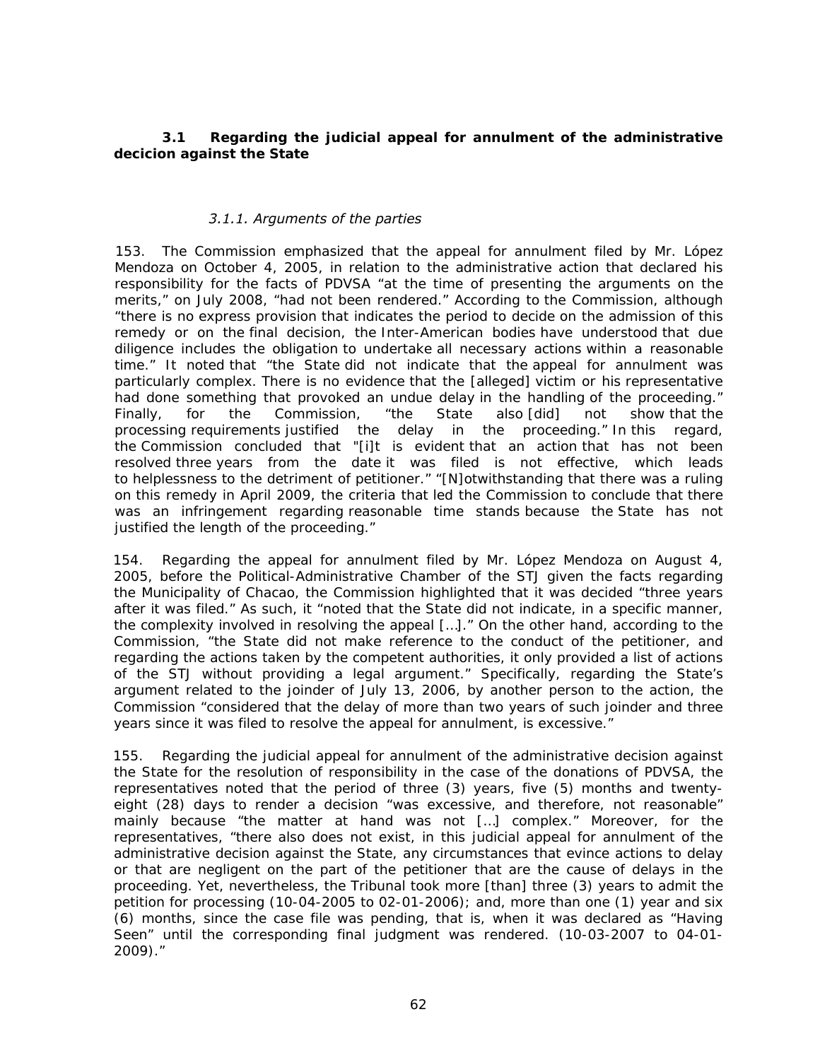### 3.1 Regarding the judicial appeal for annulment of the administrative decicion against the State

#### *3.1.1. Arguments of the parties*

153. The Commission emphasized that the appeal for annulment filed by Mr. López Mendoza on October 4, 2005, in relation to the administrative action that declared his responsibility for the facts of PDVSA "at the time of presenting the arguments on the merits," on July 2008, "had not been rendered." According to the Commission, although "there is no express provision that indicates the period to decide on the admission of this remedy or on the final decision, the Inter-American bodies have understood that due diligence includes the obligation to undertake all necessary actions within a reasonable time." It noted that "the State did not indicate that the appeal for annulment was particularly complex. There is no evidence that the [alleged] victim or his representative had done something that provoked an undue delay in the handling of the proceeding." Finally, for the Commission, "the State also [did] not show that the processing requirements justified the delay in the proceeding." In this regard, the Commission concluded that "[i]t is evident that an action that has not been resolved three years from the date it was filed is not effective, which leads to helplessness to the detriment of petitioner." "[N]otwithstanding that there was a ruling on this remedy in April 2009, the criteria that led the Commission to conclude that there was an infringement regarding reasonable time stands because the State has not justified the length of the proceeding."

154. Regarding the appeal for annulment filed by Mr. López Mendoza on August 4, 2005, before the Political-Administrative Chamber of the STJ given the facts regarding the Municipality of Chacao, the Commission highlighted that it was decided "three years after it was filed." As such, it "noted that the State did not indicate, in a specific manner, the complexity involved in resolving the appeal […]." On the other hand, according to the Commission, "the State did not make reference to the conduct of the petitioner, and regarding the actions taken by the competent authorities, it only provided a list of actions of the STJ without providing a legal argument." Specifically, regarding the State's argument related to the joinder of July 13, 2006, by another person to the action, the Commission "considered that the delay of more than two years of such joinder and three years since it was filed to resolve the appeal for annulment, is excessive."

155. Regarding the judicial appeal for annulment of the administrative decision against the State for the resolution of responsibility in the case of the donations of PDVSA, the representatives noted that the period of three (3) years, five (5) months and twenty-eight (28) days to render a decision "was excessive, and therefore, not reasonable" mainly because "the matter at hand was not […] complex." Moreover, for the representatives, "there also does not exist, in this judicial appeal for annulment of the administrative decision against the State, any circumstances that evince actions to delay or that are negligent on the part of the petitioner that are the cause of delays in the proceeding. Yet, nevertheless, the Tribunal took more [than] three (3) years to admit the petition for processing (10-04-2005 to 02-01-2006); and, more than one (1) year and six (6) months, since the case file was pending, that is, when it was declared as "Having Seen" until the corresponding final judgment was rendered. (10-03-2007 to 04-01-2009)."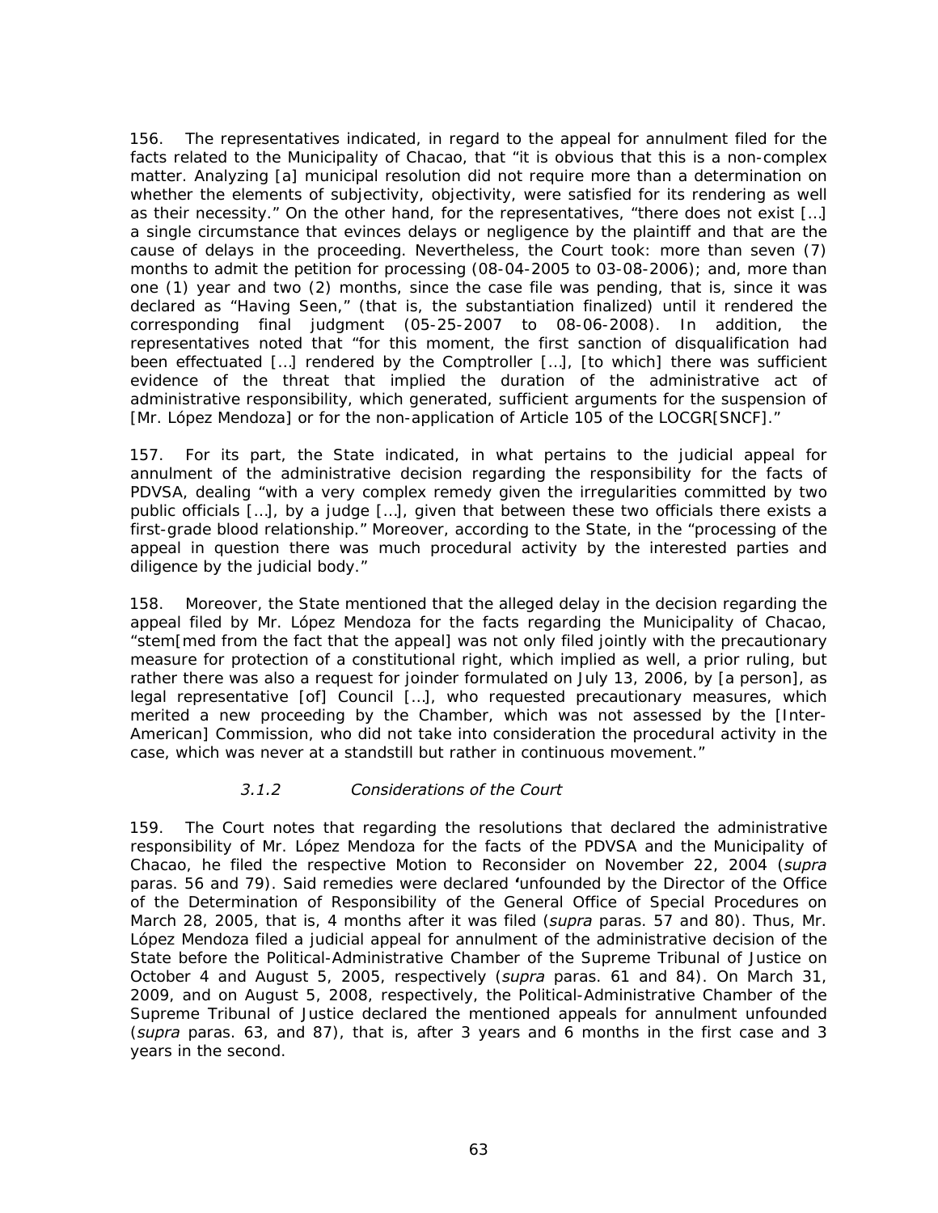156. The representatives indicated, in regard to the appeal for annulment filed for the facts related to the Municipality of Chacao, that "it is obvious that this is a non-complex matter. Analyzing [a] municipal resolution did not require more than a determination on whether the elements of subjectivity, objectivity, were satisfied for its rendering as well as their necessity." On the other hand, for the representatives, "there does not exist […] a single circumstance that evinces delays or negligence by the plaintiff and that are the cause of delays in the proceeding. Nevertheless, the Court took: more than seven (7) months to admit the petition for processing (08-04-2005 to 03-08-2006); and, more than one (1) year and two (2) months, since the case file was pending, that is, since it was declared as "Having Seen," (that is, the substantiation finalized) until it rendered the corresponding final judgment (05-25-2007 to 08-06-2008). In addition, the representatives noted that "for this moment, the first sanction of disqualification had been effectuated […] rendered by the Comptroller […], [to which] there was sufficient evidence of the threat that implied the duration of the administrative act of administrative responsibility, which generated, sufficient arguments for the suspension of [Mr. López Mendoza] or for the non-application of Article 105 of the LOCGR[SNCF]."

157. For its part, the State indicated, in what pertains to the judicial appeal for annulment of the administrative decision regarding the responsibility for the facts of PDVSA, dealing "with a very complex remedy given the irregularities committed by two public officials […], by a judge […], given that between these two officials there exists a first-grade blood relationship." Moreover, according to the State, in the "processing of the appeal in question there was much procedural activity by the interested parties and diligence by the judicial body."

158. Moreover, the State mentioned that the alleged delay in the decision regarding the appeal filed by Mr. López Mendoza for the facts regarding the Municipality of Chacao, "stem[med from the fact that the appeal] was not only filed jointly with the precautionary measure for protection of a constitutional right, which implied as well, a prior ruling, but rather there was also a request for joinder formulated on July 13, 2006, by [a person], as legal representative [of] Council […], who requested precautionary measures, which merited a new proceeding by the Chamber, which was not assessed by the [Inter-American] Commission, who did not take into consideration the procedural activity in the case, which was never at a standstill but rather in continuous movement."

#### *3.1.2 Considerations of the Court*

159. The Court notes that regarding the resolutions that declared the administrative responsibility of Mr. López Mendoza for the facts of the PDVSA and the Municipality of Chacao, he filed the respective Motion to Reconsider on November 22, 2004 (*supra* paras. 56 and 79). Said remedies were declared 'unfounded by the Director of the Office of the Determination of Responsibility of the General Office of Special Procedures on March 28, 2005, that is, 4 months after it was filed (*supra* paras. 57 and 80). Thus, Mr. López Mendoza filed a judicial appeal for annulment of the administrative decision of the State before the Political-Administrative Chamber of the Supreme Tribunal of Justice on October 4 and August 5, 2005, respectively (*supra* paras. 61 and 84). On March 31, 2009, and on August 5, 2008, respectively, the Political-Administrative Chamber of the Supreme Tribunal of Justice declared the mentioned appeals for annulment unfounded (*supra* paras. 63, and 87), that is, after 3 years and 6 months in the first case and 3 years in the second.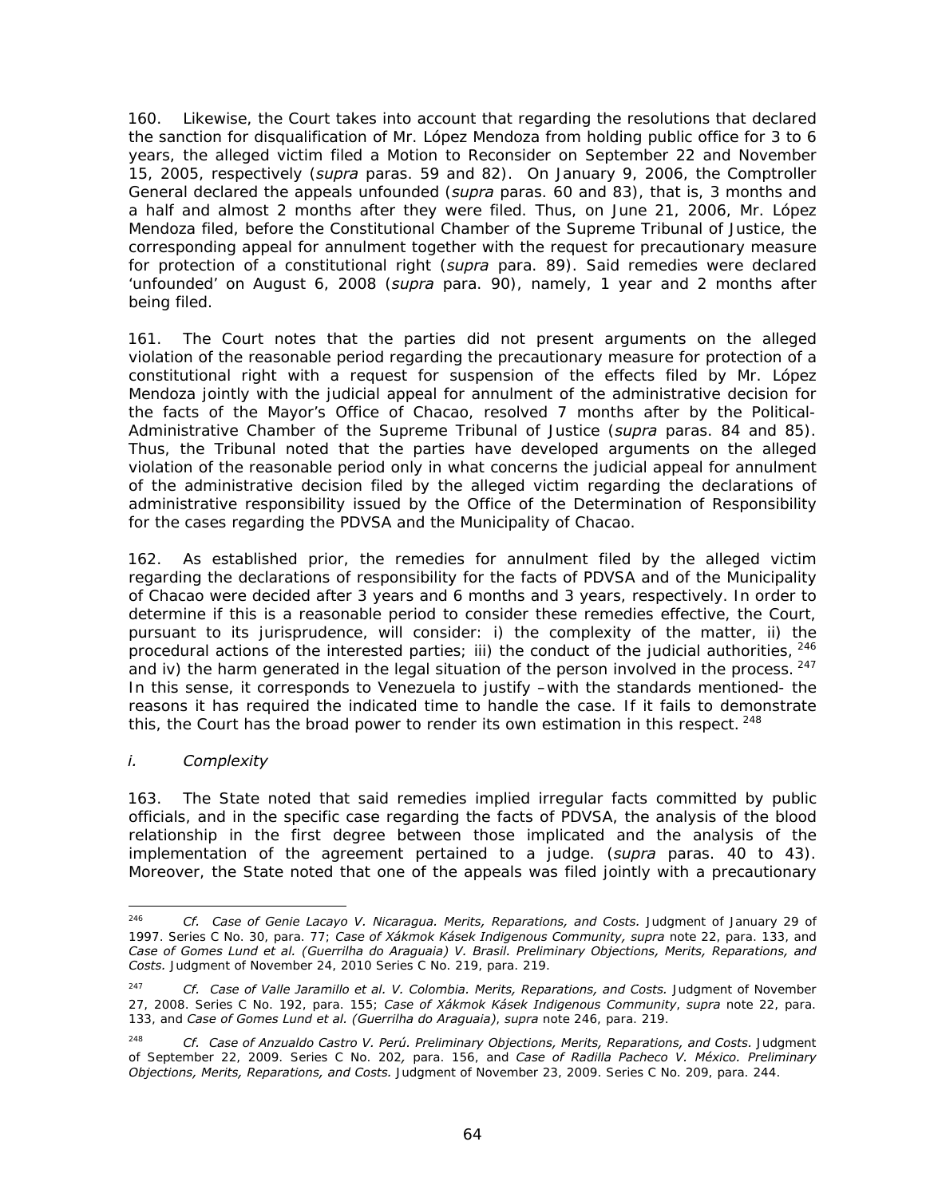160. Likewise, the Court takes into account that regarding the resolutions that declared the sanction for disqualification of Mr. López Mendoza from holding public office for 3 to 6 years, the alleged victim filed a Motion to Reconsider on September 22 and November 15, 2005, respectively (*supra* paras. 59 and 82). On January 9, 2006, the Comptroller General declared the appeals unfounded (*supra* paras. 60 and 83), that is, 3 months and a half and almost 2 months after they were filed. Thus, on June 21, 2006, Mr. López Mendoza filed, before the Constitutional Chamber of the Supreme Tribunal of Justice, the corresponding appeal for annulment together with the request for precautionary measure for protection of a constitutional right (*supra* para. 89). Said remedies were declared 'unfounded' on August 6, 2008 (*supra* para. 90), namely, 1 year and 2 months after being filed.

161. The Court notes that the parties did not present arguments on the alleged violation of the reasonable period regarding the precautionary measure for protection of a constitutional right with a request for suspension of the effects filed by Mr. López Mendoza jointly with the judicial appeal for annulment of the administrative decision for the facts of the Mayor's Office of Chacao, resolved 7 months after by the Political-Administrative Chamber of the Supreme Tribunal of Justice (*supra* paras. 84 and 85). Thus, the Tribunal noted that the parties have developed arguments on the alleged violation of the reasonable period only in what concerns the judicial appeal for annulment of the administrative decision filed by the alleged victim regarding the declarations of administrative responsibility issued by the Office of the Determination of Responsibility for the cases regarding the PDVSA and the Municipality of Chacao.

162. As established prior, the remedies for annulment filed by the alleged victim regarding the declarations of responsibility for the facts of PDVSA and of the Municipality of Chacao were decided after 3 years and 6 months and 3 years, respectively. In order to determine if this is a reasonable period to consider these remedies effective, the Court, pursuant to its jurisprudence, will consider: i) the complexity of the matter, ii) the procedural actions of the interested parties; iii) the conduct of the judicial authorities, [246] and iv) the harm generated in the legal situation of the person involved in the process. [247] In this sense, it corresponds to Venezuela to justify –with the standards mentioned- the reasons it has required the indicated time to handle the case. If it fails to demonstrate this, the Court has the broad power to render its own estimation in this respect. [248]

*i. Complexity*

163. The State noted that said remedies implied irregular facts committed by public officials, and in the specific case regarding the facts of PDVSA, the analysis of the blood relationship in the first degree between those implicated and the analysis of the implementation of the agreement pertained to a judge. (*supra* paras. 40 to 43). Moreover, the State noted that one of the appeals was filed jointly with a precautionary

---

[246] *Cf. Case of Genie Lacayo V. Nicaragua. Merits, Reparations, and Costs.* Judgment of January 29 of 1997. Series C No. 30, para. 77; *Case of Xákmok Kásek Indigenous Community, supra* note 22, para. 133, and *Case of Gomes Lund et al. (Guerrilha do Araguaia) V. Brasil. Preliminary Objections, Merits, Reparations, and Costs.* Judgment of November 24, 2010 Series C No. 219, para. 219.

[247] *Cf. Case of Valle Jaramillo et al. V. Colombia. Merits, Reparations, and Costs.* Judgment of November 27, 2008. Series C No. 192, para. 155; *Case of Xákmok Kásek Indigenous Community*, *supra* note 22, para. 133, and *Case of Gomes Lund et al. (Guerrilha do Araguaia)*, *supra* note 246, para. 219.

[248] *Cf. Case of Anzualdo Castro V. Perú. Preliminary Objections, Merits, Reparations, and Costs.* Judgment of September 22, 2009. Series C No. 202, para. 156, and *Case of Radilla Pacheco V. México. Preliminary Objections, Merits, Reparations, and Costs.* Judgment of November 23, 2009. Series C No. 209, para. 244.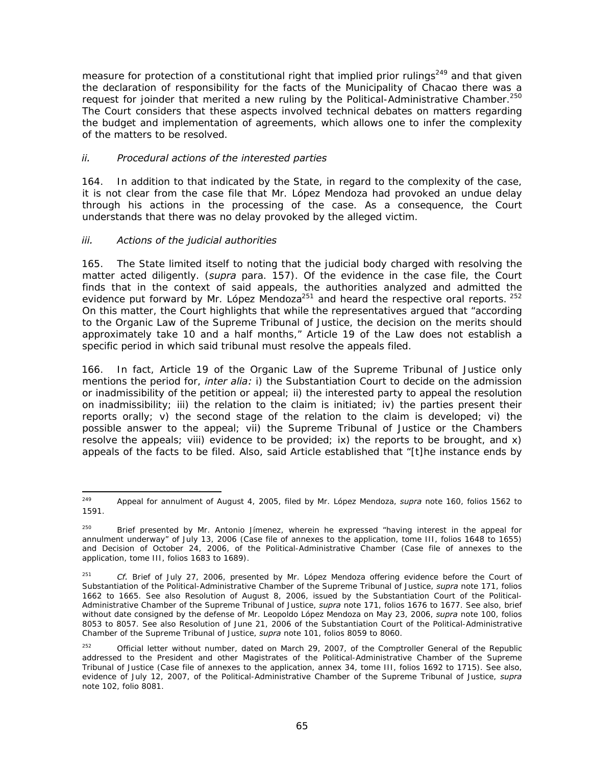measure for protection of a constitutional right that implied prior rulings[249] and that given the declaration of responsibility for the facts of the Municipality of Chacao there was a request for joinder that merited a new ruling by the Political-Administrative Chamber.[250] The Court considers that these aspects involved technical debates on matters regarding the budget and implementation of agreements, which allows one to infer the complexity of the matters to be resolved.

*ii. Procedural actions of the interested parties*

164. In addition to that indicated by the State, in regard to the complexity of the case, it is not clear from the case file that Mr. López Mendoza had provoked an undue delay through his actions in the processing of the case. As a consequence, the Court understands that there was no delay provoked by the alleged victim.

*iii. Actions of the judicial authorities*

165. The State limited itself to noting that the judicial body charged with resolving the matter acted diligently. (*supra* para. 157). Of the evidence in the case file, the Court finds that in the context of said appeals, the authorities analyzed and admitted the evidence put forward by Mr. López Mendoza[251] and heard the respective oral reports.[252] On this matter, the Court highlights that while the representatives argued that "according to the Organic Law of the Supreme Tribunal of Justice, the decision on the merits should approximately take 10 and a half months," Article 19 of the Law does not establish a specific period in which said tribunal must resolve the appeals filed.

166. In fact, Article 19 of the Organic Law of the Supreme Tribunal of Justice only mentions the period for, *inter alia:* i) the Substantiation Court to decide on the admission or inadmissibility of the petition or appeal; ii) the interested party to appeal the resolution on inadmissibility; iii) the relation to the claim is initiated; iv) the parties present their reports orally; v) the second stage of the relation to the claim is developed; vi) the possible answer to the appeal; vii) the Supreme Tribunal of Justice or the Chambers resolve the appeals; viii) evidence to be provided; ix) the reports to be brought, and x) appeals of the facts to be filed. Also, said Article established that "[t]he instance ends by

---

[249] Appeal for annulment of August 4, 2005, filed by Mr. López Mendoza, *supra* note 160, folios 1562 to 1591.

[250] Brief presented by Mr. Antonio Jímenez, wherein he expressed "having interest in the appeal for annulment underway" of July 13, 2006 (Case file of annexes to the application, tome III, folios 1648 to 1655) and Decision of October 24, 2006, of the Political-Administrative Chamber (Case file of annexes to the application, tome III, folios 1683 to 1689).

[251] *Cf.* Brief of July 27, 2006, presented by Mr. López Mendoza offering evidence before the Court of Substantiation of the Political-Administrative Chamber of the Supreme Tribunal of Justice, *supra* note 171, folios 1662 to 1665. See also Resolution of August 8, 2006, issued by the Substantiation Court of the Political-Administrative Chamber of the Supreme Tribunal of Justice, *supra* note 171, folios 1676 to 1677. See also, brief without date consigned by the defense of Mr. Leopoldo López Mendoza on May 23, 2006, *supra* note 100, folios 8053 to 8057. See also Resolution of June 21, 2006 of the Substantiation Court of the Political-Administrative Chamber of the Supreme Tribunal of Justice, *supra* note 101, folios 8059 to 8060.

[252] Official letter without number, dated on March 29, 2007, of the Comptroller General of the Republic addressed to the President and other Magistrates of the Political-Administrative Chamber of the Supreme Tribunal of Justice (Case file of annexes to the application, annex 34, tome III, folios 1692 to 1715). See also, evidence of July 12, 2007, of the Political-Administrative Chamber of the Supreme Tribunal of Justice, *supra* note 102, folio 8081.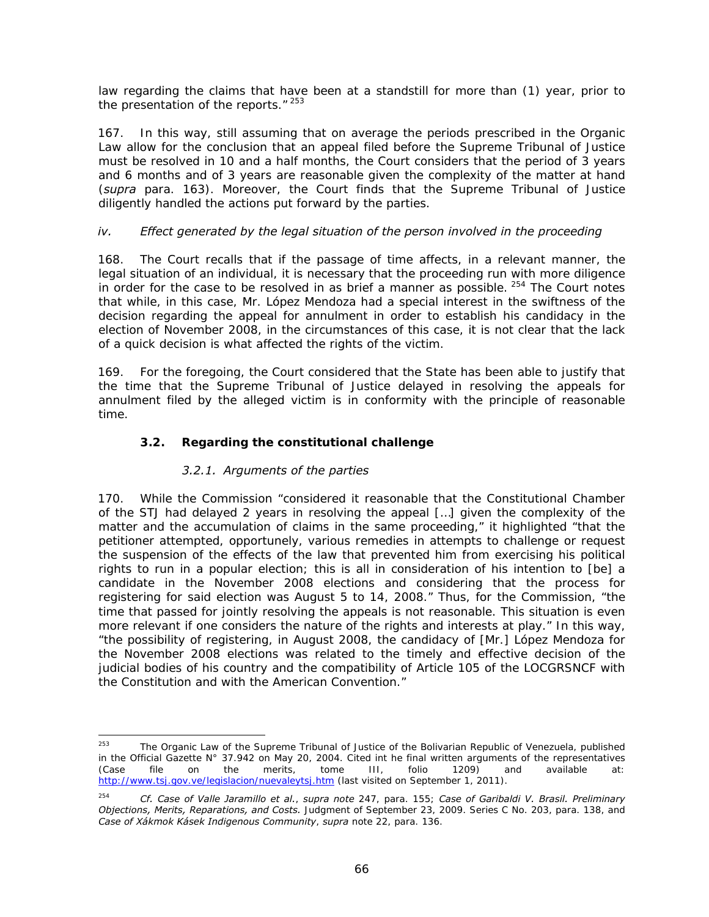law regarding the claims that have been at a standstill for more than (1) year, prior to the presentation of the reports."[253]

167. In this way, still assuming that on average the periods prescribed in the Organic Law allow for the conclusion that an appeal filed before the Supreme Tribunal of Justice must be resolved in 10 and a half months, the Court considers that the period of 3 years and 6 months and of 3 years are reasonable given the complexity of the matter at hand (*supra* para. 163). Moreover, the Court finds that the Supreme Tribunal of Justice diligently handled the actions put forward by the parties.

*iv. Effect generated by the legal situation of the person involved in the proceeding*

168. The Court recalls that if the passage of time affects, in a relevant manner, the legal situation of an individual, it is necessary that the proceeding run with more diligence in order for the case to be resolved in as brief a manner as possible.[254] The Court notes that while, in this case, Mr. López Mendoza had a special interest in the swiftness of the decision regarding the appeal for annulment in order to establish his candidacy in the election of November 2008, in the circumstances of this case, it is not clear that the lack of a quick decision is what affected the rights of the victim.

169. For the foregoing, the Court considered that the State has been able to justify that the time that the Supreme Tribunal of Justice delayed in resolving the appeals for annulment filed by the alleged victim is in conformity with the principle of reasonable time.

### 3.2. Regarding the constitutional challenge

#### *3.2.1. Arguments of the parties*

170. While the Commission "considered it reasonable that the Constitutional Chamber of the STJ had delayed 2 years in resolving the appeal […] given the complexity of the matter and the accumulation of claims in the same proceeding," it highlighted "that the petitioner attempted, opportunely, various remedies in attempts to challenge or request the suspension of the effects of the law that prevented him from exercising his political rights to run in a popular election; this is all in consideration of his intention to [be] a candidate in the November 2008 elections and considering that the process for registering for said election was August 5 to 14, 2008." Thus, for the Commission, "the time that passed for jointly resolving the appeals is not reasonable. This situation is even more relevant if one considers the nature of the rights and interests at play." In this way, "the possibility of registering, in August 2008, the candidacy of [Mr.] López Mendoza for the November 2008 elections was related to the timely and effective decision of the judicial bodies of his country and the compatibility of Article 105 of the LOCGRSNCF with the Constitution and with the American Convention."

---

[253] The Organic Law of the Supreme Tribunal of Justice of the Bolivarian Republic of Venezuela, published in the Official Gazette N° 37.942 on May 20, 2004. Cited int he final written arguments of the representatives (Case file on the merits, tome III, folio 1209) and available at: http://www.tsj.gov.ve/legislacion/nuevaleytsj.htm (last visited on September 1, 2011).

[254] *Cf. Case of Valle Jaramillo et al., supra note* 247, para. 155; *Case of Garibaldi V. Brasil. Preliminary Objections, Merits, Reparations, and Costs.* Judgment of September 23, 2009. Series C No. 203, para. 138, and *Case of Xákmok Kásek Indigenous Community*, *supra* note 22, para. 136.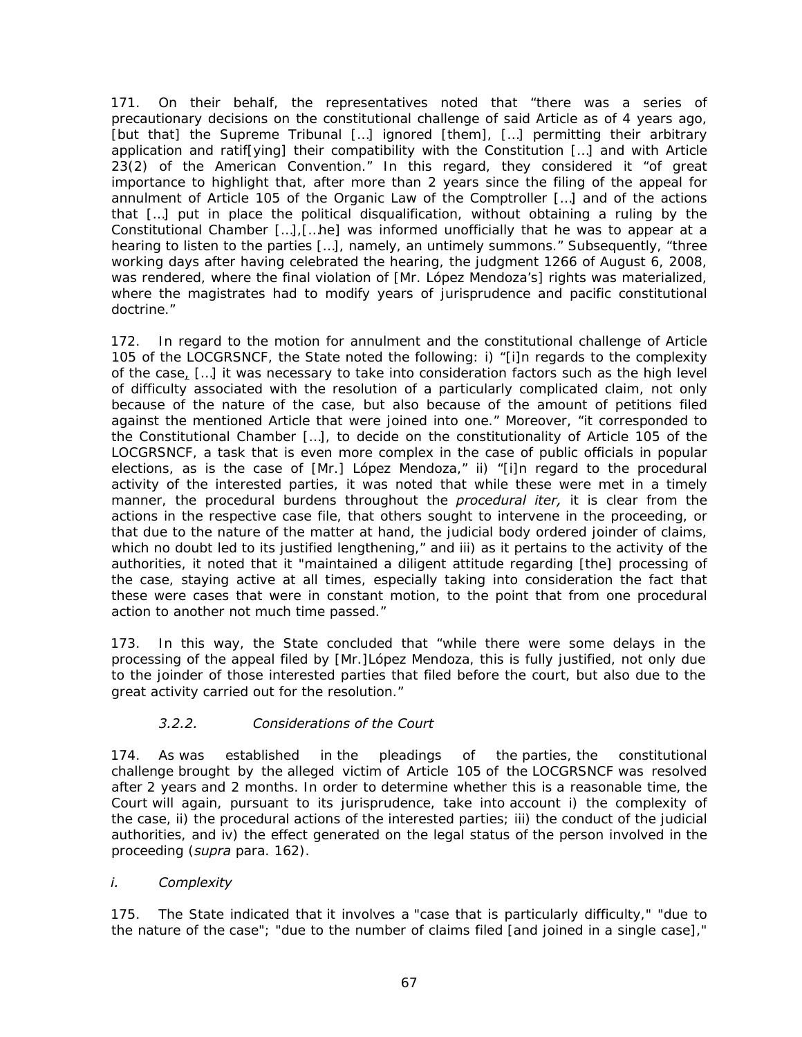171. On their behalf, the representatives noted that "there was a series of precautionary decisions on the constitutional challenge of said Article as of 4 years ago, [but that] the Supreme Tribunal […] ignored [them], […] permitting their arbitrary application and ratif[ying] their compatibility with the Constitution […] and with Article 23(2) of the American Convention." In this regard, they considered it "of great importance to highlight that, after more than 2 years since the filing of the appeal for annulment of Article 105 of the Organic Law of the Comptroller […] and of the actions that […] put in place the political disqualification, without obtaining a ruling by the Constitutional Chamber […],[…he] was informed unofficially that he was to appear at a hearing to listen to the parties […], namely, an untimely summons." Subsequently, "three working days after having celebrated the hearing, the judgment 1266 of August 6, 2008, was rendered, where the final violation of [Mr. López Mendoza's] rights was materialized, where the magistrates had to modify years of jurisprudence and pacific constitutional doctrine."

172. In regard to the motion for annulment and the constitutional challenge of Article 105 of the LOCGRSNCF, the State noted the following: i) "[i]n regards to the complexity of the case, […] it was necessary to take into consideration factors such as the high level of difficulty associated with the resolution of a particularly complicated claim, not only because of the nature of the case, but also because of the amount of petitions filed against the mentioned Article that were joined into one." Moreover, "it corresponded to the Constitutional Chamber […], to decide on the constitutionality of Article 105 of the LOCGRSNCF, a task that is even more complex in the case of public officials in popular elections, as is the case of [Mr.] López Mendoza," ii) "[i]n regard to the procedural activity of the interested parties, it was noted that while these were met in a timely manner, the procedural burdens throughout the *procedural iter,* it is clear from the actions in the respective case file, that others sought to intervene in the proceeding, or that due to the nature of the matter at hand, the judicial body ordered joinder of claims, which no doubt led to its justified lengthening," and iii) as it pertains to the activity of the authorities, it noted that it "maintained a diligent attitude regarding [the] processing of the case, staying active at all times, especially taking into consideration the fact that these were cases that were in constant motion, to the point that from one procedural action to another not much time passed."

173. In this way, the State concluded that "while there were some delays in the processing of the appeal filed by [Mr.]López Mendoza, this is fully justified, not only due to the joinder of those interested parties that filed before the court, but also due to the great activity carried out for the resolution."

### *3.2.2. Considerations of the Court*

174. As was established in the pleadings of the parties, the constitutional challenge brought by the alleged victim of Article 105 of the LOCGRSNCF was resolved after 2 years and 2 months. In order to determine whether this is a reasonable time, the Court will again, pursuant to its jurisprudence, take into account i) the complexity of the case, ii) the procedural actions of the interested parties; iii) the conduct of the judicial authorities, and iv) the effect generated on the legal status of the person involved in the proceeding (*supra* para. 162).

*i. Complexity*

175. The State indicated that it involves a "case that is particularly difficulty," "due to the nature of the case"; "due to the number of claims filed [and joined in a single case],"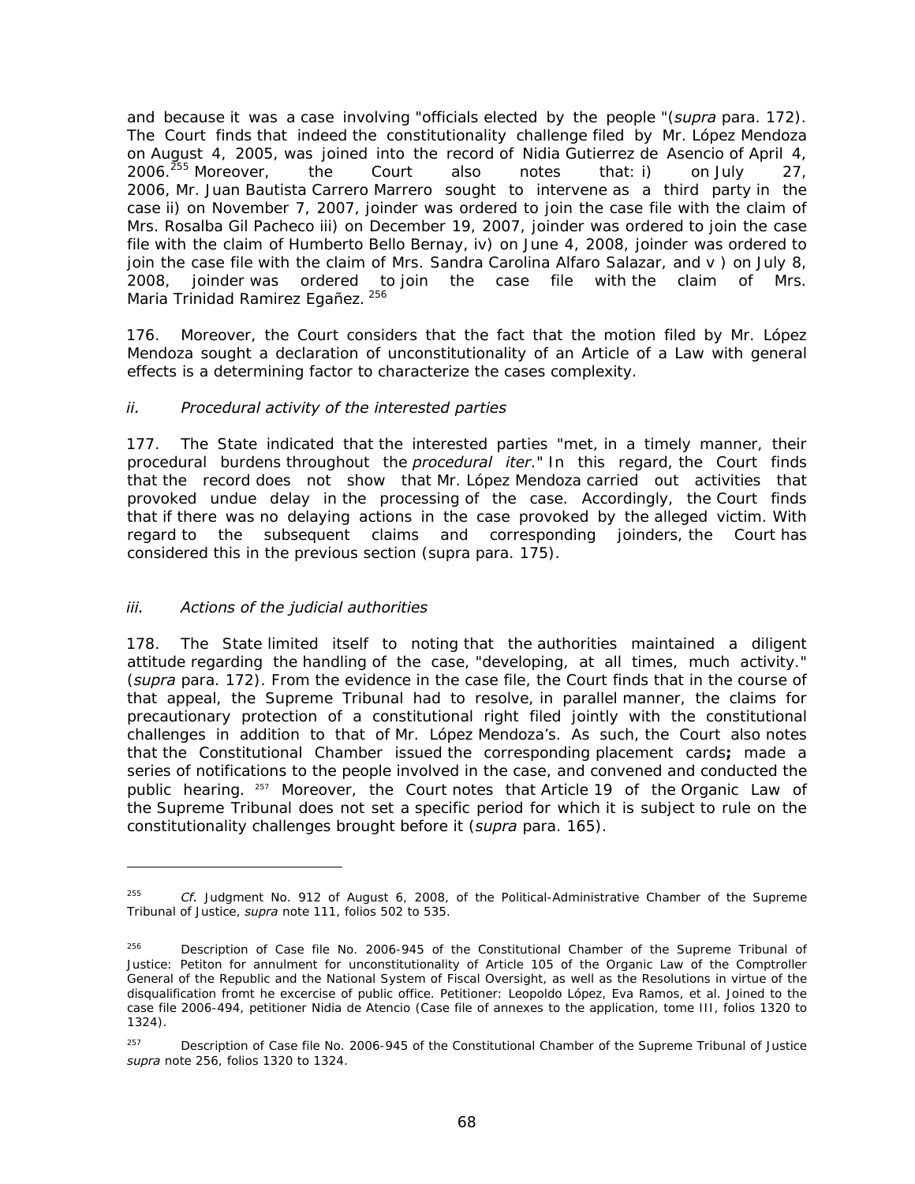and because it was a case involving "officials elected by the people "(*supra* para. 172). The Court finds that indeed the constitutionality challenge filed by Mr. López Mendoza on August 4, 2005, was joined into the record of Nidia Gutierrez de Asencio of April 4, 2006.[255] Moreover, the Court also notes that: i) on July 27, 2006, Mr. Juan Bautista Carrero Marrero sought to intervene as a third party in the case ii) on November 7, 2007, joinder was ordered to join the case file with the claim of Mrs. Rosalba Gil Pacheco iii) on December 19, 2007, joinder was ordered to join the case file with the claim of Humberto Bello Bernay, iv) on June 4, 2008, joinder was ordered to join the case file with the claim of Mrs. Sandra Carolina Alfaro Salazar, and v ) on July 8, 2008, joinder was ordered to join the case file with the claim of Mrs. Maria Trinidad Ramirez Egañez. [256]

176. Moreover, the Court considers that the fact that the motion filed by Mr. López Mendoza sought a declaration of unconstitutionality of an Article of a Law with general effects is a determining factor to characterize the cases complexity.

*ii. Procedural activity of the interested parties*

177. The State indicated that the interested parties "met, in a timely manner, their procedural burdens throughout the *procedural iter*." In this regard, the Court finds that the record does not show that Mr. López Mendoza carried out activities that provoked undue delay in the processing of the case. Accordingly, the Court finds that if there was no delaying actions in the case provoked by the alleged victim. With regard to the subsequent claims and corresponding joinders, the Court has considered this in the previous section (supra para. 175).

*iii. Actions of the judicial authorities*

178. The State limited itself to noting that the authorities maintained a diligent attitude regarding the handling of the case, "developing, at all times, much activity." (*supra* para. 172). From the evidence in the case file, the Court finds that in the course of that appeal, the Supreme Tribunal had to resolve, in parallel manner, the claims for precautionary protection of a constitutional right filed jointly with the constitutional challenges in addition to that of Mr. López Mendoza's. As such, the Court also notes that the Constitutional Chamber issued the corresponding placement cards**;** made a series of notifications to the people involved in the case, and convened and conducted the public hearing. [257] Moreover, the Court notes that Article 19 of the Organic Law of the Supreme Tribunal does not set a specific period for which it is subject to rule on the constitutionality challenges brought before it (*supra* para. 165).

---

[255] *Cf.* Judgment No. 912 of August 6, 2008, of the Political-Administrative Chamber of the Supreme Tribunal of Justice, *supra* note 111, folios 502 to 535.

[256] Description of Case file No. 2006-945 of the Constitutional Chamber of the Supreme Tribunal of Justice: Petiton for annulment for unconstitutionality of Article 105 of the Organic Law of the Comptroller General of the Republic and the National System of Fiscal Oversight, as well as the Resolutions in virtue of the disqualification fromt he excercise of public office. Petitioner: Leopoldo López, Eva Ramos, et al. Joined to the case file 2006-494, petitioner Nidia de Atencio (Case file of annexes to the application, tome III, folios 1320 to 1324).

[257] Description of Case file No. 2006-945 of the Constitutional Chamber of the Supreme Tribunal of Justice *supra* note 256, folios 1320 to 1324.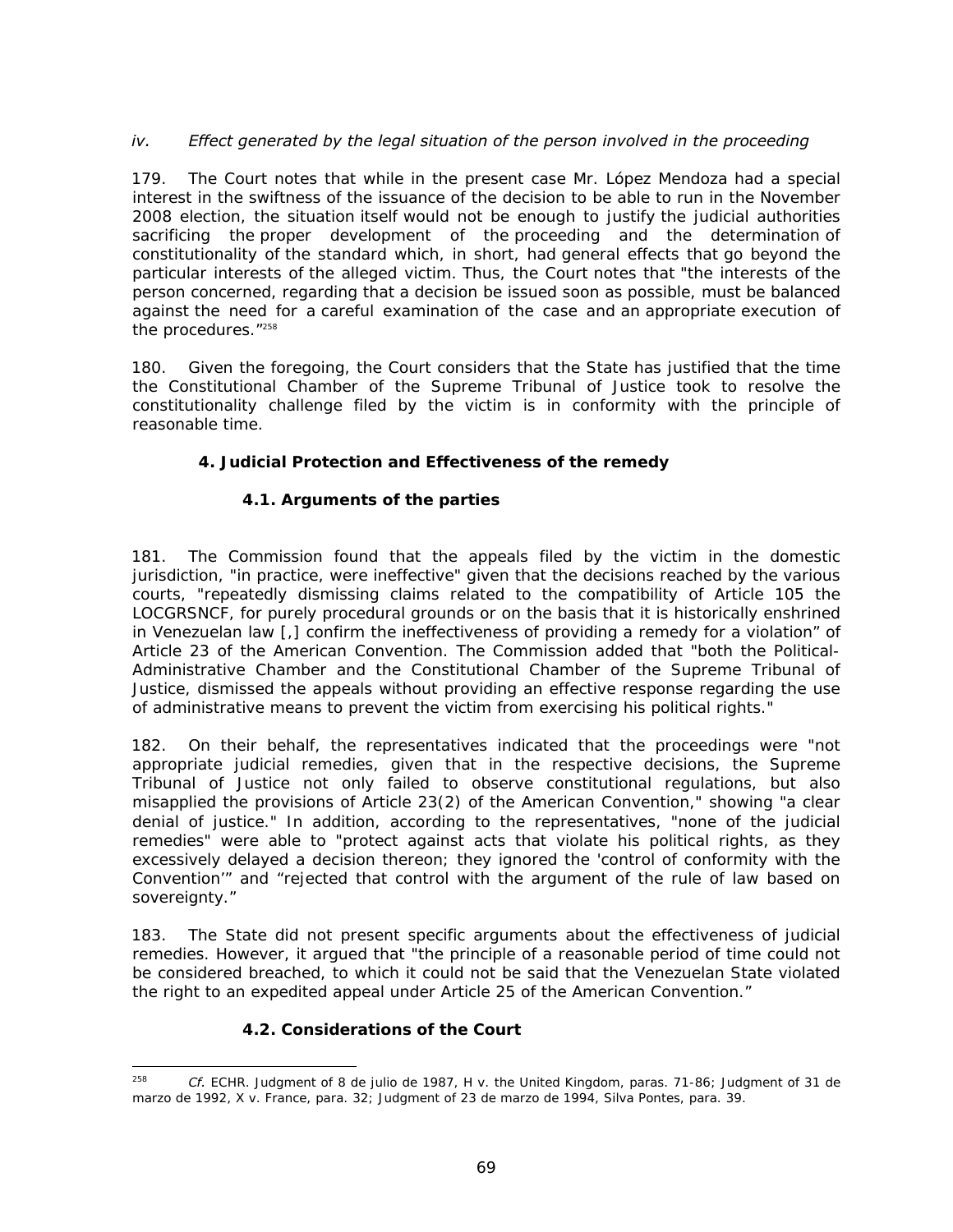*iv. Effect generated by the legal situation of the person involved in the proceeding*

179. The Court notes that while in the present case Mr. López Mendoza had a special interest in the swiftness of the issuance of the decision to be able to run in the November 2008 election, the situation itself would not be enough to justify the judicial authorities sacrificing the proper development of the proceeding and the determination of constitutionality of the standard which, in short, had general effects that go beyond the particular interests of the alleged victim. Thus, the Court notes that "the interests of the person concerned, regarding that a decision be issued soon as possible, must be balanced against the need for a careful examination of the case and an appropriate execution of the procedures."[258]

180. Given the foregoing, the Court considers that the State has justified that the time the Constitutional Chamber of the Supreme Tribunal of Justice took to resolve the constitutionality challenge filed by the victim is in conformity with the principle of reasonable time.

### 4. Judicial Protection and Effectiveness of the remedy

#### 4.1. Arguments of the parties

181. The Commission found that the appeals filed by the victim in the domestic jurisdiction, "in practice, were ineffective" given that the decisions reached by the various courts, "repeatedly dismissing claims related to the compatibility of Article 105 the LOCGRSNCF, for purely procedural grounds or on the basis that it is historically enshrined in Venezuelan law [,] confirm the ineffectiveness of providing a remedy for a violation" of Article 23 of the American Convention. The Commission added that "both the Political-Administrative Chamber and the Constitutional Chamber of the Supreme Tribunal of Justice, dismissed the appeals without providing an effective response regarding the use of administrative means to prevent the victim from exercising his political rights."

182. On their behalf, the representatives indicated that the proceedings were "not appropriate judicial remedies, given that in the respective decisions, the Supreme Tribunal of Justice not only failed to observe constitutional regulations, but also misapplied the provisions of Article 23(2) of the American Convention," showing "a clear denial of justice." In addition, according to the representatives, "none of the judicial remedies" were able to "protect against acts that violate his political rights, as they excessively delayed a decision thereon; they ignored the 'control of conformity with the Convention'" and "rejected that control with the argument of the rule of law based on sovereignty."

183. The State did not present specific arguments about the effectiveness of judicial remedies. However, it argued that "the principle of a reasonable period of time could not be considered breached, to which it could not be said that the Venezuelan State violated the right to an expedited appeal under Article 25 of the American Convention."

#### 4.2. Considerations of the Court

[258] *Cf.* ECHR. Judgment of 8 de julio de 1987, H v. the United Kingdom, paras. 71-86; Judgment of 31 de marzo de 1992, X v. France, para. 32; Judgment of 23 de marzo de 1994, Silva Pontes, para. 39.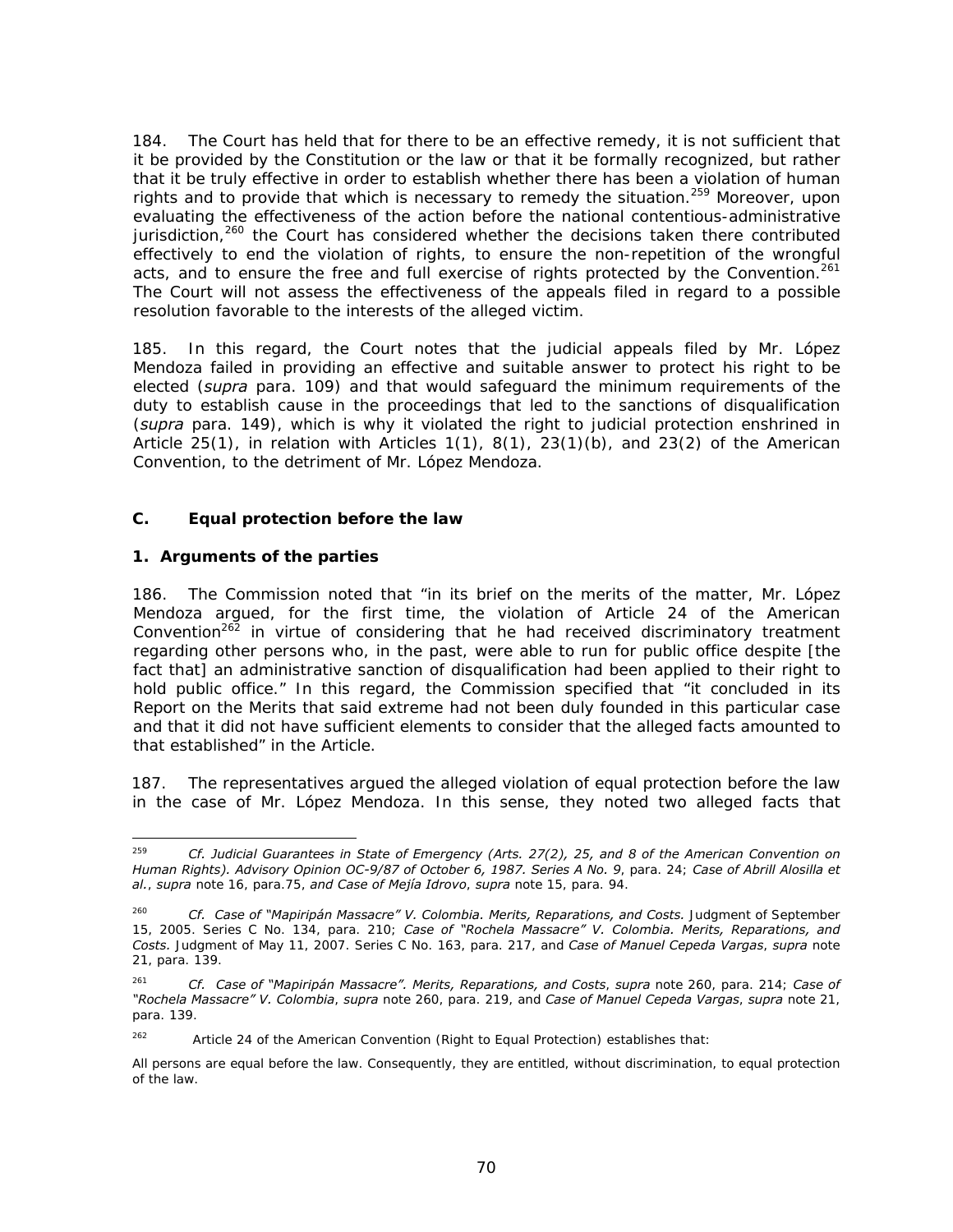184. The Court has held that for there to be an effective remedy, it is not sufficient that it be provided by the Constitution or the law or that it be formally recognized, but rather that it be truly effective in order to establish whether there has been a violation of human rights and to provide that which is necessary to remedy the situation.[259] Moreover, upon evaluating the effectiveness of the action before the national contentious-administrative jurisdiction,[260] the Court has considered whether the decisions taken there contributed effectively to end the violation of rights, to ensure the non-repetition of the wrongful acts, and to ensure the free and full exercise of rights protected by the Convention.[261] The Court will not assess the effectiveness of the appeals filed in regard to a possible resolution favorable to the interests of the alleged victim.

185. In this regard, the Court notes that the judicial appeals filed by Mr. López Mendoza failed in providing an effective and suitable answer to protect his right to be elected (*supra* para. 109) and that would safeguard the minimum requirements of the duty to establish cause in the proceedings that led to the sanctions of disqualification (*supra* para. 149), which is why it violated the right to judicial protection enshrined in Article 25(1), in relation with Articles 1(1), 8(1), 23(1)(b), and 23(2) of the American Convention, to the detriment of Mr. López Mendoza.

## C. Equal protection before the law

### 1. Arguments of the parties

186. The Commission noted that "in its brief on the merits of the matter, Mr. López Mendoza argued, for the first time, the violation of Article 24 of the American Convention[262] in virtue of considering that he had received discriminatory treatment regarding other persons who, in the past, were able to run for public office despite [the fact that] an administrative sanction of disqualification had been applied to their right to hold public office." In this regard, the Commission specified that "it concluded in its Report on the Merits that said extreme had not been duly founded in this particular case and that it did not have sufficient elements to consider that the alleged facts amounted to that established" in the Article.

187. The representatives argued the alleged violation of equal protection before the law in the case of Mr. López Mendoza. In this sense, they noted two alleged facts that

---

[259] *Cf. Judicial Guarantees in State of Emergency (Arts. 27(2), 25, and 8 of the American Convention on Human Rights). Advisory Opinion OC-9/87 of October 6, 1987. Series A No. 9*, para. 24; *Case of Abrill Alosilla et al.*, *supra* note 16, para.75, *and Case of Mejía Idrovo*, *supra* note 15, para. 94.

[260] *Cf. Case of "Mapiripán Massacre" V. Colombia. Merits, Reparations, and Costs.* Judgment of September 15, 2005. Series C No. 134, para. 210; *Case of "Rochela Massacre" V. Colombia. Merits, Reparations, and Costs.* Judgment of May 11, 2007. Series C No. 163, para. 217, and *Case of Manuel Cepeda Vargas*, *supra* note 21, para. 139.

[261] *Cf. Case of "Mapiripán Massacre". Merits, Reparations, and Costs*, *supra* note 260, para. 214; *Case of "Rochela Massacre" V. Colombia*, *supra* note 260, para. 219, and *Case of Manuel Cepeda Vargas*, *supra* note 21, para. 139.

[262] Article 24 of the American Convention (Right to Equal Protection) establishes that:

All persons are equal before the law. Consequently, they are entitled, without discrimination, to equal protection of the law.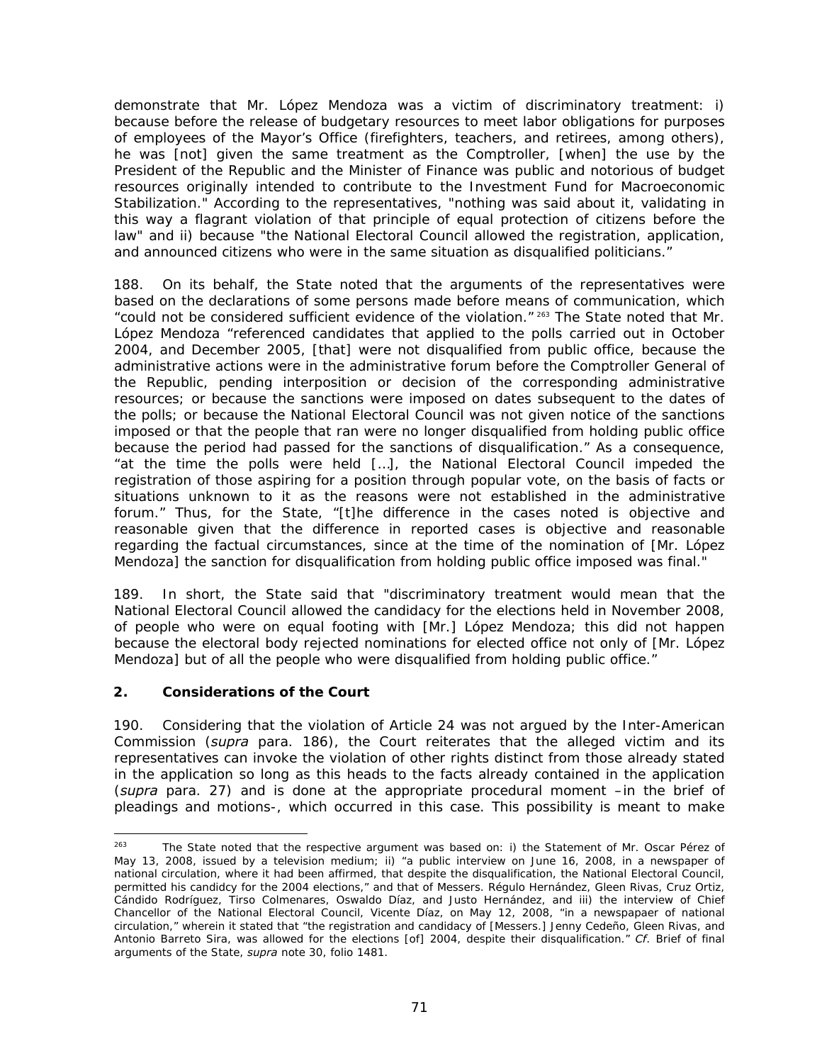demonstrate that Mr. López Mendoza was a victim of discriminatory treatment: i) because before the release of budgetary resources to meet labor obligations for purposes of employees of the Mayor's Office (firefighters, teachers, and retirees, among others), he was [not] given the same treatment as the Comptroller, [when] the use by the President of the Republic and the Minister of Finance was public and notorious of budget resources originally intended to contribute to the Investment Fund for Macroeconomic Stabilization." According to the representatives, "nothing was said about it, validating in this way a flagrant violation of that principle of equal protection of citizens before the law" and ii) because "the National Electoral Council allowed the registration, application, and announced citizens who were in the same situation as disqualified politicians."

188. On its behalf, the State noted that the arguments of the representatives were based on the declarations of some persons made before means of communication, which "could not be considered sufficient evidence of the violation."[263] The State noted that Mr. López Mendoza "referenced candidates that applied to the polls carried out in October 2004, and December 2005, [that] were not disqualified from public office, because the administrative actions were in the administrative forum before the Comptroller General of the Republic, pending interposition or decision of the corresponding administrative resources; or because the sanctions were imposed on dates subsequent to the dates of the polls; or because the National Electoral Council was not given notice of the sanctions imposed or that the people that ran were no longer disqualified from holding public office because the period had passed for the sanctions of disqualification." As a consequence, "at the time the polls were held […], the National Electoral Council impeded the registration of those aspiring for a position through popular vote, on the basis of facts or situations unknown to it as the reasons were not established in the administrative forum." Thus, for the State, "[t]he difference in the cases noted is objective and reasonable given that the difference in reported cases is objective and reasonable regarding the factual circumstances, since at the time of the nomination of [Mr. López Mendoza] the sanction for disqualification from holding public office imposed was final."

189. In short, the State said that "discriminatory treatment would mean that the National Electoral Council allowed the candidacy for the elections held in November 2008, of people who were on equal footing with [Mr.] López Mendoza; this did not happen because the electoral body rejected nominations for elected office not only of [Mr. López Mendoza] but of all the people who were disqualified from holding public office."

### 2. Considerations of the Court

190. Considering that the violation of Article 24 was not argued by the Inter-American Commission (*supra* para. 186), the Court reiterates that the alleged victim and its representatives can invoke the violation of other rights distinct from those already stated in the application so long as this heads to the facts already contained in the application (*supra* para. 27) and is done at the appropriate procedural moment –in the brief of pleadings and motions-, which occurred in this case. This possibility is meant to make

---

[263] The State noted that the respective argument was based on: i) the Statement of Mr. Oscar Pérez of May 13, 2008, issued by a television medium; ii) "a public interview on June 16, 2008, in a newspaper of national circulation, where it had been affirmed, that despite the disqualification, the National Electoral Council, permitted his candidcy for the 2004 elections," and that of Messers. Régulo Hernández, Gleen Rivas, Cruz Ortiz, Cándido Rodríguez, Tirso Colmenares, Oswaldo Díaz, and Justo Hernández, and iii) the interview of Chief Chancellor of the National Electoral Council, Vicente Díaz, on May 12, 2008, "in a newspapaer of national circulation," wherein it stated that "the registration and candidacy of [Messers.] Jenny Cedeño, Gleen Rivas, and Antonio Barreto Sira, was allowed for the elections [of] 2004, despite their disqualification." *Cf*. Brief of final arguments of the State, *supra* note 30, folio 1481.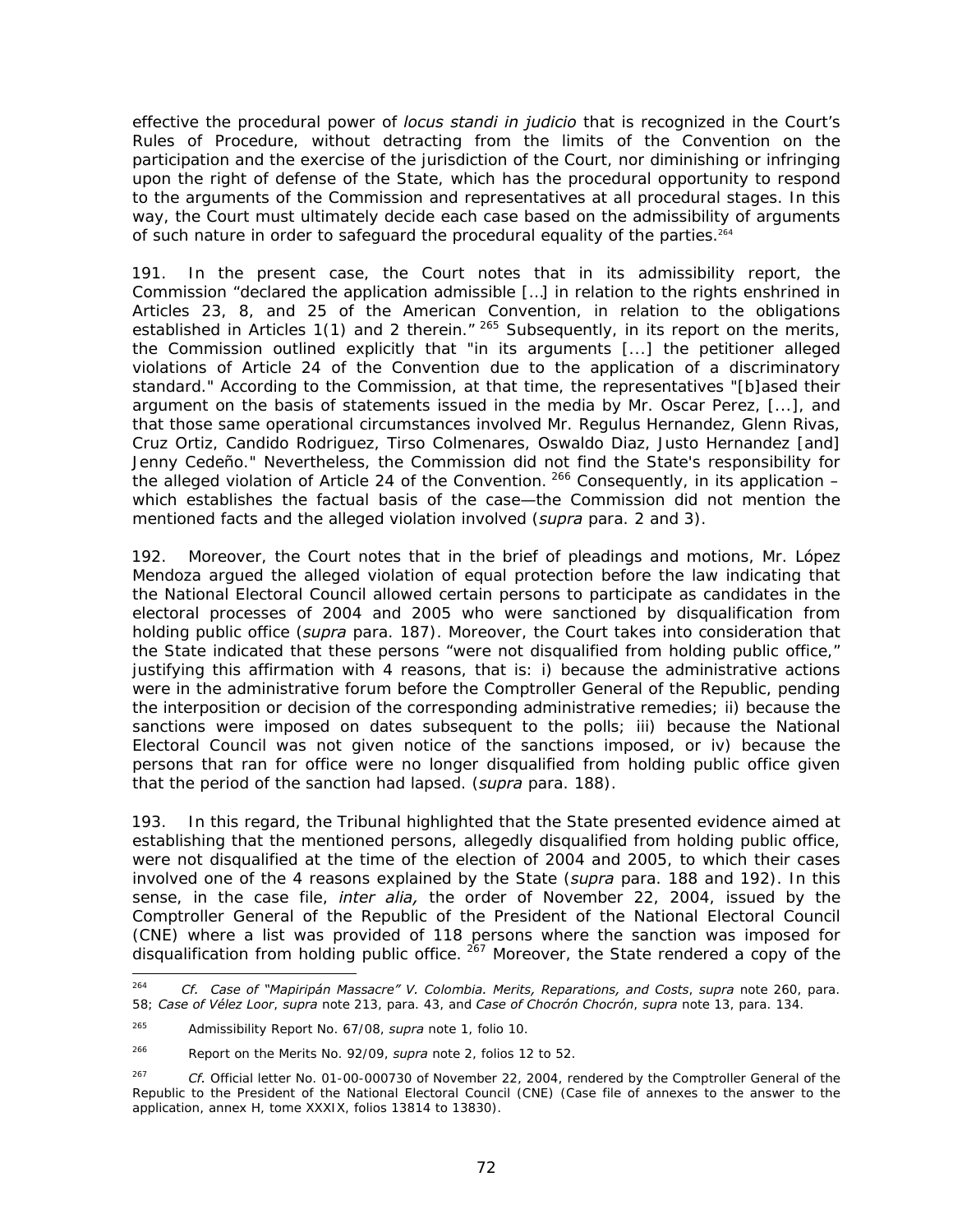effective the procedural power of *locus standi in judicio* that is recognized in the Court's Rules of Procedure, without detracting from the limits of the Convention on the participation and the exercise of the jurisdiction of the Court, nor diminishing or infringing upon the right of defense of the State, which has the procedural opportunity to respond to the arguments of the Commission and representatives at all procedural stages. In this way, the Court must ultimately decide each case based on the admissibility of arguments of such nature in order to safeguard the procedural equality of the parties.[264]

191. In the present case, the Court notes that in its admissibility report, the Commission "declared the application admissible [...] in relation to the rights enshrined in Articles 23, 8, and 25 of the American Convention, in relation to the obligations established in Articles 1(1) and 2 therein." [265] Subsequently, in its report on the merits, the Commission outlined explicitly that "in its arguments [...] the petitioner alleged violations of Article 24 of the Convention due to the application of a discriminatory standard." According to the Commission, at that time, the representatives "[b]ased their argument on the basis of statements issued in the media by Mr. Oscar Perez, [...], and that those same operational circumstances involved Mr. Regulus Hernandez, Glenn Rivas, Cruz Ortiz, Candido Rodriguez, Tirso Colmenares, Oswaldo Diaz, Justo Hernandez [and] Jenny Cedeño." Nevertheless, the Commission did not find the State's responsibility for the alleged violation of Article 24 of the Convention. [266] Consequently, in its application – which establishes the factual basis of the case—the Commission did not mention the mentioned facts and the alleged violation involved (*supra* para. 2 and 3).

192. Moreover, the Court notes that in the brief of pleadings and motions, Mr. López Mendoza argued the alleged violation of equal protection before the law indicating that the National Electoral Council allowed certain persons to participate as candidates in the electoral processes of 2004 and 2005 who were sanctioned by disqualification from holding public office (*supra* para. 187). Moreover, the Court takes into consideration that the State indicated that these persons "were not disqualified from holding public office," justifying this affirmation with 4 reasons, that is: i) because the administrative actions were in the administrative forum before the Comptroller General of the Republic, pending the interposition or decision of the corresponding administrative remedies; ii) because the sanctions were imposed on dates subsequent to the polls; iii) because the National Electoral Council was not given notice of the sanctions imposed, or iv) because the persons that ran for office were no longer disqualified from holding public office given that the period of the sanction had lapsed. (*supra* para. 188).

193. In this regard, the Tribunal highlighted that the State presented evidence aimed at establishing that the mentioned persons, allegedly disqualified from holding public office, were not disqualified at the time of the election of 2004 and 2005, to which their cases involved one of the 4 reasons explained by the State (*supra* para. 188 and 192). In this sense, in the case file, *inter alia,* the order of November 22, 2004, issued by the Comptroller General of the Republic of the President of the National Electoral Council (CNE) where a list was provided of 118 persons where the sanction was imposed for disqualification from holding public office. [267] Moreover, the State rendered a copy of the

---

[264] *Cf. Case of "Mapiripán Massacre" V. Colombia. Merits, Reparations, and Costs*, *supra* note 260, para. 58; *Case of Vélez Loor*, *supra* note 213, para. 43, and *Case of Chocrón Chocrón*, *supra* note 13, para. 134.

[265] Admissibility Report No. 67/08, *supra* note 1, folio 10.

[266] Report on the Merits No. 92/09, *supra* note 2, folios 12 to 52.

[267] *Cf.* Official letter No. 01-00-000730 of November 22, 2004, rendered by the Comptroller General of the Republic to the President of the National Electoral Council (CNE) (Case file of annexes to the answer to the application, annex H, tome XXXIX, folios 13814 to 13830).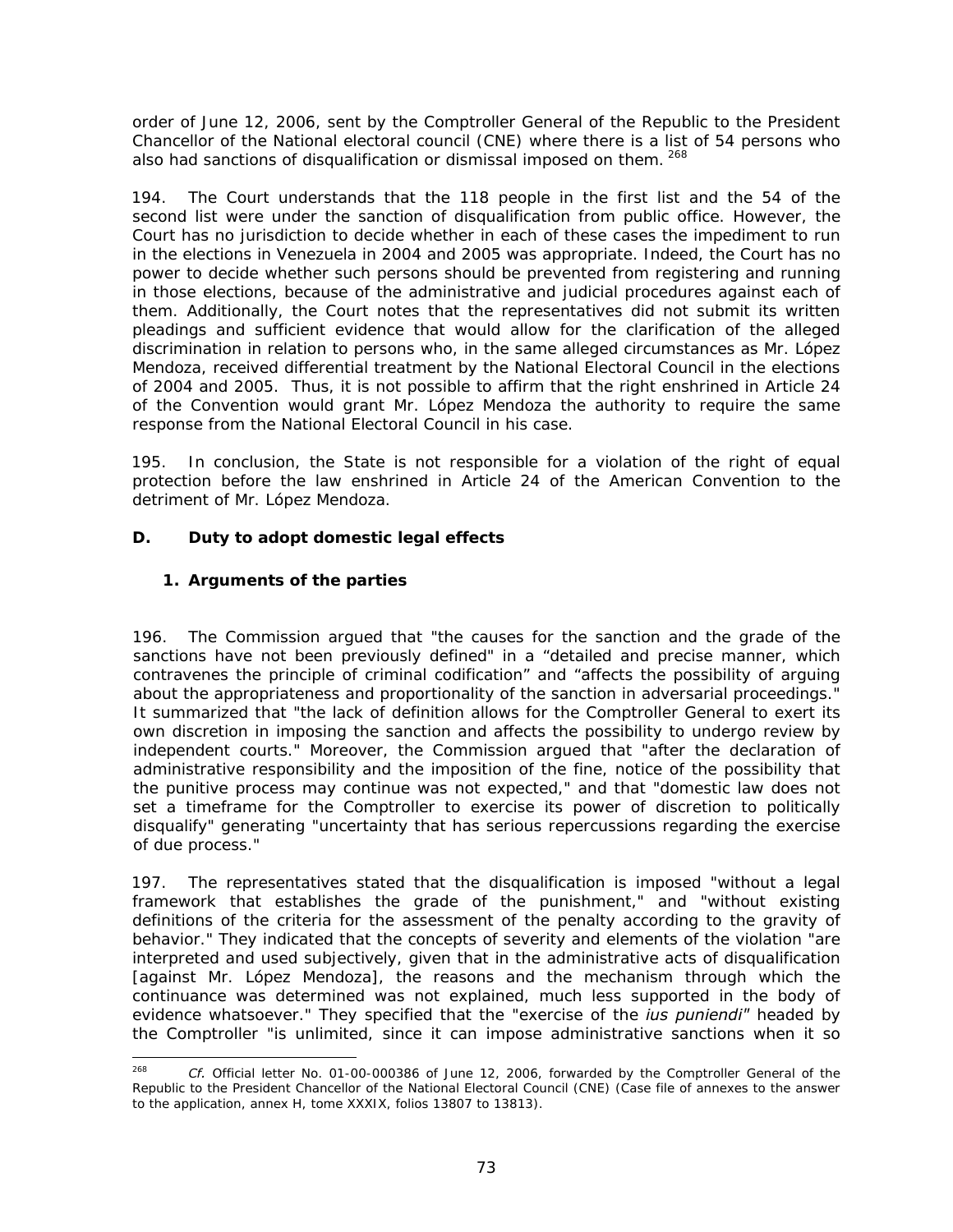order of June 12, 2006, sent by the Comptroller General of the Republic to the President Chancellor of the National electoral council (CNE) where there is a list of 54 persons who also had sanctions of disqualification or dismissal imposed on them. [268]

194. The Court understands that the 118 people in the first list and the 54 of the second list were under the sanction of disqualification from public office. However, the Court has no jurisdiction to decide whether in each of these cases the impediment to run in the elections in Venezuela in 2004 and 2005 was appropriate. Indeed, the Court has no power to decide whether such persons should be prevented from registering and running in those elections, because of the administrative and judicial procedures against each of them. Additionally, the Court notes that the representatives did not submit its written pleadings and sufficient evidence that would allow for the clarification of the alleged discrimination in relation to persons who, in the same alleged circumstances as Mr. López Mendoza, received differential treatment by the National Electoral Council in the elections of 2004 and 2005. Thus, it is not possible to affirm that the right enshrined in Article 24 of the Convention would grant Mr. López Mendoza the authority to require the same response from the National Electoral Council in his case.

195. In conclusion, the State is not responsible for a violation of the right of equal protection before the law enshrined in Article 24 of the American Convention to the detriment of Mr. López Mendoza.

### D. Duty to adopt domestic legal effects

#### 1. Arguments of the parties

196. The Commission argued that "the causes for the sanction and the grade of the sanctions have not been previously defined" in a "detailed and precise manner, which contravenes the principle of criminal codification" and "affects the possibility of arguing about the appropriateness and proportionality of the sanction in adversarial proceedings." It summarized that "the lack of definition allows for the Comptroller General to exert its own discretion in imposing the sanction and affects the possibility to undergo review by independent courts." Moreover, the Commission argued that "after the declaration of administrative responsibility and the imposition of the fine, notice of the possibility that the punitive process may continue was not expected," and that "domestic law does not set a timeframe for the Comptroller to exercise its power of discretion to politically disqualify" generating "uncertainty that has serious repercussions regarding the exercise of due process."

197. The representatives stated that the disqualification is imposed "without a legal framework that establishes the grade of the punishment," and "without existing definitions of the criteria for the assessment of the penalty according to the gravity of behavior." They indicated that the concepts of severity and elements of the violation "are interpreted and used subjectively, given that in the administrative acts of disqualification [against Mr. López Mendoza], the reasons and the mechanism through which the continuance was determined was not explained, much less supported in the body of evidence whatsoever." They specified that the "exercise of the *ius puniendi*" headed by the Comptroller "is unlimited, since it can impose administrative sanctions when it so

---

[268] *Cf.* Official letter No. 01-00-000386 of June 12, 2006, forwarded by the Comptroller General of the Republic to the President Chancellor of the National Electoral Council (CNE) (Case file of annexes to the answer to the application, annex H, tome XXXIX, folios 13807 to 13813).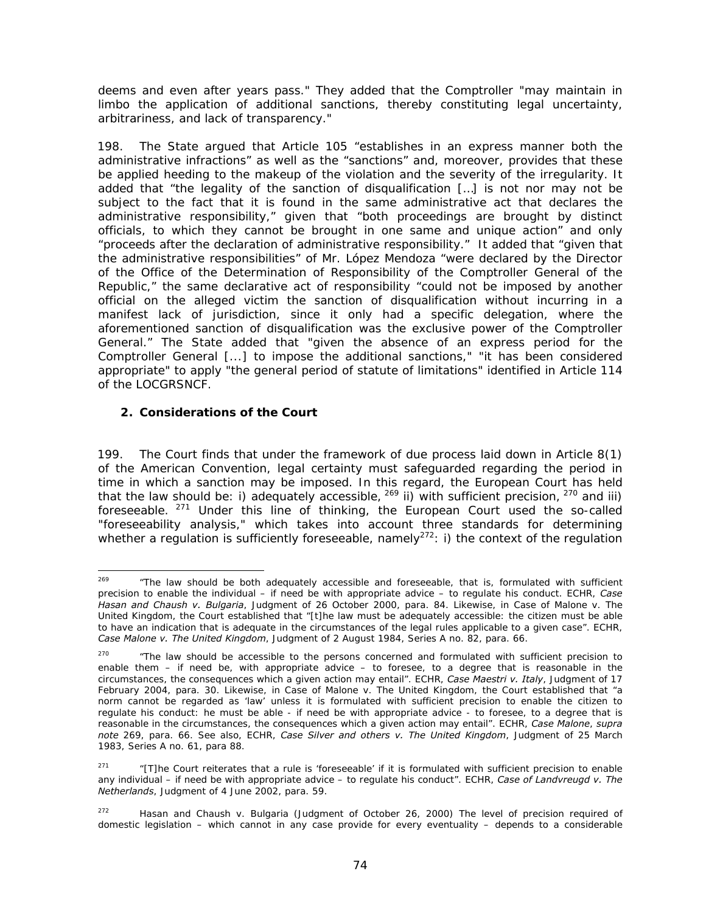deems and even after years pass." They added that the Comptroller "may maintain in limbo the application of additional sanctions, thereby constituting legal uncertainty, arbitrariness, and lack of transparency."

198. The State argued that Article 105 "establishes in an express manner both the administrative infractions" as well as the "sanctions" and, moreover, provides that these be applied heeding to the makeup of the violation and the severity of the irregularity. It added that "the legality of the sanction of disqualification […] is not nor may not be subject to the fact that it is found in the same administrative act that declares the administrative responsibility," given that "both proceedings are brought by distinct officials, to which they cannot be brought in one same and unique action" and only "proceeds after the declaration of administrative responsibility." It added that "given that the administrative responsibilities" of Mr. López Mendoza "were declared by the Director of the Office of the Determination of Responsibility of the Comptroller General of the Republic," the same declarative act of responsibility "could not be imposed by another official on the alleged victim the sanction of disqualification without incurring in a manifest lack of jurisdiction, since it only had a specific delegation, where the aforementioned sanction of disqualification was the exclusive power of the Comptroller General." The State added that "given the absence of an express period for the Comptroller General [...] to impose the additional sanctions," "it has been considered appropriate" to apply "the general period of statute of limitations" identified in Article 114 of the LOCGRSNCF.

## 2. Considerations of the Court

199. The Court finds that under the framework of due process laid down in Article 8(1) of the American Convention, legal certainty must safeguarded regarding the period in time in which a sanction may be imposed. In this regard, the European Court has held that the law should be: i) adequately accessible, [269] ii) with sufficient precision, [270] and iii) foreseeable. [271] Under this line of thinking, the European Court used the so-called "foreseeability analysis," which takes into account three standards for determining whether a regulation is sufficiently foreseeable, namely[272]: i) the context of the regulation

---

[269] "The law should be both adequately accessible and foreseeable, that is, formulated with sufficient precision to enable the individual – if need be with appropriate advice – to regulate his conduct. ECHR, *Case Hasan and Chaush v. Bulgaria*, Judgment of 26 October 2000, para. 84. Likewise, in Case of Malone v. The United Kingdom, the Court established that "[t]he law must be adequately accessible: the citizen must be able to have an indication that is adequate in the circumstances of the legal rules applicable to a given case". ECHR, *Case Malone v. The United Kingdom*, Judgment of 2 August 1984, Series A no. 82, para. 66.

[270] "The law should be accessible to the persons concerned and formulated with sufficient precision to enable them – if need be, with appropriate advice – to foresee, to a degree that is reasonable in the circumstances, the consequences which a given action may entail". ECHR, *Case Maestri v. Italy*, Judgment of 17 February 2004, para. 30. Likewise, in Case of Malone v. The United Kingdom, the Court established that "a norm cannot be regarded as 'law' unless it is formulated with sufficient precision to enable the citizen to regulate his conduct: he must be able - if need be with appropriate advice - to foresee, to a degree that is reasonable in the circumstances, the consequences which a given action may entail". ECHR, *Case Malone*, *supra note* 269, para. 66. See also, ECHR, *Case Silver and others v. The United Kingdom*, Judgment of 25 March 1983, Series A no. 61, para 88.

[271] "[T]he Court reiterates that a rule is 'foreseeable' if it is formulated with sufficient precision to enable any individual – if need be with appropriate advice – to regulate his conduct". ECHR, *Case of Landvreugd v. The Netherlands*, Judgment of 4 June 2002, para. 59.

[272] Hasan and Chaush v. Bulgaria (Judgment of October 26, 2000) The level of precision required of domestic legislation – which cannot in any case provide for every eventuality – depends to a considerable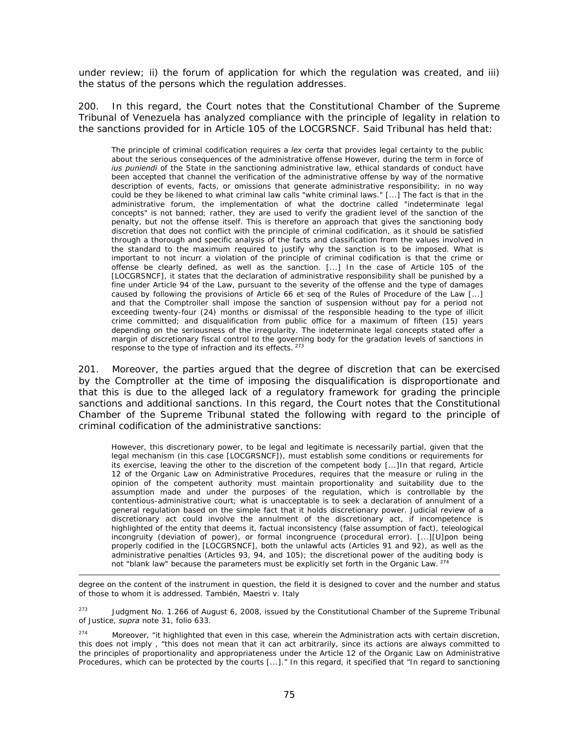under review; ii) the forum of application for which the regulation was created, and iii) the status of the persons which the regulation addresses.

200. In this regard, the Court notes that the Constitutional Chamber of the Supreme Tribunal of Venezuela has analyzed compliance with the principle of legality in relation to the sanctions provided for in Article 105 of the LOCGRSNCF. Said Tribunal has held that:

> The principle of criminal codification requires a *lex certa* that provides legal certainty to the public about the serious consequences of the administrative offense However, during the term in force of *ius puniendi* of the State in the sanctioning administrative law, ethical standards of conduct have been accepted that channel the verification of the administrative offense by way of the normative description of events, facts, or omissions that generate administrative responsibility; in no way could be they be likened to what criminal law calls "white criminal laws." [...] The fact is that in the administrative forum, the implementation of what the doctrine called "indeterminate legal concepts" is not banned; rather, they are used to verify the gradient level of the sanction of the penalty, but not the offense itself. This is therefore an approach that gives the sanctioning body discretion that does not conflict with the principle of criminal codification, as it should be satisfied through a thorough and specific analysis of the facts and classification from the values involved in the standard to the maximum required to justify why the sanction is to be imposed. What is important to not incurr a violation of the principle of criminal codification is that the crime or offense be clearly defined, as well as the sanction. [...] In the case of Article 105 of the [LOCGRSNCF], it states that the declaration of administrative responsibility shall be punished by a fine under Article 94 of the Law, pursuant to the severity of the offense and the type of damages caused by following the provisions of Article 66 et seq of the Rules of Procedure of the Law [...] and that the Comptroller shall impose the sanction of suspension without pay for a period not exceeding twenty-four (24) months or dismissal of the responsible heading to the type of illicit crime committed; and disqualification from public office for a maximum of fifteen (15) years depending on the seriousness of the irregularity. The indeterminate legal concepts stated offer a margin of discretionary fiscal control to the governing body for the gradation levels of sanctions in response to the type of infraction and its effects. [273]

201. Moreover, the parties argued that the degree of discretion that can be exercised by the Comptroller at the time of imposing the disqualification is disproportionate and that this is due to the alleged lack of a regulatory framework for grading the principle sanctions and additional sanctions. In this regard, the Court notes that the Constitutional Chamber of the Supreme Tribunal stated the following with regard to the principle of criminal codification of the administrative sanctions:

> However, this discretionary power, to be legal and legitimate is necessarily partial, given that the legal mechanism (in this case [LOCGRSNCF]), must establish some conditions or requirements for its exercise, leaving the other to the discretion of the competent body [...]In that regard, Article 12 of the Organic Law on Administrative Procedures, requires that the measure or ruling in the opinion of the competent authority must maintain proportionality and suitability due to the assumption made and under the purposes of the regulation, which is controllable by the contentious-administrative court; what is unacceptable is to seek a declaration of annulment of a general regulation based on the simple fact that it holds discretionary power. Judicial review of a discretionary act could involve the annulment of the discretionary act, if incompetence is highlighted of the entity that deems it, factual inconsistency (false assumption of fact), teleological incongruity (deviation of power), or formal incongruence (procedural error). [...][U]pon being properly codified in the [LOCGRSNCF], both the unlawful acts (Articles 91 and 92), as well as the administrative penalties (Articles 93, 94, and 105); the discretional power of the auditing body is not "blank law" because the parameters must be explicitly set forth in the Organic Law. [274]

---

degree on the content of the instrument in question, the field it is designed to cover and the number and status of those to whom it is addressed. También, Maestri v. Italy

[273] Judgment No. 1.266 of August 6, 2008, issued by the Constitutional Chamber of the Supreme Tribunal of Justice, *supra* note 31, folio 633.

[274] Moreover, "it highlighted that even in this case, wherein the Administration acts with certain discretion, this does not imply , "this does not mean that it can act arbitrarily, since its actions are always committed to the principles of proportionality and appropriateness under the Article 12 of the Organic Law on Administrative Procedures, which can be protected by the courts [...]." In this regard, it specified that "In regard to sanctioning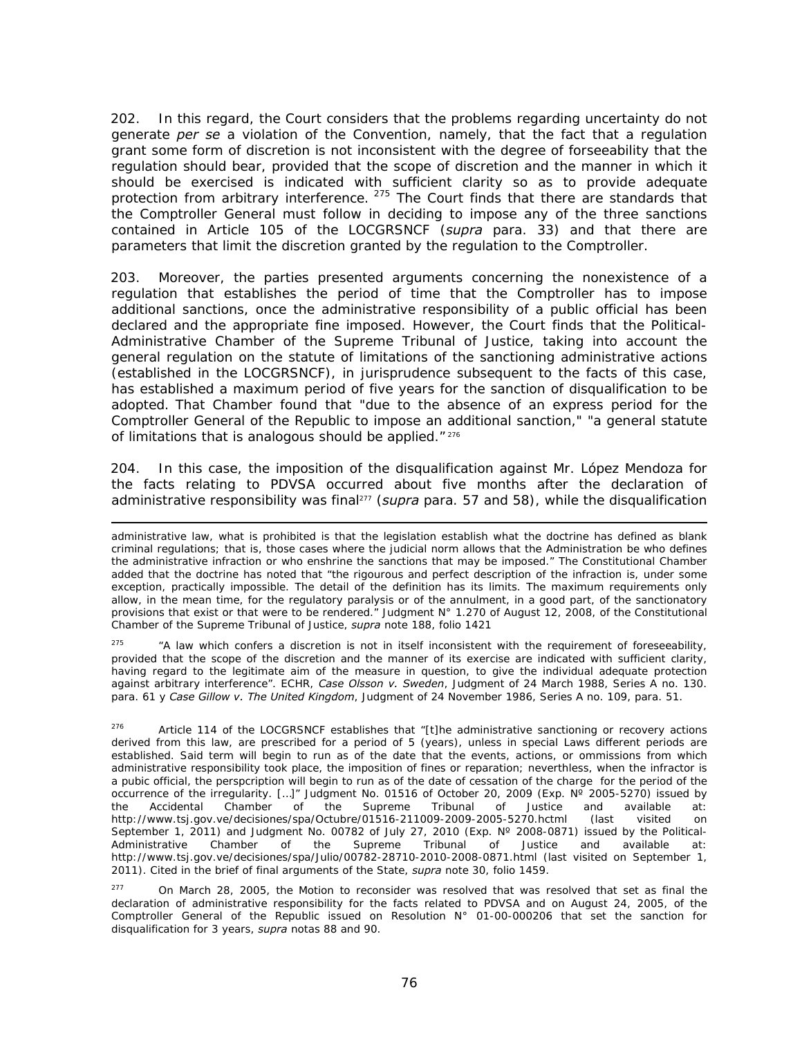202. In this regard, the Court considers that the problems regarding uncertainty do not generate *per se* a violation of the Convention, namely, that the fact that a regulation grant some form of discretion is not inconsistent with the degree of forseeability that the regulation should bear, provided that the scope of discretion and the manner in which it should be exercised is indicated with sufficient clarity so as to provide adequate protection from arbitrary interference. [275] The Court finds that there are standards that the Comptroller General must follow in deciding to impose any of the three sanctions contained in Article 105 of the LOCGRSNCF (*supra* para. 33) and that there are parameters that limit the discretion granted by the regulation to the Comptroller.

203. Moreover, the parties presented arguments concerning the nonexistence of a regulation that establishes the period of time that the Comptroller has to impose additional sanctions, once the administrative responsibility of a public official has been declared and the appropriate fine imposed. However, the Court finds that the Political-Administrative Chamber of the Supreme Tribunal of Justice, taking into account the general regulation on the statute of limitations of the sanctioning administrative actions (established in the LOCGRSNCF), in jurisprudence subsequent to the facts of this case, has established a maximum period of five years for the sanction of disqualification to be adopted. That Chamber found that "due to the absence of an express period for the Comptroller General of the Republic to impose an additional sanction," "a general statute of limitations that is analogous should be applied." [276]

204. In this case, the imposition of the disqualification against Mr. López Mendoza for the facts relating to PDVSA occurred about five months after the declaration of administrative responsibility was final[277] (*supra* para. 57 and 58), while the disqualification

---

administrative law, what is prohibited is that the legislation establish what the doctrine has defined as blank criminal regulations; that is, those cases where the judicial norm allows that the Administration be who defines the administrative infraction or who enshrine the sanctions that may be imposed." The Constitutional Chamber added that the doctrine has noted that "the rigourous and perfect description of the infraction is, under some exception, practically impossible. The detail of the definition has its limits. The maximum requirements only allow, in the mean time, for the regulatory paralysis or of the annulment, in a good part, of the sanctionatory provisions that exist or that were to be rendered." Judgment N° 1.270 of August 12, 2008, of the Constitutional Chamber of the Supreme Tribunal of Justice, *supra* note 188, folio 1421

[275] "A law which confers a discretion is not in itself inconsistent with the requirement of foreseeability, provided that the scope of the discretion and the manner of its exercise are indicated with sufficient clarity, having regard to the legitimate aim of the measure in question, to give the individual adequate protection against arbitrary interference". ECHR, *Case Olsson v. Sweden*, Judgment of 24 March 1988, Series A no. 130. para. 61 y *Case Gillow v. The United Kingdom*, Judgment of 24 November 1986, Series A no. 109, para. 51.

[276] Article 114 of the LOCGRSNCF establishes that "[t]he administrative sanctioning or recovery actions derived from this law, are prescribed for a period of 5 (years), unless in special Laws different periods are established. Said term will begin to run as of the date that the events, actions, or ommissions from which administrative responsibility took place, the imposition of fines or reparation; neverthless, when the infractor is a pubic official, the perspcription will begin to run as of the date of cessation of the charge for the period of the occurrence of the irregularity. […]" Judgment No. 01516 of October 20, 2009 (Exp. Nº 2005-5270) issued by the Accidental Chamber of the Supreme Tribunal of Justice and available at: http://www.tsj.gov.ve/decisiones/spa/Octubre/01516-211009-2009-2005-5270.hctml (last visited on September 1, 2011) and Judgment No. 00782 of July 27, 2010 (Exp. Nº 2008-0871) issued by the Political-Administrative Chamber of the Supreme Tribunal of Justice and available at: http://www.tsj.gov.ve/decisiones/spa/Julio/00782-28710-2010-2008-0871.html (last visited on September 1, 2011). Cited in the brief of final arguments of the State, *supra* note 30, folio 1459.

[277] On March 28, 2005, the Motion to reconsider was resolved that was resolved that set as final the declaration of administrative responsibility for the facts related to PDVSA and on August 24, 2005, of the Comptroller General of the Republic issued on Resolution N° 01-00-000206 that set the sanction for disqualification for 3 years, *supra* notas 88 and 90.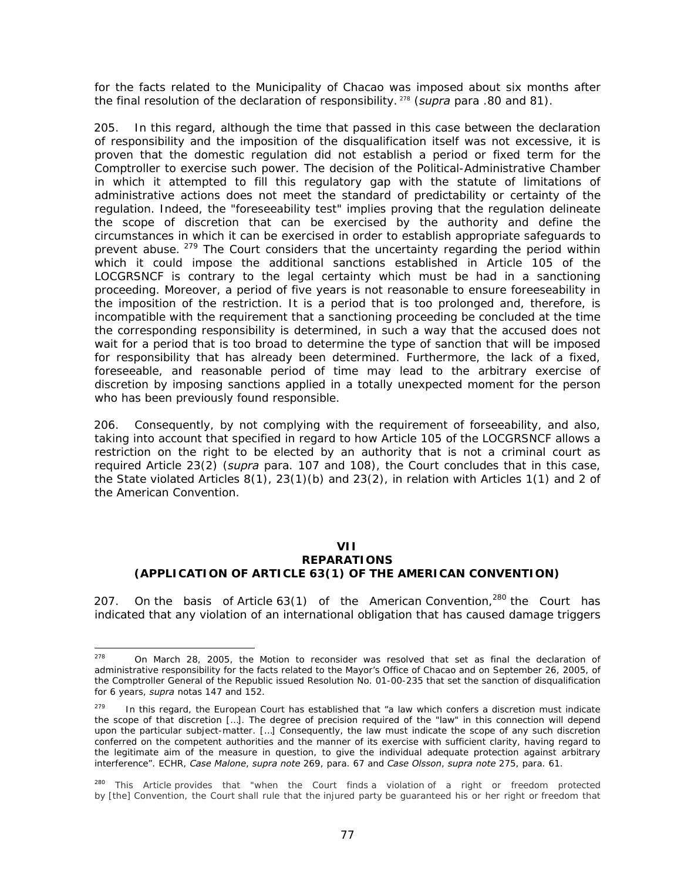for the facts related to the Municipality of Chacao was imposed about six months after the final resolution of the declaration of responsibility. [278] (*supra* para .80 and 81).

205. In this regard, although the time that passed in this case between the declaration of responsibility and the imposition of the disqualification itself was not excessive, it is proven that the domestic regulation did not establish a period or fixed term for the Comptroller to exercise such power. The decision of the Political-Administrative Chamber in which it attempted to fill this regulatory gap with the statute of limitations of administrative actions does not meet the standard of predictability or certainty of the regulation. Indeed, the "foreseeability test" implies proving that the regulation delineate the scope of discretion that can be exercised by the authority and define the circumstances in which it can be exercised in order to establish appropriate safeguards to prevent abuse. [279] The Court considers that the uncertainty regarding the period within which it could impose the additional sanctions established in Article 105 of the LOCGRSNCF is contrary to the legal certainty which must be had in a sanctioning proceeding. Moreover, a period of five years is not reasonable to ensure foreeseeability in the imposition of the restriction. It is a period that is too prolonged and, therefore, is incompatible with the requirement that a sanctioning proceeding be concluded at the time the corresponding responsibility is determined, in such a way that the accused does not wait for a period that is too broad to determine the type of sanction that will be imposed for responsibility that has already been determined. Furthermore, the lack of a fixed, foreseeable, and reasonable period of time may lead to the arbitrary exercise of discretion by imposing sanctions applied in a totally unexpected moment for the person who has been previously found responsible.

206. Consequently, by not complying with the requirement of forseeability, and also, taking into account that specified in regard to how Article 105 of the LOCGRSNCF allows a restriction on the right to be elected by an authority that is not a criminal court as required Article 23(2) (*supra* para. 107 and 108), the Court concludes that in this case, the State violated Articles 8(1), 23(1)(b) and 23(2), in relation with Articles 1(1) and 2 of the American Convention.

## VII
## REPARATIONS
## (APPLICATION OF ARTICLE 63(1) OF THE AMERICAN CONVENTION)

207. On the basis of Article 63(1) of the American Convention,[280] the Court has indicated that any violation of an international obligation that has caused damage triggers

---

[278] On March 28, 2005, the Motion to reconsider was resolved that set as final the declaration of administrative responsibility for the facts related to the Mayor's Office of Chacao and on September 26, 2005, of the Comptroller General of the Republic issued Resolution No. 01-00-235 that set the sanction of disqualification for 6 years, *supra* notas 147 and 152.

[279] In this regard, the European Court has established that "a law which confers a discretion must indicate the scope of that discretion […]. The degree of precision required of the "law" in this connection will depend upon the particular subject-matter. […] Consequently, the law must indicate the scope of any such discretion conferred on the competent authorities and the manner of its exercise with sufficient clarity, having regard to the legitimate aim of the measure in question, to give the individual adequate protection against arbitrary interference". ECHR, *Case Malone*, *supra note* 269, para. 67 and *Case Olsson*, *supra note* 275, para. 61.

[280] This Article provides that "when the Court finds a violation of a right or freedom protected by [the] Convention, the Court shall rule that the injured party be guaranteed his or her right or freedom that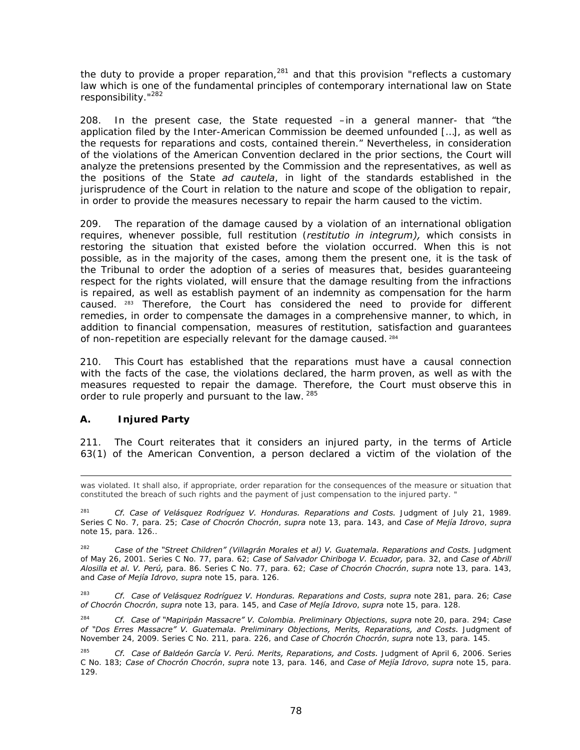the duty to provide a proper reparation,[281] and that this provision "reflects a customary law which is one of the fundamental principles of contemporary international law on State responsibility."[282]

208. In the present case, the State requested –in a general manner- that "the application filed by the Inter-American Commission be deemed unfounded […], as well as the requests for reparations and costs, contained therein." Nevertheless, in consideration of the violations of the American Convention declared in the prior sections, the Court will analyze the pretensions presented by the Commission and the representatives, as well as the positions of the State *ad cautela*, in light of the standards established in the jurisprudence of the Court in relation to the nature and scope of the obligation to repair, in order to provide the measures necessary to repair the harm caused to the victim.

209. The reparation of the damage caused by a violation of an international obligation requires, whenever possible, full restitution (*restitutio in integrum),* which consists in restoring the situation that existed before the violation occurred. When this is not possible, as in the majority of the cases, among them the present one, it is the task of the Tribunal to order the adoption of a series of measures that, besides guaranteeing respect for the rights violated, will ensure that the damage resulting from the infractions is repaired, as well as establish payment of an indemnity as compensation for the harm caused. [283] Therefore, the Court has considered the need to provide for different remedies, in order to compensate the damages in a comprehensive manner, to which, in addition to financial compensation, measures of restitution, satisfaction and guarantees of non-repetition are especially relevant for the damage caused. [284]

210. This Court has established that the reparations must have a causal connection with the facts of the case, the violations declared, the harm proven, as well as with the measures requested to repair the damage. Therefore, the Court must observe this in order to rule properly and pursuant to the law. [285]

### A. Injured Party

211. The Court reiterates that it considers an injured party, in the terms of Article 63(1) of the American Convention, a person declared a victim of the violation of the

---

was violated. It shall also, if appropriate, order reparation for the consequences of the measure or situation that constituted the breach of such rights and the payment of just compensation to the injured party. "

[281] *Cf. Case of Velásquez Rodríguez V. Honduras. Reparations and Costs.* Judgment of July 21, 1989. Series C No. 7, para. 25; *Case of Chocrón Chocrón*, *supra* note 13, para. 143, and *Case of Mejía Idrovo*, *supra* note 15, para. 126..

[282] *Case of the "Street Children" (Villagrán Morales et al) V. Guatemala. Reparations and Costs.* Judgment of May 26, 2001. Series C No. 77, para. 62; *Case of Salvador Chiriboga V. Ecuador,* para. 32, and *Case of Abrill Alosilla et al. V. Perú,* para. 86. Series C No. 77, para. 62; *Case of Chocrón Chocrón*, *supra* note 13, para. 143, and *Case of Mejía Idrovo*, *supra* note 15, para. 126.

[283] *Cf. Case of Velásquez Rodríguez V. Honduras. Reparations and Costs*, *supra* note 281, para. 26; *Case of Chocrón Chocrón*, *supra* note 13, para. 145, and *Case of Mejía Idrovo*, *supra* note 15, para. 128.

[284] *Cf. Case of "Mapiripán Massacre" V. Colombia. Preliminary Objections*, *supra* note 20, para. 294; *Case of "Dos Erres Massacre" V. Guatemala. Preliminary Objections, Merits, Reparations, and Costs.* Judgment of November 24, 2009. Series C No. 211, para. 226, and *Case of Chocrón Chocrón*, *supra* note 13, para. 145.

[285] *Cf. Case of Baldeón García V. Perú. Merits, Reparations, and Costs.* Judgment of April 6, 2006. Series C No. 183; *Case of Chocrón Chocrón*, *supra* note 13, para. 146, and *Case of Mejía Idrovo*, *supra* note 15, para. 129.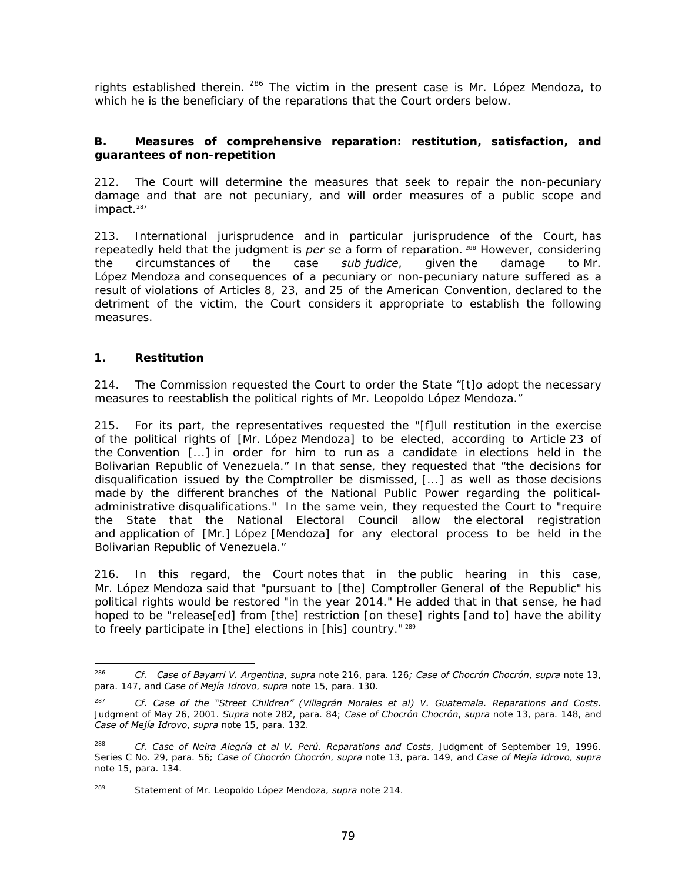rights established therein. [286] The victim in the present case is Mr. López Mendoza, to which he is the beneficiary of the reparations that the Court orders below.

### B. Measures of comprehensive reparation: restitution, satisfaction, and guarantees of non-repetition

212. The Court will determine the measures that seek to repair the non-pecuniary damage and that are not pecuniary, and will order measures of a public scope and impact.[287]

213. International jurisprudence and in particular jurisprudence of the Court, has repeatedly held that the judgment is *per se* a form of reparation.[288] However, considering the circumstances of the case *sub judice*, given the damage to Mr. López Mendoza and consequences of a pecuniary or non-pecuniary nature suffered as a result of violations of Articles 8, 23, and 25 of the American Convention, declared to the detriment of the victim, the Court considers it appropriate to establish the following measures.

#### 1. Restitution

214. The Commission requested the Court to order the State "[t]o adopt the necessary measures to reestablish the political rights of Mr. Leopoldo López Mendoza."

215. For its part, the representatives requested the "[f]ull restitution in the exercise of the political rights of [Mr. López Mendoza] to be elected, according to Article 23 of the Convention [...] in order for him to run as a candidate in elections held in the Bolivarian Republic of Venezuela." In that sense, they requested that "the decisions for disqualification issued by the Comptroller be dismissed, [...] as well as those decisions made by the different branches of the National Public Power regarding the political-administrative disqualifications." In the same vein, they requested the Court to "require the State that the National Electoral Council allow the electoral registration and application of [Mr.] López [Mendoza] for any electoral process to be held in the Bolivarian Republic of Venezuela."

216. In this regard, the Court notes that in the public hearing in this case, Mr. López Mendoza said that "pursuant to [the] Comptroller General of the Republic" his political rights would be restored "in the year 2014." He added that in that sense, he had hoped to be "release[ed] from [the] restriction [on these] rights [and to] have the ability to freely participate in [the] elections in [his] country."[289]

---

[286] *Cf. Case of Bayarri V. Argentina*, *supra* note 216, para. 126*; Case of Chocrón Chocrón*, *supra* note 13, para. 147, and *Case of Mejía Idrovo*, *supra* note 15, para. 130.

[287] *Cf. Case of the "Street Children" (Villagrán Morales et al) V. Guatemala. Reparations and Costs.* Judgment of May 26, 2001. *Supra* note 282, para. 84; *Case of Chocrón Chocrón*, *supra* note 13, para. 148, and *Case of Mejía Idrovo*, *supra* note 15, para. 132.

[288] *Cf. Case of Neira Alegría et al V. Perú. Reparations and Costs*, Judgment of September 19, 1996. Series C No. 29, para. 56; *Case of Chocrón Chocrón*, *supra* note 13, para. 149, and *Case of Mejía Idrovo*, *supra* note 15, para. 134.

[289] Statement of Mr. Leopoldo López Mendoza, *supra* note 214.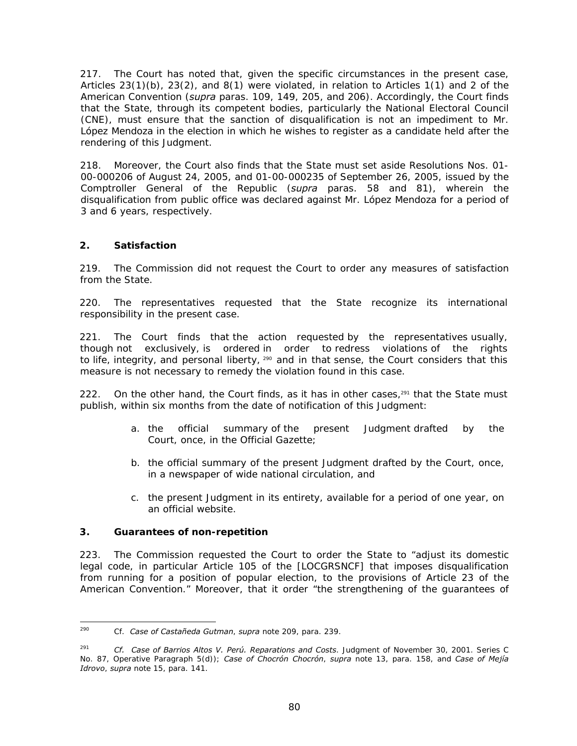217. The Court has noted that, given the specific circumstances in the present case, Articles 23(1)(b), 23(2), and 8(1) were violated, in relation to Articles 1(1) and 2 of the American Convention (*supra* paras. 109, 149, 205, and 206). Accordingly, the Court finds that the State, through its competent bodies, particularly the National Electoral Council (CNE), must ensure that the sanction of disqualification is not an impediment to Mr. López Mendoza in the election in which he wishes to register as a candidate held after the rendering of this Judgment.

218. Moreover, the Court also finds that the State must set aside Resolutions Nos. 01-00-000206 of August 24, 2005, and 01-00-000235 of September 26, 2005, issued by the Comptroller General of the Republic (*supra* paras. 58 and 81), wherein the disqualification from public office was declared against Mr. López Mendoza for a period of 3 and 6 years, respectively.

### 2. Satisfaction

219. The Commission did not request the Court to order any measures of satisfaction from the State.

220. The representatives requested that the State recognize its international responsibility in the present case.

221. The Court finds that the action requested by the representatives usually, though not exclusively, is ordered in order to redress violations of the rights to life, integrity, and personal liberty, [290] and in that sense, the Court considers that this measure is not necessary to remedy the violation found in this case.

222. On the other hand, the Court finds, as it has in other cases,[291] that the State must publish, within six months from the date of notification of this Judgment:

a. the official summary of the present Judgment drafted by the Court, once, in the Official Gazette;

b. the official summary of the present Judgment drafted by the Court, once, in a newspaper of wide national circulation, and

c. the present Judgment in its entirety, available for a period of one year, on an official website.

### 3. Guarantees of non-repetition

223. The Commission requested the Court to order the State to "adjust its domestic legal code, in particular Article 105 of the [LOCGRSNCF] that imposes disqualification from running for a position of popular election, to the provisions of Article 23 of the American Convention." Moreover, that it order "the strengthening of the guarantees of

---

[290] Cf. *Case of Castañeda Gutman*, *supra* note 209, para. 239.

[291] *Cf. Case of Barrios Altos V. Perú. Reparations and Costs.* Judgment of November 30, 2001. Series C No. 87, Operative Paragraph 5(d)); *Case of Chocrón Chocrón*, *supra* note 13, para. 158, and *Case of Mejía Idrovo*, *supra* note 15, para. 141.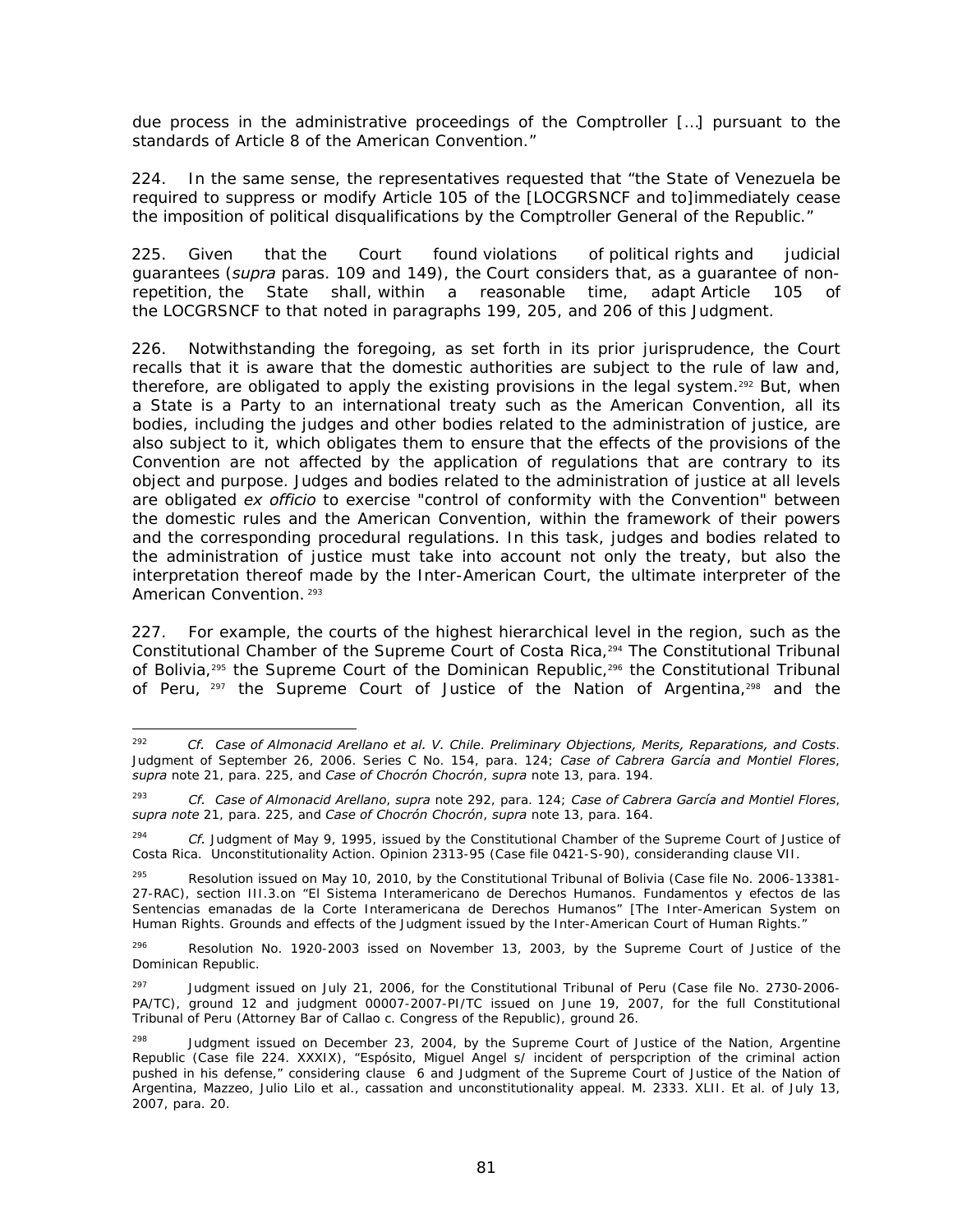due process in the administrative proceedings of the Comptroller […] pursuant to the standards of Article 8 of the American Convention."

224. In the same sense, the representatives requested that "the State of Venezuela be required to suppress or modify Article 105 of the [LOCGRSNCF and to]immediately cease the imposition of political disqualifications by the Comptroller General of the Republic."

225. Given that the Court found violations of political rights and judicial guarantees (*supra* paras. 109 and 149), the Court considers that, as a guarantee of non-repetition, the State shall, within a reasonable time, adapt Article 105 of the LOCGRSNCF to that noted in paragraphs 199, 205, and 206 of this Judgment.

226. Notwithstanding the foregoing, as set forth in its prior jurisprudence, the Court recalls that it is aware that the domestic authorities are subject to the rule of law and, therefore, are obligated to apply the existing provisions in the legal system.[292] But, when a State is a Party to an international treaty such as the American Convention, all its bodies, including the judges and other bodies related to the administration of justice, are also subject to it, which obligates them to ensure that the effects of the provisions of the Convention are not affected by the application of regulations that are contrary to its object and purpose. Judges and bodies related to the administration of justice at all levels are obligated *ex officio* to exercise "control of conformity with the Convention" between the domestic rules and the American Convention, within the framework of their powers and the corresponding procedural regulations. In this task, judges and bodies related to the administration of justice must take into account not only the treaty, but also the interpretation thereof made by the Inter-American Court, the ultimate interpreter of the American Convention.[293]

227. For example, the courts of the highest hierarchical level in the region, such as the Constitutional Chamber of the Supreme Court of Costa Rica,[294] The Constitutional Tribunal of Bolivia,[295] the Supreme Court of the Dominican Republic,[296] the Constitutional Tribunal of Peru,[297] the Supreme Court of Justice of the Nation of Argentina,[298] and the

---

[292] *Cf. Case of Almonacid Arellano et al. V. Chile. Preliminary Objections, Merits, Reparations, and Costs.* Judgment of September 26, 2006. Series C No. 154, para. 124; *Case of Cabrera García and Montiel Flores*, *supra* note 21, para. 225, and *Case of Chocrón Chocrón*, *supra* note 13, para. 194.

[293] *Cf. Case of Almonacid Arellano*, *supra* note 292, para. 124; *Case of Cabrera García and Montiel Flores*, *supra note* 21, para. 225, and *Case of Chocrón Chocrón*, *supra* note 13, para. 164.

[294] *Cf.* Judgment of May 9, 1995, issued by the Constitutional Chamber of the Supreme Court of Justice of Costa Rica. Unconstitutionality Action. Opinion 2313-95 (Case file 0421-S-90), consideranding clause VII.

[295] Resolution issued on May 10, 2010, by the Constitutional Tribunal of Bolivia (Case file No. 2006-13381-27-RAC), section III.3.on "El Sistema Interamericano de Derechos Humanos. Fundamentos y efectos de las Sentencias emanadas de la Corte Interamericana de Derechos Humanos" [The Inter-American System on Human Rights. Grounds and effects of the Judgment issued by the Inter-American Court of Human Rights."

[296] Resolution No. 1920-2003 issed on November 13, 2003, by the Supreme Court of Justice of the Dominican Republic.

[297] Judgment issued on July 21, 2006, for the Constitutional Tribunal of Peru (Case file No. 2730-2006-PA/TC), ground 12 and judgment 00007-2007-PI/TC issued on June 19, 2007, for the full Constitutional Tribunal of Peru (Attorney Bar of Callao c. Congress of the Republic), ground 26.

[298] Judgment issued on December 23, 2004, by the Supreme Court of Justice of the Nation, Argentine Republic (Case file 224. XXXIX), "Espósito, Miguel Angel s/ incident of perspcription of the criminal action pushed in his defense," considering clause 6 and Judgment of the Supreme Court of Justice of the Nation of Argentina, Mazzeo, Julio Lilo et al., cassation and unconstitutionality appeal. M. 2333. XLII. Et al. of July 13, 2007, para. 20.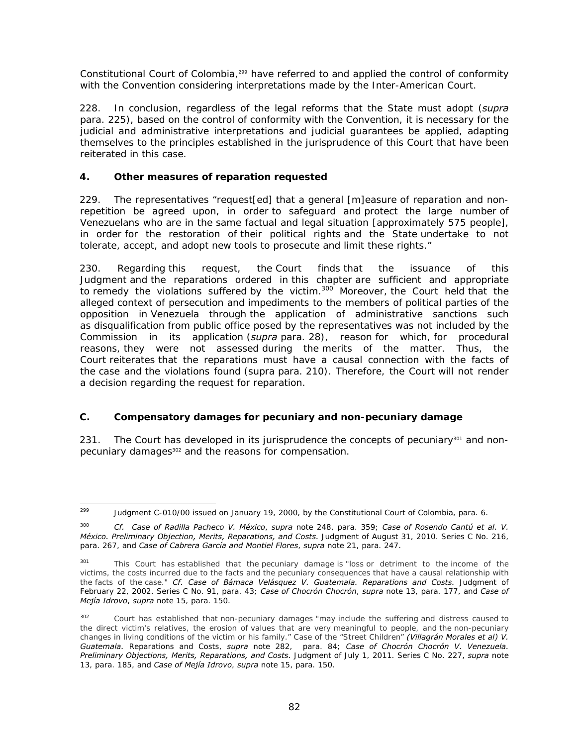Constitutional Court of Colombia,[299] have referred to and applied the control of conformity with the Convention considering interpretations made by the Inter-American Court.

228. In conclusion, regardless of the legal reforms that the State must adopt (*supra* para. 225), based on the control of conformity with the Convention, it is necessary for the judicial and administrative interpretations and judicial guarantees be applied, adapting themselves to the principles established in the jurisprudence of this Court that have been reiterated in this case.

### 4. Other measures of reparation requested

229. The representatives "request[ed] that a general [m]easure of reparation and non-repetition be agreed upon, in order to safeguard and protect the large number of Venezuelans who are in the same factual and legal situation [approximately 575 people], in order for the restoration of their political rights and the State undertake to not tolerate, accept, and adopt new tools to prosecute and limit these rights."

230. Regarding this request, the Court finds that the issuance of this Judgment and the reparations ordered in this chapter are sufficient and appropriate to remedy the violations suffered by the victim.[300] Moreover, the Court held that the alleged context of persecution and impediments to the members of political parties of the opposition in Venezuela through the application of administrative sanctions such as disqualification from public office posed by the representatives was not included by the Commission in its application (*supra* para. 28), reason for which, for procedural reasons, they were not assessed during the merits of the matter. Thus, the Court reiterates that the reparations must have a causal connection with the facts of the case and the violations found (supra para. 210). Therefore, the Court will not render a decision regarding the request for reparation.

## C. Compensatory damages for pecuniary and non-pecuniary damage

231. The Court has developed in its jurisprudence the concepts of pecuniary[301] and non-pecuniary damages[302] and the reasons for compensation.

---

[299] Judgment C-010/00 issued on January 19, 2000, by the Constitutional Court of Colombia, para. 6.

[300] *Cf. Case of Radilla Pacheco V. México*, *supra* note 248, para. 359; *Case of Rosendo Cantú et al. V. México. Preliminary Objection, Merits, Reparations, and Costs.* Judgment of August 31, 2010. Series C No. 216, para. 267, and *Case of Cabrera García and Montiel Flores*, *supra* note 21, para. 247.

[301] This Court has established that the pecuniary damage is "loss or detriment to the income of the victims, the costs incurred due to the facts and the pecuniary consequences that have a causal relationship with the facts of the case." *Cf. Case of Bámaca Velásquez V. Guatemala. Reparations and Costs.* Judgment of February 22, 2002. Series C No. 91, para. 43; *Case of Chocrón Chocrón*, *supra* note 13, para. 177, and *Case of Mejía Idrovo*, *supra* note 15, para. 150.

[302] Court has established that non-pecuniary damages "may include the suffering and distress caused to the direct victim's relatives, the erosion of values that are very meaningful to people, and the non-pecuniary changes in living conditions of the victim or his family." Case of the "Street Children" *(Villagrán Morales et al) V. Guatemala.* Reparations and Costs, *supra* note 282, para. 84; *Case of Chocrón Chocrón V. Venezuela. Preliminary Objections, Merits, Reparations, and Costs.* Judgment of July 1, 2011. Series C No. 227, *supra* note 13, para. 185, and *Case of Mejía Idrovo*, *supra* note 15, para. 150.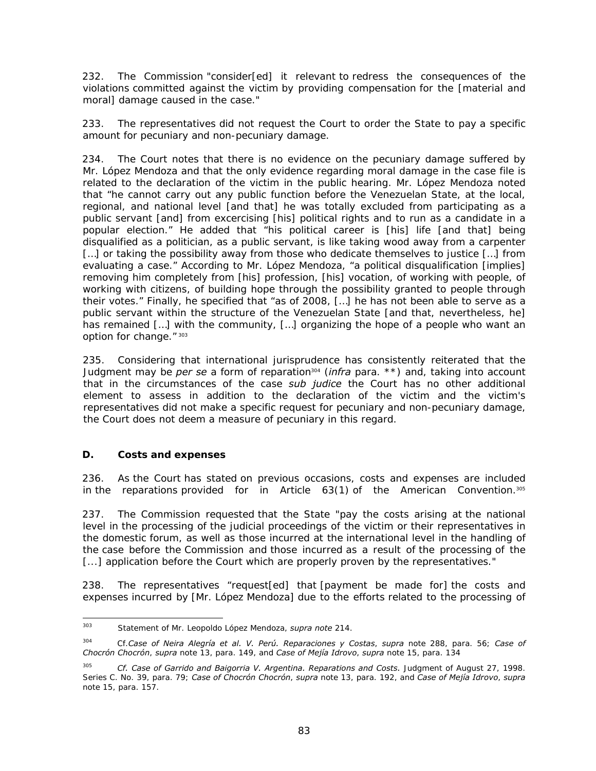232. The Commission "consider[ed] it relevant to redress the consequences of the violations committed against the victim by providing compensation for the [material and moral] damage caused in the case."

233. The representatives did not request the Court to order the State to pay a specific amount for pecuniary and non-pecuniary damage.

234. The Court notes that there is no evidence on the pecuniary damage suffered by Mr. López Mendoza and that the only evidence regarding moral damage in the case file is related to the declaration of the victim in the public hearing. Mr. López Mendoza noted that "he cannot carry out any public function before the Venezuelan State, at the local, regional, and national level [and that] he was totally excluded from participating as a public servant [and] from excercising [his] political rights and to run as a candidate in a popular election." He added that "his political career is [his] life [and that] being disqualified as a politician, as a public servant, is like taking wood away from a carpenter […] or taking the possibility away from those who dedicate themselves to justice […] from evaluating a case." According to Mr. López Mendoza, "a political disqualification [implies] removing him completely from [his] profession, [his] vocation, of working with people, of working with citizens, of building hope through the possibility granted to people through their votes." Finally, he specified that "as of 2008, […] he has not been able to serve as a public servant within the structure of the Venezuelan State [and that, nevertheless, he] has remained […] with the community, […] organizing the hope of a people who want an option for change."[303]

235. Considering that international jurisprudence has consistently reiterated that the Judgment may be *per se* a form of reparation[304] (*infra* para. **) and, taking into account that in the circumstances of the case *sub judice* the Court has no other additional element to assess in addition to the declaration of the victim and the victim's representatives did not make a specific request for pecuniary and non-pecuniary damage, the Court does not deem a measure of pecuniary in this regard.

### D. Costs and expenses

236. As the Court has stated on previous occasions, costs and expenses are included in the reparations provided for in Article 63(1) of the American Convention.[305]

237. The Commission requested that the State "pay the costs arising at the national level in the processing of the judicial proceedings of the victim or their representatives in the domestic forum, as well as those incurred at the international level in the handling of the case before the Commission and those incurred as a result of the processing of the [...] application before the Court which are properly proven by the representatives."

238. The representatives "request[ed] that [payment be made for] the costs and expenses incurred by [Mr. López Mendoza] due to the efforts related to the processing of

---

[303] Statement of Mr. Leopoldo López Mendoza, *supra note* 214.

[304] Cf.*Case of Neira Alegría et al. V. Perú. Reparaciones y Costas*, *supra* note 288, para. 56; *Case of Chocrón Chocrón*, *supra* note 13, para. 149, and *Case of Mejía Idrovo*, *supra* note 15, para. 134

[305] *Cf. Case of Garrido and Baigorria V. Argentina. Reparations and Costs.* Judgment of August 27, 1998. Series C. No. 39, para. 79; *Case of Chocrón Chocrón*, *supra* note 13, para. 192, and *Case of Mejía Idrovo*, *supra* note 15, para. 157.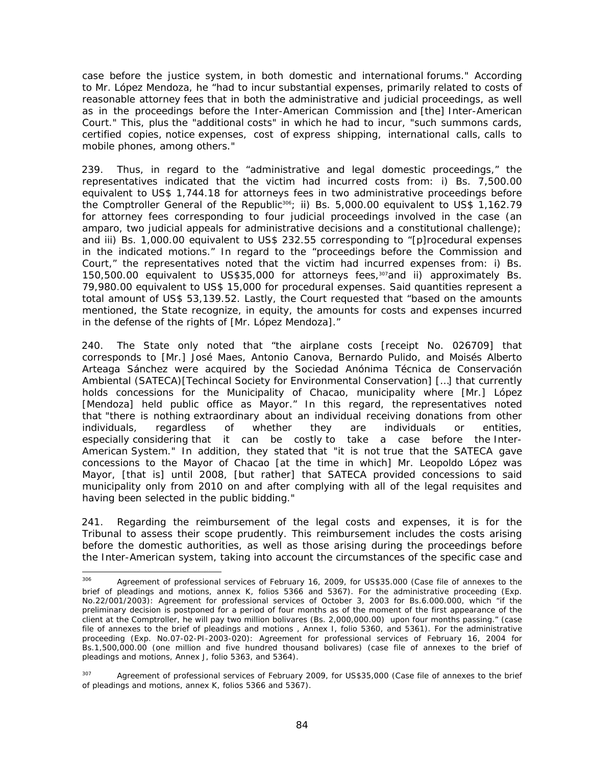case before the justice system, in both domestic and international forums." According to Mr. López Mendoza, he "had to incur substantial expenses, primarily related to costs of reasonable attorney fees that in both the administrative and judicial proceedings, as well as in the proceedings before the Inter-American Commission and [the] Inter-American Court." This, plus the "additional costs" in which he had to incur, "such summons cards, certified copies, notice expenses, cost of express shipping, international calls, calls to mobile phones, among others."

239. Thus, in regard to the "administrative and legal domestic proceedings," the representatives indicated that the victim had incurred costs from: i) Bs. 7,500.00 equivalent to US$ 1,744.18 for attorneys fees in two administrative proceedings before the Comptroller General of the Republic[306]; ii) Bs. 5,000.00 equivalent to US$ 1,162.79 for attorney fees corresponding to four judicial proceedings involved in the case (an amparo, two judicial appeals for administrative decisions and a constitutional challenge); and iii) Bs. 1,000.00 equivalent to US$ 232.55 corresponding to "[p]rocedural expenses in the indicated motions." In regard to the "proceedings before the Commission and Court," the representatives noted that the victim had incurred expenses from: i) Bs. 150,500.00 equivalent to US$35,000 for attorneys fees,[307] and ii) approximately Bs. 79,980.00 equivalent to US$ 15,000 for procedural expenses. Said quantities represent a total amount of US$ 53,139.52. Lastly, the Court requested that "based on the amounts mentioned, the State recognize, in equity, the amounts for costs and expenses incurred in the defense of the rights of [Mr. López Mendoza]."

240. The State only noted that "the airplane costs [receipt No. 026709] that corresponds to [Mr.] José Maes, Antonio Canova, Bernardo Pulido, and Moisés Alberto Arteaga Sánchez were acquired by the Sociedad Anónima Técnica de Conservación Ambiental (SATECA)[Techincal Society for Environmental Conservation] […] that currently holds concessions for the Municipality of Chacao, municipality where [Mr.] López [Mendoza] held public office as Mayor." In this regard, the representatives noted that "there is nothing extraordinary about an individual receiving donations from other individuals, regardless of whether they are individuals or entities, especially considering that it can be costly to take a case before the Inter-American System." In addition, they stated that "it is not true that the SATECA gave concessions to the Mayor of Chacao [at the time in which] Mr. Leopoldo López was Mayor, [that is] until 2008, [but rather] that SATECA provided concessions to said municipality only from 2010 on and after complying with all of the legal requisites and having been selected in the public bidding."

241. Regarding the reimbursement of the legal costs and expenses, it is for the Tribunal to assess their scope prudently. This reimbursement includes the costs arising before the domestic authorities, as well as those arising during the proceedings before the Inter-American system, taking into account the circumstances of the specific case and

---

[306] Agreement of professional services of February 16, 2009, for US$35.000 (Case file of annexes to the brief of pleadings and motions, annex K, folios 5366 and 5367). For the administrative proceeding (Exp. No.22/001/2003): Agreement for professional services of October 3, 2003 for Bs.6.000.000, which "if the preliminary decision is postponed for a period of four months as of the moment of the first appearance of the client at the Comptroller, he will pay two million bolivares (Bs. 2,000,000.00) upon four months passing." (case file of annexes to the brief of pleadings and motions , Annex I, folio 5360, and 5361). For the administrative proceeding (Exp. No.07-02-PI-2003-020): Agreement for professional services of February 16, 2004 for Bs.1,500,000.00 (one million and five hundred thousand bolivares) (case file of annexes to the brief of pleadings and motions, Annex J, folio 5363, and 5364).

[307] Agreement of professional services of February 2009, for US$35,000 (Case file of annexes to the brief of pleadings and motions, annex K, folios 5366 and 5367).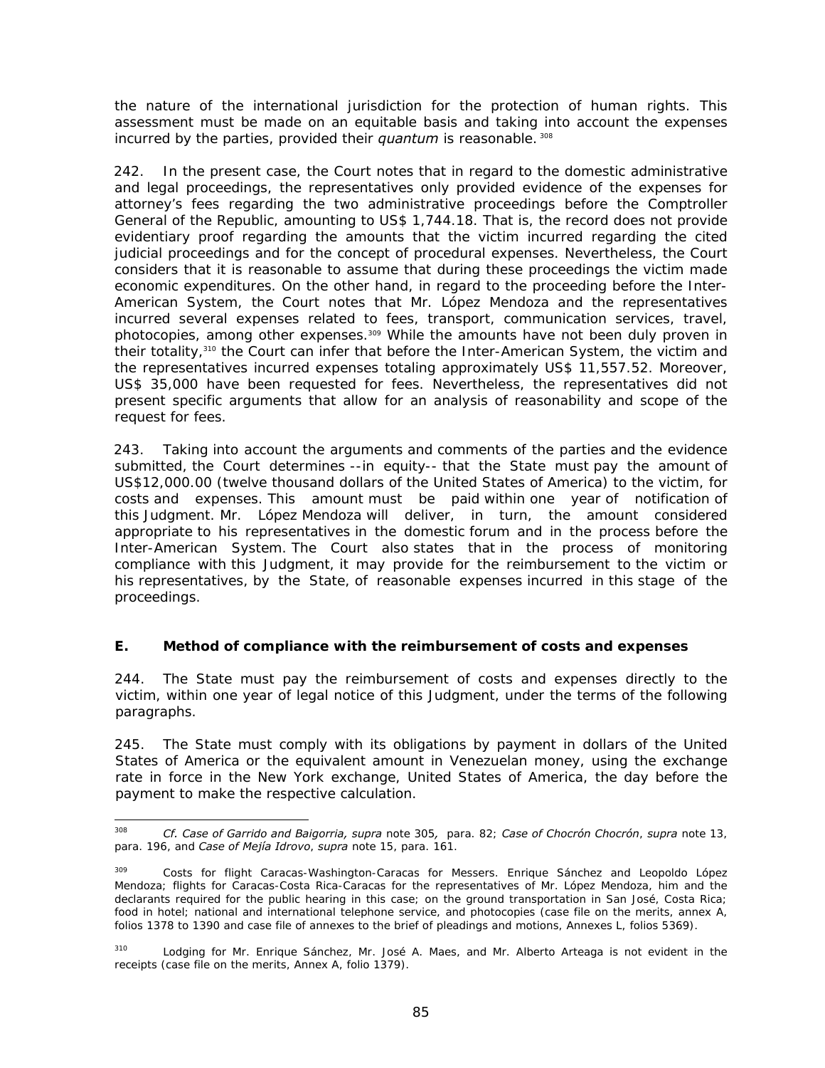the nature of the international jurisdiction for the protection of human rights. This assessment must be made on an equitable basis and taking into account the expenses incurred by the parties, provided their *quantum* is reasonable.[308]

242. In the present case, the Court notes that in regard to the domestic administrative and legal proceedings, the representatives only provided evidence of the expenses for attorney's fees regarding the two administrative proceedings before the Comptroller General of the Republic, amounting to US$ 1,744.18. That is, the record does not provide evidentiary proof regarding the amounts that the victim incurred regarding the cited judicial proceedings and for the concept of procedural expenses. Nevertheless, the Court considers that it is reasonable to assume that during these proceedings the victim made economic expenditures. On the other hand, in regard to the proceeding before the Inter-American System, the Court notes that Mr. López Mendoza and the representatives incurred several expenses related to fees, transport, communication services, travel, photocopies, among other expenses.[309] While the amounts have not been duly proven in their totality,[310] the Court can infer that before the Inter-American System, the victim and the representatives incurred expenses totaling approximately US$ 11,557.52. Moreover, US$ 35,000 have been requested for fees. Nevertheless, the representatives did not present specific arguments that allow for an analysis of reasonability and scope of the request for fees.

243. Taking into account the arguments and comments of the parties and the evidence submitted, the Court determines --in equity-- that the State must pay the amount of US$12,000.00 (twelve thousand dollars of the United States of America) to the victim, for costs and expenses. This amount must be paid within one year of notification of this Judgment. Mr. López Mendoza will deliver, in turn, the amount considered appropriate to his representatives in the domestic forum and in the process before the Inter-American System. The Court also states that in the process of monitoring compliance with this Judgment, it may provide for the reimbursement to the victim or his representatives, by the State, of reasonable expenses incurred in this stage of the proceedings.

## E. Method of compliance with the reimbursement of costs and expenses

244. The State must pay the reimbursement of costs and expenses directly to the victim, within one year of legal notice of this Judgment, under the terms of the following paragraphs.

245. The State must comply with its obligations by payment in dollars of the United States of America or the equivalent amount in Venezuelan money, using the exchange rate in force in the New York exchange, United States of America, the day before the payment to make the respective calculation.

---

[308] *Cf. Case of Garrido and Baigorria, supra* note 305*,* para. 82; *Case of Chocrón Chocrón*, *supra* note 13, para. 196, and *Case of Mejía Idrovo*, *supra* note 15, para. 161.

[309] Costs for flight Caracas-Washington-Caracas for Messers. Enrique Sánchez and Leopoldo López Mendoza; flights for Caracas-Costa Rica-Caracas for the representatives of Mr. López Mendoza, him and the declarants required for the public hearing in this case; on the ground transportation in San José, Costa Rica; food in hotel; national and international telephone service, and photocopies (case file on the merits, annex A, folios 1378 to 1390 and case file of annexes to the brief of pleadings and motions, Annexes L, folios 5369).

[310] Lodging for Mr. Enrique Sánchez, Mr. José A. Maes, and Mr. Alberto Arteaga is not evident in the receipts (case file on the merits, Annex A, folio 1379).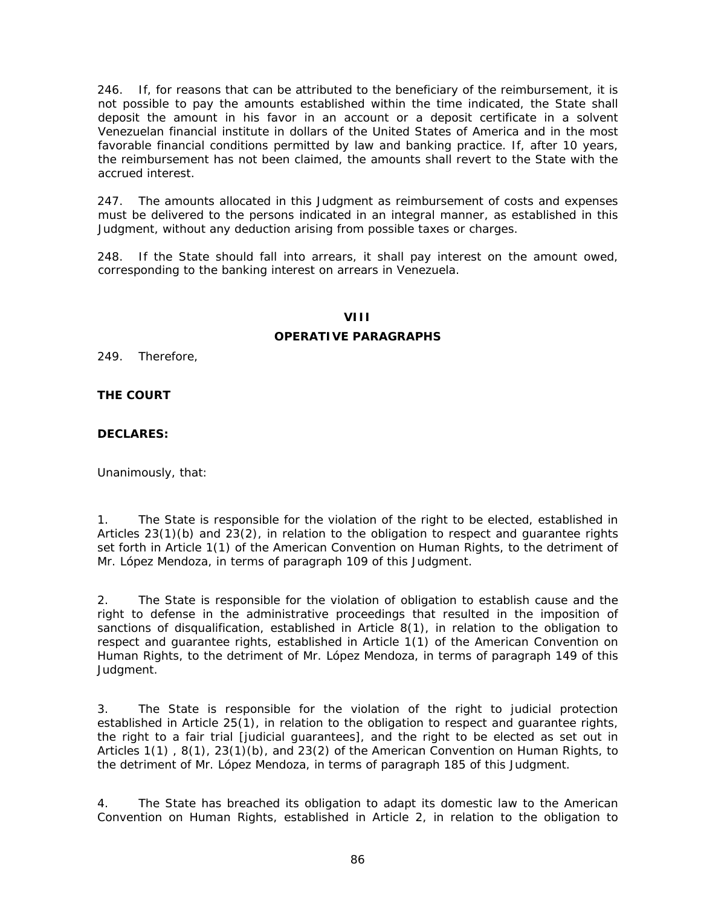246. If, for reasons that can be attributed to the beneficiary of the reimbursement, it is not possible to pay the amounts established within the time indicated, the State shall deposit the amount in his favor in an account or a deposit certificate in a solvent Venezuelan financial institute in dollars of the United States of America and in the most favorable financial conditions permitted by law and banking practice. If, after 10 years, the reimbursement has not been claimed, the amounts shall revert to the State with the accrued interest.

247. The amounts allocated in this Judgment as reimbursement of costs and expenses must be delivered to the persons indicated in an integral manner, as established in this Judgment, without any deduction arising from possible taxes or charges.

248. If the State should fall into arrears, it shall pay interest on the amount owed, corresponding to the banking interest on arrears in Venezuela.

## VIII
## OPERATIVE PARAGRAPHS

249. Therefore,

**THE COURT**

**DECLARES:**

Unanimously, that:

1. The State is responsible for the violation of the right to be elected, established in Articles 23(1)(b) and 23(2), in relation to the obligation to respect and guarantee rights set forth in Article 1(1) of the American Convention on Human Rights, to the detriment of Mr. López Mendoza, in terms of paragraph 109 of this Judgment.

2. The State is responsible for the violation of obligation to establish cause and the right to defense in the administrative proceedings that resulted in the imposition of sanctions of disqualification, established in Article 8(1), in relation to the obligation to respect and guarantee rights, established in Article 1(1) of the American Convention on Human Rights, to the detriment of Mr. López Mendoza, in terms of paragraph 149 of this Judgment.

3. The State is responsible for the violation of the right to judicial protection established in Article 25(1), in relation to the obligation to respect and guarantee rights, the right to a fair trial [judicial guarantees], and the right to be elected as set out in Articles 1(1) , 8(1), 23(1)(b), and 23(2) of the American Convention on Human Rights, to the detriment of Mr. López Mendoza, in terms of paragraph 185 of this Judgment.

4. The State has breached its obligation to adapt its domestic law to the American Convention on Human Rights, established in Article 2, in relation to the obligation to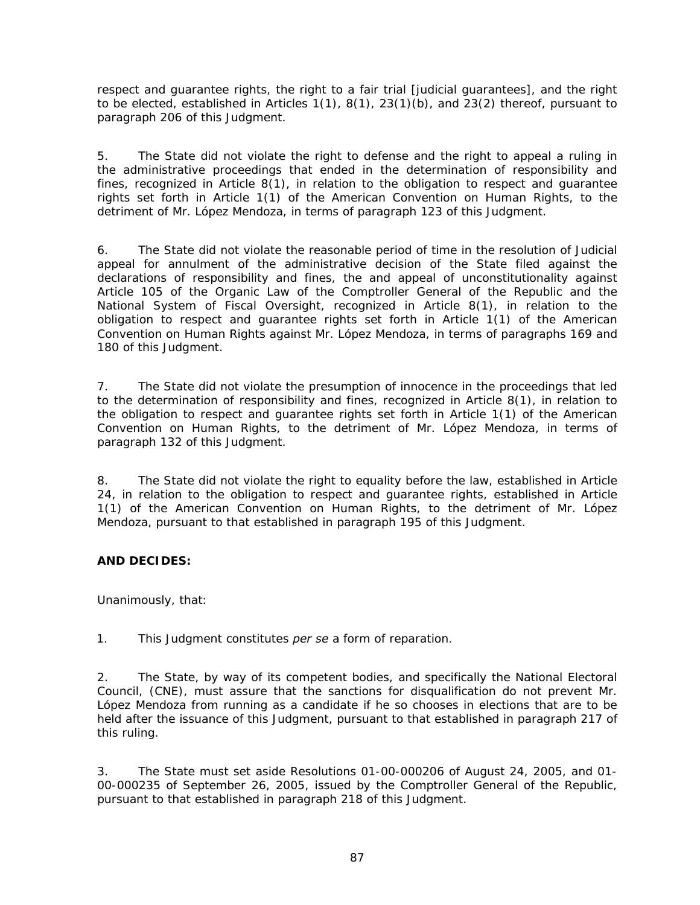respect and guarantee rights, the right to a fair trial [judicial guarantees], and the right to be elected, established in Articles 1(1), 8(1), 23(1)(b), and 23(2) thereof, pursuant to paragraph 206 of this Judgment.

5. The State did not violate the right to defense and the right to appeal a ruling in the administrative proceedings that ended in the determination of responsibility and fines, recognized in Article 8(1), in relation to the obligation to respect and guarantee rights set forth in Article 1(1) of the American Convention on Human Rights, to the detriment of Mr. López Mendoza, in terms of paragraph 123 of this Judgment.

6. The State did not violate the reasonable period of time in the resolution of Judicial appeal for annulment of the administrative decision of the State filed against the declarations of responsibility and fines, the and appeal of unconstitutionality against Article 105 of the Organic Law of the Comptroller General of the Republic and the National System of Fiscal Oversight, recognized in Article 8(1), in relation to the obligation to respect and guarantee rights set forth in Article 1(1) of the American Convention on Human Rights against Mr. López Mendoza, in terms of paragraphs 169 and 180 of this Judgment.

7. The State did not violate the presumption of innocence in the proceedings that led to the determination of responsibility and fines, recognized in Article 8(1), in relation to the obligation to respect and guarantee rights set forth in Article 1(1) of the American Convention on Human Rights, to the detriment of Mr. López Mendoza, in terms of paragraph 132 of this Judgment.

8. The State did not violate the right to equality before the law, established in Article 24, in relation to the obligation to respect and guarantee rights, established in Article 1(1) of the American Convention on Human Rights, to the detriment of Mr. López Mendoza, pursuant to that established in paragraph 195 of this Judgment.

**AND DECIDES:**

Unanimously, that:

1. This Judgment constitutes *per se* a form of reparation.

2. The State, by way of its competent bodies, and specifically the National Electoral Council, (CNE), must assure that the sanctions for disqualification do not prevent Mr. López Mendoza from running as a candidate if he so chooses in elections that are to be held after the issuance of this Judgment, pursuant to that established in paragraph 217 of this ruling.

3. The State must set aside Resolutions 01-00-000206 of August 24, 2005, and 01-00-000235 of September 26, 2005, issued by the Comptroller General of the Republic, pursuant to that established in paragraph 218 of this Judgment.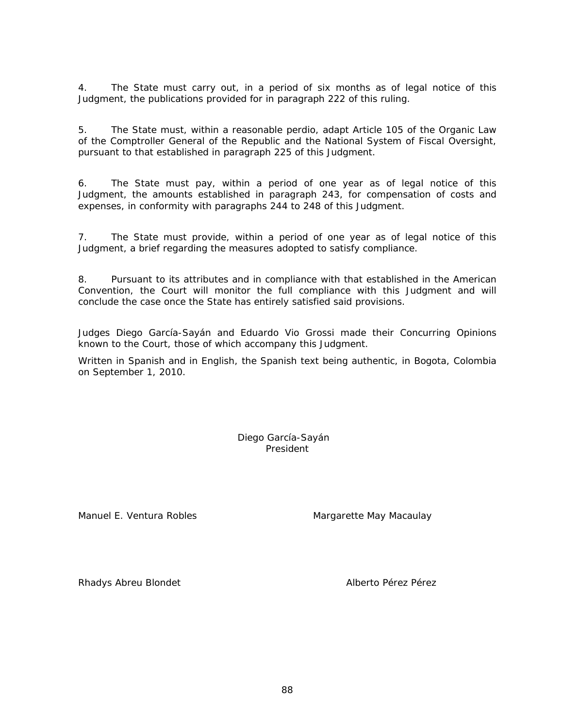4. The State must carry out, in a period of six months as of legal notice of this Judgment, the publications provided for in paragraph 222 of this ruling.

5. The State must, within a reasonable perdio, adapt Article 105 of the Organic Law of the Comptroller General of the Republic and the National System of Fiscal Oversight, pursuant to that established in paragraph 225 of this Judgment.

6. The State must pay, within a period of one year as of legal notice of this Judgment, the amounts established in paragraph 243, for compensation of costs and expenses, in conformity with paragraphs 244 to 248 of this Judgment.

7. The State must provide, within a period of one year as of legal notice of this Judgment, a brief regarding the measures adopted to satisfy compliance.

8. Pursuant to its attributes and in compliance with that established in the American Convention, the Court will monitor the full compliance with this Judgment and will conclude the case once the State has entirely satisfied said provisions.

Judges Diego García-Sayán and Eduardo Vio Grossi made their Concurring Opinions known to the Court, those of which accompany this Judgment.

Written in Spanish and in English, the Spanish text being authentic, in Bogota, Colombia on September 1, 2010.

Diego García-Sayán
President

Manuel E. Ventura Robles

Margarette May Macaulay

Rhadys Abreu Blondet

Alberto Pérez Pérez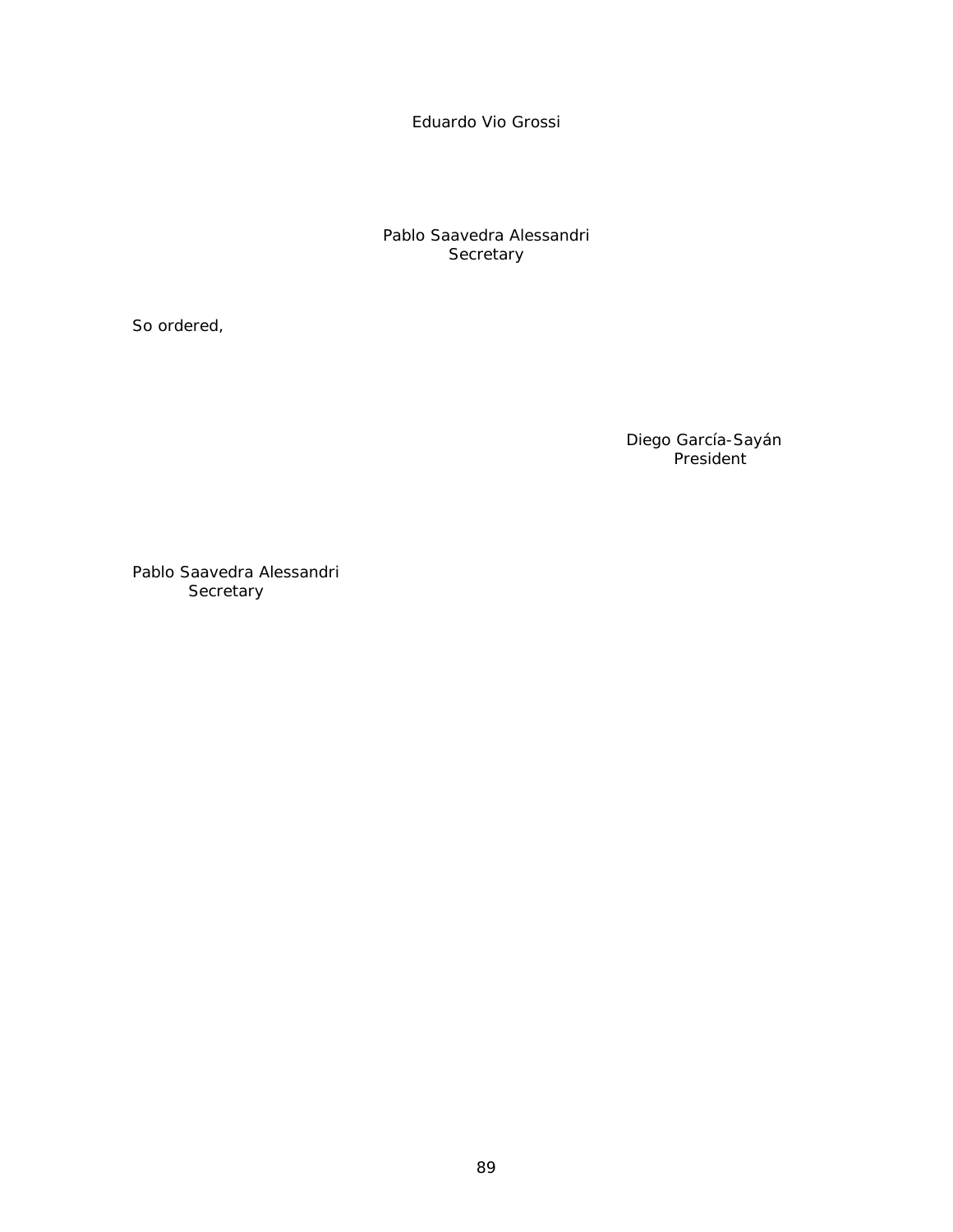Eduardo Vio Grossi

Pablo Saavedra Alessandri
Secretary

So ordered,

Diego García-Sayán
President

Pablo Saavedra Alessandri
Secretary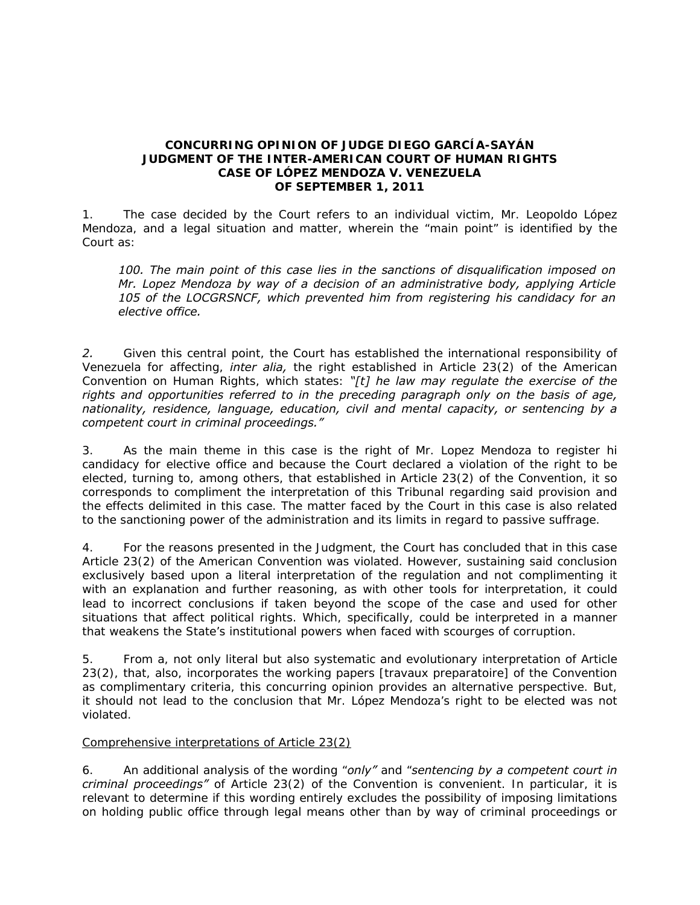**CONCURRING OPINION OF JUDGE DIEGO GARCÍA-SAYÁN**
**JUDGMENT OF THE INTER-AMERICAN COURT OF HUMAN RIGHTS**
**CASE OF LÓPEZ MENDOZA V. VENEZUELA**
**OF SEPTEMBER 1, 2011**

1. The case decided by the Court refers to an individual victim, Mr. Leopoldo López Mendoza, and a legal situation and matter, wherein the "main point" is identified by the Court as:

> *100. The main point of this case lies in the sanctions of disqualification imposed on Mr. Lopez Mendoza by way of a decision of an administrative body, applying Article 105 of the LOCGRSNCF, which prevented him from registering his candidacy for an elective office.*

*2.* Given this central point, the Court has established the international responsibility of Venezuela for affecting, *inter alia,* the right established in Article 23(2) of the American Convention on Human Rights, which states: *"[t] he law may regulate the exercise of the rights and opportunities referred to in the preceding paragraph only on the basis of age, nationality, residence, language, education, civil and mental capacity, or sentencing by a competent court in criminal proceedings."*

3. As the main theme in this case is the right of Mr. Lopez Mendoza to register hi candidacy for elective office and because the Court declared a violation of the right to be elected, turning to, among others, that established in Article 23(2) of the Convention, it so corresponds to compliment the interpretation of this Tribunal regarding said provision and the effects delimited in this case. The matter faced by the Court in this case is also related to the sanctioning power of the administration and its limits in regard to passive suffrage.

4. For the reasons presented in the Judgment, the Court has concluded that in this case Article 23(2) of the American Convention was violated. However, sustaining said conclusion exclusively based upon a literal interpretation of the regulation and not complimenting it with an explanation and further reasoning, as with other tools for interpretation, it could lead to incorrect conclusions if taken beyond the scope of the case and used for other situations that affect political rights. Which, specifically, could be interpreted in a manner that weakens the State's institutional powers when faced with scourges of corruption.

5. From a, not only literal but also systematic and evolutionary interpretation of Article 23(2), that, also, incorporates the working papers [travaux preparatoire] of the Convention as complimentary criteria, this concurring opinion provides an alternative perspective. But, it should not lead to the conclusion that Mr. López Mendoza's right to be elected was not violated.

<u>Comprehensive interpretations of Article 23(2)</u>

6. An additional analysis of the wording *"only"* and *"sentencing by a competent court in criminal proceedings"* of Article 23(2) of the Convention is convenient. In particular, it is relevant to determine if this wording entirely excludes the possibility of imposing limitations on holding public office through legal means other than by way of criminal proceedings or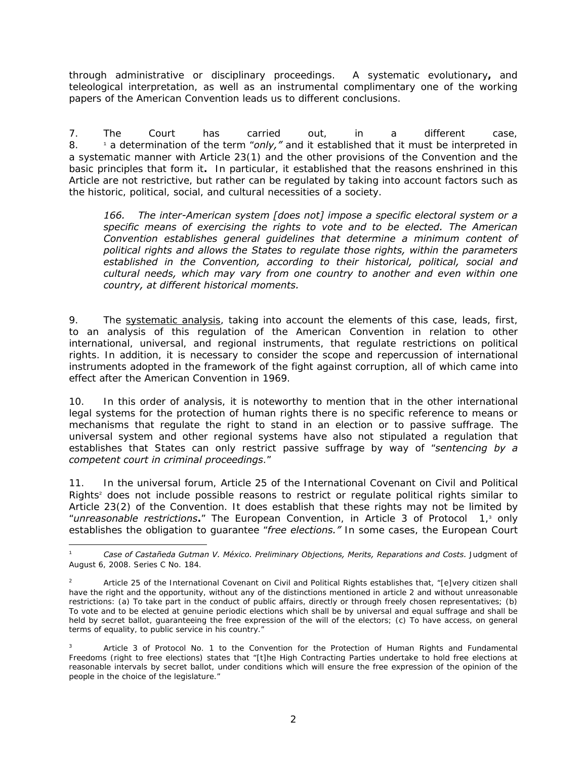through administrative or disciplinary proceedings. A systematic evolutionary**,** and teleological interpretation, as well as an instrumental complimentary one of the working papers of the American Convention leads us to different conclusions.

7. The Court has carried out, in a different case,
8. [1] a determination of the term "*only,"* and it established that it must be interpreted in a systematic manner with Article 23(1) and the other provisions of the Convention and the basic principles that form it**.** In particular, it established that the reasons enshrined in this Article are not restrictive, but rather can be regulated by taking into account factors such as the historic, political, social, and cultural necessities of a society.

> *166. The inter-American system [does not] impose a specific electoral system or a specific means of exercising the rights to vote and to be elected. The American Convention establishes general guidelines that determine a minimum content of political rights and allows the States to regulate those rights, within the parameters established in the Convention, according to their historical, political, social and cultural needs, which may vary from one country to another and even within one country, at different historical moments.*

9. The <u>systematic analysis</u>, taking into account the elements of this case, leads, first, to an analysis of this regulation of the American Convention in relation to other international, universal, and regional instruments, that regulate restrictions on political rights. In addition, it is necessary to consider the scope and repercussion of international instruments adopted in the framework of the fight against corruption, all of which came into effect after the American Convention in 1969.

10. In this order of analysis, it is noteworthy to mention that in the other international legal systems for the protection of human rights there is no specific reference to means or mechanisms that regulate the right to stand in an election or to passive suffrage. The universal system and other regional systems have also not stipulated a regulation that establishes that States can only restrict passive suffrage by way of "*sentencing by a competent court in criminal proceedings*."

11. In the universal forum, Article 25 of the International Covenant on Civil and Political Rights[2] does not include possible reasons to restrict or regulate political rights similar to Article 23(2) of the Convention. It does establish that these rights may not be limited by "*unreasonable restrictions***.**" The European Convention, in Article 3 of Protocol 1,[3] only establishes the obligation to guarantee "*free elections."* In some cases, the European Court

---

[1] *Case of Castañeda Gutman V. México. Preliminary Objections, Merits, Reparations and Costs.* Judgment of August 6, 2008. Series C No. 184.

[2] Article 25 of the International Covenant on Civil and Political Rights establishes that, "[e]very citizen shall have the right and the opportunity, without any of the distinctions mentioned in article 2 and without unreasonable restrictions: (a) To take part in the conduct of public affairs, directly or through freely chosen representatives; (b) To vote and to be elected at genuine periodic elections which shall be by universal and equal suffrage and shall be held by secret ballot, guaranteeing the free expression of the will of the electors; (c) To have access, on general terms of equality, to public service in his country."

[3] Article 3 of Protocol No. 1 to the Convention for the Protection of Human Rights and Fundamental Freedoms (right to free elections) states that "[t]he High Contracting Parties undertake to hold free elections at reasonable intervals by secret ballot, under conditions which will ensure the free expression of the opinion of the people in the choice of the legislature."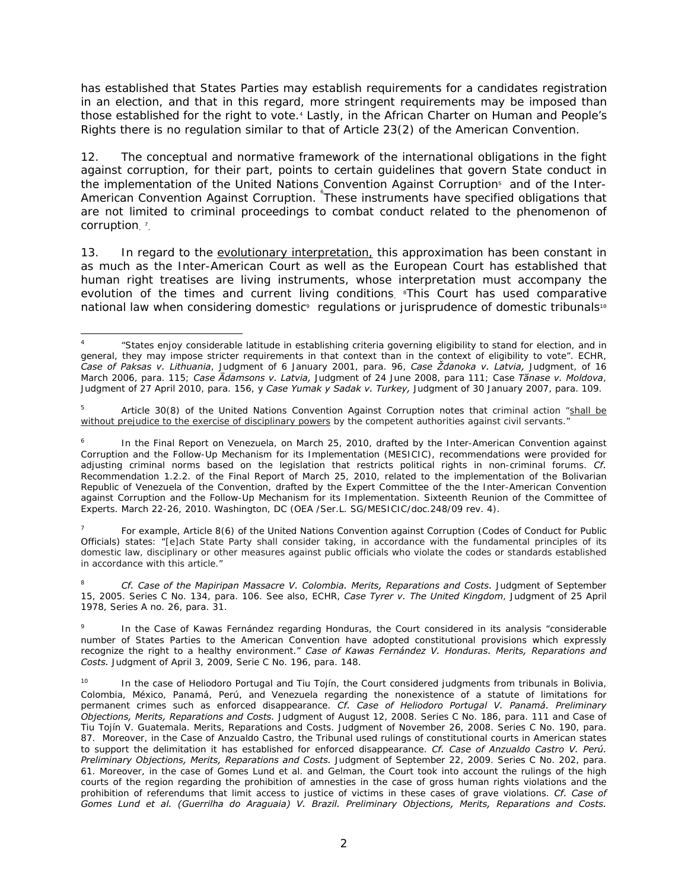has established that States Parties may establish requirements for a candidates registration in an election, and that in this regard, more stringent requirements may be imposed than those established for the right to vote.[4] Lastly, in the African Charter on Human and People's Rights there is no regulation similar to that of Article 23(2) of the American Convention.

12. The conceptual and normative framework of the international obligations in the fight against corruption, for their part, points to certain guidelines that govern State conduct in the implementation of the United Nations Convention Against Corruption[5] and of the Inter-American Convention Against Corruption.[6] These instruments have specified obligations that are not limited to criminal proceedings to combat conduct related to the phenomenon of corruption.[7]

13. In regard to the <u>evolutionary interpretation,</u> this approximation has been constant in as much as the Inter-American Court as well as the European Court has established that human right treatises are living instruments, whose interpretation must accompany the evolution of the times and current living conditions.[8] This Court has used comparative national law when considering domestic[9] regulations or jurisprudence of domestic tribunals[10]

---

[4] "States enjoy considerable latitude in establishing criteria governing eligibility to stand for election, and in general, they may impose stricter requirements in that context than in the context of eligibility to vote". ECHR, *Case of Paksas v. Lithuania*, Judgment of 6 January 2001, para. 96, *Case Ždanoka v. Latvia,* Judgment, of 16 March 2006, para. 115; *Case Ādamsons v. Latvia,* Judgment of 24 June 2008, para 111; Case *Tănase v. Moldova*, Judgment of 27 April 2010, para. 156, y *Case Yumak y Sadak v. Turkey,* Judgment of 30 January 2007, para. 109.

[5] Article 30(8) of the United Nations Convention Against Corruption notes that criminal action "<u>shall be without prejudice to the exercise of disciplinary powers</u> by the competent authorities against civil servants."

[6] In the Final Report on Venezuela, on March 25, 2010, drafted by the Inter-American Convention against Corruption and the Follow-Up Mechanism for its Implementation (MESICIC), recommendations were provided for adjusting criminal norms based on the legislation that restricts political rights in non-criminal forums. *Cf.* Recommendation 1.2.2. of the Final Report of March 25, 2010, related to the implementation of the Bolivarian Republic of Venezuela of the Convention, drafted by the Expert Committee of the the Inter-American Convention against Corruption and the Follow-Up Mechanism for its Implementation. Sixteenth Reunion of the Committee of Experts. March 22-26, 2010. Washington, DC (OEA /Ser.L. SG/MESICIC/doc.248/09 rev. 4).

[7] For example, Article 8(6) of the United Nations Convention against Corruption (Codes of Conduct for Public Officials) states: "[e]ach State Party shall consider taking, in accordance with the fundamental principles of its domestic law, disciplinary or other measures against public officials who violate the codes or standards established in accordance with this article."

[8] *Cf. Case of the Mapiripan Massacre V. Colombia. Merits, Reparations and Costs.* Judgment of September 15, 2005. Series C No. 134, para. 106. See also, ECHR, *Case Tyrer v. The United Kingdom*, Judgment of 25 April 1978, Series A no. 26, para. 31.

[9] In the Case of Kawas Fernández regarding Honduras, the Court considered in its analysis "considerable number of States Parties to the American Convention have adopted constitutional provisions which expressly recognize the right to a healthy environment." *Case of Kawas Fernández V. Honduras. Merits, Reparations and Costs.* Judgment of April 3, 2009, Serie C No. 196, para. 148.

[10] In the case of Heliodoro Portugal and Tiu Tojín, the Court considered judgments from tribunals in Bolivia, Colombia, México, Panamá, Perú, and Venezuela regarding the nonexistence of a statute of limitations for permanent crimes such as enforced disappearance. *Cf. Case of Heliodoro Portugal V. Panamá. Preliminary Objections, Merits, Reparations and Costs.* Judgment of August 12, 2008. Series C No. 186, para. 111 and Case of Tiu Tojín V. Guatemala. Merits, Reparations and Costs. Judgment of November 26, 2008. Series C No. 190, para. 87. Moreover, in the Case of Anzualdo Castro, the Tribunal used rulings of constitutional courts in American states to support the delimitation it has established for enforced disappearance. *Cf. Case of Anzualdo Castro V. Perú. Preliminary Objections, Merits, Reparations and Costs.* Judgment of September 22, 2009. Series C No. 202, para. 61. Moreover, in the case of Gomes Lund et al. and Gelman, the Court took into account the rulings of the high courts of the region regarding the prohibition of amnesties in the case of gross human rights violations and the prohibition of referendums that limit access to justice of victims in these cases of grave violations. *Cf. Case of Gomes Lund et al. (Guerrilha do Araguaia) V. Brazil. Preliminary Objections, Merits, Reparations and Costs.*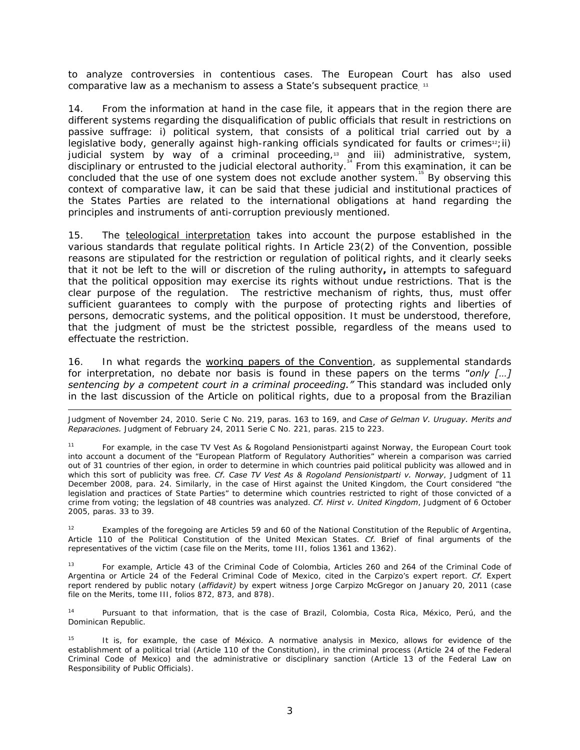to analyze controversies in contentious cases. The European Court has also used comparative law as a mechanism to assess a State's subsequent practice.[11]

14. From the information at hand in the case file, it appears that in the region there are different systems regarding the disqualification of public officials that result in restrictions on passive suffrage: i) political system, that consists of a political trial carried out by a legislative body, generally against high-ranking officials syndicated for faults or crimes[12]; ii) judicial system by way of a criminal proceeding,[13] and iii) administrative, system, disciplinary or entrusted to the judicial electoral authority.[14] From this examination, it can be concluded that the use of one system does not exclude another system.[15] By observing this context of comparative law, it can be said that these judicial and institutional practices of the States Parties are related to the international obligations at hand regarding the principles and instruments of anti-corruption previously mentioned.

15. The <u>teleological interpretation</u> takes into account the purpose established in the various standards that regulate political rights. In Article 23(2) of the Convention, possible reasons are stipulated for the restriction or regulation of political rights, and it clearly seeks that it not be left to the will or discretion of the ruling authority**,** in attempts to safeguard that the political opposition may exercise its rights without undue restrictions. That is the clear purpose of the regulation. The restrictive mechanism of rights, thus, must offer sufficient guarantees to comply with the purpose of protecting rights and liberties of persons, democratic systems, and the political opposition. It must be understood, therefore, that the judgment of must be the strictest possible, regardless of the means used to effectuate the restriction.

16. In what regards the <u>working papers of the Convention</u>, as supplemental standards for interpretation, no debate nor basis is found in these papers on the terms "*only […] sentencing by a competent court in a criminal proceeding."* This standard was included only in the last discussion of the Article on political rights, due to a proposal from the Brazilian

---

Judgment of November 24, 2010. Serie C No. 219, paras. 163 to 169, and *Case of Gelman V. Uruguay. Merits and Reparaciones.* Judgment of February 24, 2011 Serie C No. 221, paras. 215 to 223.

[11] For example, in the case TV Vest As & Rogoland Pensionistparti against Norway, the European Court took into account a document of the "European Platform of Regulatory Authorities" wherein a comparison was carried out of 31 countries of ther egion, in order to determine in which countries paid political publicity was allowed and in which this sort of publicity was free. *Cf. Case TV Vest As & Rogoland Pensionistparti v. Norway*, Judgment of 11 December 2008, para. 24. Similarly, in the case of Hirst against the United Kingdom, the Court considered "the legislation and practices of State Parties" to determine which countries restricted to right of those convicted of a crime from voting; the legslation of 48 countries was analyzed. *Cf. Hirst v. United Kingdom*, Judgment of 6 October 2005, paras. 33 to 39.

[12] Examples of the foregoing are Articles 59 and 60 of the National Constitution of the Republic of Argentina, Article 110 of the Political Constitution of the United Mexican States. *Cf.* Brief of final arguments of the representatives of the victim (case file on the Merits, tome III, folios 1361 and 1362).

[13] For example, Article 43 of the Criminal Code of Colombia, Articles 260 and 264 of the Criminal Code of Argentina or Article 24 of the Federal Criminal Code of Mexico, cited in the Carpizo's expert report. *Cf.* Expert report rendered by public notary (*affidavit)* by expert witness Jorge Carpizo McGregor on January 20, 2011 (case file on the Merits, tome III, folios 872, 873, and 878).

[14] Pursuant to that information, that is the case of Brazil, Colombia, Costa Rica, México, Perú, and the Dominican Republic.

[15] It is, for example, the case of México. A normative analysis in Mexico, allows for evidence of the establishment of a political trial (Article 110 of the Constitution), in the criminal process (Article 24 of the Federal Criminal Code of Mexico) and the administrative or disciplinary sanction (Article 13 of the Federal Law on Responsibility of Public Officials).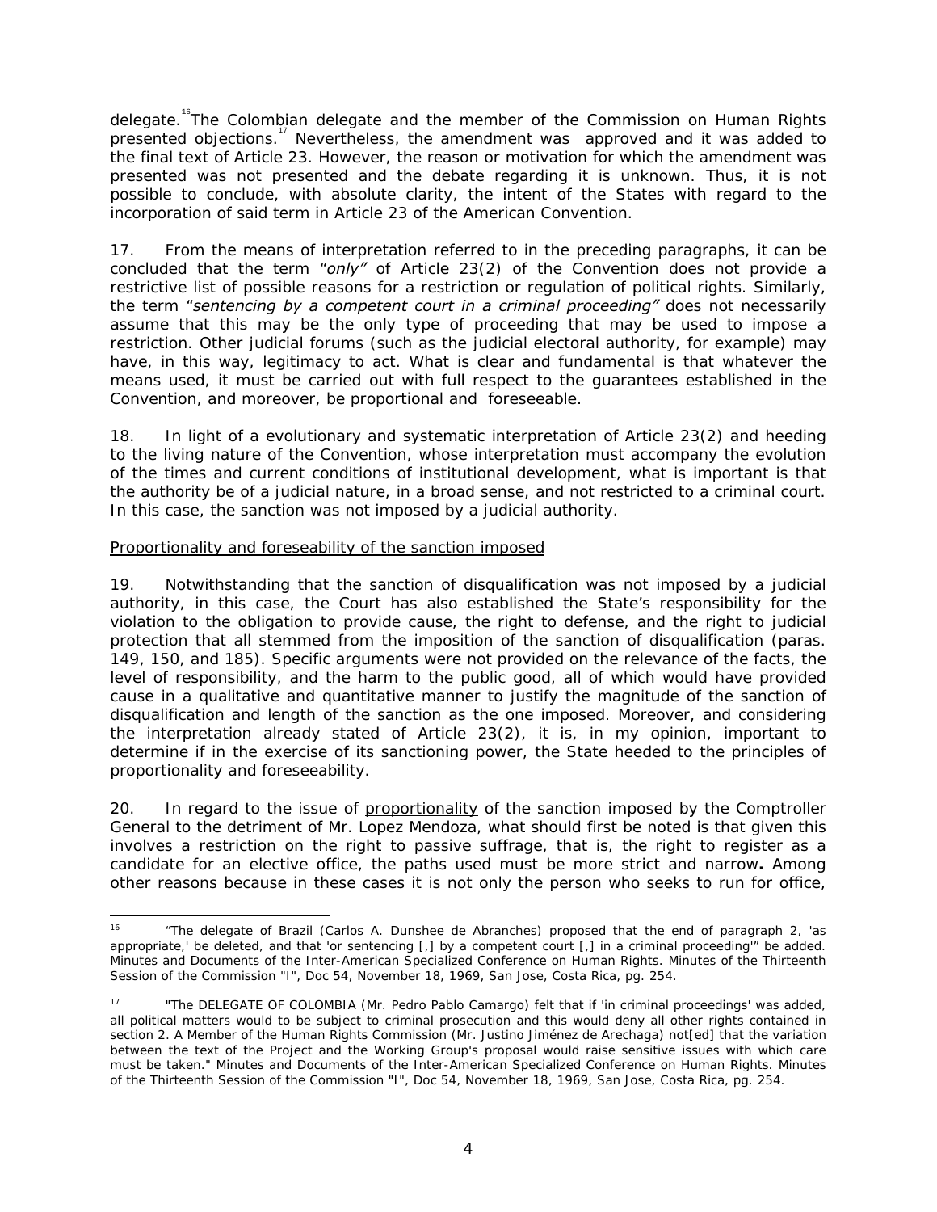delegate.[16] The Colombian delegate and the member of the Commission on Human Rights presented objections.[17] Nevertheless, the amendment was approved and it was added to the final text of Article 23. However, the reason or motivation for which the amendment was presented was not presented and the debate regarding it is unknown. Thus, it is not possible to conclude, with absolute clarity, the intent of the States with regard to the incorporation of said term in Article 23 of the American Convention.

17. From the means of interpretation referred to in the preceding paragraphs, it can be concluded that the term *"only"* of Article 23(2) of the Convention does not provide a restrictive list of possible reasons for a restriction or regulation of political rights. Similarly, the term *"sentencing by a competent court in a criminal proceeding"* does not necessarily assume that this may be the only type of proceeding that may be used to impose a restriction. Other judicial forums (such as the judicial electoral authority, for example) may have, in this way, legitimacy to act. What is clear and fundamental is that whatever the means used, it must be carried out with full respect to the guarantees established in the Convention, and moreover, be proportional and foreseeable.

18. In light of a evolutionary and systematic interpretation of Article 23(2) and heeding to the living nature of the Convention, whose interpretation must accompany the evolution of the times and current conditions of institutional development, what is important is that the authority be of a judicial nature, in a broad sense, and not restricted to a criminal court. In this case, the sanction was not imposed by a judicial authority.

Proportionality and foreseability of the sanction imposed

19. Notwithstanding that the sanction of disqualification was not imposed by a judicial authority, in this case, the Court has also established the State's responsibility for the violation to the obligation to provide cause, the right to defense, and the right to judicial protection that all stemmed from the imposition of the sanction of disqualification (paras. 149, 150, and 185). Specific arguments were not provided on the relevance of the facts, the level of responsibility, and the harm to the public good, all of which would have provided cause in a qualitative and quantitative manner to justify the magnitude of the sanction of disqualification and length of the sanction as the one imposed. Moreover, and considering the interpretation already stated of Article 23(2), it is, in my opinion, important to determine if in the exercise of its sanctioning power, the State heeded to the principles of proportionality and foreseeability.

20. In regard to the issue of proportionality of the sanction imposed by the Comptroller General to the detriment of Mr. Lopez Mendoza, what should first be noted is that given this involves a restriction on the right to passive suffrage, that is, the right to register as a candidate for an elective office, the paths used must be more strict and narrow**.** Among other reasons because in these cases it is not only the person who seeks to run for office,

---

[16] "The delegate of Brazil (Carlos A. Dunshee de Abranches) proposed that the end of paragraph 2, 'as appropriate,' be deleted, and that 'or sentencing [,] by a competent court [,] in a criminal proceeding'" be added. Minutes and Documents of the Inter-American Specialized Conference on Human Rights. Minutes of the Thirteenth Session of the Commission "I", Doc 54, November 18, 1969, San Jose, Costa Rica, pg. 254.

[17] "The DELEGATE OF COLOMBIA (Mr. Pedro Pablo Camargo) felt that if 'in criminal proceedings' was added, all political matters would to be subject to criminal prosecution and this would deny all other rights contained in section 2. A Member of the Human Rights Commission (Mr. Justino Jiménez de Arechaga) not[ed] that the variation between the text of the Project and the Working Group's proposal would raise sensitive issues with which care must be taken." Minutes and Documents of the Inter-American Specialized Conference on Human Rights. Minutes of the Thirteenth Session of the Commission "I", Doc 54, November 18, 1969, San Jose, Costa Rica, pg. 254.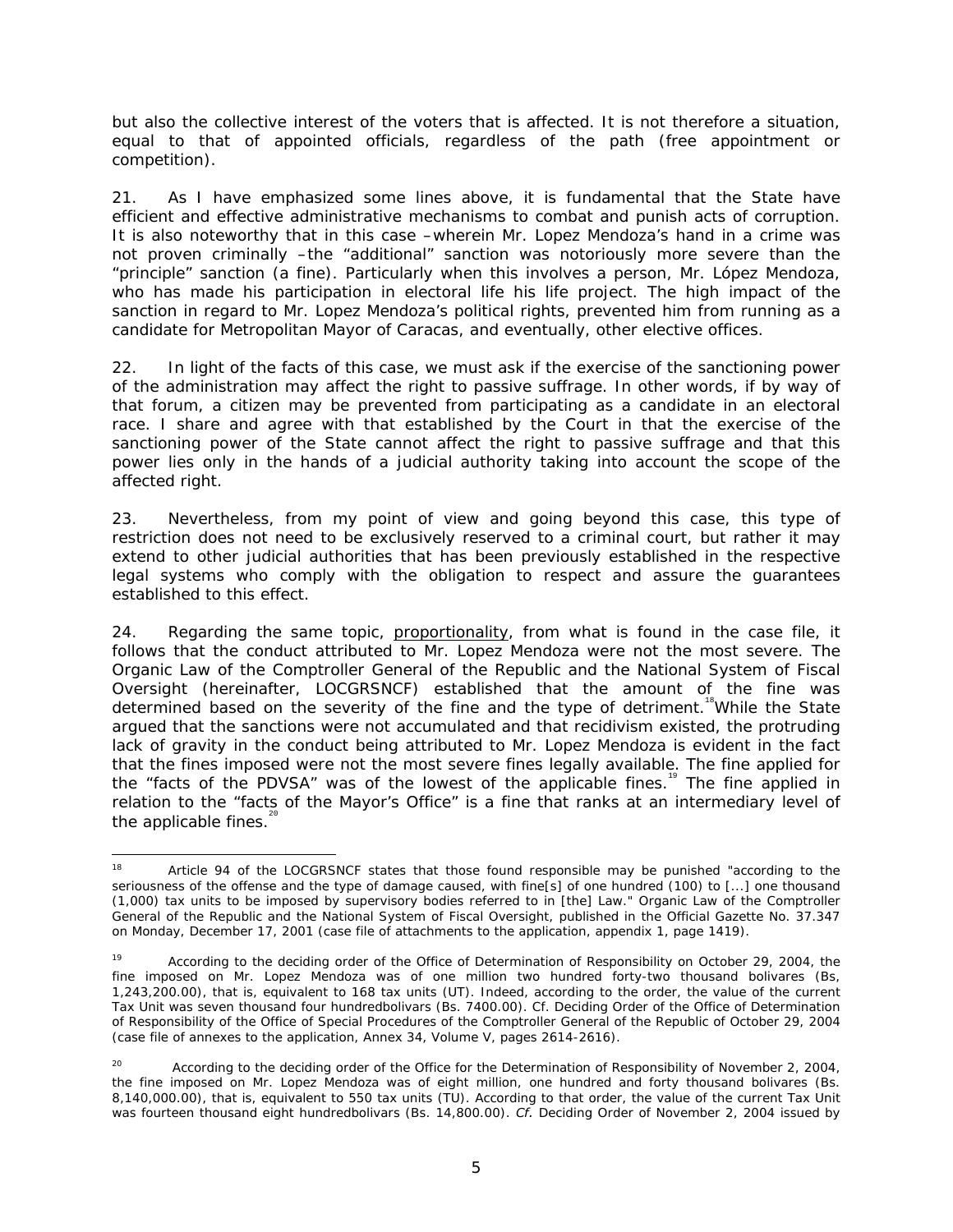but also the collective interest of the voters that is affected. It is not therefore a situation, equal to that of appointed officials, regardless of the path (free appointment or competition).

21. As I have emphasized some lines above, it is fundamental that the State have efficient and effective administrative mechanisms to combat and punish acts of corruption. It is also noteworthy that in this case –wherein Mr. Lopez Mendoza's hand in a crime was not proven criminally –the "additional" sanction was notoriously more severe than the "principle" sanction (a fine). Particularly when this involves a person, Mr. López Mendoza, who has made his participation in electoral life his life project. The high impact of the sanction in regard to Mr. Lopez Mendoza's political rights, prevented him from running as a candidate for Metropolitan Mayor of Caracas, and eventually, other elective offices.

22. In light of the facts of this case, we must ask if the exercise of the sanctioning power of the administration may affect the right to passive suffrage. In other words, if by way of that forum, a citizen may be prevented from participating as a candidate in an electoral race. I share and agree with that established by the Court in that the exercise of the sanctioning power of the State cannot affect the right to passive suffrage and that this power lies only in the hands of a judicial authority taking into account the scope of the affected right.

23. Nevertheless, from my point of view and going beyond this case, this type of restriction does not need to be exclusively reserved to a criminal court, but rather it may extend to other judicial authorities that has been previously established in the respective legal systems who comply with the obligation to respect and assure the guarantees established to this effect.

24. Regarding the same topic, <u>proportionality</u>, from what is found in the case file, it follows that the conduct attributed to Mr. Lopez Mendoza were not the most severe. The Organic Law of the Comptroller General of the Republic and the National System of Fiscal Oversight (hereinafter, LOCGRSNCF) established that the amount of the fine was determined based on the severity of the fine and the type of detriment.[18] While the State argued that the sanctions were not accumulated and that recidivism existed, the protruding lack of gravity in the conduct being attributed to Mr. Lopez Mendoza is evident in the fact that the fines imposed were not the most severe fines legally available. The fine applied for the "facts of the PDVSA" was of the lowest of the applicable fines.[19] The fine applied in relation to the "facts of the Mayor's Office" is a fine that ranks at an intermediary level of the applicable fines.[20]

---

[18] Article 94 of the LOCGRSNCF states that those found responsible may be punished "according to the seriousness of the offense and the type of damage caused, with fine[s] of one hundred (100) to [...] one thousand (1,000) tax units to be imposed by supervisory bodies referred to in [the] Law." Organic Law of the Comptroller General of the Republic and the National System of Fiscal Oversight, published in the Official Gazette No. 37.347 on Monday, December 17, 2001 (case file of attachments to the application, appendix 1, page 1419).

[19] According to the deciding order of the Office of Determination of Responsibility on October 29, 2004, the fine imposed on Mr. Lopez Mendoza was of one million two hundred forty-two thousand bolivares (Bs, 1,243,200.00), that is, equivalent to 168 tax units (UT). Indeed, according to the order, the value of the current Tax Unit was seven thousand four hundredbolivars (Bs. 7400.00). Cf. Deciding Order of the Office of Determination of Responsibility of the Office of Special Procedures of the Comptroller General of the Republic of October 29, 2004 (case file of annexes to the application, Annex 34, Volume V, pages 2614-2616).

[20] According to the deciding order of the Office for the Determination of Responsibility of November 2, 2004, the fine imposed on Mr. Lopez Mendoza was of eight million, one hundred and forty thousand bolivares (Bs. 8,140,000.00), that is, equivalent to 550 tax units (TU). According to that order, the value of the current Tax Unit was fourteen thousand eight hundredbolivars (Bs. 14,800.00). *Cf.* Deciding Order of November 2, 2004 issued by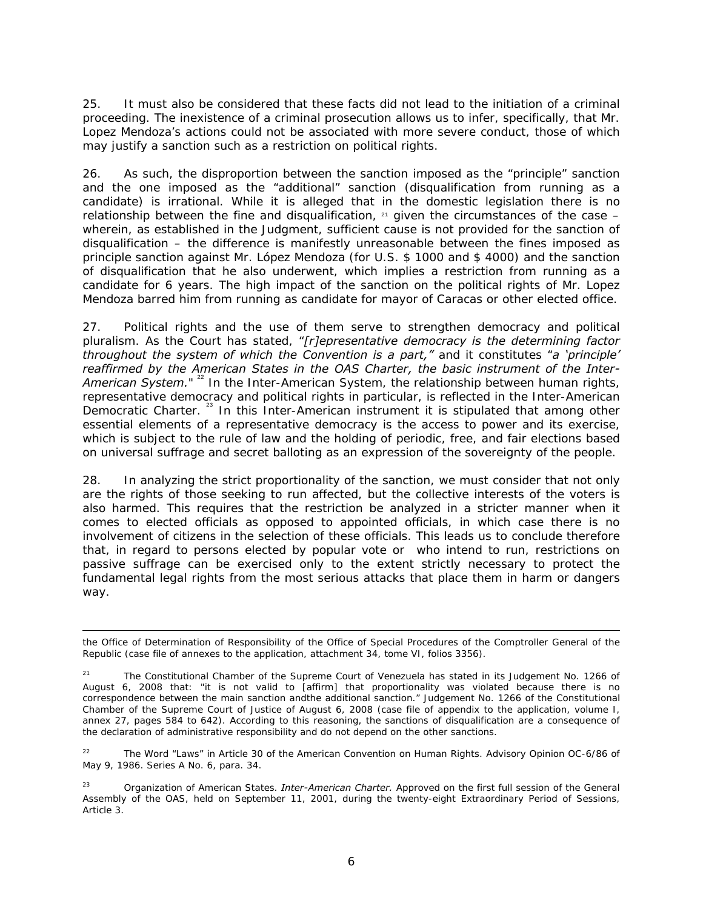25. It must also be considered that these facts did not lead to the initiation of a criminal proceeding. The inexistence of a criminal prosecution allows us to infer, specifically, that Mr. Lopez Mendoza's actions could not be associated with more severe conduct, those of which may justify a sanction such as a restriction on political rights.

26. As such, the disproportion between the sanction imposed as the "principle" sanction and the one imposed as the "additional" sanction (disqualification from running as a candidate) is irrational. While it is alleged that in the domestic legislation there is no relationship between the fine and disqualification, [21] given the circumstances of the case – wherein, as established in the Judgment, sufficient cause is not provided for the sanction of disqualification – the difference is manifestly unreasonable between the fines imposed as principle sanction against Mr. López Mendoza (for U.S. $ 1000 and $ 4000) and the sanction of disqualification that he also underwent, which implies a restriction from running as a candidate for 6 years. The high impact of the sanction on the political rights of Mr. Lopez Mendoza barred him from running as candidate for mayor of Caracas or other elected office.

27. Political rights and the use of them serve to strengthen democracy and political pluralism. As the Court has stated, "*[r]epresentative democracy is the determining factor throughout the system of which the Convention is a part,*" and it constitutes "*a 'principle' reaffirmed by the American States in the OAS Charter, the basic instrument of the Inter-American System.*" [22] In the Inter-American System, the relationship between human rights, representative democracy and political rights in particular, is reflected in the Inter-American Democratic Charter. [23] In this Inter-American instrument it is stipulated that among other essential elements of a representative democracy is the access to power and its exercise, which is subject to the rule of law and the holding of periodic, free, and fair elections based on universal suffrage and secret balloting as an expression of the sovereignty of the people.

28. In analyzing the strict proportionality of the sanction, we must consider that not only are the rights of those seeking to run affected, but the collective interests of the voters is also harmed. This requires that the restriction be analyzed in a stricter manner when it comes to elected officials as opposed to appointed officials, in which case there is no involvement of citizens in the selection of these officials. This leads us to conclude therefore that, in regard to persons elected by popular vote or who intend to run, restrictions on passive suffrage can be exercised only to the extent strictly necessary to protect the fundamental legal rights from the most serious attacks that place them in harm or dangers way.

---

the Office of Determination of Responsibility of the Office of Special Procedures of the Comptroller General of the Republic (case file of annexes to the application, attachment 34, tome VI, folios 3356).

[21] The Constitutional Chamber of the Supreme Court of Venezuela has stated in its Judgement No. 1266 of August 6, 2008 that: "it is not valid to [affirm] that proportionality was violated because there is no correspondence between the main sanction andthe additional sanction." Judgement No. 1266 of the Constitutional Chamber of the Supreme Court of Justice of August 6, 2008 (case file of appendix to the application, volume I, annex 27, pages 584 to 642). According to this reasoning, the sanctions of disqualification are a consequence of the declaration of administrative responsibility and do not depend on the other sanctions.

[22] The Word "Laws" in Article 30 of the American Convention on Human Rights. Advisory Opinion OC-6/86 of May 9, 1986. Series A No. 6, para. 34.

[23] Organization of American States. *Inter-American Charter.* Approved on the first full session of the General Assembly of the OAS, held on September 11, 2001, during the twenty-eight Extraordinary Period of Sessions, Article 3.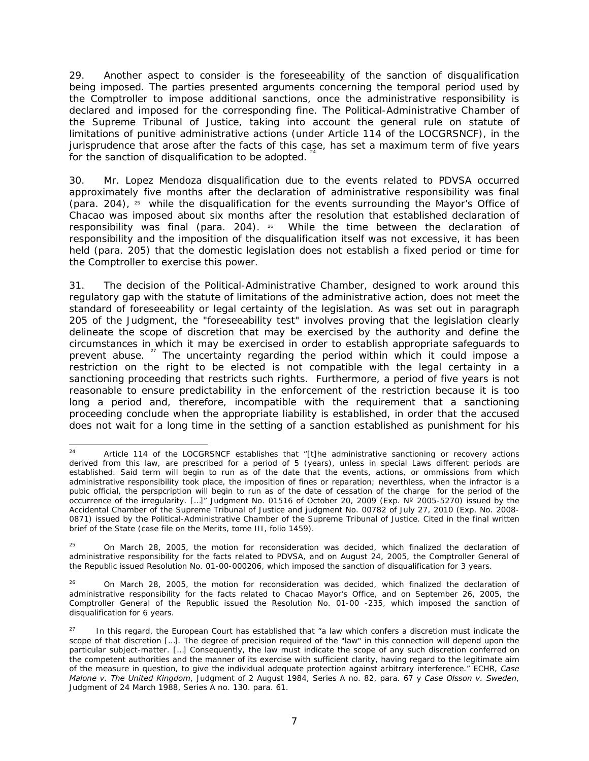29. Another aspect to consider is the foreseeability of the sanction of disqualification being imposed. The parties presented arguments concerning the temporal period used by the Comptroller to impose additional sanctions, once the administrative responsibility is declared and imposed for the corresponding fine. The Political-Administrative Chamber of the Supreme Tribunal of Justice, taking into account the general rule on statute of limitations of punitive administrative actions (under Article 114 of the LOCGRSNCF), in the jurisprudence that arose after the facts of this case, has set a maximum term of five years for the sanction of disqualification to be adopted. [24]

30. Mr. Lopez Mendoza disqualification due to the events related to PDVSA occurred approximately five months after the declaration of administrative responsibility was final (para. 204), [25] while the disqualification for the events surrounding the Mayor's Office of Chacao was imposed about six months after the resolution that established declaration of responsibility was final (para. 204). [26] While the time between the declaration of responsibility and the imposition of the disqualification itself was not excessive, it has been held (para. 205) that the domestic legislation does not establish a fixed period or time for the Comptroller to exercise this power.

31. The decision of the Political-Administrative Chamber, designed to work around this regulatory gap with the statute of limitations of the administrative action, does not meet the standard of foreseeability or legal certainty of the legislation. As was set out in paragraph 205 of the Judgment, the "foreseeability test" involves proving that the legislation clearly delineate the scope of discretion that may be exercised by the authority and define the circumstances in which it may be exercised in order to establish appropriate safeguards to prevent abuse. [27] The uncertainty regarding the period within which it could impose a restriction on the right to be elected is not compatible with the legal certainty in a sanctioning proceeding that restricts such rights. Furthermore, a period of five years is not reasonable to ensure predictability in the enforcement of the restriction because it is too long a period and, therefore, incompatible with the requirement that a sanctioning proceeding conclude when the appropriate liability is established, in order that the accused does not wait for a long time in the setting of a sanction established as punishment for his

---

[24] Article 114 of the LOCGRSNCF establishes that "[t]he administrative sanctioning or recovery actions derived from this law, are prescribed for a period of 5 (years), unless in special Laws different periods are established. Said term will begin to run as of the date that the events, actions, or ommissions from which administrative responsibility took place, the imposition of fines or reparation; neverthless, when the infractor is a pubic official, the perspcription will begin to run as of the date of cessation of the charge for the period of the occurrence of the irregularity. […]" Judgment No. 01516 of October 20, 2009 (Exp. Nº 2005-5270) issued by the Accidental Chamber of the Supreme Tribunal of Justice and judgment No. 00782 of July 27, 2010 (Exp. No. 2008-0871) issued by the Political-Administrative Chamber of the Supreme Tribunal of Justice. Cited in the final written brief of the State (case file on the Merits, tome III, folio 1459).

[25] On March 28, 2005, the motion for reconsideration was decided, which finalized the declaration of administrative responsibility for the facts related to PDVSA, and on August 24, 2005, the Comptroller General of the Republic issued Resolution No. 01-00-000206, which imposed the sanction of disqualification for 3 years.

[26] On March 28, 2005, the motion for reconsideration was decided, which finalized the declaration of administrative responsibility for the facts related to Chacao Mayor's Office, and on September 26, 2005, the Comptroller General of the Republic issued the Resolution No. 01-00 -235, which imposed the sanction of disqualification for 6 years.

[27] In this regard, the European Court has established that "a law which confers a discretion must indicate the scope of that discretion […]. The degree of precision required of the "law" in this connection will depend upon the particular subject-matter. […] Consequently, the law must indicate the scope of any such discretion conferred on the competent authorities and the manner of its exercise with sufficient clarity, having regard to the legitimate aim of the measure in question, to give the individual adequate protection against arbitrary interference." ECHR, *Case Malone v. The United Kingdom*, Judgment of 2 August 1984, Series A no. 82, para. 67 y *Case Olsson v. Sweden*, Judgment of 24 March 1988, Series A no. 130. para. 61.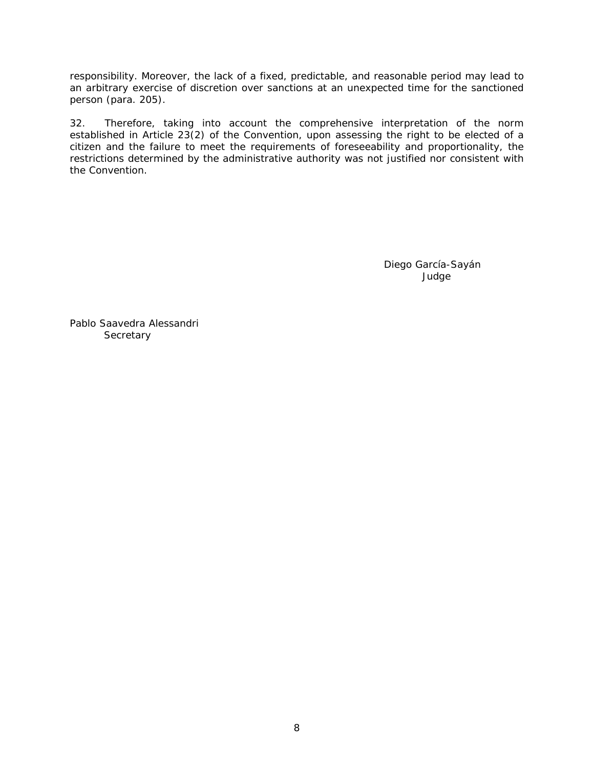responsibility. Moreover, the lack of a fixed, predictable, and reasonable period may lead to an arbitrary exercise of discretion over sanctions at an unexpected time for the sanctioned person (para. 205).

32. Therefore, taking into account the comprehensive interpretation of the norm established in Article 23(2) of the Convention, upon assessing the right to be elected of a citizen and the failure to meet the requirements of foreseeability and proportionality, the restrictions determined by the administrative authority was not justified nor consistent with the Convention.

Diego García-Sayán
Judge

Pablo Saavedra Alessandri
Secretary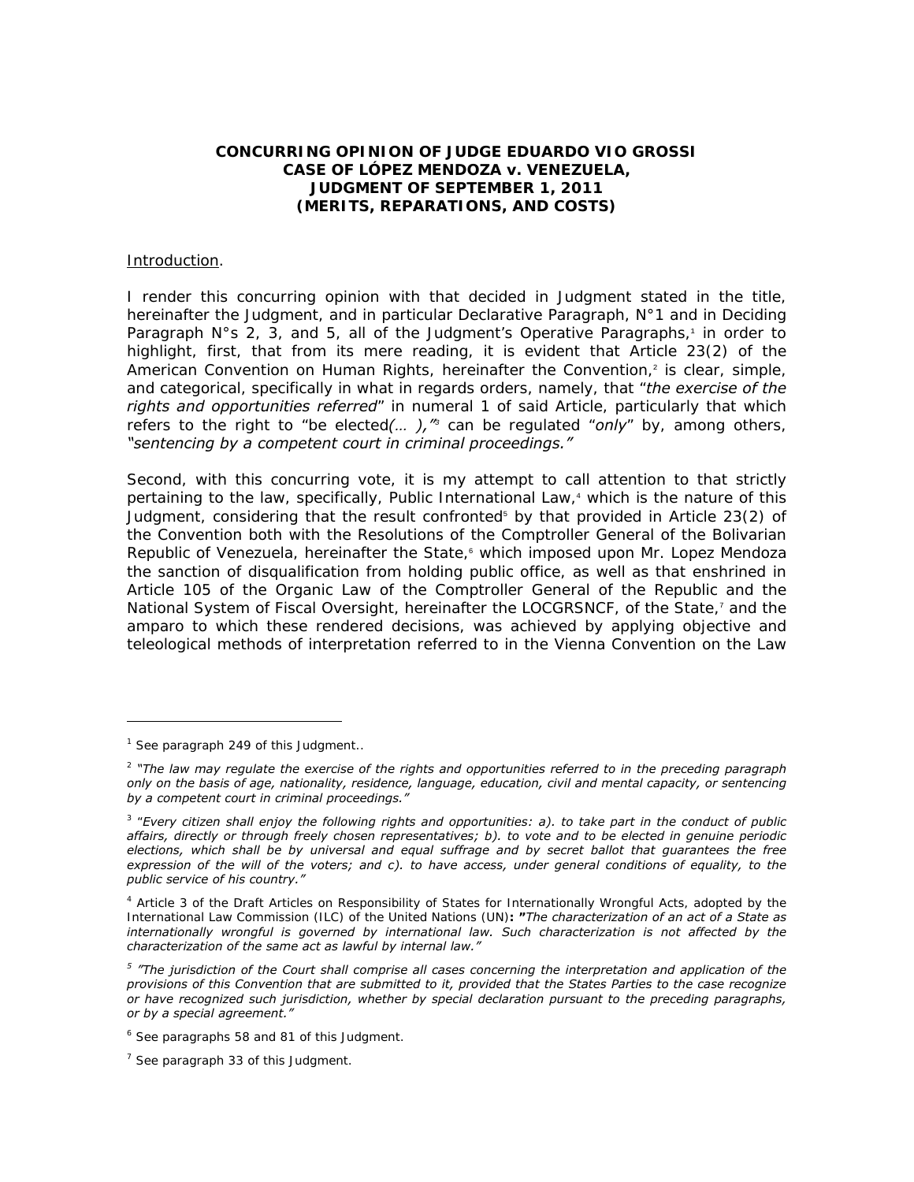**CONCURRING OPINION OF JUDGE EDUARDO VIO GROSSI**
**CASE OF LÓPEZ MENDOZA v. VENEZUELA,**
**JUDGMENT OF SEPTEMBER 1, 2011**
**(MERITS, REPARATIONS, AND COSTS)**

Introduction.

I render this concurring opinion with that decided in Judgment stated in the title, hereinafter the Judgment, and in particular Declarative Paragraph, N°1 and in Deciding Paragraph N°s 2, 3, and 5, all of the Judgment's Operative Paragraphs,[1] in order to highlight, first, that from its mere reading, it is evident that Article 23(2) of the American Convention on Human Rights, hereinafter the Convention,[2] is clear, simple, and categorical, specifically in what in regards orders, namely, that "*the exercise of the rights and opportunities referred*" in numeral 1 of said Article, particularly that which refers to the right to "be elected*(… ),"*[3] can be regulated "*only*" by, among others, *"sentencing by a competent court in criminal proceedings."*

Second, with this concurring vote, it is my attempt to call attention to that strictly pertaining to the law, specifically, Public International Law,[4] which is the nature of this Judgment, considering that the result confronted[5] by that provided in Article 23(2) of the Convention both with the Resolutions of the Comptroller General of the Bolivarian Republic of Venezuela, hereinafter the State,[6] which imposed upon Mr. Lopez Mendoza the sanction of disqualification from holding public office, as well as that enshrined in Article 105 of the Organic Law of the Comptroller General of the Republic and the National System of Fiscal Oversight, hereinafter the LOCGRSNCF, of the State,[7] and the amparo to which these rendered decisions, was achieved by applying objective and teleological methods of interpretation referred to in the Vienna Convention on the Law

---

[1] See paragraph 249 of this Judgment..

[2] *"The law may regulate the exercise of the rights and opportunities referred to in the preceding paragraph only on the basis of age, nationality, residence, language, education, civil and mental capacity, or sentencing by a competent court in criminal proceedings."*

[3] *"Every citizen shall enjoy the following rights and opportunities: a). to take part in the conduct of public affairs, directly or through freely chosen representatives; b). to vote and to be elected in genuine periodic elections, which shall be by universal and equal suffrage and by secret ballot that guarantees the free expression of the will of the voters; and c). to have access, under general conditions of equality, to the public service of his country."*

[4] Article 3 of the Draft Articles on Responsibility of States for Internationally Wrongful Acts, adopted by the International Law Commission (ILC) of the United Nations (UN)**: "***The characterization of an act of a State as internationally wrongful is governed by international law. Such characterization is not affected by the characterization of the same act as lawful by internal law."*

[5] *"The jurisdiction of the Court shall comprise all cases concerning the interpretation and application of the provisions of this Convention that are submitted to it, provided that the States Parties to the case recognize or have recognized such jurisdiction, whether by special declaration pursuant to the preceding paragraphs, or by a special agreement."*

[6] See paragraphs 58 and 81 of this Judgment.

[7] See paragraph 33 of this Judgment.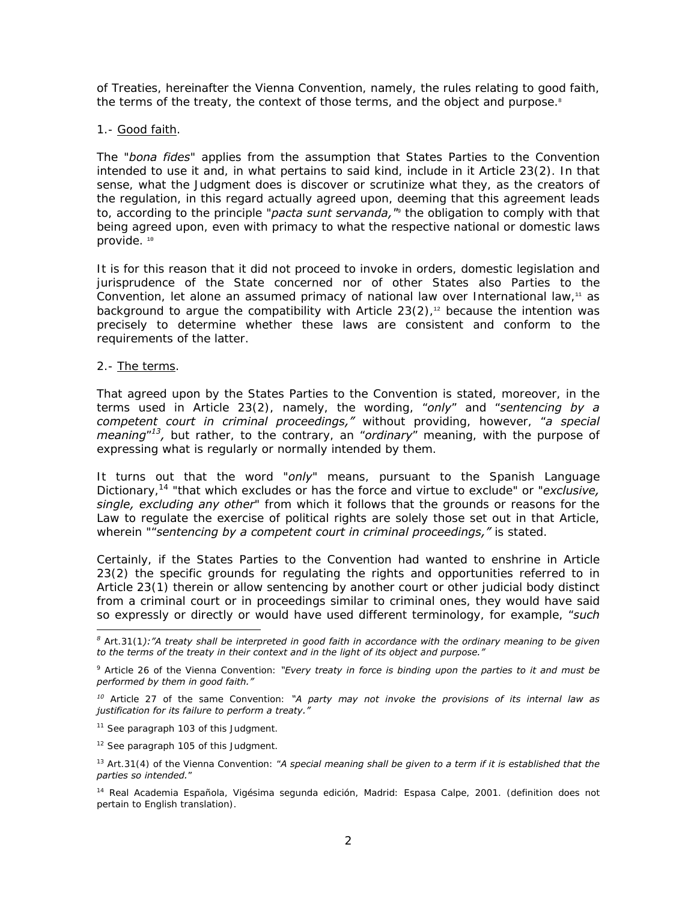of Treaties, hereinafter the Vienna Convention, namely, the rules relating to good faith, the terms of the treaty, the context of those terms, and the object and purpose.[8]

1.- Good faith.

The "*bona fides*" applies from the assumption that States Parties to the Convention intended to use it and, in what pertains to said kind, include in it Article 23(2). In that sense, what the Judgment does is discover or scrutinize what they, as the creators of the regulation, in this regard actually agreed upon, deeming that this agreement leads to, according to the principle "*pacta sunt servanda,"*[9] the obligation to comply with that being agreed upon, even with primacy to what the respective national or domestic laws provide. [10]

It is for this reason that it did not proceed to invoke in orders, domestic legislation and jurisprudence of the State concerned nor of other States also Parties to the Convention, let alone an assumed primacy of national law over International law,[11] as background to argue the compatibility with Article 23(2),[12] because the intention was precisely to determine whether these laws are consistent and conform to the requirements of the latter.

2.- The terms.

That agreed upon by the States Parties to the Convention is stated, moreover, in the terms used in Article 23(2), namely, the wording, "*only*" and "*sentencing by a competent court in criminal proceedings,"* without providing, however, "*a special meaning*"[13]*,* but rather, to the contrary, an "*ordinary*" meaning, with the purpose of expressing what is regularly or normally intended by them.

It turns out that the word "*only*" means, pursuant to the Spanish Language Dictionary,[14] "that which excludes or has the force and virtue to exclude" or "*exclusive, single, excluding any other*" from which it follows that the grounds or reasons for the Law to regulate the exercise of political rights are solely those set out in that Article, wherein ""*sentencing by a competent court in criminal proceedings,"* is stated.

Certainly, if the States Parties to the Convention had wanted to enshrine in Article 23(2) the specific grounds for regulating the rights and opportunities referred to in Article 23(1) therein or allow sentencing by another court or other judicial body distinct from a criminal court or in proceedings similar to criminal ones, they would have said so expressly or directly or would have used different terminology, for example, "*such*

---

[8] Art.31(1*):"A treaty shall be interpreted in good faith in accordance with the ordinary meaning to be given to the terms of the treaty in their context and in the light of its object and purpose."*

[9] Article 26 of the Vienna Convention: *"Every treaty in force is binding upon the parties to it and must be performed by them in good faith."*

[10] Article 27 of the same Convention: *"A party may not invoke the provisions of its internal law as justification for its failure to perform a treaty."*

[11] See paragraph 103 of this Judgment.

[12] See paragraph 105 of this Judgment.

[13] Art.31(4) of the Vienna Convention: *"A special meaning shall be given to a term if it is established that the parties so intended."*

[14] Real Academia Española, Vigésima segunda edición, Madrid: Espasa Calpe, 2001. (definition does not pertain to English translation).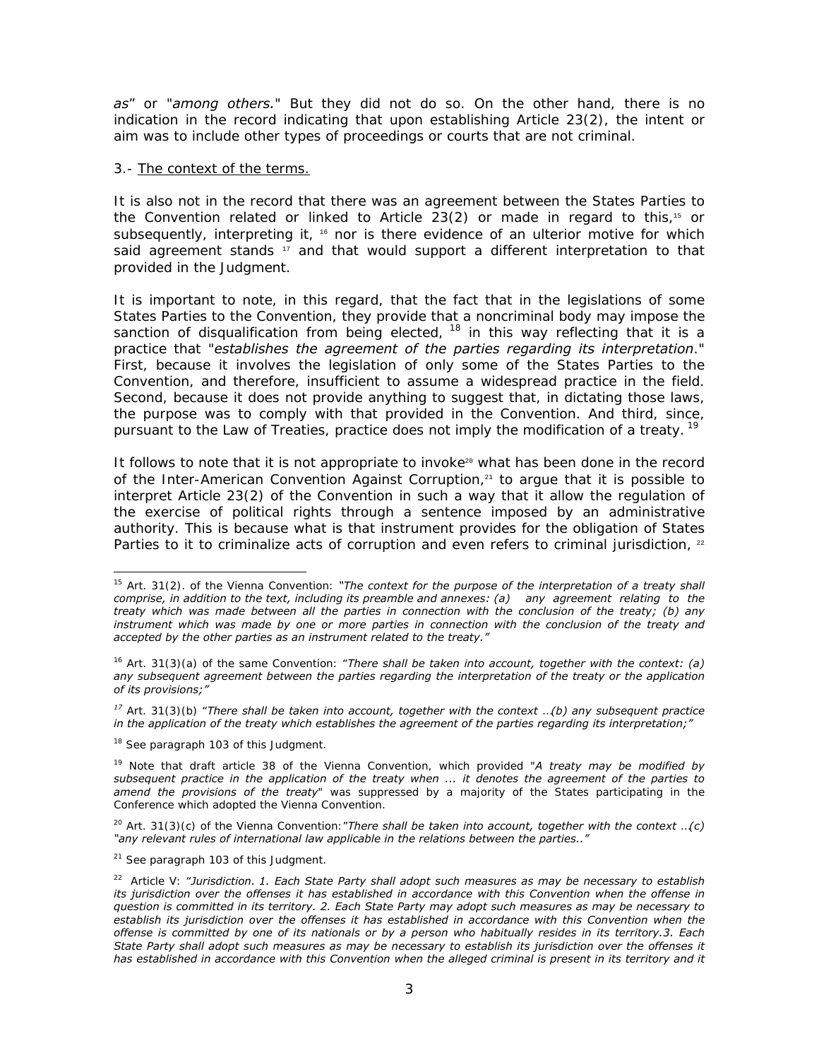*as*" or "*among others.*" But they did not do so. On the other hand, there is no indication in the record indicating that upon establishing Article 23(2), the intent or aim was to include other types of proceedings or courts that are not criminal.

3.- <u>The context of the terms.</u>

It is also not in the record that there was an agreement between the States Parties to the Convention related or linked to Article 23(2) or made in regard to this,[15] or subsequently, interpreting it, [16] nor is there evidence of an ulterior motive for which said agreement stands [17] and that would support a different interpretation to that provided in the Judgment.

It is important to note, in this regard, that the fact that in the legislations of some States Parties to the Convention, they provide that a noncriminal body may impose the sanction of disqualification from being elected, [18] in this way reflecting that it is a practice that "*establishes the agreement of the parties regarding its interpretation*." First, because it involves the legislation of only some of the States Parties to the Convention, and therefore, insufficient to assume a widespread practice in the field. Second, because it does not provide anything to suggest that, in dictating those laws, the purpose was to comply with that provided in the Convention. And third, since, pursuant to the Law of Treaties, practice does not imply the modification of a treaty. [19]

It follows to note that it is not appropriate to invoke[20] what has been done in the record of the Inter-American Convention Against Corruption,[21] to argue that it is possible to interpret Article 23(2) of the Convention in such a way that it allow the regulation of the exercise of political rights through a sentence imposed by an administrative authority. This is because what is that instrument provides for the obligation of States Parties to it to criminalize acts of corruption and even refers to criminal jurisdiction, [22]

---

[15] Art. 31(2). of the Vienna Convention: *"The context for the purpose of the interpretation of a treaty shall comprise, in addition to the text, including its preamble and annexes: (a) any agreement relating to the treaty which was made between all the parties in connection with the conclusion of the treaty; (b) any instrument which was made by one or more parties in connection with the conclusion of the treaty and accepted by the other parties as an instrument related to the treaty."*

[16] Art. 31(3)(a) of the same Convention: *"There shall be taken into account, together with the context: (a) any subsequent agreement between the parties regarding the interpretation of the treaty or the application of its provisions;"*

[17] Art. 31(3)(b) *"There shall be taken into account, together with the context …(b) any subsequent practice in the application of the treaty which establishes the agreement of the parties regarding its interpretation;"*

[18] See paragraph 103 of this Judgment.

[19] Note that draft article 38 of the Vienna Convention, which provided "*A treaty may be modified by subsequent practice in the application of the treaty when ... it denotes the agreement of the parties to amend the provisions of the treaty*" was suppressed by a majority of the States participating in the Conference which adopted the Vienna Convention.

[20] Art. 31(3)(c) of the Vienna Convention:*"There shall be taken into account, together with the context …(c) "any relevant rules of international law applicable in the relations between the parties.."*

[21] See paragraph 103 of this Judgment.

[22] Article V: *"Jurisdiction. 1. Each State Party shall adopt such measures as may be necessary to establish its jurisdiction over the offenses it has established in accordance with this Convention when the offense in question is committed in its territory. 2. Each State Party may adopt such measures as may be necessary to establish its jurisdiction over the offenses it has established in accordance with this Convention when the offense is committed by one of its nationals or by a person who habitually resides in its territory.3. Each State Party shall adopt such measures as may be necessary to establish its jurisdiction over the offenses it has established in accordance with this Convention when the alleged criminal is present in its territory and it*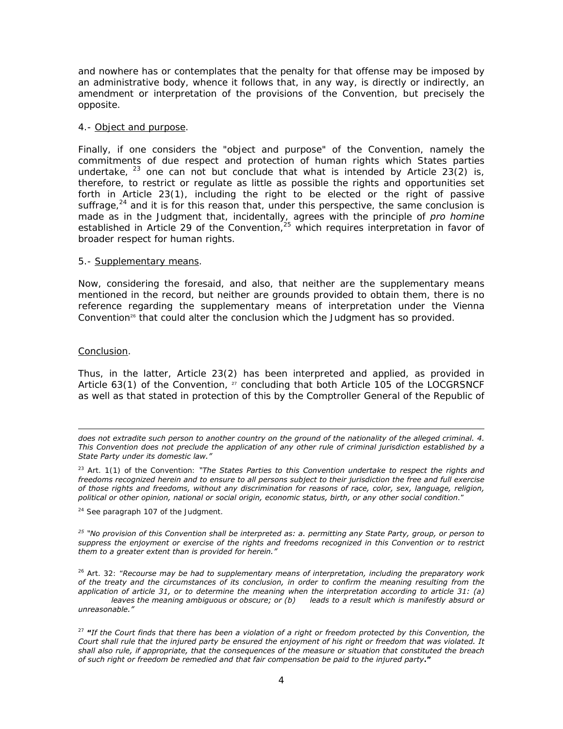and nowhere has or contemplates that the penalty for that offense may be imposed by an administrative body, whence it follows that, in any way, is directly or indirectly, an amendment or interpretation of the provisions of the Convention, but precisely the opposite.

4.- Object and purpose.

Finally, if one considers the "object and purpose" of the Convention, namely the commitments of due respect and protection of human rights which States parties undertake, [23] one can not but conclude that what is intended by Article 23(2) is, therefore, to restrict or regulate as little as possible the rights and opportunities set forth in Article 23(1), including the right to be elected or the right of passive suffrage,[24] and it is for this reason that, under this perspective, the same conclusion is made as in the Judgment that, incidentally, agrees with the principle of *pro homine* established in Article 29 of the Convention,[25] which requires interpretation in favor of broader respect for human rights.

5.- Supplementary means.

Now, considering the foresaid, and also, that neither are the supplementary means mentioned in the record, but neither are grounds provided to obtain them, there is no reference regarding the supplementary means of interpretation under the Vienna Convention[26] that could alter the conclusion which the Judgment has so provided.

Conclusion.

Thus, in the latter, Article 23(2) has been interpreted and applied, as provided in Article 63(1) of the Convention, [27] concluding that both Article 105 of the LOCGRSNCF as well as that stated in protection of this by the Comptroller General of the Republic of

---

*does not extradite such person to another country on the ground of the nationality of the alleged criminal. 4. This Convention does not preclude the application of any other rule of criminal jurisdiction established by a State Party under its domestic law."*

[23] Art. 1(1) of the Convention: *"The States Parties to this Convention undertake to respect the rights and freedoms recognized herein and to ensure to all persons subject to their jurisdiction the free and full exercise of those rights and freedoms, without any discrimination for reasons of race, color, sex, language, religion, political or other opinion, national or social origin, economic status, birth, or any other social condition."*

[24] See paragraph 107 of the Judgment.

[25] *"No provision of this Convention shall be interpreted as: a. permitting any State Party, group, or person to suppress the enjoyment or exercise of the rights and freedoms recognized in this Convention or to restrict them to a greater extent than is provided for herein."*

[26] Art. 32: *"Recourse may be had to supplementary means of interpretation, including the preparatory work of the treaty and the circumstances of its conclusion, in order to confirm the meaning resulting from the application of article 31, or to determine the meaning when the interpretation according to article 31: (a) leaves the meaning ambiguous or obscure; or (b) leads to a result which is manifestly absurd or unreasonable."*

[27] ***"****If the Court finds that there has been a violation of a right or freedom protected by this Convention, the Court shall rule that the injured party be ensured the enjoyment of his right or freedom that was violated. It shall also rule, if appropriate, that the consequences of the measure or situation that constituted the breach of such right or freedom be remedied and that fair compensation be paid to the injured party***."**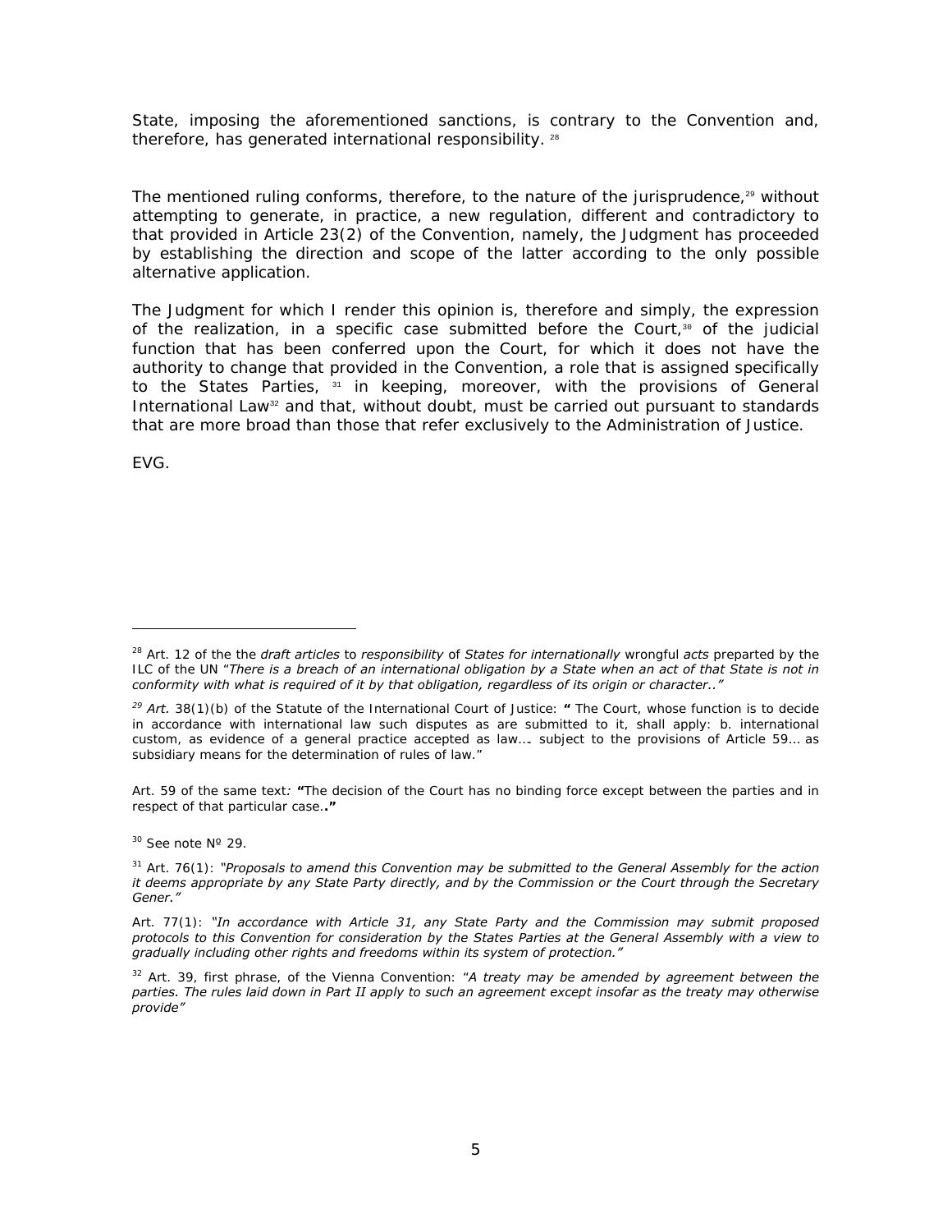State, imposing the aforementioned sanctions, is contrary to the Convention and, therefore, has generated international responsibility. [28]

The mentioned ruling conforms, therefore, to the nature of the jurisprudence,[29] without attempting to generate, in practice, a new regulation, different and contradictory to that provided in Article 23(2) of the Convention, namely, the Judgment has proceeded by establishing the direction and scope of the latter according to the only possible alternative application.

The Judgment for which I render this opinion is, therefore and simply, the expression of the realization, in a specific case submitted before the Court,[30] of the judicial function that has been conferred upon the Court, for which it does not have the authority to change that provided in the Convention, a role that is assigned specifically to the States Parties, [31] in keeping, moreover, with the provisions of General International Law[32] and that, without doubt, must be carried out pursuant to standards that are more broad than those that refer exclusively to the Administration of Justice.

EVG.

---

[28] Art. 12 of the the *draft articles* to *responsibility* of *States for internationally* wrongful *acts* preparted by the ILC of the UN *"There is a breach of an international obligation by a State when an act of that State is not in conformity with what is required of it by that obligation, regardless of its origin or character.."*

[29] *Art.* 38(1)(b) of the Statute of the International Court of Justice: **"** The Court, whose function is to decide in accordance with international law such disputes as are submitted to it, shall apply: b. international custom, as evidence of a general practice accepted as law…. subject to the provisions of Article 59… as subsidiary means for the determination of rules of law."

Art. 59 of the same text*:* **"**The decision of the Court has no binding force except between the parties and in respect of that particular case**.."**

[30] See note Nº 29.

[31] Art. 76(1): *"Proposals to amend this Convention may be submitted to the General Assembly for the action it deems appropriate by any State Party directly, and by the Commission or the Court through the Secretary Gener."*

Art. 77(1): *"In accordance with Article 31, any State Party and the Commission may submit proposed protocols to this Convention for consideration by the States Parties at the General Assembly with a view to gradually including other rights and freedoms within its system of protection."*

[32] Art. 39, first phrase, of the Vienna Convention: *"A treaty may be amended by agreement between the parties. The rules laid down in Part II apply to such an agreement except insofar as the treaty may otherwise provide"*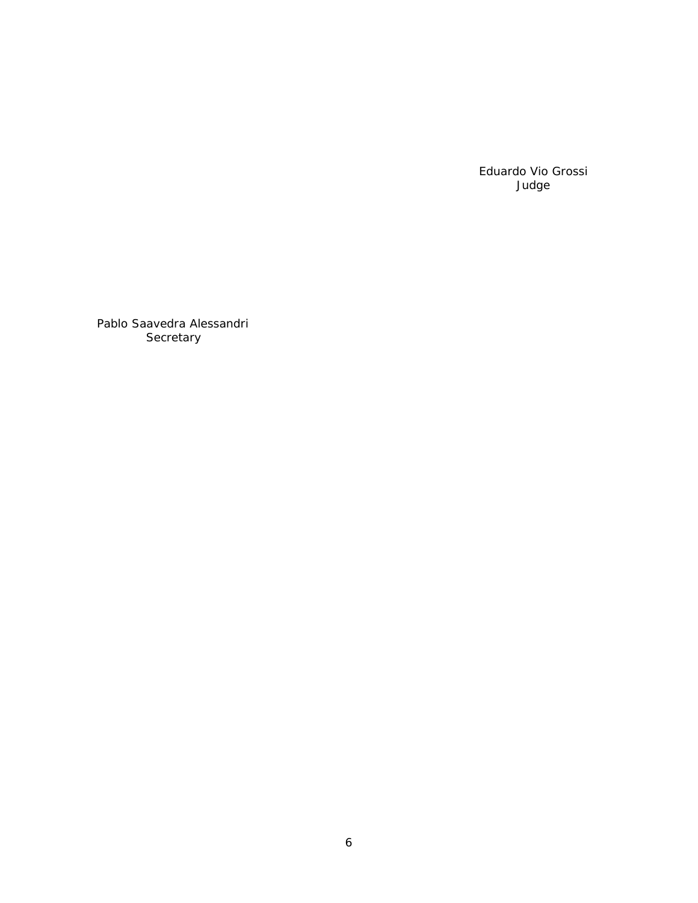Eduardo Vio Grossi
Judge

Pablo Saavedra Alessandri
Secretary